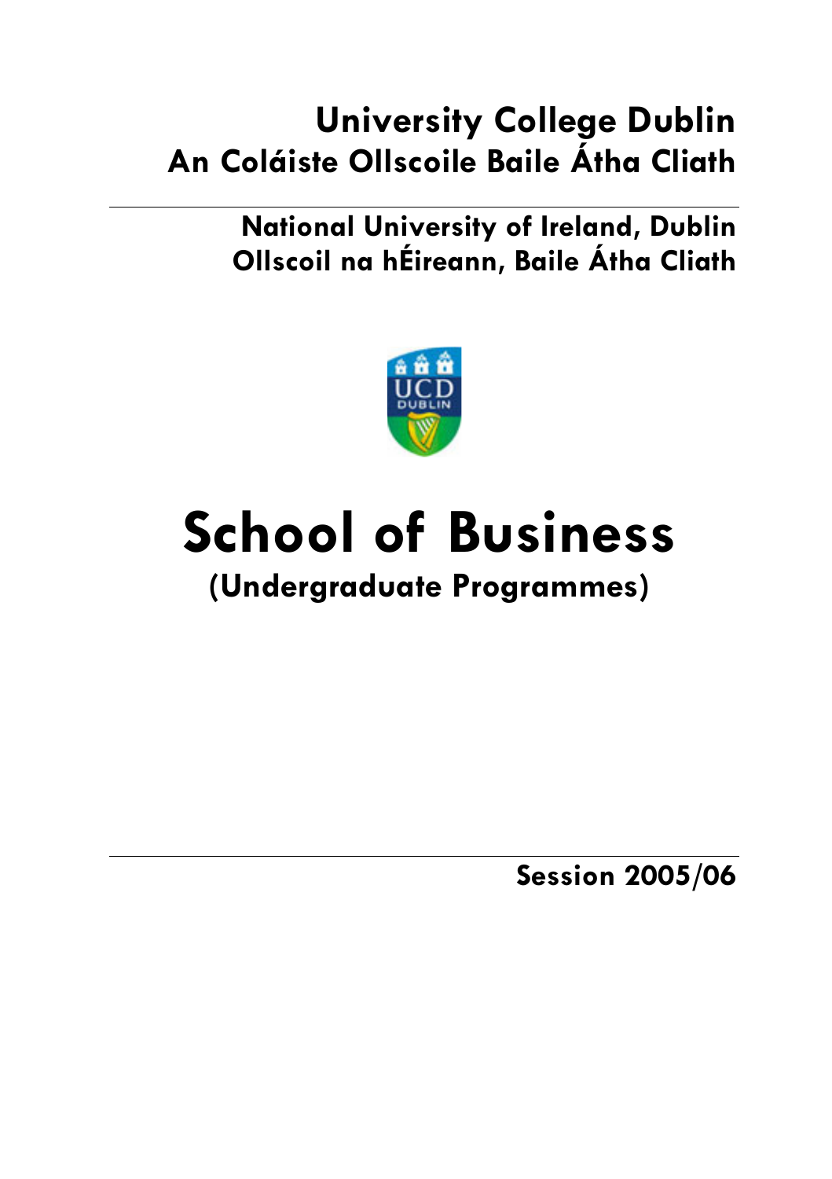**University College Dublin**
**An Coláiste Ollscoile Baile Átha Cliath**

---

**National University of Ireland, Dublin**
**Ollscoil na hÉireann, Baile Átha Cliath**

# School of Business

## (Undergraduate Programmes)

---

**Session 2005/06**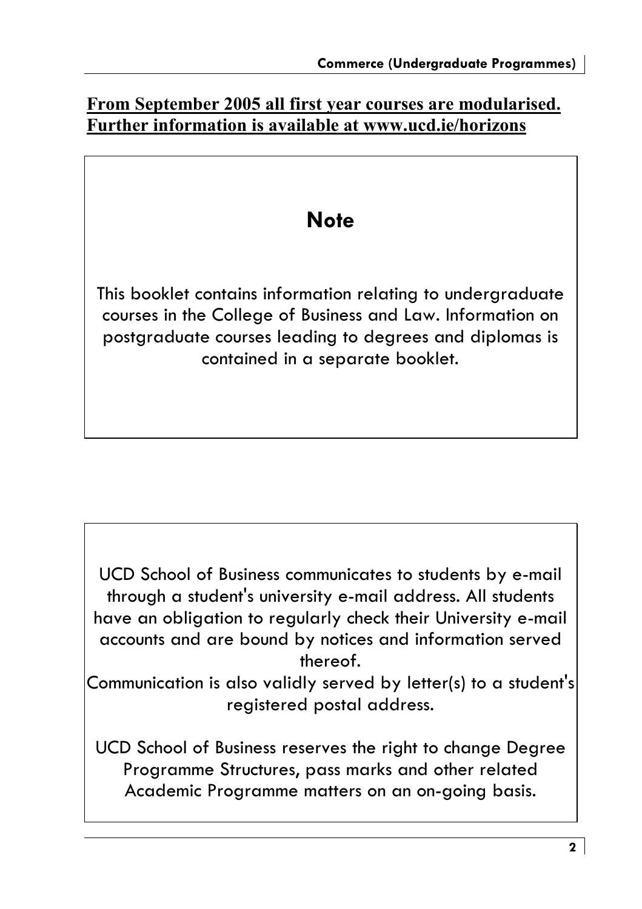**From September 2005 all first year courses are modularised. Further information is available at www.ucd.ie/horizons**

## Note

This booklet contains information relating to undergraduate courses in the College of Business and Law. Information on postgraduate courses leading to degrees and diplomas is contained in a separate booklet.

UCD School of Business communicates to students by e-mail through a student's university e-mail address. All students have an obligation to regularly check their University e-mail accounts and are bound by notices and information served thereof.

Communication is also validly served by letter(s) to a student's registered postal address.

UCD School of Business reserves the right to change Degree Programme Structures, pass marks and other related Academic Programme matters on an on-going basis.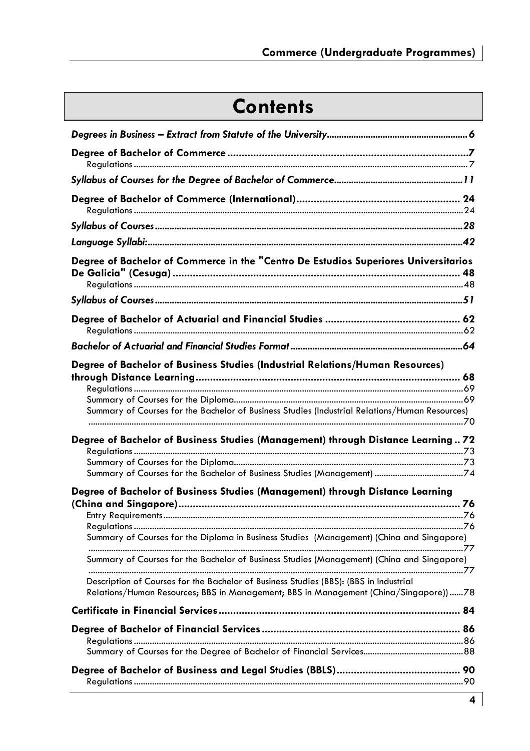# Contents

*Degrees in Business – Extract from Statute of the University* ... 6

**Degree of Bachelor of Commerce** ... 7
Regulations ... 7

*Syllabus of Courses for the Degree of Bachelor of Commerce* ... 11

**Degree of Bachelor of Commerce (International)** ... 24
Regulations ... 24

*Syllabus of Courses* ... 28

*Language Syllabi:* ... 42

**Degree of Bachelor of Commerce in the "Centro De Estudios Superiores Universitarios De Galicia" (Cesuga)** ... 48
Regulations ... 48

*Syllabus of Courses* ... 51

**Degree of Bachelor of Actuarial and Financial Studies** ... 62
Regulations ... 62

*Bachelor of Actuarial and Financial Studies Format* ... 64

**Degree of Bachelor of Business Studies (Industrial Relations/Human Resources) through Distance Learning** ... 68
Regulations ... 69
Summary of Courses for the Diploma ... 69
Summary of Courses for the Bachelor of Business Studies (Industrial Relations/Human Resources) ... 70

**Degree of Bachelor of Business Studies (Management) through Distance Learning** .. 72
Regulations ... 73
Summary of Courses for the Diploma ... 73
Summary of Courses for the Bachelor of Business Studies (Management) ... 74

**Degree of Bachelor of Business Studies (Management) through Distance Learning (China and Singapore)** ... 76
Entry Requirements ... 76
Regulations ... 76
Summary of Courses for the Diploma in Business Studies (Management) (China and Singapore) ... 77
Summary of Courses for the Bachelor of Business Studies (Management) (China and Singapore) ... 77
Description of Courses for the Bachelor of Business Studies (BBS): (BBS in Industrial Relations/Human Resources; BBS in Management; BBS in Management (China/Singapore)) ... 78

**Certificate in Financial Services** ... 84

**Degree of Bachelor of Financial Services** ... 86
Regulations ... 86
Summary of Courses for the Degree of Bachelor of Financial Services ... 88

**Degree of Bachelor of Business and Legal Studies (BBLS)** ... 90
Regulations ... 90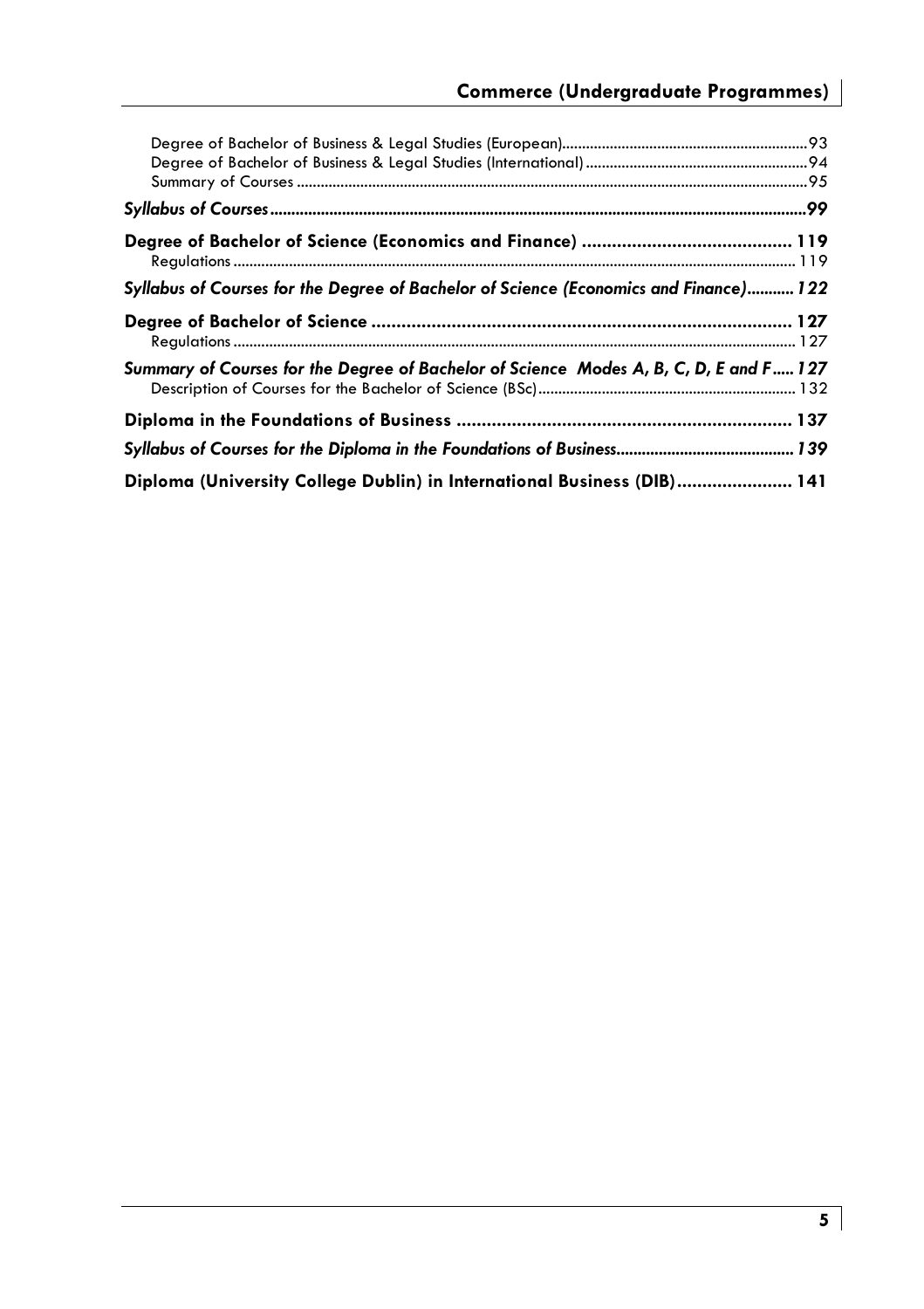Degree of Bachelor of Business & Legal Studies (European)....93
Degree of Bachelor of Business & Legal Studies (International)....94
Summary of Courses....95

***Syllabus of Courses*....99**

**Degree of Bachelor of Science (Economics and Finance)....119**

Regulations....119

***Syllabus of Courses for the Degree of Bachelor of Science (Economics and Finance)*....122**

**Degree of Bachelor of Science....127**

Regulations....127

***Summary of Courses for the Degree of Bachelor of Science Modes A, B, C, D, E and F*....127**

Description of Courses for the Bachelor of Science (BSc)....132

**Diploma in the Foundations of Business....137**

***Syllabus of Courses for the Diploma in the Foundations of Business*....139**

**Diploma (University College Dublin) in International Business (DIB)....141**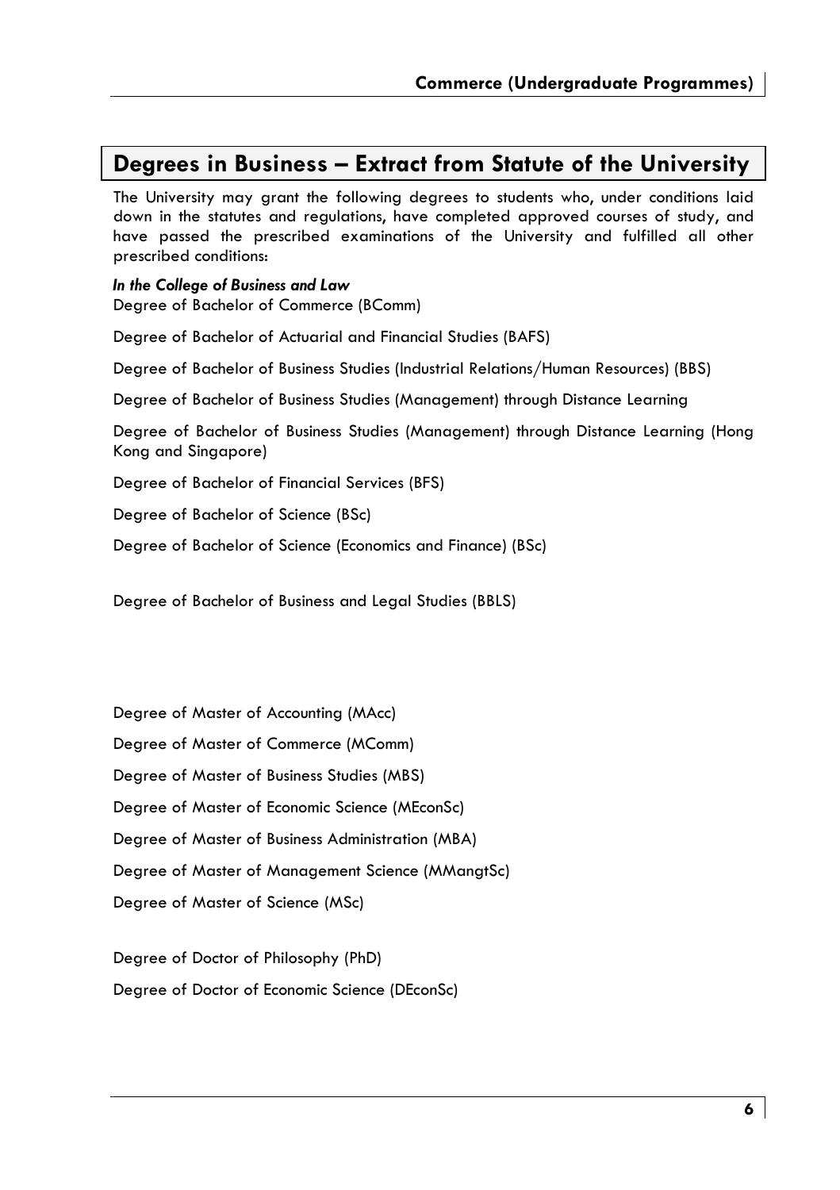## Degrees in Business – Extract from Statute of the University

The University may grant the following degrees to students who, under conditions laid down in the statutes and regulations, have completed approved courses of study, and have passed the prescribed examinations of the University and fulfilled all other prescribed conditions:

***In the College of Business and Law***

Degree of Bachelor of Commerce (BComm)

Degree of Bachelor of Actuarial and Financial Studies (BAFS)

Degree of Bachelor of Business Studies (Industrial Relations/Human Resources) (BBS)

Degree of Bachelor of Business Studies (Management) through Distance Learning

Degree of Bachelor of Business Studies (Management) through Distance Learning (Hong Kong and Singapore)

Degree of Bachelor of Financial Services (BFS)

Degree of Bachelor of Science (BSc)

Degree of Bachelor of Science (Economics and Finance) (BSc)

Degree of Bachelor of Business and Legal Studies (BBLS)

Degree of Master of Accounting (MAcc)

Degree of Master of Commerce (MComm)

Degree of Master of Business Studies (MBS)

Degree of Master of Economic Science (MEconSc)

Degree of Master of Business Administration (MBA)

Degree of Master of Management Science (MMangtSc)

Degree of Master of Science (MSc)

Degree of Doctor of Philosophy (PhD)

Degree of Doctor of Economic Science (DEconSc)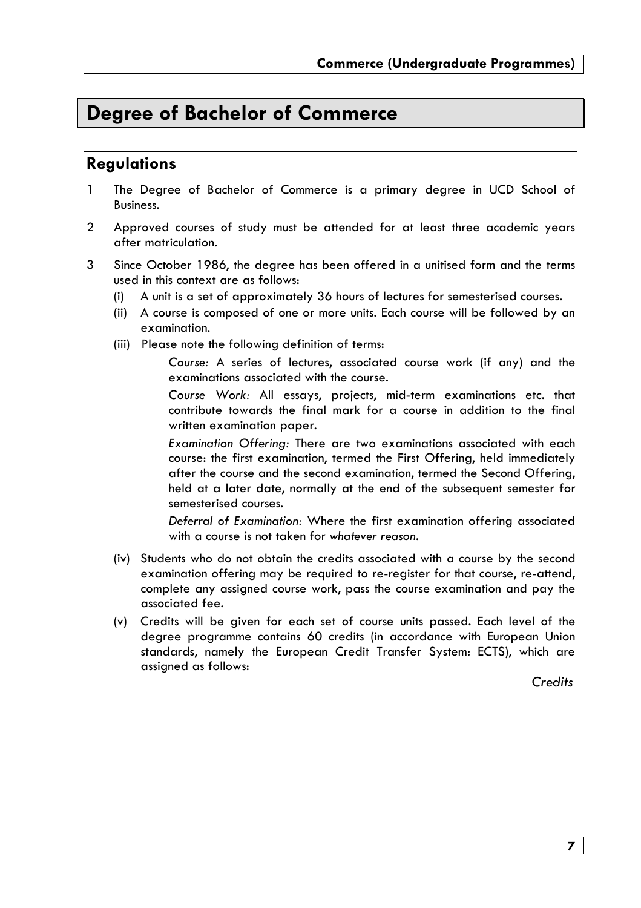# Degree of Bachelor of Commerce

## Regulations

1 The Degree of Bachelor of Commerce is a primary degree in UCD School of Business.

2 Approved courses of study must be attended for at least three academic years after matriculation.

3 Since October 1986, the degree has been offered in a unitised form and the terms used in this context are as follows:

   (i) A unit is a set of approximately 36 hours of lectures for semesterised courses.

   (ii) A course is composed of one or more units. Each course will be followed by an examination.

   (iii) Please note the following definition of terms:

      *Course:* A series of lectures, associated course work (if any) and the examinations associated with the course.

      *Course Work:* All essays, projects, mid-term examinations etc. that contribute towards the final mark for a course in addition to the final written examination paper.

      *Examination Offering:* There are two examinations associated with each course: the first examination, termed the First Offering, held immediately after the course and the second examination, termed the Second Offering, held at a later date, normally at the end of the subsequent semester for semesterised courses.

      *Deferral of Examination:* Where the first examination offering associated with a course is not taken for *whatever reason*.

   (iv) Students who do not obtain the credits associated with a course by the second examination offering may be required to re-register for that course, re-attend, complete any assigned course work, pass the course examination and pay the associated fee.

   (v) Credits will be given for each set of course units passed. Each level of the degree programme contains 60 credits (in accordance with European Union standards, namely the European Credit Transfer System: ECTS), which are assigned as follows:

| | *Credits* |
|---|---|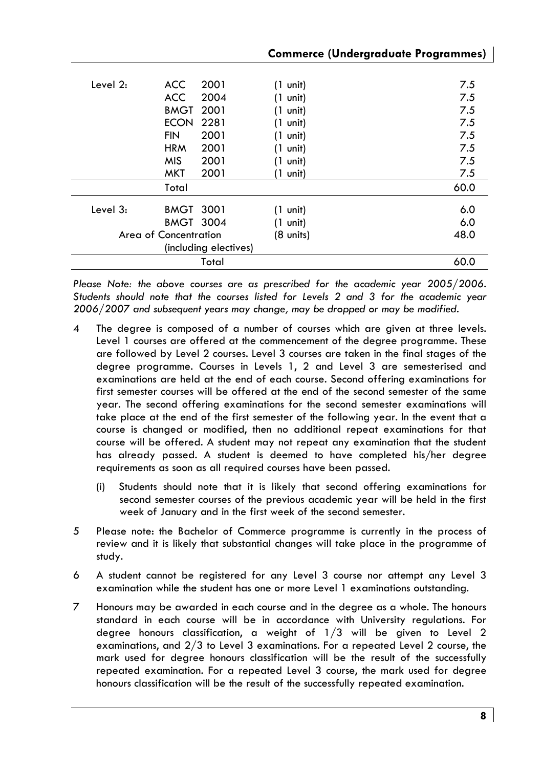| | | | |
|---|---|---|---|
| Level 2: | ACC 2001 | (1 unit) | 7.5 |
| | ACC 2004 | (1 unit) | 7.5 |
| | BMGT 2001 | (1 unit) | 7.5 |
| | ECON 2281 | (1 unit) | 7.5 |
| | FIN 2001 | (1 unit) | 7.5 |
| | HRM 2001 | (1 unit) | 7.5 |
| | MIS 2001 | (1 unit) | 7.5 |
| | MKT 2001 | (1 unit) | 7.5 |
| | Total | | 60.0 |
| Level 3: | BMGT 3001 | (1 unit) | 6.0 |
| | BMGT 3004 | (1 unit) | 6.0 |
| | Area of Concentration (including electives) | (8 units) | 48.0 |
| | Total | | 60.0 |

*Please Note: the above courses are as prescribed for the academic year 2005/2006. Students should note that the courses listed for Levels 2 and 3 for the academic year 2006/2007 and subsequent years may change, may be dropped or may be modified.*

4 The degree is composed of a number of courses which are given at three levels. Level 1 courses are offered at the commencement of the degree programme. These are followed by Level 2 courses. Level 3 courses are taken in the final stages of the degree programme. Courses in Levels 1, 2 and Level 3 are semesterised and examinations are held at the end of each course. Second offering examinations for first semester courses will be offered at the end of the second semester of the same year. The second offering examinations for the second semester examinations will take place at the end of the first semester of the following year. In the event that a course is changed or modified, then no additional repeat examinations for that course will be offered. A student may not repeat any examination that the student has already passed. A student is deemed to have completed his/her degree requirements as soon as all required courses have been passed.

   (i) Students should note that it is likely that second offering examinations for second semester courses of the previous academic year will be held in the first week of January and in the first week of the second semester.

5 Please note: the Bachelor of Commerce programme is currently in the process of review and it is likely that substantial changes will take place in the programme of study.

6 A student cannot be registered for any Level 3 course nor attempt any Level 3 examination while the student has one or more Level 1 examinations outstanding.

7 Honours may be awarded in each course and in the degree as a whole. The honours standard in each course will be in accordance with University regulations. For degree honours classification, a weight of 1/3 will be given to Level 2 examinations, and 2/3 to Level 3 examinations. For a repeated Level 2 course, the mark used for degree honours classification will be the result of the successfully repeated examination. For a repeated Level 3 course, the mark used for degree honours classification will be the result of the successfully repeated examination.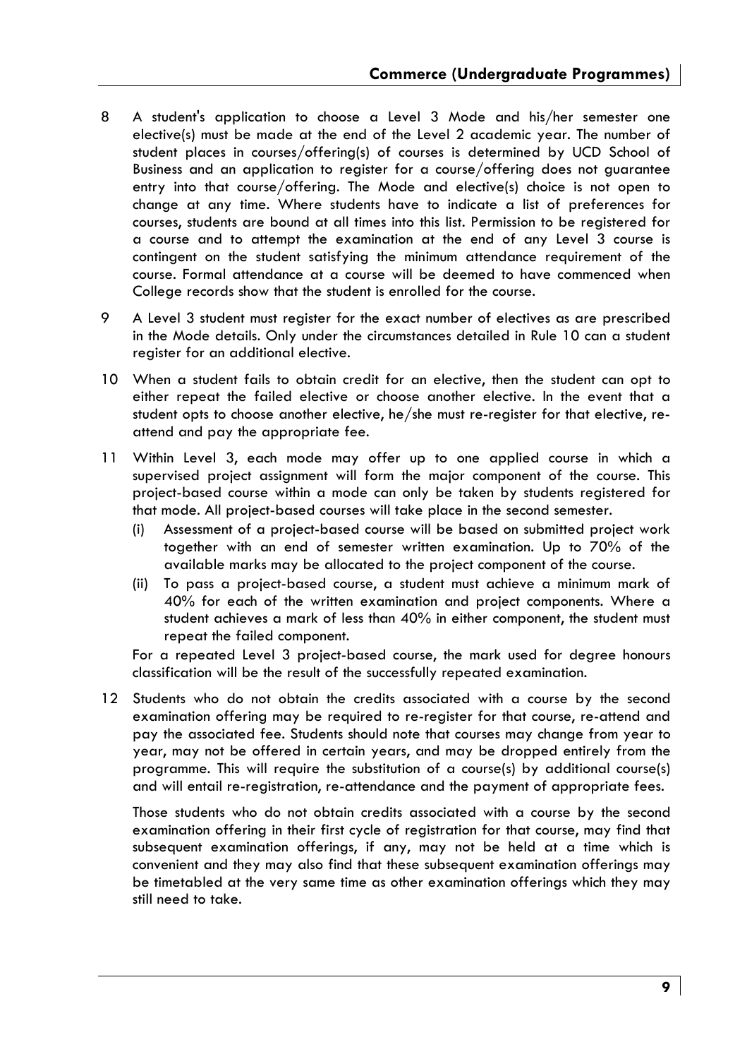8 A student's application to choose a Level 3 Mode and his/her semester one elective(s) must be made at the end of the Level 2 academic year. The number of student places in courses/offering(s) of courses is determined by UCD School of Business and an application to register for a course/offering does not guarantee entry into that course/offering. The Mode and elective(s) choice is not open to change at any time. Where students have to indicate a list of preferences for courses, students are bound at all times into this list. Permission to be registered for a course and to attempt the examination at the end of any Level 3 course is contingent on the student satisfying the minimum attendance requirement of the course. Formal attendance at a course will be deemed to have commenced when College records show that the student is enrolled for the course.

9 A Level 3 student must register for the exact number of electives as are prescribed in the Mode details. Only under the circumstances detailed in Rule 10 can a student register for an additional elective.

10 When a student fails to obtain credit for an elective, then the student can opt to either repeat the failed elective or choose another elective. In the event that a student opts to choose another elective, he/she must re-register for that elective, re-attend and pay the appropriate fee.

11 Within Level 3, each mode may offer up to one applied course in which a supervised project assignment will form the major component of the course. This project-based course within a mode can only be taken by students registered for that mode. All project-based courses will take place in the second semester.

   (i) Assessment of a project-based course will be based on submitted project work together with an end of semester written examination. Up to 70% of the available marks may be allocated to the project component of the course.

   (ii) To pass a project-based course, a student must achieve a minimum mark of 40% for each of the written examination and project components. Where a student achieves a mark of less than 40% in either component, the student must repeat the failed component.

   For a repeated Level 3 project-based course, the mark used for degree honours classification will be the result of the successfully repeated examination.

12 Students who do not obtain the credits associated with a course by the second examination offering may be required to re-register for that course, re-attend and pay the associated fee. Students should note that courses may change from year to year, may not be offered in certain years, and may be dropped entirely from the programme. This will require the substitution of a course(s) by additional course(s) and will entail re-registration, re-attendance and the payment of appropriate fees.

   Those students who do not obtain credits associated with a course by the second examination offering in their first cycle of registration for that course, may find that subsequent examination offerings, if any, may not be held at a time which is convenient and they may also find that these subsequent examination offerings may be timetabled at the very same time as other examination offerings which they may still need to take.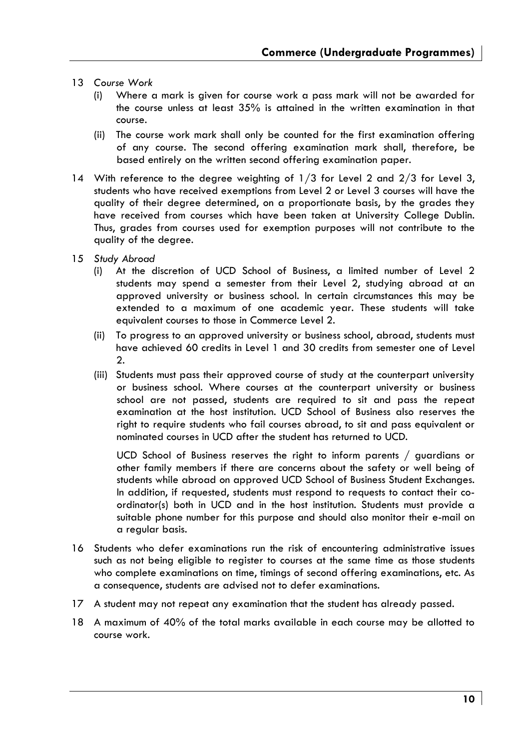13 *Course Work*

   (i) Where a mark is given for course work a pass mark will not be awarded for the course unless at least 35% is attained in the written examination in that course.

   (ii) The course work mark shall only be counted for the first examination offering of any course. The second offering examination mark shall, therefore, be based entirely on the written second offering examination paper.

14 With reference to the degree weighting of 1/3 for Level 2 and 2/3 for Level 3, students who have received exemptions from Level 2 or Level 3 courses will have the quality of their degree determined, on a proportionate basis, by the grades they have received from courses which have been taken at University College Dublin. Thus, grades from courses used for exemption purposes will not contribute to the quality of the degree.

15 *Study Abroad*

   (i) At the discretion of UCD School of Business, a limited number of Level 2 students may spend a semester from their Level 2, studying abroad at an approved university or business school. In certain circumstances this may be extended to a maximum of one academic year. These students will take equivalent courses to those in Commerce Level 2.

   (ii) To progress to an approved university or business school, abroad, students must have achieved 60 credits in Level 1 and 30 credits from semester one of Level 2.

   (iii) Students must pass their approved course of study at the counterpart university or business school. Where courses at the counterpart university or business school are not passed, students are required to sit and pass the repeat examination at the host institution. UCD School of Business also reserves the right to require students who fail courses abroad, to sit and pass equivalent or nominated courses in UCD after the student has returned to UCD.

   UCD School of Business reserves the right to inform parents / guardians or other family members if there are concerns about the safety or well being of students while abroad on approved UCD School of Business Student Exchanges. In addition, if requested, students must respond to requests to contact their co-ordinator(s) both in UCD and in the host institution. Students must provide a suitable phone number for this purpose and should also monitor their e-mail on a regular basis.

16 Students who defer examinations run the risk of encountering administrative issues such as not being eligible to register to courses at the same time as those students who complete examinations on time, timings of second offering examinations, etc. As a consequence, students are advised not to defer examinations.

17 A student may not repeat any examination that the student has already passed.

18 A maximum of 40% of the total marks available in each course may be allotted to course work.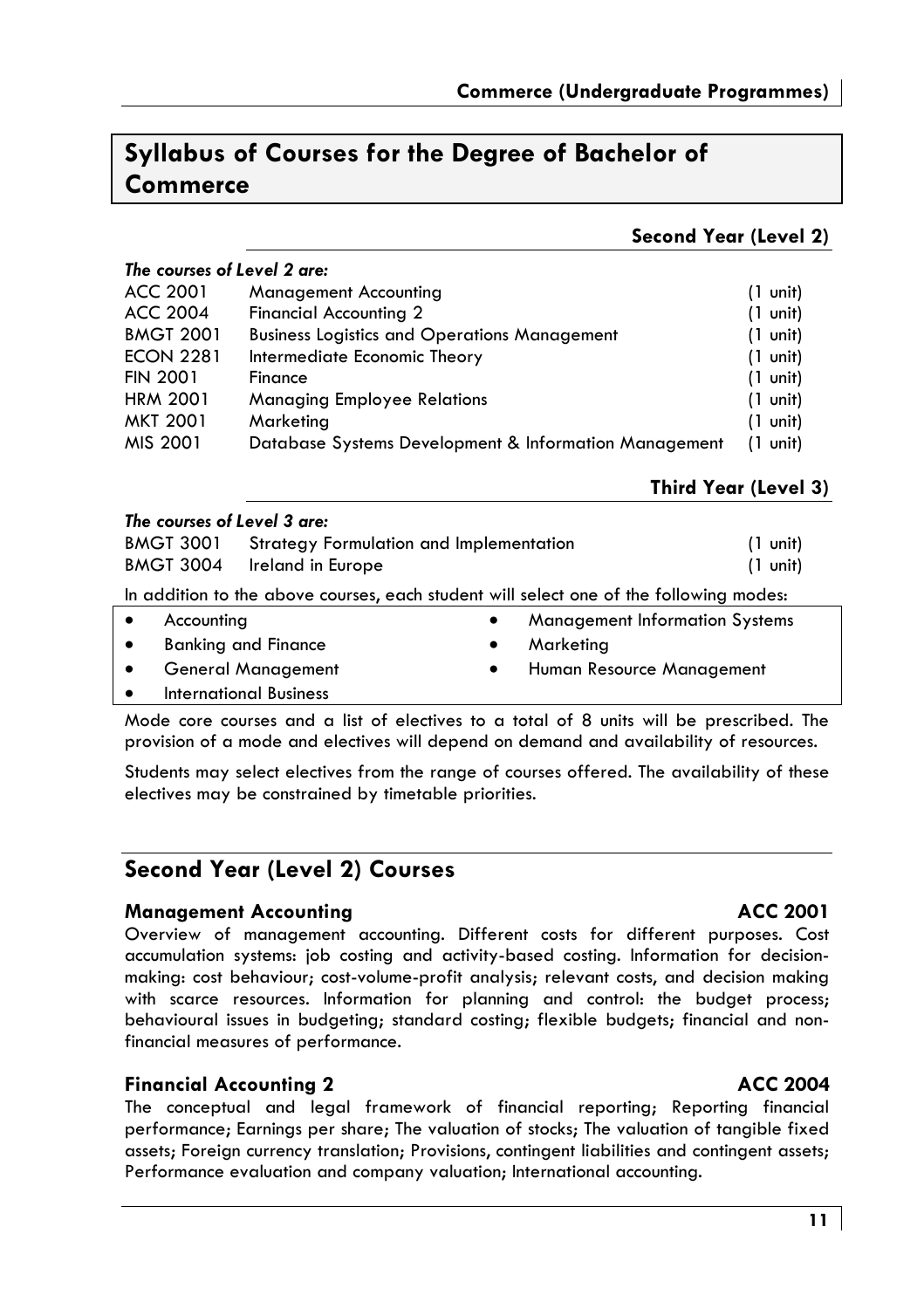# Syllabus of Courses for the Degree of Bachelor of Commerce

## Second Year (Level 2)

***The courses of Level 2 are:***

| | | |
|---|---|---|
| ACC 2001 | Management Accounting | (1 unit) |
| ACC 2004 | Financial Accounting 2 | (1 unit) |
| BMGT 2001 | Business Logistics and Operations Management | (1 unit) |
| ECON 2281 | Intermediate Economic Theory | (1 unit) |
| FIN 2001 | Finance | (1 unit) |
| HRM 2001 | Managing Employee Relations | (1 unit) |
| MKT 2001 | Marketing | (1 unit) |
| MIS 2001 | Database Systems Development & Information Management | (1 unit) |

## Third Year (Level 3)

***The courses of Level 3 are:***

| | | |
|---|---|---|
| BMGT 3001 | Strategy Formulation and Implementation | (1 unit) |
| BMGT 3004 | Ireland in Europe | (1 unit) |

In addition to the above courses, each student will select one of the following modes:

- Accounting
- Banking and Finance
- General Management
- International Business
- Management Information Systems
- Marketing
- Human Resource Management

Mode core courses and a list of electives to a total of 8 units will be prescribed. The provision of a mode and electives will depend on demand and availability of resources.

Students may select electives from the range of courses offered. The availability of these electives may be constrained by timetable priorities.

## Second Year (Level 2) Courses

### Management Accounting — ACC 2001

Overview of management accounting. Different costs for different purposes. Cost accumulation systems: job costing and activity-based costing. Information for decision-making: cost behaviour; cost-volume-profit analysis; relevant costs, and decision making with scarce resources. Information for planning and control: the budget process; behavioural issues in budgeting; standard costing; flexible budgets; financial and non-financial measures of performance.

### Financial Accounting 2 — ACC 2004

The conceptual and legal framework of financial reporting; Reporting financial performance; Earnings per share; The valuation of stocks; The valuation of tangible fixed assets; Foreign currency translation; Provisions, contingent liabilities and contingent assets; Performance evaluation and company valuation; International accounting.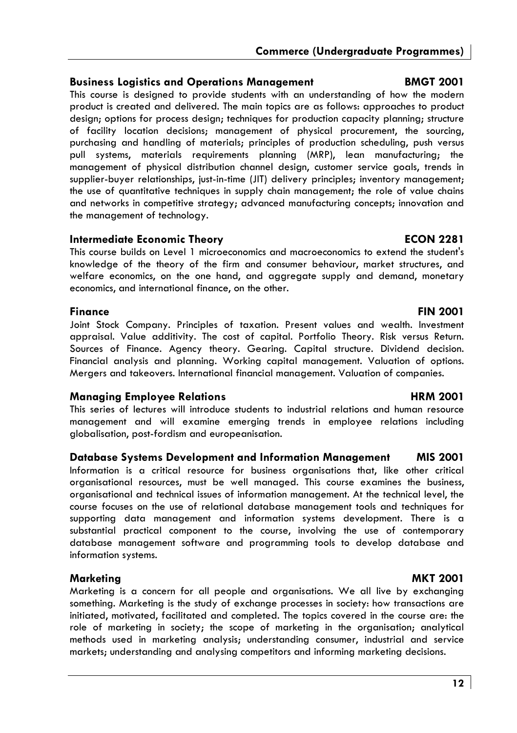### Business Logistics and Operations Management — BMGT 2001

This course is designed to provide students with an understanding of how the modern product is created and delivered. The main topics are as follows: approaches to product design; options for process design; techniques for production capacity planning; structure of facility location decisions; management of physical procurement, the sourcing, purchasing and handling of materials; principles of production scheduling, push versus pull systems, materials requirements planning (MRP), lean manufacturing; the management of physical distribution channel design, customer service goals, trends in supplier-buyer relationships, just-in-time (JIT) delivery principles; inventory management; the use of quantitative techniques in supply chain management; the role of value chains and networks in competitive strategy; advanced manufacturing concepts; innovation and the management of technology.

### Intermediate Economic Theory — ECON 2281

This course builds on Level 1 microeconomics and macroeconomics to extend the student's knowledge of the theory of the firm and consumer behaviour, market structures, and welfare economics, on the one hand, and aggregate supply and demand, monetary economics, and international finance, on the other.

### Finance — FIN 2001

Joint Stock Company. Principles of taxation. Present values and wealth. Investment appraisal. Value additivity. The cost of capital. Portfolio Theory. Risk versus Return. Sources of Finance. Agency theory. Gearing. Capital structure. Dividend decision. Financial analysis and planning. Working capital management. Valuation of options. Mergers and takeovers. International financial management. Valuation of companies.

### Managing Employee Relations — HRM 2001

This series of lectures will introduce students to industrial relations and human resource management and will examine emerging trends in employee relations including globalisation, post-fordism and europeanisation.

### Database Systems Development and Information Management — MIS 2001

Information is a critical resource for business organisations that, like other critical organisational resources, must be well managed. This course examines the business, organisational and technical issues of information management. At the technical level, the course focuses on the use of relational database management tools and techniques for supporting data management and information systems development. There is a substantial practical component to the course, involving the use of contemporary database management software and programming tools to develop database and information systems.

### Marketing — MKT 2001

Marketing is a concern for all people and organisations. We all live by exchanging something. Marketing is the study of exchange processes in society: how transactions are initiated, motivated, facilitated and completed. The topics covered in the course are: the role of marketing in society; the scope of marketing in the organisation; analytical methods used in marketing analysis; understanding consumer, industrial and service markets; understanding and analysing competitors and informing marketing decisions.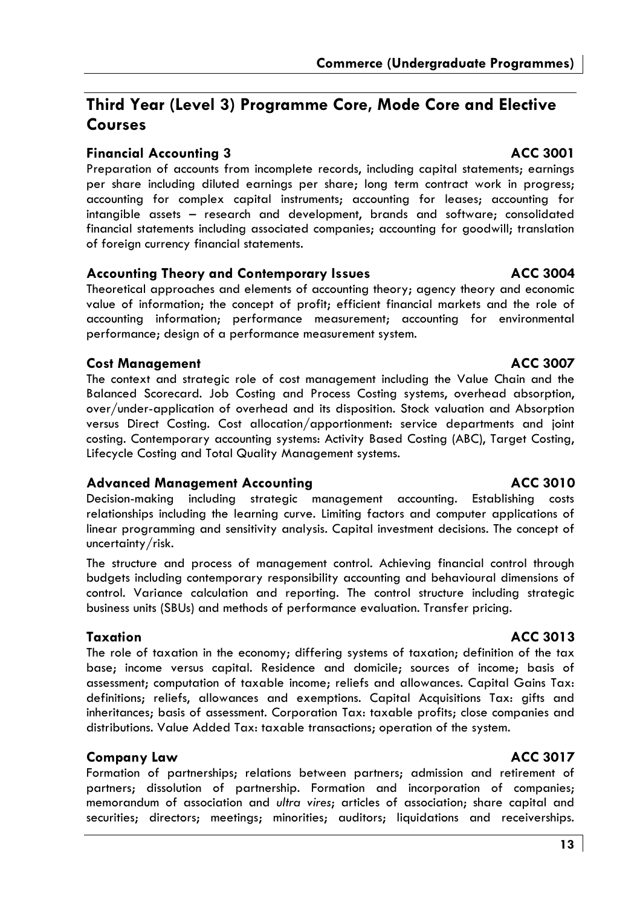## Third Year (Level 3) Programme Core, Mode Core and Elective Courses

### Financial Accounting 3 — ACC 3001

Preparation of accounts from incomplete records, including capital statements; earnings per share including diluted earnings per share; long term contract work in progress; accounting for complex capital instruments; accounting for leases; accounting for intangible assets – research and development, brands and software; consolidated financial statements including associated companies; accounting for goodwill; translation of foreign currency financial statements.

### Accounting Theory and Contemporary Issues — ACC 3004

Theoretical approaches and elements of accounting theory; agency theory and economic value of information; the concept of profit; efficient financial markets and the role of accounting information; performance measurement; accounting for environmental performance; design of a performance measurement system.

### Cost Management — ACC 3007

The context and strategic role of cost management including the Value Chain and the Balanced Scorecard. Job Costing and Process Costing systems, overhead absorption, over/under-application of overhead and its disposition. Stock valuation and Absorption versus Direct Costing. Cost allocation/apportionment: service departments and joint costing. Contemporary accounting systems: Activity Based Costing (ABC), Target Costing, Lifecycle Costing and Total Quality Management systems.

### Advanced Management Accounting — ACC 3010

Decision-making including strategic management accounting. Establishing costs relationships including the learning curve. Limiting factors and computer applications of linear programming and sensitivity analysis. Capital investment decisions. The concept of uncertainty/risk.

The structure and process of management control. Achieving financial control through budgets including contemporary responsibility accounting and behavioural dimensions of control. Variance calculation and reporting. The control structure including strategic business units (SBUs) and methods of performance evaluation. Transfer pricing.

### Taxation — ACC 3013

The role of taxation in the economy; differing systems of taxation; definition of the tax base; income versus capital. Residence and domicile; sources of income; basis of assessment; computation of taxable income; reliefs and allowances. Capital Gains Tax: definitions; reliefs, allowances and exemptions. Capital Acquisitions Tax: gifts and inheritances; basis of assessment. Corporation Tax: taxable profits; close companies and distributions. Value Added Tax: taxable transactions; operation of the system.

### Company Law — ACC 3017

Formation of partnerships; relations between partners; admission and retirement of partners; dissolution of partnership. Formation and incorporation of companies; memorandum of association and *ultra vires*; articles of association; share capital and securities; directors; meetings; minorities; auditors; liquidations and receiverships.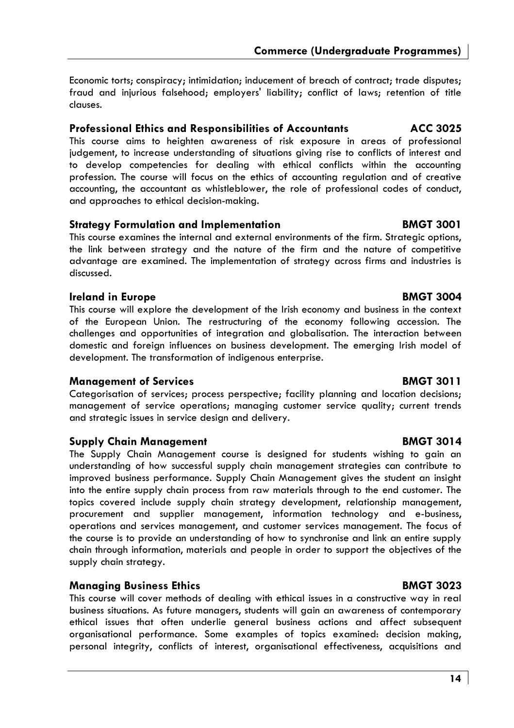Economic torts; conspiracy; intimidation; inducement of breach of contract; trade disputes; fraud and injurious falsehood; employers' liability; conflict of laws; retention of title clauses.

### Professional Ethics and Responsibilities of Accountants — ACC 3025

This course aims to heighten awareness of risk exposure in areas of professional judgement, to increase understanding of situations giving rise to conflicts of interest and to develop competencies for dealing with ethical conflicts within the accounting profession. The course will focus on the ethics of accounting regulation and of creative accounting, the accountant as whistleblower, the role of professional codes of conduct, and approaches to ethical decision-making.

### Strategy Formulation and Implementation — BMGT 3001

This course examines the internal and external environments of the firm. Strategic options, the link between strategy and the nature of the firm and the nature of competitive advantage are examined. The implementation of strategy across firms and industries is discussed.

### Ireland in Europe — BMGT 3004

This course will explore the development of the Irish economy and business in the context of the European Union. The restructuring of the economy following accession. The challenges and opportunities of integration and globalisation. The interaction between domestic and foreign influences on business development. The emerging Irish model of development. The transformation of indigenous enterprise.

### Management of Services — BMGT 3011

Categorisation of services; process perspective; facility planning and location decisions; management of service operations; managing customer service quality; current trends and strategic issues in service design and delivery.

### Supply Chain Management — BMGT 3014

The Supply Chain Management course is designed for students wishing to gain an understanding of how successful supply chain management strategies can contribute to improved business performance. Supply Chain Management gives the student an insight into the entire supply chain process from raw materials through to the end customer. The topics covered include supply chain strategy development, relationship management, procurement and supplier management, information technology and e-business, operations and services management, and customer services management. The focus of the course is to provide an understanding of how to synchronise and link an entire supply chain through information, materials and people in order to support the objectives of the supply chain strategy.

### Managing Business Ethics — BMGT 3023

This course will cover methods of dealing with ethical issues in a constructive way in real business situations. As future managers, students will gain an awareness of contemporary ethical issues that often underlie general business actions and affect subsequent organisational performance. Some examples of topics examined: decision making, personal integrity, conflicts of interest, organisational effectiveness, acquisitions and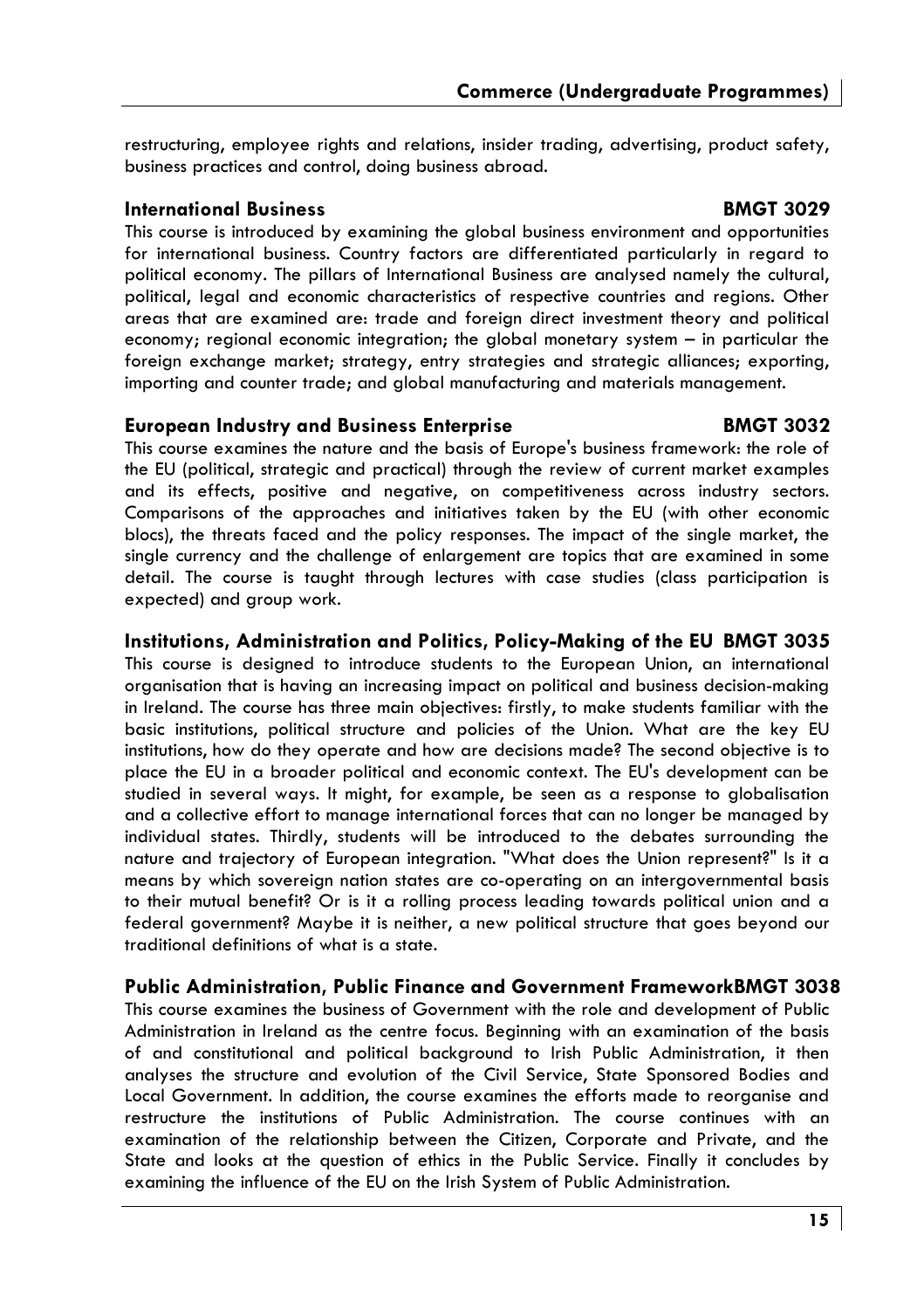restructuring, employee rights and relations, insider trading, advertising, product safety, business practices and control, doing business abroad.

### International Business BMGT 3029

This course is introduced by examining the global business environment and opportunities for international business. Country factors are differentiated particularly in regard to political economy. The pillars of International Business are analysed namely the cultural, political, legal and economic characteristics of respective countries and regions. Other areas that are examined are: trade and foreign direct investment theory and political economy; regional economic integration; the global monetary system – in particular the foreign exchange market; strategy, entry strategies and strategic alliances; exporting, importing and counter trade; and global manufacturing and materials management.

### European Industry and Business Enterprise BMGT 3032

This course examines the nature and the basis of Europe's business framework: the role of the EU (political, strategic and practical) through the review of current market examples and its effects, positive and negative, on competitiveness across industry sectors. Comparisons of the approaches and initiatives taken by the EU (with other economic blocs), the threats faced and the policy responses. The impact of the single market, the single currency and the challenge of enlargement are topics that are examined in some detail. The course is taught through lectures with case studies (class participation is expected) and group work.

### Institutions, Administration and Politics, Policy-Making of the EU BMGT 3035

This course is designed to introduce students to the European Union, an international organisation that is having an increasing impact on political and business decision-making in Ireland. The course has three main objectives: firstly, to make students familiar with the basic institutions, political structure and policies of the Union. What are the key EU institutions, how do they operate and how are decisions made? The second objective is to place the EU in a broader political and economic context. The EU's development can be studied in several ways. It might, for example, be seen as a response to globalisation and a collective effort to manage international forces that can no longer be managed by individual states. Thirdly, students will be introduced to the debates surrounding the nature and trajectory of European integration. "What does the Union represent?" Is it a means by which sovereign nation states are co-operating on an intergovernmental basis to their mutual benefit? Or is it a rolling process leading towards political union and a federal government? Maybe it is neither, a new political structure that goes beyond our traditional definitions of what is a state.

### Public Administration, Public Finance and Government Framework BMGT 3038

This course examines the business of Government with the role and development of Public Administration in Ireland as the centre focus. Beginning with an examination of the basis of and constitutional and political background to Irish Public Administration, it then analyses the structure and evolution of the Civil Service, State Sponsored Bodies and Local Government. In addition, the course examines the efforts made to reorganise and restructure the institutions of Public Administration. The course continues with an examination of the relationship between the Citizen, Corporate and Private, and the State and looks at the question of ethics in the Public Service. Finally it concludes by examining the influence of the EU on the Irish System of Public Administration.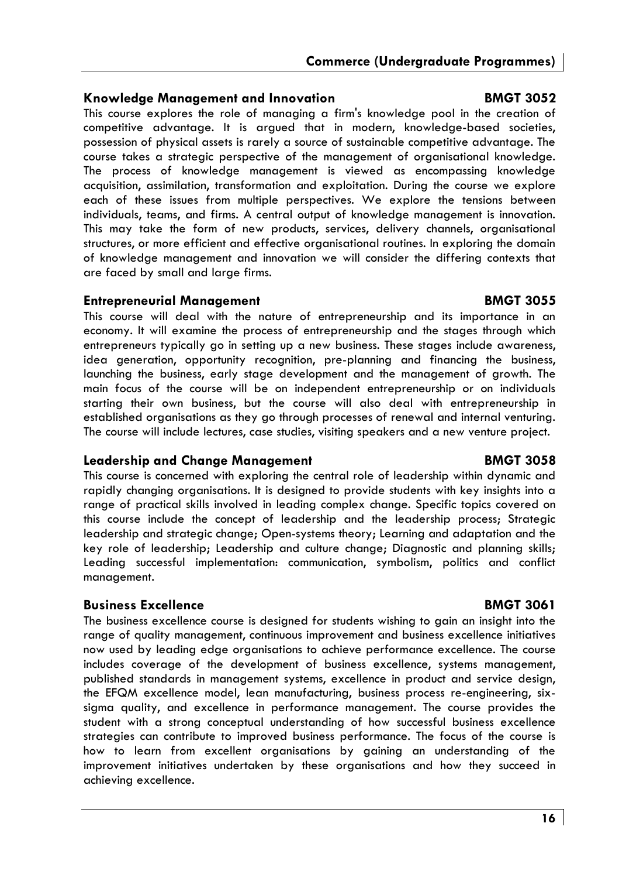### Knowledge Management and Innovation BMGT 3052

This course explores the role of managing a firm's knowledge pool in the creation of competitive advantage. It is argued that in modern, knowledge-based societies, possession of physical assets is rarely a source of sustainable competitive advantage. The course takes a strategic perspective of the management of organisational knowledge. The process of knowledge management is viewed as encompassing knowledge acquisition, assimilation, transformation and exploitation. During the course we explore each of these issues from multiple perspectives. We explore the tensions between individuals, teams, and firms. A central output of knowledge management is innovation. This may take the form of new products, services, delivery channels, organisational structures, or more efficient and effective organisational routines. In exploring the domain of knowledge management and innovation we will consider the differing contexts that are faced by small and large firms.

### Entrepreneurial Management BMGT 3055

This course will deal with the nature of entrepreneurship and its importance in an economy. It will examine the process of entrepreneurship and the stages through which entrepreneurs typically go in setting up a new business. These stages include awareness, idea generation, opportunity recognition, pre-planning and financing the business, launching the business, early stage development and the management of growth. The main focus of the course will be on independent entrepreneurship or on individuals starting their own business, but the course will also deal with entrepreneurship in established organisations as they go through processes of renewal and internal venturing. The course will include lectures, case studies, visiting speakers and a new venture project.

### Leadership and Change Management BMGT 3058

This course is concerned with exploring the central role of leadership within dynamic and rapidly changing organisations. It is designed to provide students with key insights into a range of practical skills involved in leading complex change. Specific topics covered on this course include the concept of leadership and the leadership process; Strategic leadership and strategic change; Open-systems theory; Learning and adaptation and the key role of leadership; Leadership and culture change; Diagnostic and planning skills; Leading successful implementation: communication, symbolism, politics and conflict management.

### Business Excellence BMGT 3061

The business excellence course is designed for students wishing to gain an insight into the range of quality management, continuous improvement and business excellence initiatives now used by leading edge organisations to achieve performance excellence. The course includes coverage of the development of business excellence, systems management, published standards in management systems, excellence in product and service design, the EFQM excellence model, lean manufacturing, business process re-engineering, six-sigma quality, and excellence in performance management. The course provides the student with a strong conceptual understanding of how successful business excellence strategies can contribute to improved business performance. The focus of the course is how to learn from excellent organisations by gaining an understanding of the improvement initiatives undertaken by these organisations and how they succeed in achieving excellence.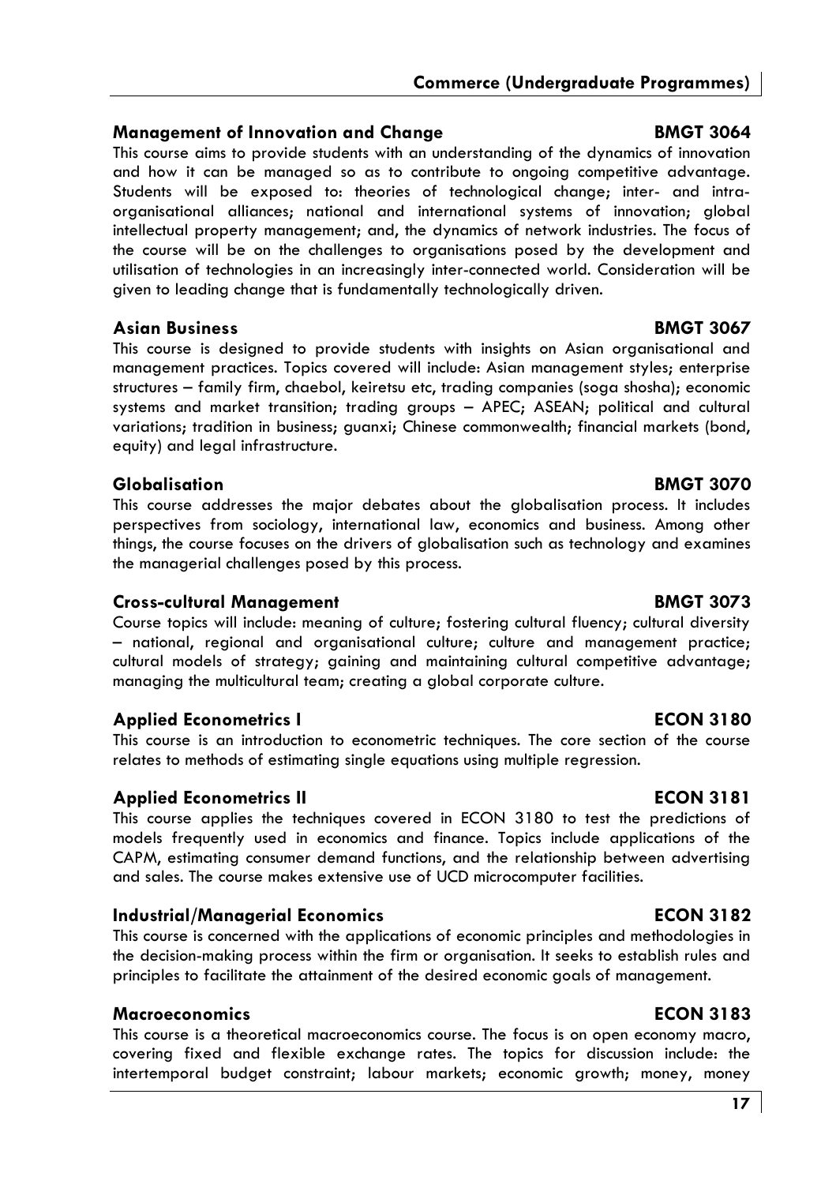### Management of Innovation and Change — BMGT 3064

This course aims to provide students with an understanding of the dynamics of innovation and how it can be managed so as to contribute to ongoing competitive advantage. Students will be exposed to: theories of technological change; inter- and intra-organisational alliances; national and international systems of innovation; global intellectual property management; and, the dynamics of network industries. The focus of the course will be on the challenges to organisations posed by the development and utilisation of technologies in an increasingly inter-connected world. Consideration will be given to leading change that is fundamentally technologically driven.

### Asian Business — BMGT 3067

This course is designed to provide students with insights on Asian organisational and management practices. Topics covered will include: Asian management styles; enterprise structures – family firm, chaebol, keiretsu etc, trading companies (soga shosha); economic systems and market transition; trading groups – APEC; ASEAN; political and cultural variations; tradition in business; guanxi; Chinese commonwealth; financial markets (bond, equity) and legal infrastructure.

### Globalisation — BMGT 3070

This course addresses the major debates about the globalisation process. It includes perspectives from sociology, international law, economics and business. Among other things, the course focuses on the drivers of globalisation such as technology and examines the managerial challenges posed by this process.

### Cross-cultural Management — BMGT 3073

Course topics will include: meaning of culture; fostering cultural fluency; cultural diversity – national, regional and organisational culture; culture and management practice; cultural models of strategy; gaining and maintaining cultural competitive advantage; managing the multicultural team; creating a global corporate culture.

### Applied Econometrics I — ECON 3180

This course is an introduction to econometric techniques. The core section of the course relates to methods of estimating single equations using multiple regression.

### Applied Econometrics II — ECON 3181

This course applies the techniques covered in ECON 3180 to test the predictions of models frequently used in economics and finance. Topics include applications of the CAPM, estimating consumer demand functions, and the relationship between advertising and sales. The course makes extensive use of UCD microcomputer facilities.

### Industrial/Managerial Economics — ECON 3182

This course is concerned with the applications of economic principles and methodologies in the decision-making process within the firm or organisation. It seeks to establish rules and principles to facilitate the attainment of the desired economic goals of management.

### Macroeconomics — ECON 3183

This course is a theoretical macroeconomics course. The focus is on open economy macro, covering fixed and flexible exchange rates. The topics for discussion include: the intertemporal budget constraint; labour markets; economic growth; money, money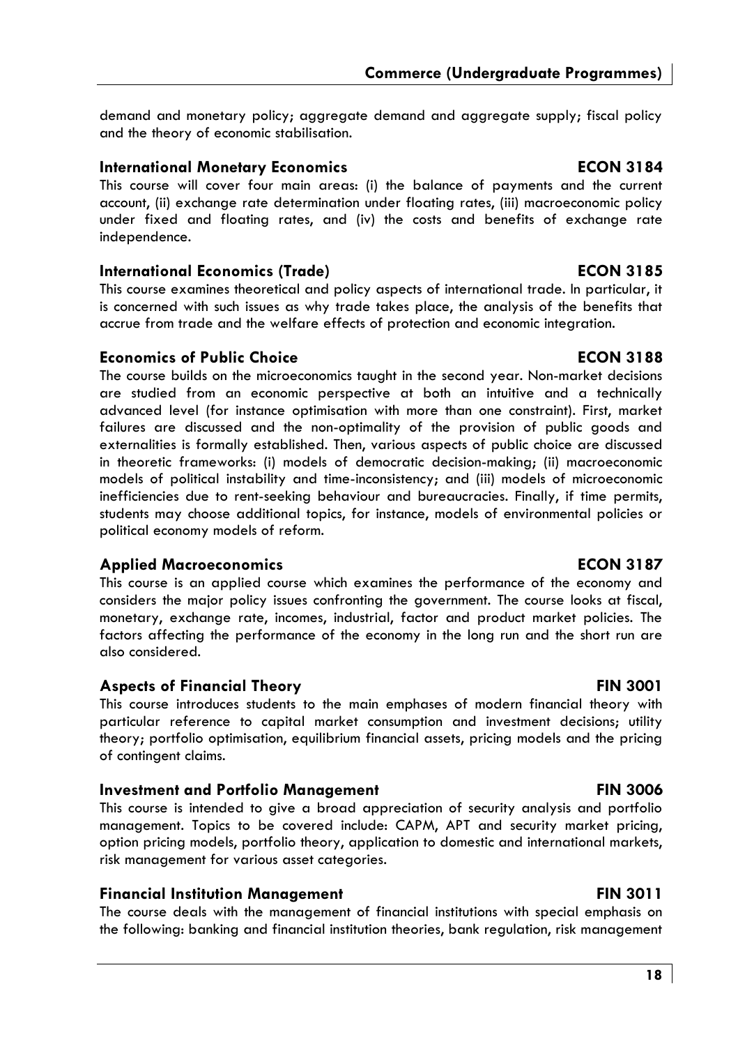demand and monetary policy; aggregate demand and aggregate supply; fiscal policy and the theory of economic stabilisation.

### International Monetary Economics — ECON 3184

This course will cover four main areas: (i) the balance of payments and the current account, (ii) exchange rate determination under floating rates, (iii) macroeconomic policy under fixed and floating rates, and (iv) the costs and benefits of exchange rate independence.

### International Economics (Trade) — ECON 3185

This course examines theoretical and policy aspects of international trade. In particular, it is concerned with such issues as why trade takes place, the analysis of the benefits that accrue from trade and the welfare effects of protection and economic integration.

### Economics of Public Choice — ECON 3188

The course builds on the microeconomics taught in the second year. Non-market decisions are studied from an economic perspective at both an intuitive and a technically advanced level (for instance optimisation with more than one constraint). First, market failures are discussed and the non-optimality of the provision of public goods and externalities is formally established. Then, various aspects of public choice are discussed in theoretic frameworks: (i) models of democratic decision-making; (ii) macroeconomic models of political instability and time-inconsistency; and (iii) models of microeconomic inefficiencies due to rent-seeking behaviour and bureaucracies. Finally, if time permits, students may choose additional topics, for instance, models of environmental policies or political economy models of reform.

### Applied Macroeconomics — ECON 3187

This course is an applied course which examines the performance of the economy and considers the major policy issues confronting the government. The course looks at fiscal, monetary, exchange rate, incomes, industrial, factor and product market policies. The factors affecting the performance of the economy in the long run and the short run are also considered.

### Aspects of Financial Theory — FIN 3001

This course introduces students to the main emphases of modern financial theory with particular reference to capital market consumption and investment decisions; utility theory; portfolio optimisation, equilibrium financial assets, pricing models and the pricing of contingent claims.

### Investment and Portfolio Management — FIN 3006

This course is intended to give a broad appreciation of security analysis and portfolio management. Topics to be covered include: CAPM, APT and security market pricing, option pricing models, portfolio theory, application to domestic and international markets, risk management for various asset categories.

### Financial Institution Management — FIN 3011

The course deals with the management of financial institutions with special emphasis on the following: banking and financial institution theories, bank regulation, risk management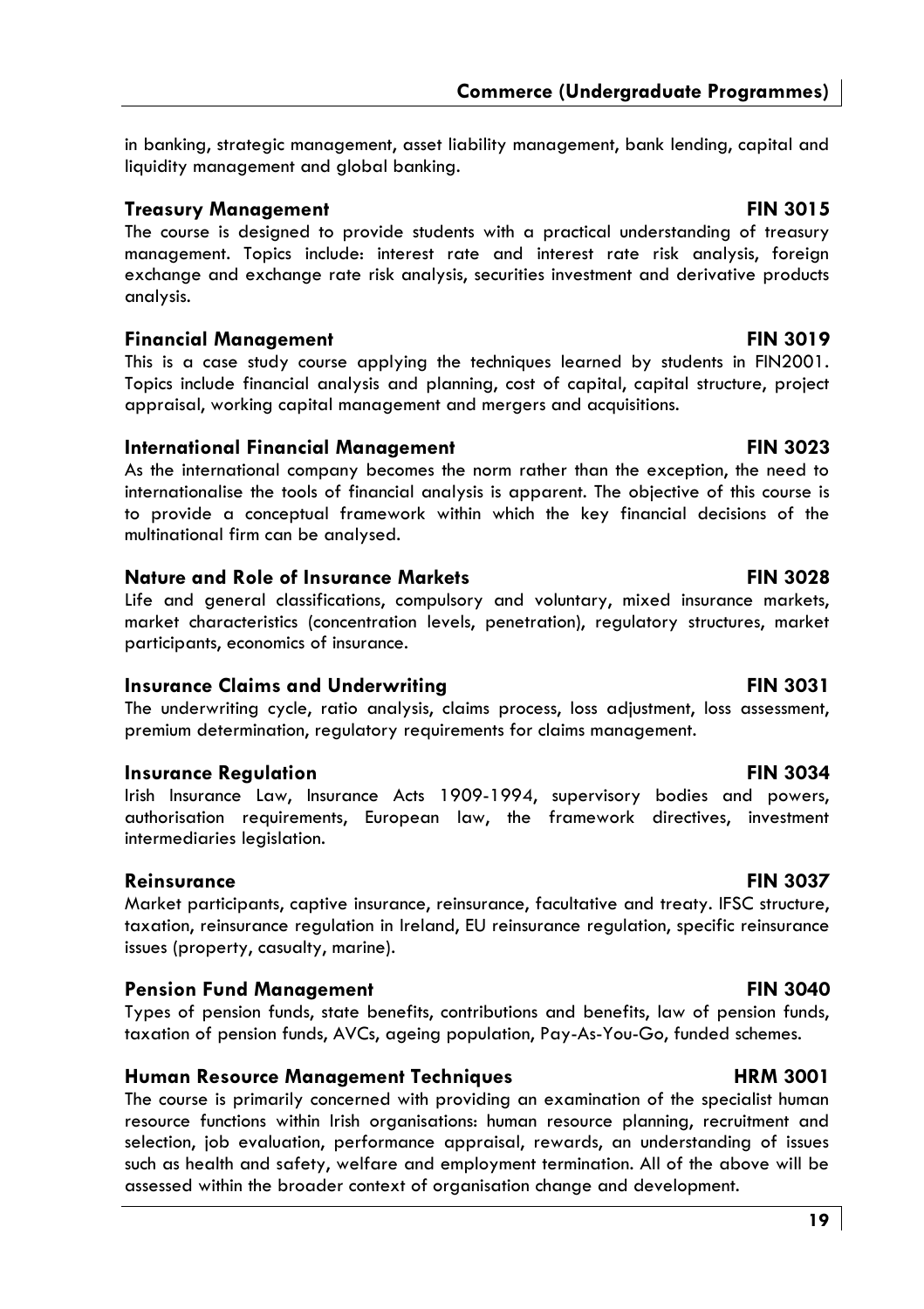in banking, strategic management, asset liability management, bank lending, capital and liquidity management and global banking.

### Treasury Management FIN 3015

The course is designed to provide students with a practical understanding of treasury management. Topics include: interest rate and interest rate risk analysis, foreign exchange and exchange rate risk analysis, securities investment and derivative products analysis.

### Financial Management FIN 3019

This is a case study course applying the techniques learned by students in FIN2001. Topics include financial analysis and planning, cost of capital, capital structure, project appraisal, working capital management and mergers and acquisitions.

### International Financial Management FIN 3023

As the international company becomes the norm rather than the exception, the need to internationalise the tools of financial analysis is apparent. The objective of this course is to provide a conceptual framework within which the key financial decisions of the multinational firm can be analysed.

### Nature and Role of Insurance Markets FIN 3028

Life and general classifications, compulsory and voluntary, mixed insurance markets, market characteristics (concentration levels, penetration), regulatory structures, market participants, economics of insurance.

### Insurance Claims and Underwriting FIN 3031

The underwriting cycle, ratio analysis, claims process, loss adjustment, loss assessment, premium determination, regulatory requirements for claims management.

### Insurance Regulation FIN 3034

Irish Insurance Law, Insurance Acts 1909-1994, supervisory bodies and powers, authorisation requirements, European law, the framework directives, investment intermediaries legislation.

### Reinsurance FIN 3037

Market participants, captive insurance, reinsurance, facultative and treaty. IFSC structure, taxation, reinsurance regulation in Ireland, EU reinsurance regulation, specific reinsurance issues (property, casualty, marine).

### Pension Fund Management FIN 3040

Types of pension funds, state benefits, contributions and benefits, law of pension funds, taxation of pension funds, AVCs, ageing population, Pay-As-You-Go, funded schemes.

### Human Resource Management Techniques HRM 3001

The course is primarily concerned with providing an examination of the specialist human resource functions within Irish organisations: human resource planning, recruitment and selection, job evaluation, performance appraisal, rewards, an understanding of issues such as health and safety, welfare and employment termination. All of the above will be assessed within the broader context of organisation change and development.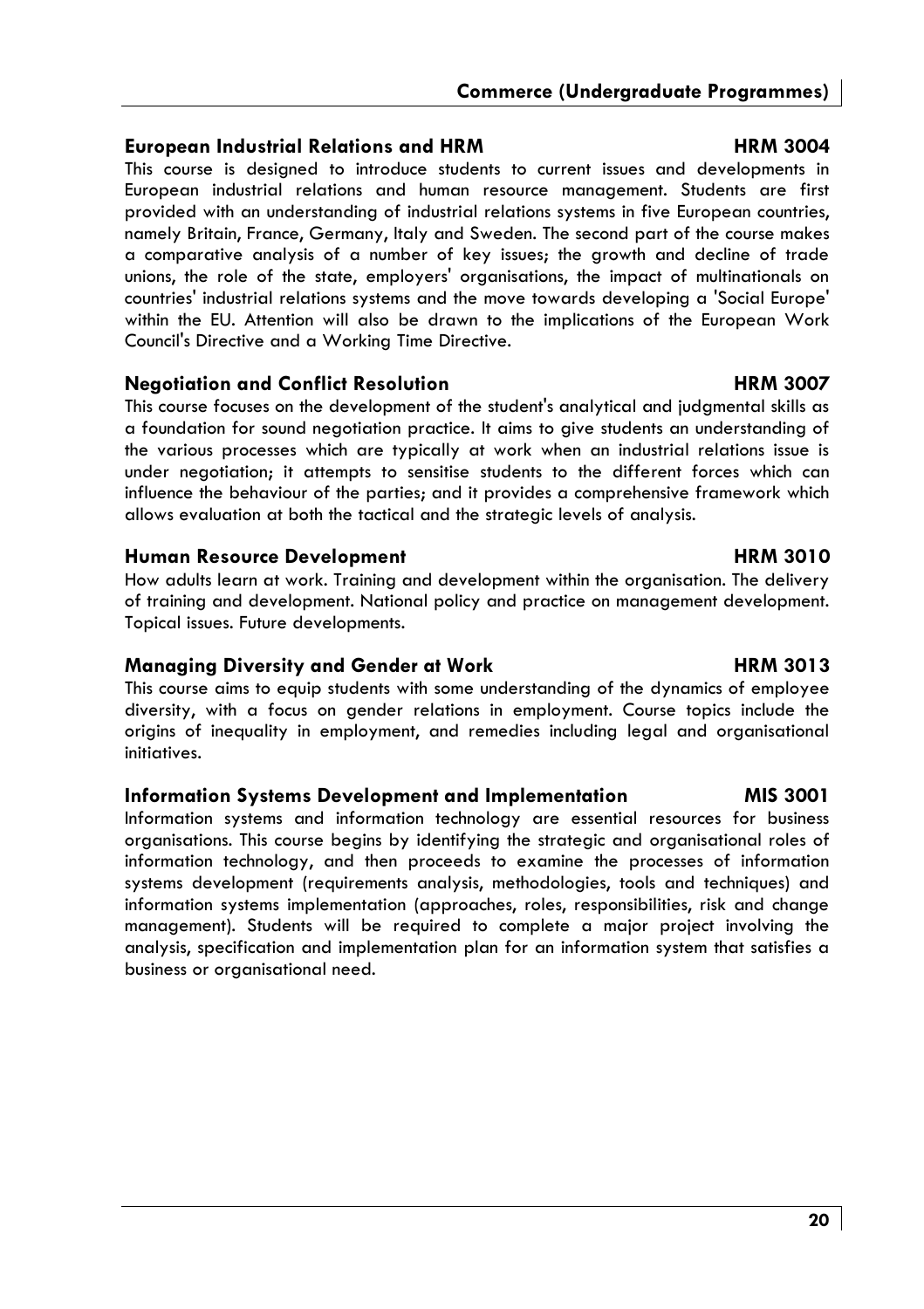### European Industrial Relations and HRM — HRM 3004

This course is designed to introduce students to current issues and developments in European industrial relations and human resource management. Students are first provided with an understanding of industrial relations systems in five European countries, namely Britain, France, Germany, Italy and Sweden. The second part of the course makes a comparative analysis of a number of key issues; the growth and decline of trade unions, the role of the state, employers' organisations, the impact of multinationals on countries' industrial relations systems and the move towards developing a 'Social Europe' within the EU. Attention will also be drawn to the implications of the European Work Council's Directive and a Working Time Directive.

### Negotiation and Conflict Resolution — HRM 3007

This course focuses on the development of the student's analytical and judgmental skills as a foundation for sound negotiation practice. It aims to give students an understanding of the various processes which are typically at work when an industrial relations issue is under negotiation; it attempts to sensitise students to the different forces which can influence the behaviour of the parties; and it provides a comprehensive framework which allows evaluation at both the tactical and the strategic levels of analysis.

### Human Resource Development — HRM 3010

How adults learn at work. Training and development within the organisation. The delivery of training and development. National policy and practice on management development. Topical issues. Future developments.

### Managing Diversity and Gender at Work — HRM 3013

This course aims to equip students with some understanding of the dynamics of employee diversity, with a focus on gender relations in employment. Course topics include the origins of inequality in employment, and remedies including legal and organisational initiatives.

### Information Systems Development and Implementation — MIS 3001

Information systems and information technology are essential resources for business organisations. This course begins by identifying the strategic and organisational roles of information technology, and then proceeds to examine the processes of information systems development (requirements analysis, methodologies, tools and techniques) and information systems implementation (approaches, roles, responsibilities, risk and change management). Students will be required to complete a major project involving the analysis, specification and implementation plan for an information system that satisfies a business or organisational need.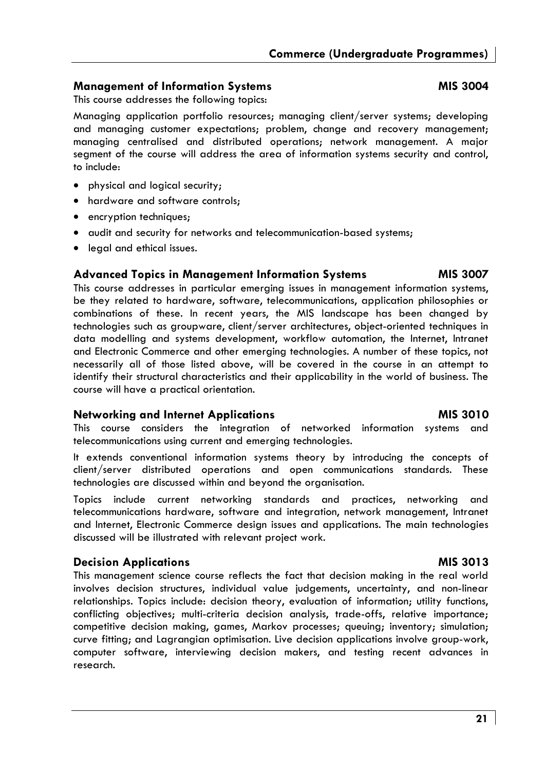## Management of Information Systems MIS 3004

This course addresses the following topics:

Managing application portfolio resources; managing client/server systems; developing and managing customer expectations; problem, change and recovery management; managing centralised and distributed operations; network management. A major segment of the course will address the area of information systems security and control, to include:

- physical and logical security;
- hardware and software controls;
- encryption techniques;
- audit and security for networks and telecommunication-based systems;
- legal and ethical issues.

## Advanced Topics in Management Information Systems MIS 3007

This course addresses in particular emerging issues in management information systems, be they related to hardware, software, telecommunications, application philosophies or combinations of these. In recent years, the MIS landscape has been changed by technologies such as groupware, client/server architectures, object-oriented techniques in data modelling and systems development, workflow automation, the Internet, Intranet and Electronic Commerce and other emerging technologies. A number of these topics, not necessarily all of those listed above, will be covered in the course in an attempt to identify their structural characteristics and their applicability in the world of business. The course will have a practical orientation.

## Networking and Internet Applications MIS 3010

This course considers the integration of networked information systems and telecommunications using current and emerging technologies.

It extends conventional information systems theory by introducing the concepts of client/server distributed operations and open communications standards. These technologies are discussed within and beyond the organisation.

Topics include current networking standards and practices, networking and telecommunications hardware, software and integration, network management, Intranet and Internet, Electronic Commerce design issues and applications. The main technologies discussed will be illustrated with relevant project work.

## Decision Applications MIS 3013

This management science course reflects the fact that decision making in the real world involves decision structures, individual value judgements, uncertainty, and non-linear relationships. Topics include: decision theory, evaluation of information; utility functions, conflicting objectives; multi-criteria decision analysis, trade-offs, relative importance; competitive decision making, games, Markov processes; queuing; inventory; simulation; curve fitting; and Lagrangian optimisation. Live decision applications involve group-work, computer software, interviewing decision makers, and testing recent advances in research.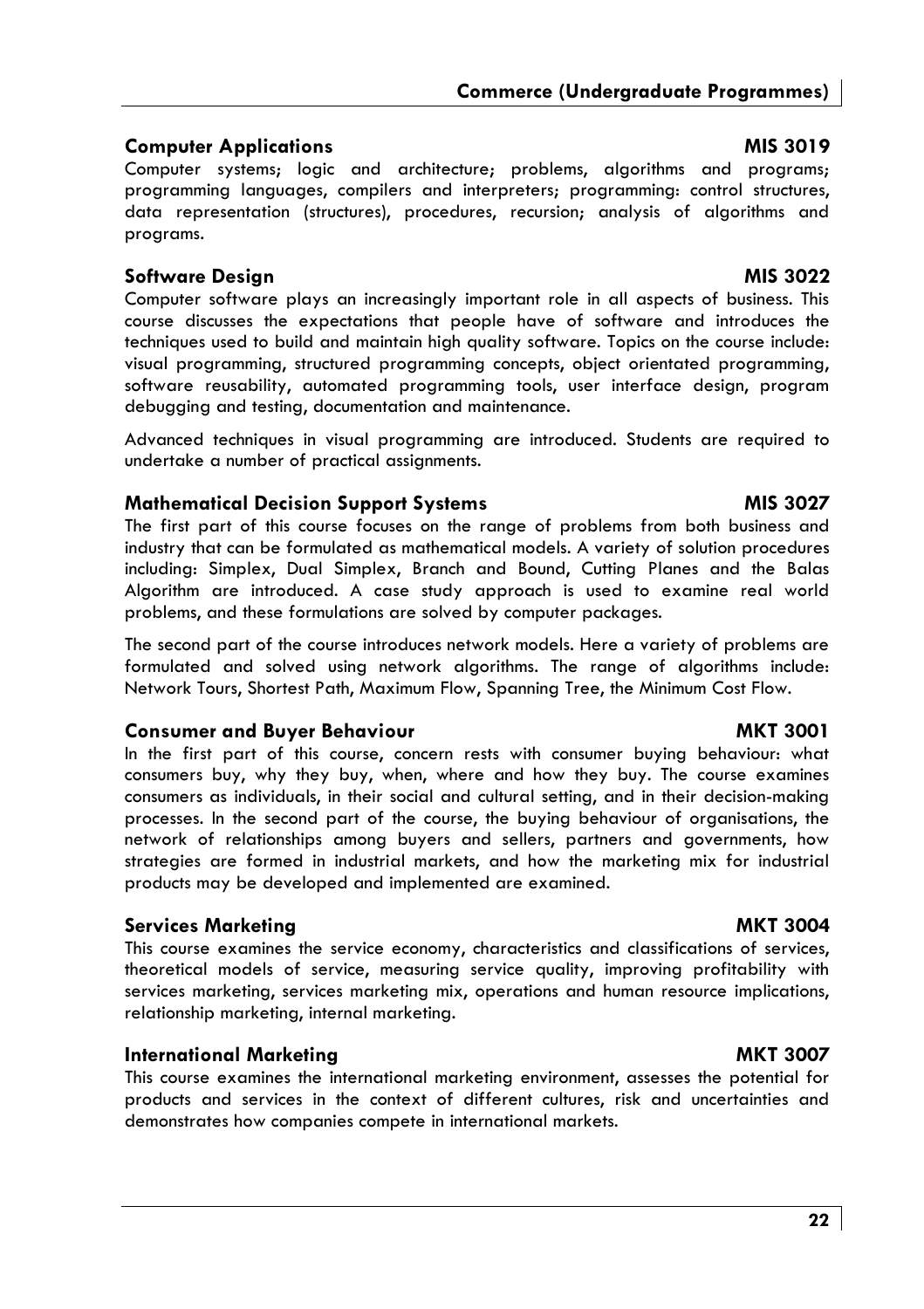### Computer Applications **MIS 3019**

Computer systems; logic and architecture; problems, algorithms and programs; programming languages, compilers and interpreters; programming: control structures, data representation (structures), procedures, recursion; analysis of algorithms and programs.

### Software Design **MIS 3022**

Computer software plays an increasingly important role in all aspects of business. This course discusses the expectations that people have of software and introduces the techniques used to build and maintain high quality software. Topics on the course include: visual programming, structured programming concepts, object orientated programming, software reusability, automated programming tools, user interface design, program debugging and testing, documentation and maintenance.

Advanced techniques in visual programming are introduced. Students are required to undertake a number of practical assignments.

### Mathematical Decision Support Systems **MIS 3027**

The first part of this course focuses on the range of problems from both business and industry that can be formulated as mathematical models. A variety of solution procedures including: Simplex, Dual Simplex, Branch and Bound, Cutting Planes and the Balas Algorithm are introduced. A case study approach is used to examine real world problems, and these formulations are solved by computer packages.

The second part of the course introduces network models. Here a variety of problems are formulated and solved using network algorithms. The range of algorithms include: Network Tours, Shortest Path, Maximum Flow, Spanning Tree, the Minimum Cost Flow.

### Consumer and Buyer Behaviour **MKT 3001**

In the first part of this course, concern rests with consumer buying behaviour: what consumers buy, why they buy, when, where and how they buy. The course examines consumers as individuals, in their social and cultural setting, and in their decision-making processes. In the second part of the course, the buying behaviour of organisations, the network of relationships among buyers and sellers, partners and governments, how strategies are formed in industrial markets, and how the marketing mix for industrial products may be developed and implemented are examined.

### Services Marketing **MKT 3004**

This course examines the service economy, characteristics and classifications of services, theoretical models of service, measuring service quality, improving profitability with services marketing, services marketing mix, operations and human resource implications, relationship marketing, internal marketing.

### International Marketing **MKT 3007**

This course examines the international marketing environment, assesses the potential for products and services in the context of different cultures, risk and uncertainties and demonstrates how companies compete in international markets.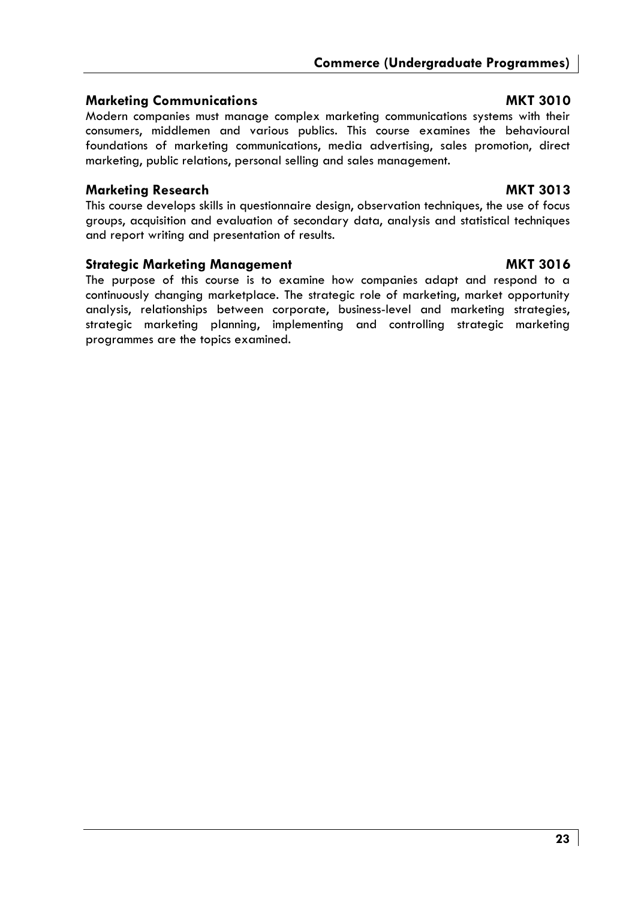### Marketing Communications **MKT 3010**

Modern companies must manage complex marketing communications systems with their consumers, middlemen and various publics. This course examines the behavioural foundations of marketing communications, media advertising, sales promotion, direct marketing, public relations, personal selling and sales management.

### Marketing Research **MKT 3013**

This course develops skills in questionnaire design, observation techniques, the use of focus groups, acquisition and evaluation of secondary data, analysis and statistical techniques and report writing and presentation of results.

### Strategic Marketing Management **MKT 3016**

The purpose of this course is to examine how companies adapt and respond to a continuously changing marketplace. The strategic role of marketing, market opportunity analysis, relationships between corporate, business-level and marketing strategies, strategic marketing planning, implementing and controlling strategic marketing programmes are the topics examined.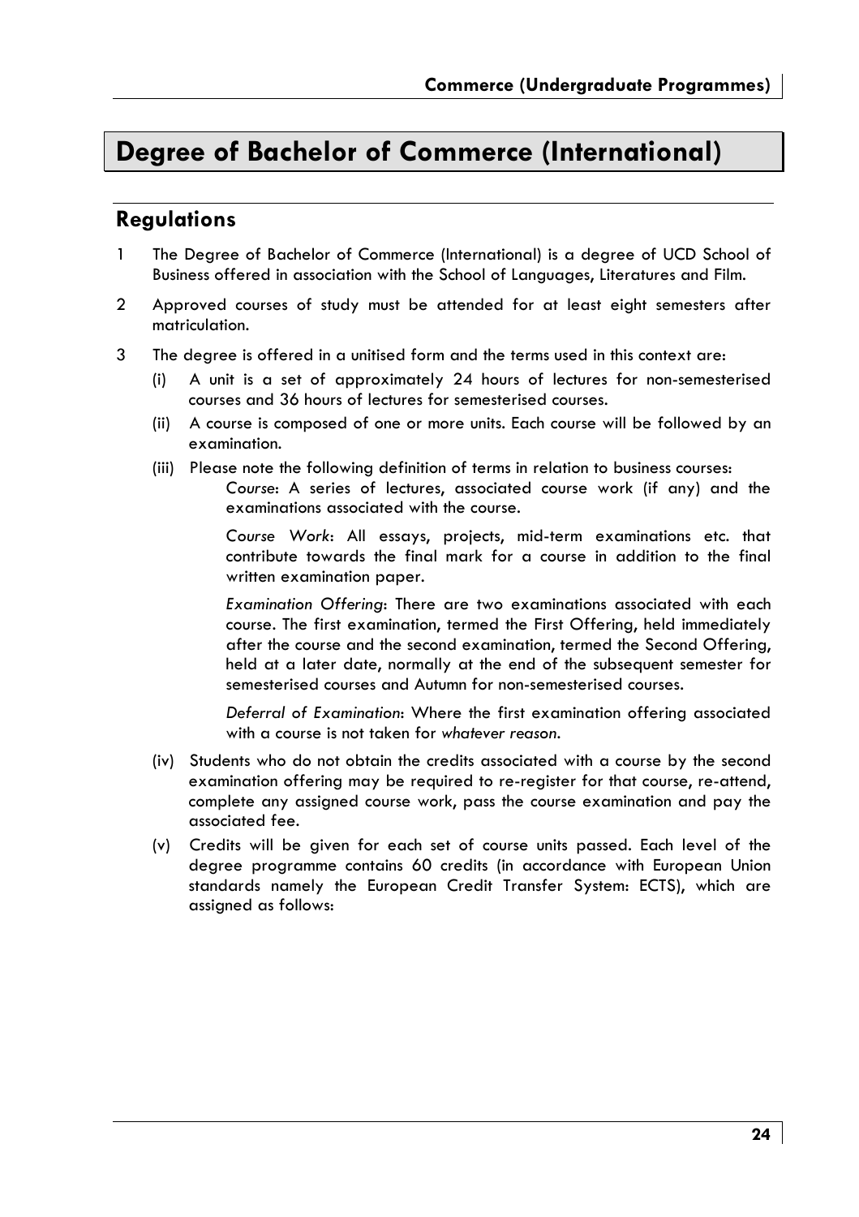# Degree of Bachelor of Commerce (International)

## Regulations

1. The Degree of Bachelor of Commerce (International) is a degree of UCD School of Business offered in association with the School of Languages, Literatures and Film.

2. Approved courses of study must be attended for at least eight semesters after matriculation.

3. The degree is offered in a unitised form and the terms used in this context are:

   (i) A unit is a set of approximately 24 hours of lectures for non-semesterised courses and 36 hours of lectures for semesterised courses.

   (ii) A course is composed of one or more units. Each course will be followed by an examination.

   (iii) Please note the following definition of terms in relation to business courses:

   *Course*: A series of lectures, associated course work (if any) and the examinations associated with the course.

   *Course Work*: All essays, projects, mid-term examinations etc. that contribute towards the final mark for a course in addition to the final written examination paper.

   *Examination Offering*: There are two examinations associated with each course. The first examination, termed the First Offering, held immediately after the course and the second examination, termed the Second Offering, held at a later date, normally at the end of the subsequent semester for semesterised courses and Autumn for non-semesterised courses.

   *Deferral of Examination*: Where the first examination offering associated with a course is not taken for *whatever reason*.

   (iv) Students who do not obtain the credits associated with a course by the second examination offering may be required to re-register for that course, re-attend, complete any assigned course work, pass the course examination and pay the associated fee.

   (v) Credits will be given for each set of course units passed. Each level of the degree programme contains 60 credits (in accordance with European Union standards namely the European Credit Transfer System: ECTS), which are assigned as follows: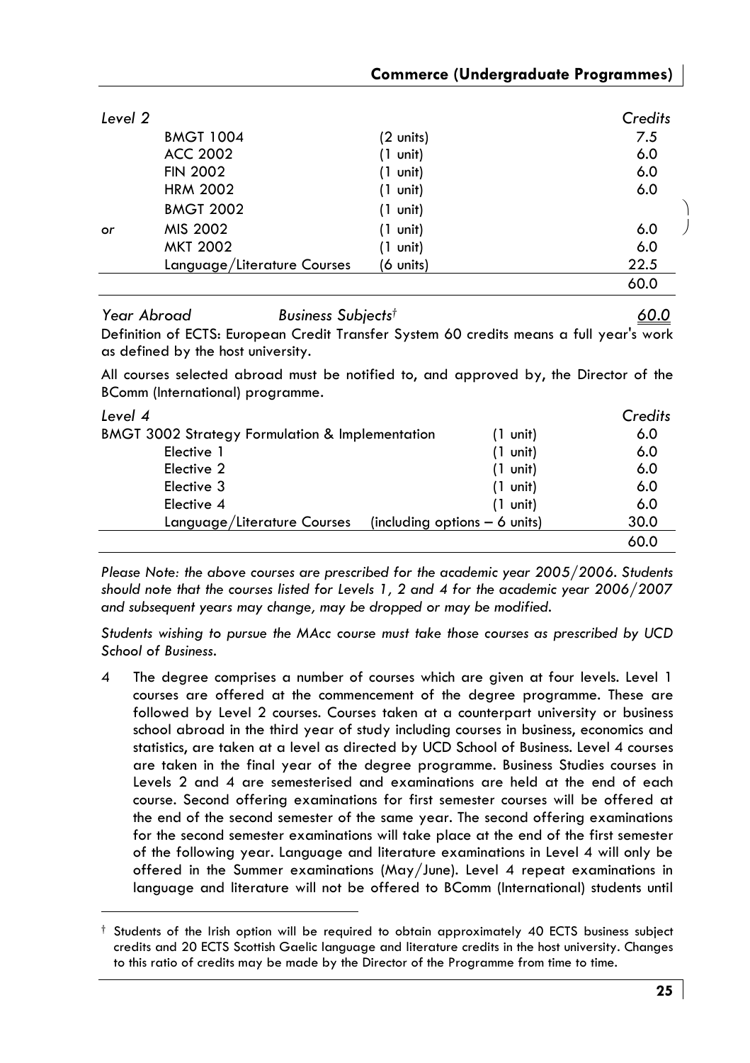| Level 2 | | | Credits |
|---|---|---|---|
| | BMGT 1004 | (2 units) | 7.5 |
| | ACC 2002 | (1 unit) | 6.0 |
| | FIN 2002 | (1 unit) | 6.0 |
| | HRM 2002 | (1 unit) | 6.0 |
| | BMGT 2002 | (1 unit) | |
| or | MIS 2002 | (1 unit) | 6.0 |
| | MKT 2002 | (1 unit) | 6.0 |
| | Language/Literature Courses | (6 units) | 22.5 |
| | | | 60.0 |

*Year Abroad* *Business Subjects*† 60.0

Definition of ECTS: European Credit Transfer System 60 credits means a full year's work as defined by the host university.

All courses selected abroad must be notified to, and approved by, the Director of the BComm (International) programme.

| Level 4 | | Credits |
|---|---|---|
| BMGT 3002 Strategy Formulation & Implementation | (1 unit) | 6.0 |
| Elective 1 | (1 unit) | 6.0 |
| Elective 2 | (1 unit) | 6.0 |
| Elective 3 | (1 unit) | 6.0 |
| Elective 4 | (1 unit) | 6.0 |
| Language/Literature Courses | (including options – 6 units) | 30.0 |
| | | 60.0 |

*Please Note: the above courses are prescribed for the academic year 2005/2006. Students should note that the courses listed for Levels 1, 2 and 4 for the academic year 2006/2007 and subsequent years may change, may be dropped or may be modified.*

*Students wishing to pursue the MAcc course must take those courses as prescribed by UCD School of Business.*

4 The degree comprises a number of courses which are given at four levels. Level 1 courses are offered at the commencement of the degree programme. These are followed by Level 2 courses. Courses taken at a counterpart university or business school abroad in the third year of study including courses in business, economics and statistics, are taken at a level as directed by UCD School of Business. Level 4 courses are taken in the final year of the degree programme. Business Studies courses in Levels 2 and 4 are semesterised and examinations are held at the end of each course. Second offering examinations for first semester courses will be offered at the end of the second semester of the same year. The second offering examinations for the second semester examinations will take place at the end of the first semester of the following year. Language and literature examinations in Level 4 will only be offered in the Summer examinations (May/June). Level 4 repeat examinations in language and literature will not be offered to BComm (International) students until

† Students of the Irish option will be required to obtain approximately 40 ECTS business subject credits and 20 ECTS Scottish Gaelic language and literature credits in the host university. Changes to this ratio of credits may be made by the Director of the Programme from time to time.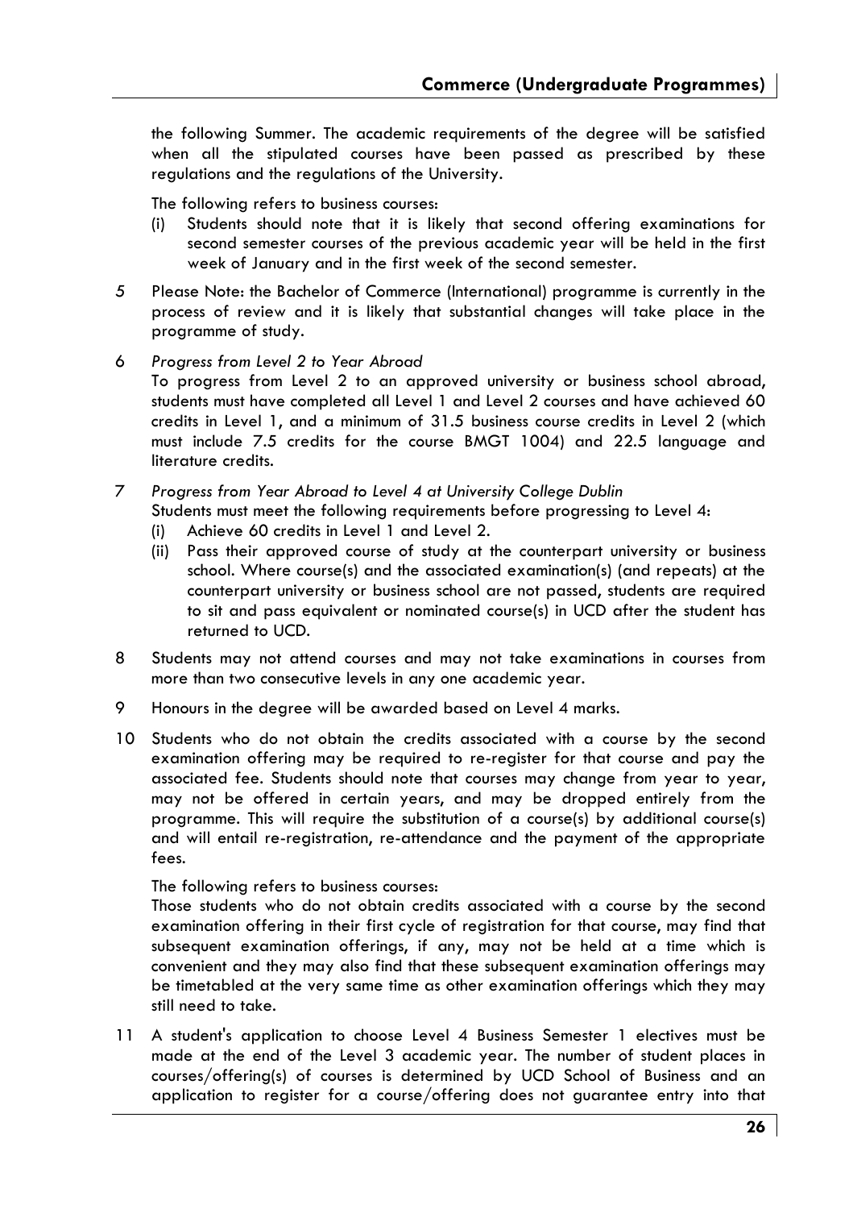the following Summer. The academic requirements of the degree will be satisfied when all the stipulated courses have been passed as prescribed by these regulations and the regulations of the University.

The following refers to business courses:

(i) Students should note that it is likely that second offering examinations for second semester courses of the previous academic year will be held in the first week of January and in the first week of the second semester.

5 Please Note: the Bachelor of Commerce (International) programme is currently in the process of review and it is likely that substantial changes will take place in the programme of study.

6 *Progress from Level 2 to Year Abroad*
To progress from Level 2 to an approved university or business school abroad, students must have completed all Level 1 and Level 2 courses and have achieved 60 credits in Level 1, and a minimum of 31.5 business course credits in Level 2 (which must include 7.5 credits for the course BMGT 1004) and 22.5 language and literature credits.

7 *Progress from Year Abroad to Level 4 at University College Dublin*
Students must meet the following requirements before progressing to Level 4:

(i) Achieve 60 credits in Level 1 and Level 2.

(ii) Pass their approved course of study at the counterpart university or business school. Where course(s) and the associated examination(s) (and repeats) at the counterpart university or business school are not passed, students are required to sit and pass equivalent or nominated course(s) in UCD after the student has returned to UCD.

8 Students may not attend courses and may not take examinations in courses from more than two consecutive levels in any one academic year.

9 Honours in the degree will be awarded based on Level 4 marks.

10 Students who do not obtain the credits associated with a course by the second examination offering may be required to re-register for that course and pay the associated fee. Students should note that courses may change from year to year, may not be offered in certain years, and may be dropped entirely from the programme. This will require the substitution of a course(s) by additional course(s) and will entail re-registration, re-attendance and the payment of the appropriate fees.

The following refers to business courses:
Those students who do not obtain credits associated with a course by the second examination offering in their first cycle of registration for that course, may find that subsequent examination offerings, if any, may not be held at a time which is convenient and they may also find that these subsequent examination offerings may be timetabled at the very same time as other examination offerings which they may still need to take.

11 A student's application to choose Level 4 Business Semester 1 electives must be made at the end of the Level 3 academic year. The number of student places in courses/offering(s) of courses is determined by UCD School of Business and an application to register for a course/offering does not guarantee entry into that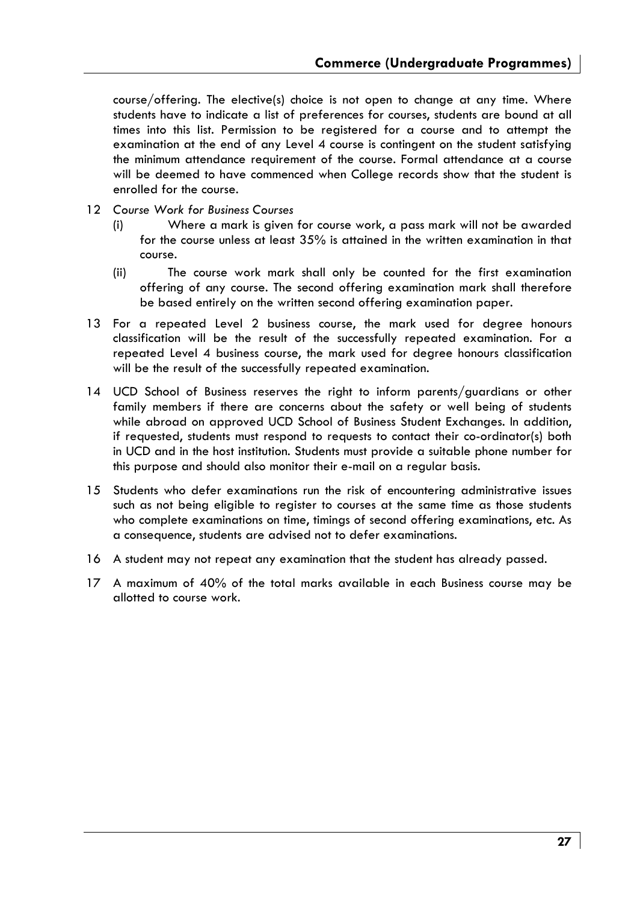course/offering. The elective(s) choice is not open to change at any time. Where students have to indicate a list of preferences for courses, students are bound at all times into this list. Permission to be registered for a course and to attempt the examination at the end of any Level 4 course is contingent on the student satisfying the minimum attendance requirement of the course. Formal attendance at a course will be deemed to have commenced when College records show that the student is enrolled for the course.

12 *Course Work for Business Courses*

   (i) Where a mark is given for course work, a pass mark will not be awarded for the course unless at least 35% is attained in the written examination in that course.

   (ii) The course work mark shall only be counted for the first examination offering of any course. The second offering examination mark shall therefore be based entirely on the written second offering examination paper.

13 For a repeated Level 2 business course, the mark used for degree honours classification will be the result of the successfully repeated examination. For a repeated Level 4 business course, the mark used for degree honours classification will be the result of the successfully repeated examination.

14 UCD School of Business reserves the right to inform parents/guardians or other family members if there are concerns about the safety or well being of students while abroad on approved UCD School of Business Student Exchanges. In addition, if requested, students must respond to requests to contact their co-ordinator(s) both in UCD and in the host institution. Students must provide a suitable phone number for this purpose and should also monitor their e-mail on a regular basis.

15 Students who defer examinations run the risk of encountering administrative issues such as not being eligible to register to courses at the same time as those students who complete examinations on time, timings of second offering examinations, etc. As a consequence, students are advised not to defer examinations.

16 A student may not repeat any examination that the student has already passed.

17 A maximum of 40% of the total marks available in each Business course may be allotted to course work.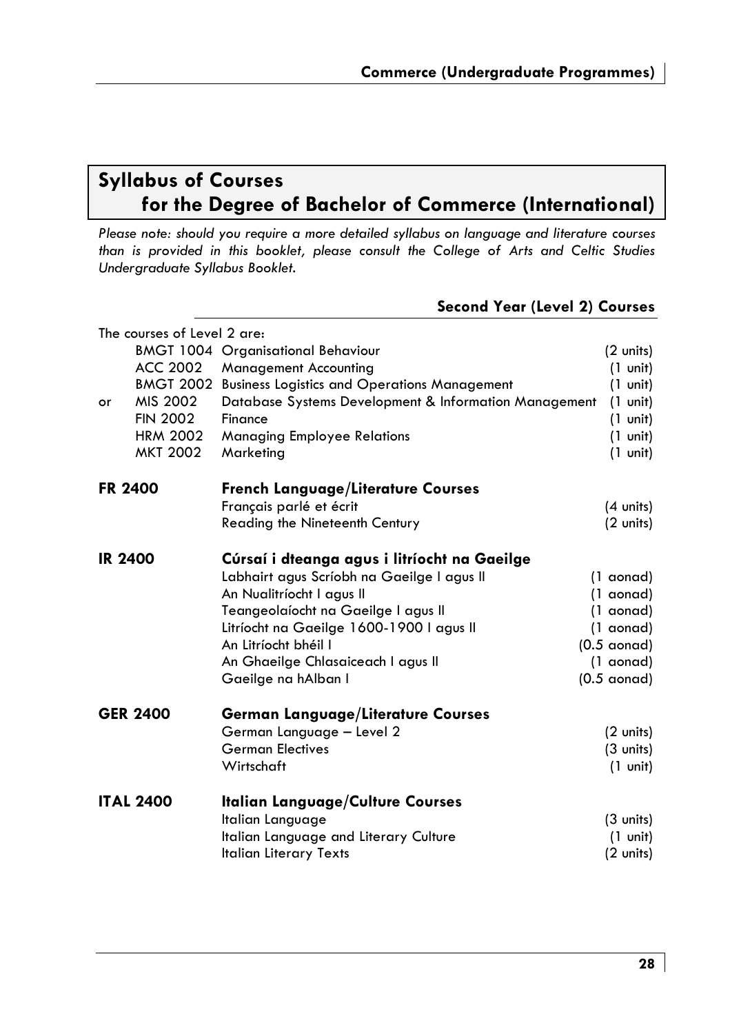# Syllabus of Courses for the Degree of Bachelor of Commerce (International)

*Please note: should you require a more detailed syllabus on language and literature courses than is provided in this booklet, please consult the College of Arts and Celtic Studies Undergraduate Syllabus Booklet.*

## Second Year (Level 2) Courses

The courses of Level 2 are:

| | | | |
|---|---|---|---|
| | BMGT 1004 | Organisational Behaviour | (2 units) |
| | ACC 2002 | Management Accounting | (1 unit) |
| | BMGT 2002 | Business Logistics and Operations Management | (1 unit) |
| or | MIS 2002 | Database Systems Development & Information Management | (1 unit) |
| | FIN 2002 | Finance | (1 unit) |
| | HRM 2002 | Managing Employee Relations | (1 unit) |
| | MKT 2002 | Marketing | (1 unit) |

**FR 2400** **French Language/Literature Courses**

| | |
|---|---|
| Français parlé et écrit | (4 units) |
| Reading the Nineteenth Century | (2 units) |

**IR 2400** **Cúrsaí i dteanga agus i litríocht na Gaeilge**

| | |
|---|---|
| Labhairt agus Scríobh na Gaeilge I agus II | (1 aonad) |
| An Nualitríocht I agus II | (1 aonad) |
| Teangeolaíocht na Gaeilge I agus II | (1 aonad) |
| Litríocht na Gaeilge 1600-1900 I agus II | (1 aonad) |
| An Litríocht bhéil I | (0.5 aonad) |
| An Ghaeilge Chlasaiceach I agus II | (1 aonad) |
| Gaeilge na hAlban I | (0.5 aonad) |

**GER 2400** **German Language/Literature Courses**

| | |
|---|---|
| German Language – Level 2 | (2 units) |
| German Electives | (3 units) |
| Wirtschaft | (1 unit) |

**ITAL 2400** **Italian Language/Culture Courses**

| | |
|---|---|
| Italian Language | (3 units) |
| Italian Language and Literary Culture | (1 unit) |
| Italian Literary Texts | (2 units) |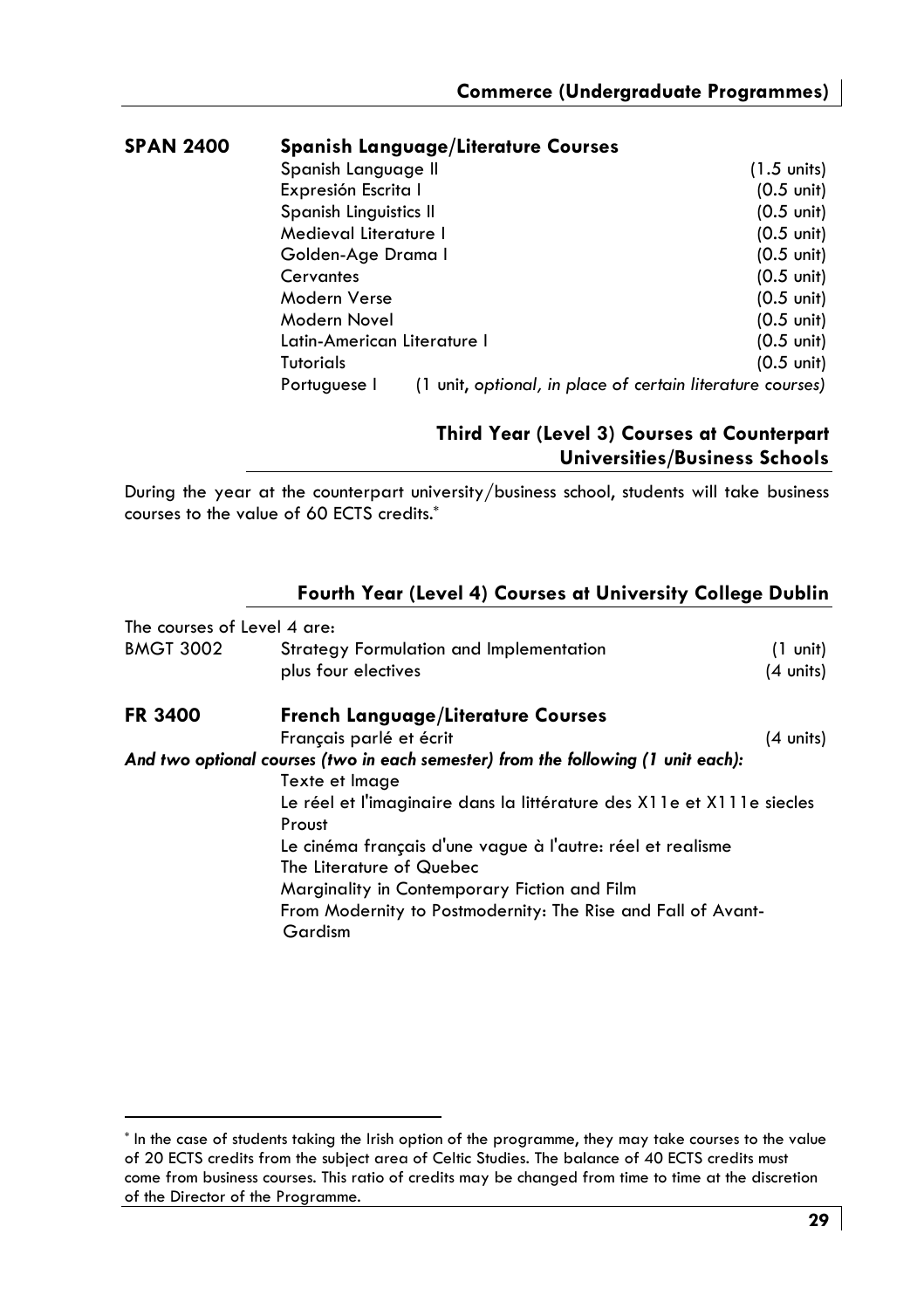**SPAN 2400 Spanish Language/Literature Courses**

| | |
|---|---|
| Spanish Language II | (1.5 units) |
| Expresión Escrita I | (0.5 unit) |
| Spanish Linguistics II | (0.5 unit) |
| Medieval Literature I | (0.5 unit) |
| Golden-Age Drama I | (0.5 unit) |
| Cervantes | (0.5 unit) |
| Modern Verse | (0.5 unit) |
| Modern Novel | (0.5 unit) |
| Latin-American Literature I | (0.5 unit) |
| Tutorials | (0.5 unit) |
| Portuguese I | (1 unit, *optional, in place of certain literature courses)* |

## Third Year (Level 3) Courses at Counterpart Universities/Business Schools

During the year at the counterpart university/business school, students will take business courses to the value of 60 ECTS credits.*

## Fourth Year (Level 4) Courses at University College Dublin

The courses of Level 4 are:

| | | |
|---|---|---|
| BMGT 3002 | Strategy Formulation and Implementation | (1 unit) |
| | plus four electives | (4 units) |

**FR 3400 French Language/Literature Courses**

Français parlé et écrit (4 units)

***And two optional courses (two in each semester) from the following (1 unit each):***

- Texte et Image
- Le réel et l'imaginaire dans la littérature des X11e et X111e siecles
- Proust
- Le cinéma français d'une vague à l'autre: réel et realisme
- The Literature of Quebec
- Marginality in Contemporary Fiction and Film
- From Modernity to Postmodernity: The Rise and Fall of Avant-Gardism

---

* In the case of students taking the Irish option of the programme, they may take courses to the value of 20 ECTS credits from the subject area of Celtic Studies. The balance of 40 ECTS credits must come from business courses. This ratio of credits may be changed from time to time at the discretion of the Director of the Programme.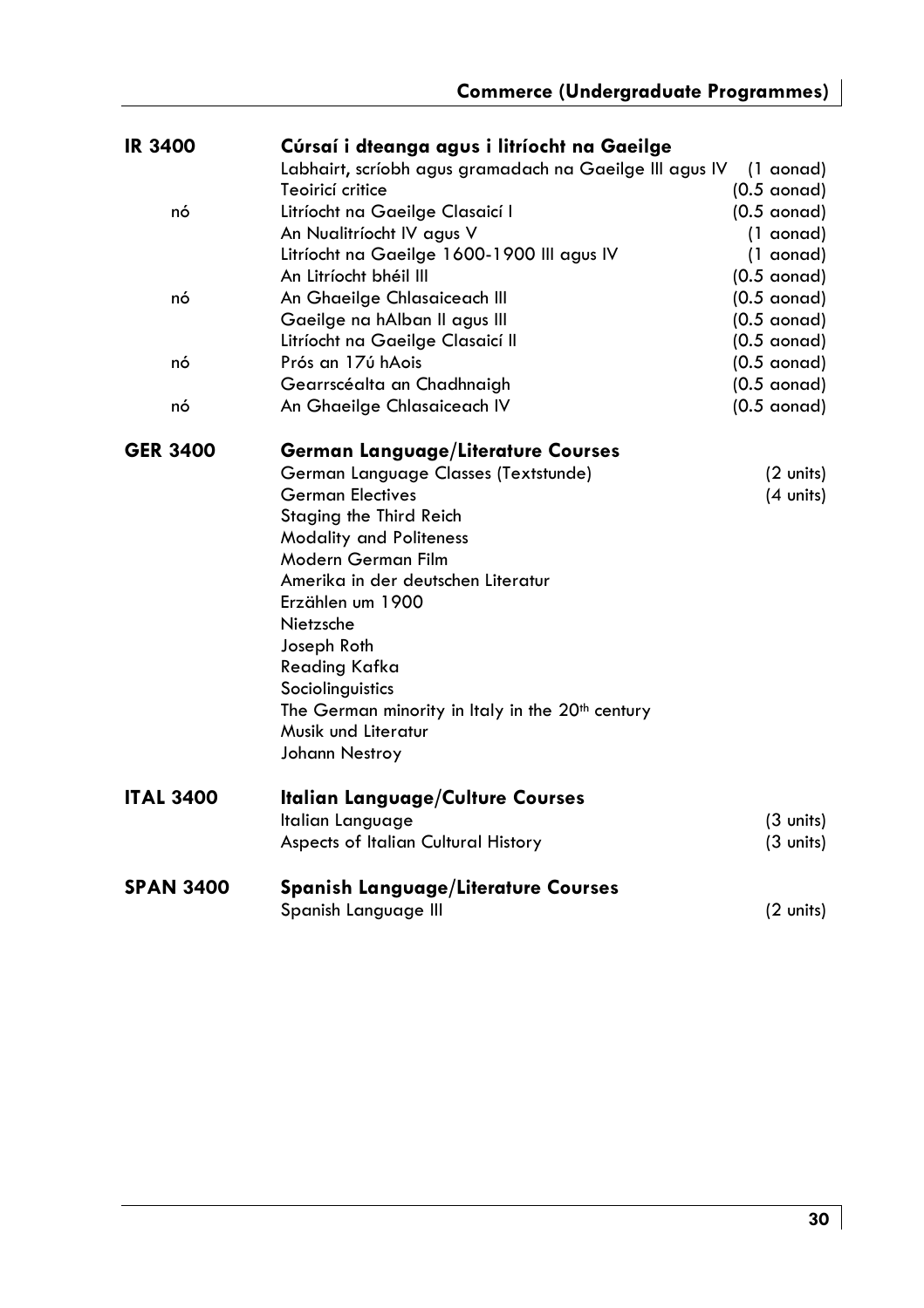| | | |
|---|---|---|
| **IR 3400** | **Cúrsaí i dteanga agus i litríocht na Gaeilge** | |
| | Labhairt, scríobh agus gramadach na Gaeilge III agus IV | (1 aonad) |
| | Teoiricí critice | (0.5 aonad) |
| nó | Litríocht na Gaeilge Clasaicí I | (0.5 aonad) |
| | An Nualitríocht IV agus V | (1 aonad) |
| | Litríocht na Gaeilge 1600-1900 III agus IV | (1 aonad) |
| | An Litríocht bhéil III | (0.5 aonad) |
| nó | An Ghaeilge Chlasaiceach III | (0.5 aonad) |
| | Gaeilge na hAlban II agus III | (0.5 aonad) |
| | Litríocht na Gaeilge Clasaicí II | (0.5 aonad) |
| nó | Prós an 17ú hAois | (0.5 aonad) |
| | Gearrscéalta an Chadhnaigh | (0.5 aonad) |
| nó | An Ghaeilge Chlasaiceach IV | (0.5 aonad) |
| **GER 3400** | **German Language/Literature Courses** | |
| | German Language Classes (Textstunde) | (2 units) |
| | German Electives | (4 units) |
| | Staging the Third Reich | |
| | Modality and Politeness | |
| | Modern German Film | |
| | Amerika in der deutschen Literatur | |
| | Erzählen um 1900 | |
| | Nietzsche | |
| | Joseph Roth | |
| | Reading Kafka | |
| | Sociolinguistics | |
| | The German minority in Italy in the 20th century | |
| | Musik und Literatur | |
| | Johann Nestroy | |
| **ITAL 3400** | **Italian Language/Culture Courses** | |
| | Italian Language | (3 units) |
| | Aspects of Italian Cultural History | (3 units) |
| **SPAN 3400** | **Spanish Language/Literature Courses** | |
| | Spanish Language III | (2 units) |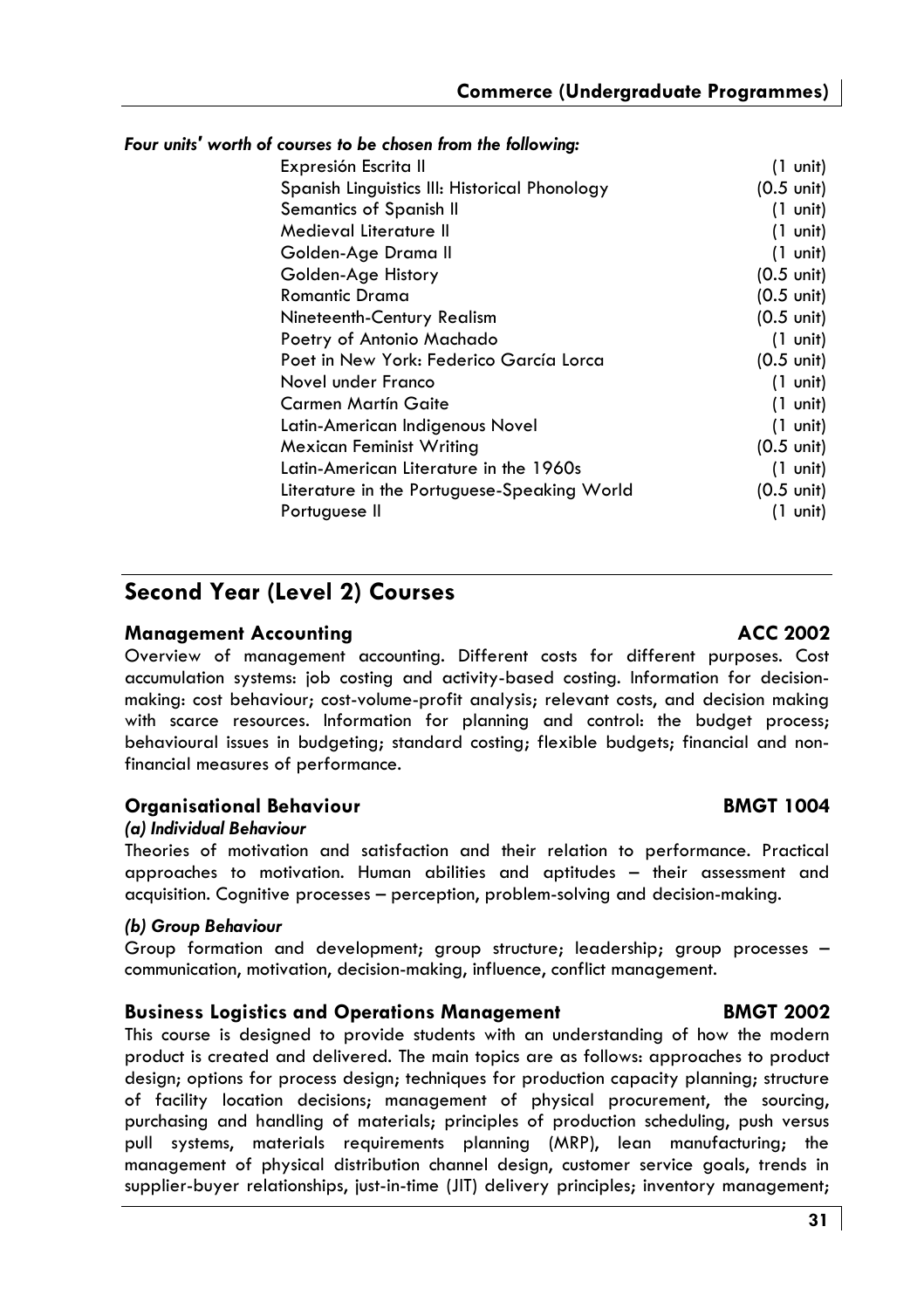***Four units' worth of courses to be chosen from the following:***

| | |
|---|---|
| Expresión Escrita II | (1 unit) |
| Spanish Linguistics III: Historical Phonology | (0.5 unit) |
| Semantics of Spanish II | (1 unit) |
| Medieval Literature II | (1 unit) |
| Golden-Age Drama II | (1 unit) |
| Golden-Age History | (0.5 unit) |
| Romantic Drama | (0.5 unit) |
| Nineteenth-Century Realism | (0.5 unit) |
| Poetry of Antonio Machado | (1 unit) |
| Poet in New York: Federico García Lorca | (0.5 unit) |
| Novel under Franco | (1 unit) |
| Carmen Martín Gaite | (1 unit) |
| Latin-American Indigenous Novel | (1 unit) |
| Mexican Feminist Writing | (0.5 unit) |
| Latin-American Literature in the 1960s | (1 unit) |
| Literature in the Portuguese-Speaking World | (0.5 unit) |
| Portuguese II | (1 unit) |

## Second Year (Level 2) Courses

### Management Accounting — ACC 2002

Overview of management accounting. Different costs for different purposes. Cost accumulation systems: job costing and activity-based costing. Information for decision-making: cost behaviour; cost-volume-profit analysis; relevant costs, and decision making with scarce resources. Information for planning and control: the budget process; behavioural issues in budgeting; standard costing; flexible budgets; financial and non-financial measures of performance.

### Organisational Behaviour — BMGT 1004

***(a) Individual Behaviour***

Theories of motivation and satisfaction and their relation to performance. Practical approaches to motivation. Human abilities and aptitudes – their assessment and acquisition. Cognitive processes – perception, problem-solving and decision-making.

***(b) Group Behaviour***

Group formation and development; group structure; leadership; group processes – communication, motivation, decision-making, influence, conflict management.

### Business Logistics and Operations Management — BMGT 2002

This course is designed to provide students with an understanding of how the modern product is created and delivered. The main topics are as follows: approaches to product design; options for process design; techniques for production capacity planning; structure of facility location decisions; management of physical procurement, the sourcing, purchasing and handling of materials; principles of production scheduling, push versus pull systems, materials requirements planning (MRP), lean manufacturing; the management of physical distribution channel design, customer service goals, trends in supplier-buyer relationships, just-in-time (JIT) delivery principles; inventory management;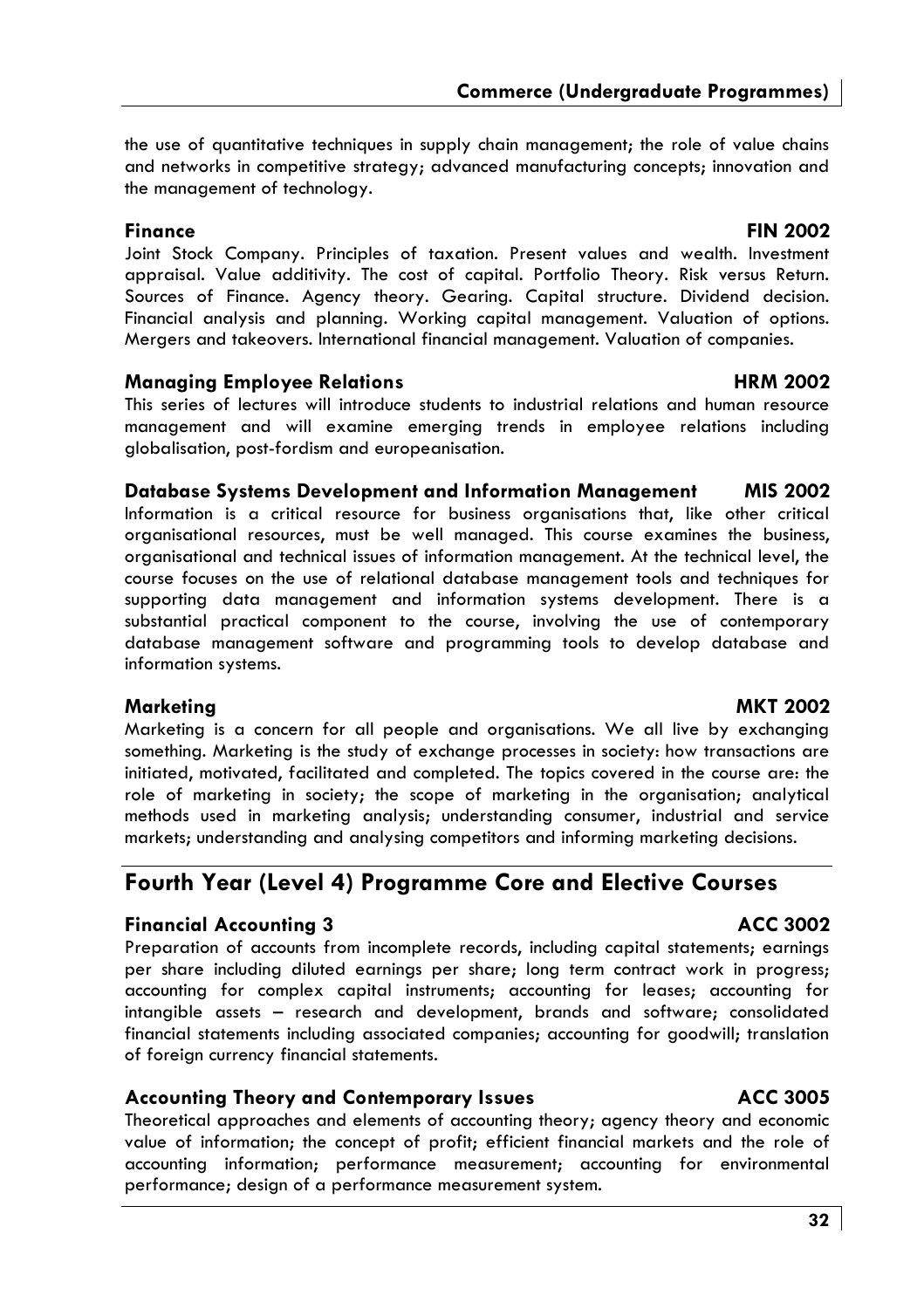the use of quantitative techniques in supply chain management; the role of value chains and networks in competitive strategy; advanced manufacturing concepts; innovation and the management of technology.

### Finance FIN 2002

Joint Stock Company. Principles of taxation. Present values and wealth. Investment appraisal. Value additivity. The cost of capital. Portfolio Theory. Risk versus Return. Sources of Finance. Agency theory. Gearing. Capital structure. Dividend decision. Financial analysis and planning. Working capital management. Valuation of options. Mergers and takeovers. International financial management. Valuation of companies.

### Managing Employee Relations HRM 2002

This series of lectures will introduce students to industrial relations and human resource management and will examine emerging trends in employee relations including globalisation, post-fordism and europeanisation.

### Database Systems Development and Information Management MIS 2002

Information is a critical resource for business organisations that, like other critical organisational resources, must be well managed. This course examines the business, organisational and technical issues of information management. At the technical level, the course focuses on the use of relational database management tools and techniques for supporting data management and information systems development. There is a substantial practical component to the course, involving the use of contemporary database management software and programming tools to develop database and information systems.

### Marketing MKT 2002

Marketing is a concern for all people and organisations. We all live by exchanging something. Marketing is the study of exchange processes in society: how transactions are initiated, motivated, facilitated and completed. The topics covered in the course are: the role of marketing in society; the scope of marketing in the organisation; analytical methods used in marketing analysis; understanding consumer, industrial and service markets; understanding and analysing competitors and informing marketing decisions.

## Fourth Year (Level 4) Programme Core and Elective Courses

### Financial Accounting 3 ACC 3002

Preparation of accounts from incomplete records, including capital statements; earnings per share including diluted earnings per share; long term contract work in progress; accounting for complex capital instruments; accounting for leases; accounting for intangible assets – research and development, brands and software; consolidated financial statements including associated companies; accounting for goodwill; translation of foreign currency financial statements.

### Accounting Theory and Contemporary Issues ACC 3005

Theoretical approaches and elements of accounting theory; agency theory and economic value of information; the concept of profit; efficient financial markets and the role of accounting information; performance measurement; accounting for environmental performance; design of a performance measurement system.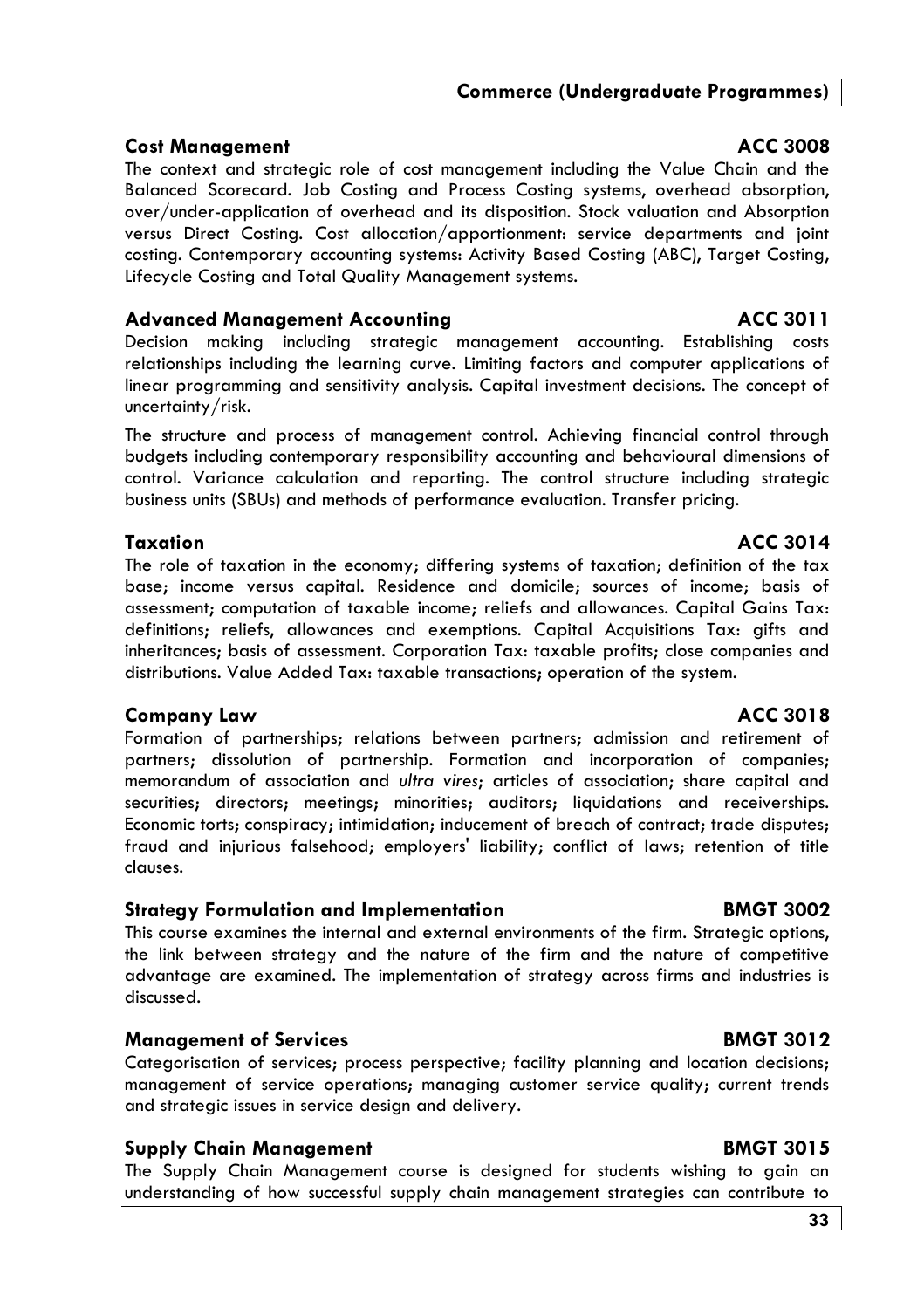### Cost Management ACC 3008

The context and strategic role of cost management including the Value Chain and the Balanced Scorecard. Job Costing and Process Costing systems, overhead absorption, over/under-application of overhead and its disposition. Stock valuation and Absorption versus Direct Costing. Cost allocation/apportionment: service departments and joint costing. Contemporary accounting systems: Activity Based Costing (ABC), Target Costing, Lifecycle Costing and Total Quality Management systems.

### Advanced Management Accounting ACC 3011

Decision making including strategic management accounting. Establishing costs relationships including the learning curve. Limiting factors and computer applications of linear programming and sensitivity analysis. Capital investment decisions. The concept of uncertainty/risk.

The structure and process of management control. Achieving financial control through budgets including contemporary responsibility accounting and behavioural dimensions of control. Variance calculation and reporting. The control structure including strategic business units (SBUs) and methods of performance evaluation. Transfer pricing.

### Taxation ACC 3014

The role of taxation in the economy; differing systems of taxation; definition of the tax base; income versus capital. Residence and domicile; sources of income; basis of assessment; computation of taxable income; reliefs and allowances. Capital Gains Tax: definitions; reliefs, allowances and exemptions. Capital Acquisitions Tax: gifts and inheritances; basis of assessment. Corporation Tax: taxable profits; close companies and distributions. Value Added Tax: taxable transactions; operation of the system.

### Company Law ACC 3018

Formation of partnerships; relations between partners; admission and retirement of partners; dissolution of partnership. Formation and incorporation of companies; memorandum of association and *ultra vires*; articles of association; share capital and securities; directors; meetings; minorities; auditors; liquidations and receiverships. Economic torts; conspiracy; intimidation; inducement of breach of contract; trade disputes; fraud and injurious falsehood; employers' liability; conflict of laws; retention of title clauses.

### Strategy Formulation and Implementation BMGT 3002

This course examines the internal and external environments of the firm. Strategic options, the link between strategy and the nature of the firm and the nature of competitive advantage are examined. The implementation of strategy across firms and industries is discussed.

### Management of Services BMGT 3012

Categorisation of services; process perspective; facility planning and location decisions; management of service operations; managing customer service quality; current trends and strategic issues in service design and delivery.

### Supply Chain Management BMGT 3015

The Supply Chain Management course is designed for students wishing to gain an understanding of how successful supply chain management strategies can contribute to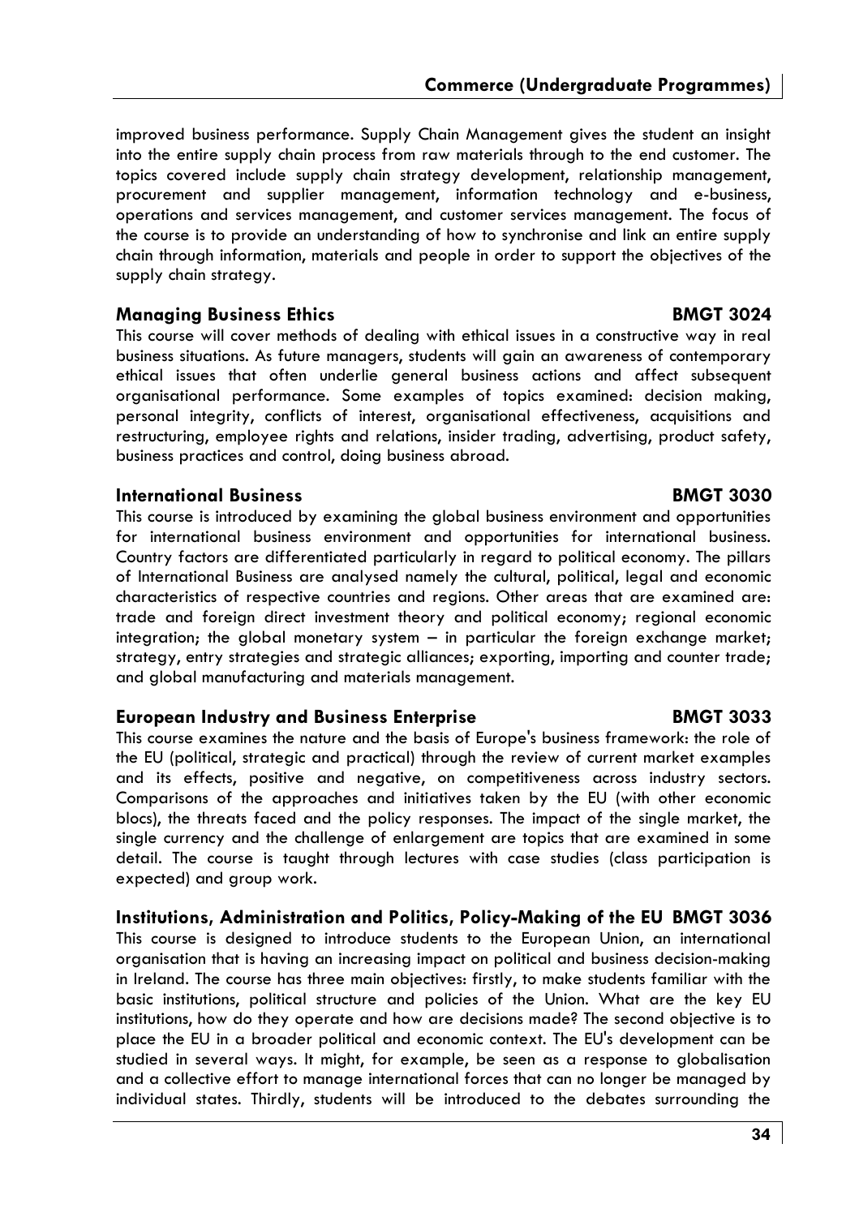improved business performance. Supply Chain Management gives the student an insight into the entire supply chain process from raw materials through to the end customer. The topics covered include supply chain strategy development, relationship management, procurement and supplier management, information technology and e-business, operations and services management, and customer services management. The focus of the course is to provide an understanding of how to synchronise and link an entire supply chain through information, materials and people in order to support the objectives of the supply chain strategy.

### Managing Business Ethics — BMGT 3024

This course will cover methods of dealing with ethical issues in a constructive way in real business situations. As future managers, students will gain an awareness of contemporary ethical issues that often underlie general business actions and affect subsequent organisational performance. Some examples of topics examined: decision making, personal integrity, conflicts of interest, organisational effectiveness, acquisitions and restructuring, employee rights and relations, insider trading, advertising, product safety, business practices and control, doing business abroad.

### International Business — BMGT 3030

This course is introduced by examining the global business environment and opportunities for international business environment and opportunities for international business. Country factors are differentiated particularly in regard to political economy. The pillars of International Business are analysed namely the cultural, political, legal and economic characteristics of respective countries and regions. Other areas that are examined are: trade and foreign direct investment theory and political economy; regional economic integration; the global monetary system – in particular the foreign exchange market; strategy, entry strategies and strategic alliances; exporting, importing and counter trade; and global manufacturing and materials management.

### European Industry and Business Enterprise — BMGT 3033

This course examines the nature and the basis of Europe's business framework: the role of the EU (political, strategic and practical) through the review of current market examples and its effects, positive and negative, on competitiveness across industry sectors. Comparisons of the approaches and initiatives taken by the EU (with other economic blocs), the threats faced and the policy responses. The impact of the single market, the single currency and the challenge of enlargement are topics that are examined in some detail. The course is taught through lectures with case studies (class participation is expected) and group work.

### Institutions, Administration and Politics, Policy-Making of the EU — BMGT 3036

This course is designed to introduce students to the European Union, an international organisation that is having an increasing impact on political and business decision-making in Ireland. The course has three main objectives: firstly, to make students familiar with the basic institutions, political structure and policies of the Union. What are the key EU institutions, how do they operate and how are decisions made? The second objective is to place the EU in a broader political and economic context. The EU's development can be studied in several ways. It might, for example, be seen as a response to globalisation and a collective effort to manage international forces that can no longer be managed by individual states. Thirdly, students will be introduced to the debates surrounding the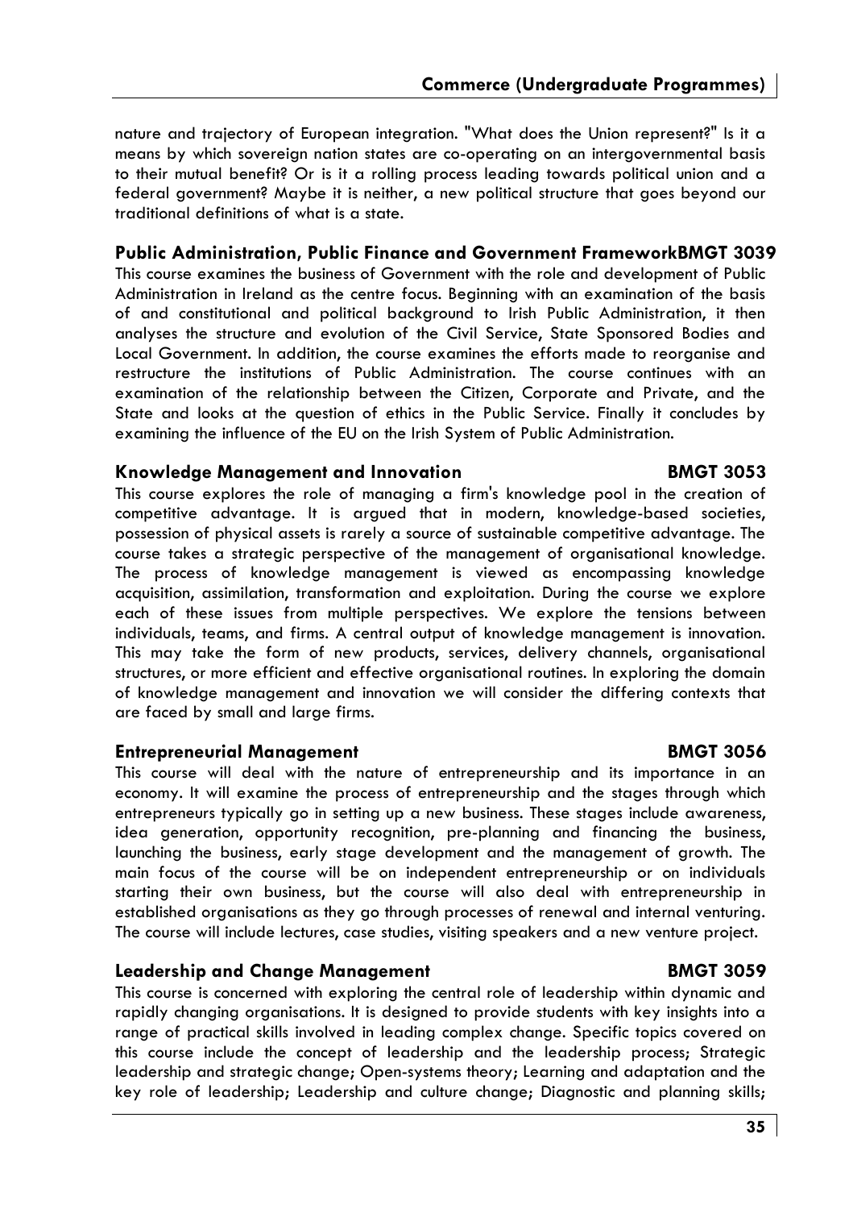nature and trajectory of European integration. "What does the Union represent?" Is it a means by which sovereign nation states are co-operating on an intergovernmental basis to their mutual benefit? Or is it a rolling process leading towards political union and a federal government? Maybe it is neither, a new political structure that goes beyond our traditional definitions of what is a state.

### Public Administration, Public Finance and Government Framework BMGT 3039

This course examines the business of Government with the role and development of Public Administration in Ireland as the centre focus. Beginning with an examination of the basis of and constitutional and political background to Irish Public Administration, it then analyses the structure and evolution of the Civil Service, State Sponsored Bodies and Local Government. In addition, the course examines the efforts made to reorganise and restructure the institutions of Public Administration. The course continues with an examination of the relationship between the Citizen, Corporate and Private, and the State and looks at the question of ethics in the Public Service. Finally it concludes by examining the influence of the EU on the Irish System of Public Administration.

### Knowledge Management and Innovation BMGT 3053

This course explores the role of managing a firm's knowledge pool in the creation of competitive advantage. It is argued that in modern, knowledge-based societies, possession of physical assets is rarely a source of sustainable competitive advantage. The course takes a strategic perspective of the management of organisational knowledge. The process of knowledge management is viewed as encompassing knowledge acquisition, assimilation, transformation and exploitation. During the course we explore each of these issues from multiple perspectives. We explore the tensions between individuals, teams, and firms. A central output of knowledge management is innovation. This may take the form of new products, services, delivery channels, organisational structures, or more efficient and effective organisational routines. In exploring the domain of knowledge management and innovation we will consider the differing contexts that are faced by small and large firms.

### Entrepreneurial Management BMGT 3056

This course will deal with the nature of entrepreneurship and its importance in an economy. It will examine the process of entrepreneurship and the stages through which entrepreneurs typically go in setting up a new business. These stages include awareness, idea generation, opportunity recognition, pre-planning and financing the business, launching the business, early stage development and the management of growth. The main focus of the course will be on independent entrepreneurship or on individuals starting their own business, but the course will also deal with entrepreneurship in established organisations as they go through processes of renewal and internal venturing. The course will include lectures, case studies, visiting speakers and a new venture project.

### Leadership and Change Management BMGT 3059

This course is concerned with exploring the central role of leadership within dynamic and rapidly changing organisations. It is designed to provide students with key insights into a range of practical skills involved in leading complex change. Specific topics covered on this course include the concept of leadership and the leadership process; Strategic leadership and strategic change; Open-systems theory; Learning and adaptation and the key role of leadership; Leadership and culture change; Diagnostic and planning skills;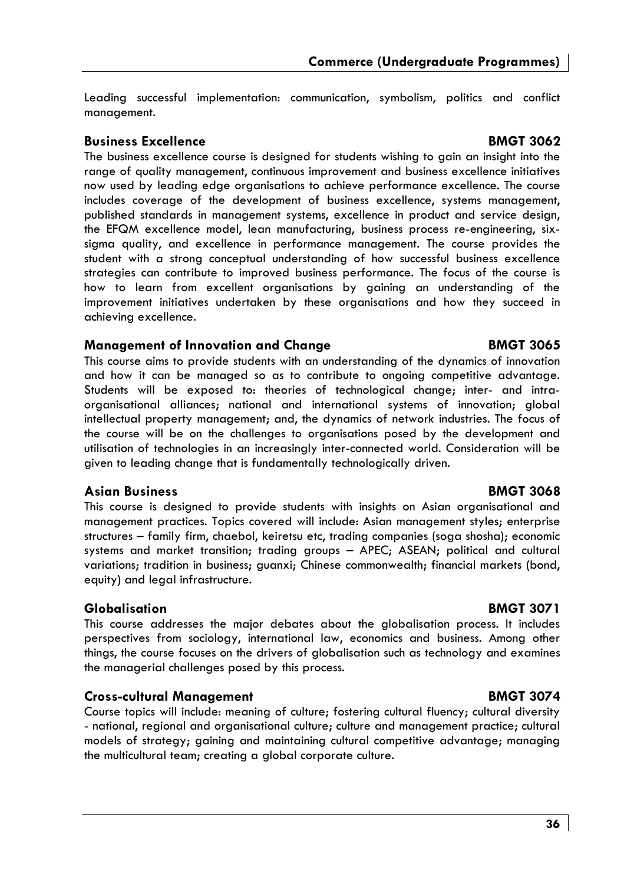Leading successful implementation: communication, symbolism, politics and conflict management.

### Business Excellence — BMGT 3062

The business excellence course is designed for students wishing to gain an insight into the range of quality management, continuous improvement and business excellence initiatives now used by leading edge organisations to achieve performance excellence. The course includes coverage of the development of business excellence, systems management, published standards in management systems, excellence in product and service design, the EFQM excellence model, lean manufacturing, business process re-engineering, six-sigma quality, and excellence in performance management. The course provides the student with a strong conceptual understanding of how successful business excellence strategies can contribute to improved business performance. The focus of the course is how to learn from excellent organisations by gaining an understanding of the improvement initiatives undertaken by these organisations and how they succeed in achieving excellence.

### Management of Innovation and Change — BMGT 3065

This course aims to provide students with an understanding of the dynamics of innovation and how it can be managed so as to contribute to ongoing competitive advantage. Students will be exposed to: theories of technological change; inter- and intra-organisational alliances; national and international systems of innovation; global intellectual property management; and, the dynamics of network industries. The focus of the course will be on the challenges to organisations posed by the development and utilisation of technologies in an increasingly inter-connected world. Consideration will be given to leading change that is fundamentally technologically driven.

### Asian Business — BMGT 3068

This course is designed to provide students with insights on Asian organisational and management practices. Topics covered will include: Asian management styles; enterprise structures – family firm, chaebol, keiretsu etc, trading companies (soga shosha); economic systems and market transition; trading groups – APEC; ASEAN; political and cultural variations; tradition in business; guanxi; Chinese commonwealth; financial markets (bond, equity) and legal infrastructure.

### Globalisation — BMGT 3071

This course addresses the major debates about the globalisation process. It includes perspectives from sociology, international law, economics and business. Among other things, the course focuses on the drivers of globalisation such as technology and examines the managerial challenges posed by this process.

### Cross-cultural Management — BMGT 3074

Course topics will include: meaning of culture; fostering cultural fluency; cultural diversity - national, regional and organisational culture; culture and management practice; cultural models of strategy; gaining and maintaining cultural competitive advantage; managing the multicultural team; creating a global corporate culture.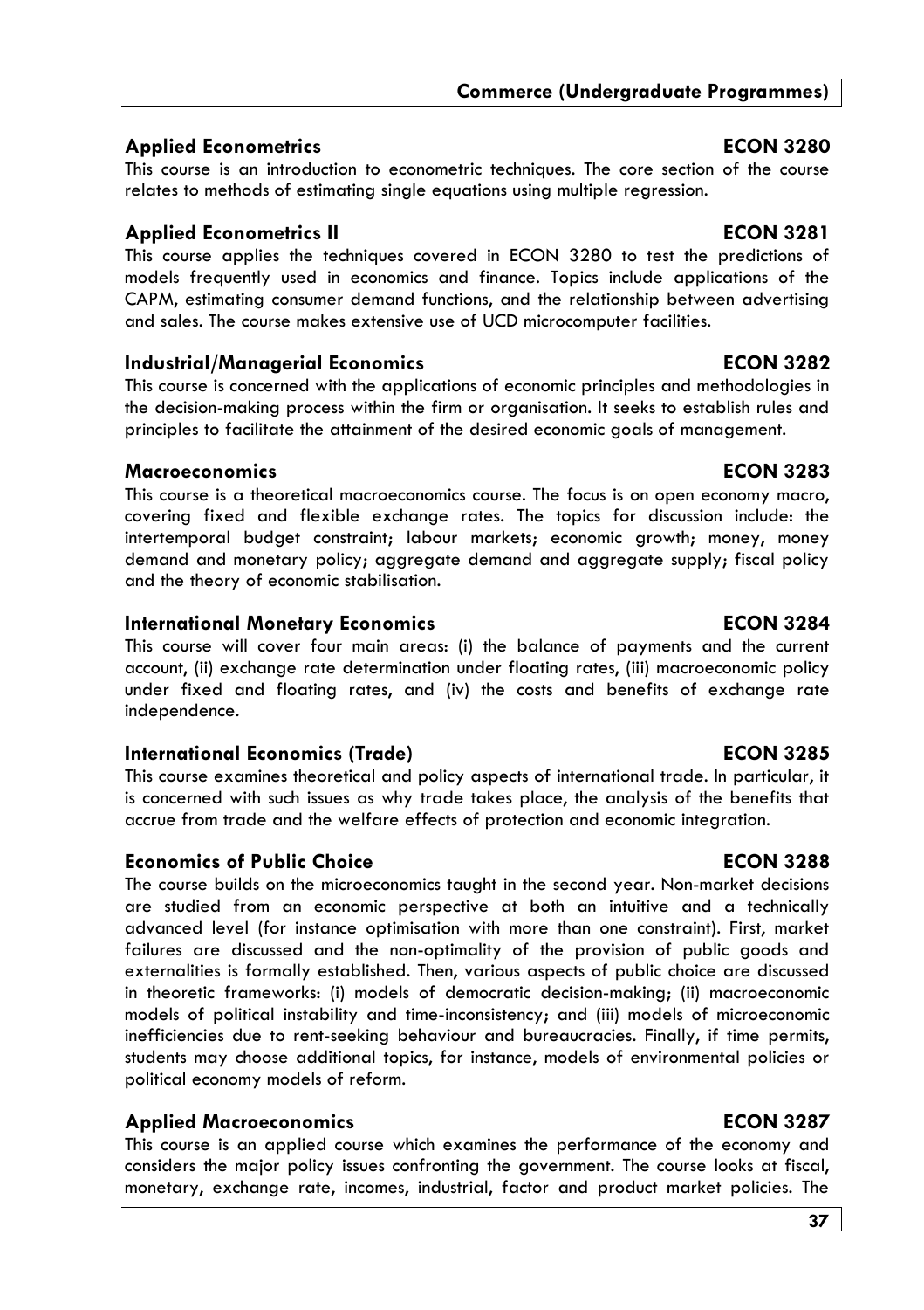### Applied Econometrics ECON 3280

This course is an introduction to econometric techniques. The core section of the course relates to methods of estimating single equations using multiple regression.

### Applied Econometrics II ECON 3281

This course applies the techniques covered in ECON 3280 to test the predictions of models frequently used in economics and finance. Topics include applications of the CAPM, estimating consumer demand functions, and the relationship between advertising and sales. The course makes extensive use of UCD microcomputer facilities.

### Industrial/Managerial Economics ECON 3282

This course is concerned with the applications of economic principles and methodologies in the decision-making process within the firm or organisation. It seeks to establish rules and principles to facilitate the attainment of the desired economic goals of management.

### Macroeconomics ECON 3283

This course is a theoretical macroeconomics course. The focus is on open economy macro, covering fixed and flexible exchange rates. The topics for discussion include: the intertemporal budget constraint; labour markets; economic growth; money, money demand and monetary policy; aggregate demand and aggregate supply; fiscal policy and the theory of economic stabilisation.

### International Monetary Economics ECON 3284

This course will cover four main areas: (i) the balance of payments and the current account, (ii) exchange rate determination under floating rates, (iii) macroeconomic policy under fixed and floating rates, and (iv) the costs and benefits of exchange rate independence.

### International Economics (Trade) ECON 3285

This course examines theoretical and policy aspects of international trade. In particular, it is concerned with such issues as why trade takes place, the analysis of the benefits that accrue from trade and the welfare effects of protection and economic integration.

### Economics of Public Choice ECON 3288

The course builds on the microeconomics taught in the second year. Non-market decisions are studied from an economic perspective at both an intuitive and a technically advanced level (for instance optimisation with more than one constraint). First, market failures are discussed and the non-optimality of the provision of public goods and externalities is formally established. Then, various aspects of public choice are discussed in theoretic frameworks: (i) models of democratic decision-making; (ii) macroeconomic models of political instability and time-inconsistency; and (iii) models of microeconomic inefficiencies due to rent-seeking behaviour and bureaucracies. Finally, if time permits, students may choose additional topics, for instance, models of environmental policies or political economy models of reform.

### Applied Macroeconomics ECON 3287

This course is an applied course which examines the performance of the economy and considers the major policy issues confronting the government. The course looks at fiscal, monetary, exchange rate, incomes, industrial, factor and product market policies. The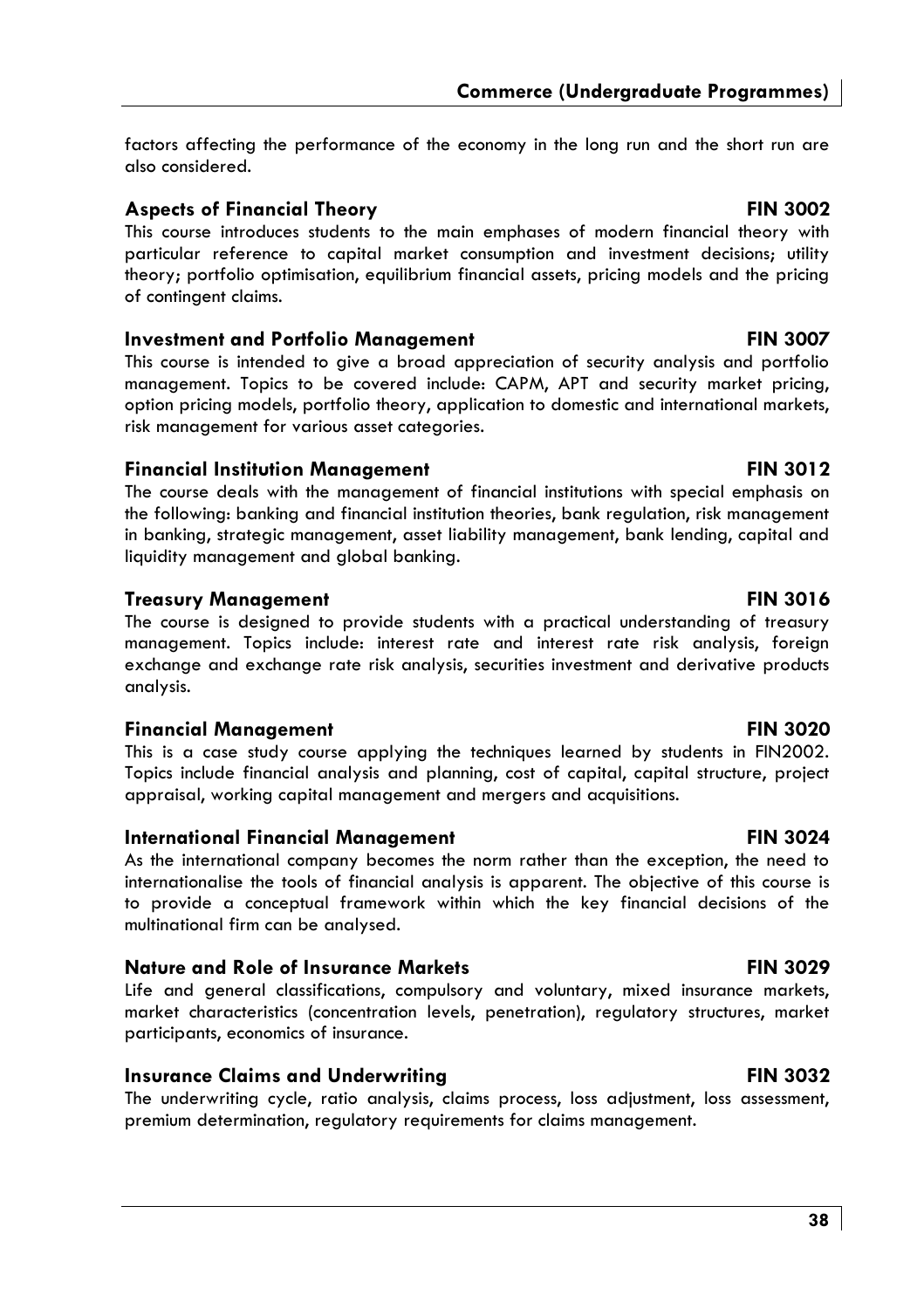factors affecting the performance of the economy in the long run and the short run are also considered.

### Aspects of Financial Theory — FIN 3002

This course introduces students to the main emphases of modern financial theory with particular reference to capital market consumption and investment decisions; utility theory; portfolio optimisation, equilibrium financial assets, pricing models and the pricing of contingent claims.

### Investment and Portfolio Management — FIN 3007

This course is intended to give a broad appreciation of security analysis and portfolio management. Topics to be covered include: CAPM, APT and security market pricing, option pricing models, portfolio theory, application to domestic and international markets, risk management for various asset categories.

### Financial Institution Management — FIN 3012

The course deals with the management of financial institutions with special emphasis on the following: banking and financial institution theories, bank regulation, risk management in banking, strategic management, asset liability management, bank lending, capital and liquidity management and global banking.

### Treasury Management — FIN 3016

The course is designed to provide students with a practical understanding of treasury management. Topics include: interest rate and interest rate risk analysis, foreign exchange and exchange rate risk analysis, securities investment and derivative products analysis.

### Financial Management — FIN 3020

This is a case study course applying the techniques learned by students in FIN2002. Topics include financial analysis and planning, cost of capital, capital structure, project appraisal, working capital management and mergers and acquisitions.

### International Financial Management — FIN 3024

As the international company becomes the norm rather than the exception, the need to internationalise the tools of financial analysis is apparent. The objective of this course is to provide a conceptual framework within which the key financial decisions of the multinational firm can be analysed.

### Nature and Role of Insurance Markets — FIN 3029

Life and general classifications, compulsory and voluntary, mixed insurance markets, market characteristics (concentration levels, penetration), regulatory structures, market participants, economics of insurance.

### Insurance Claims and Underwriting — FIN 3032

The underwriting cycle, ratio analysis, claims process, loss adjustment, loss assessment, premium determination, regulatory requirements for claims management.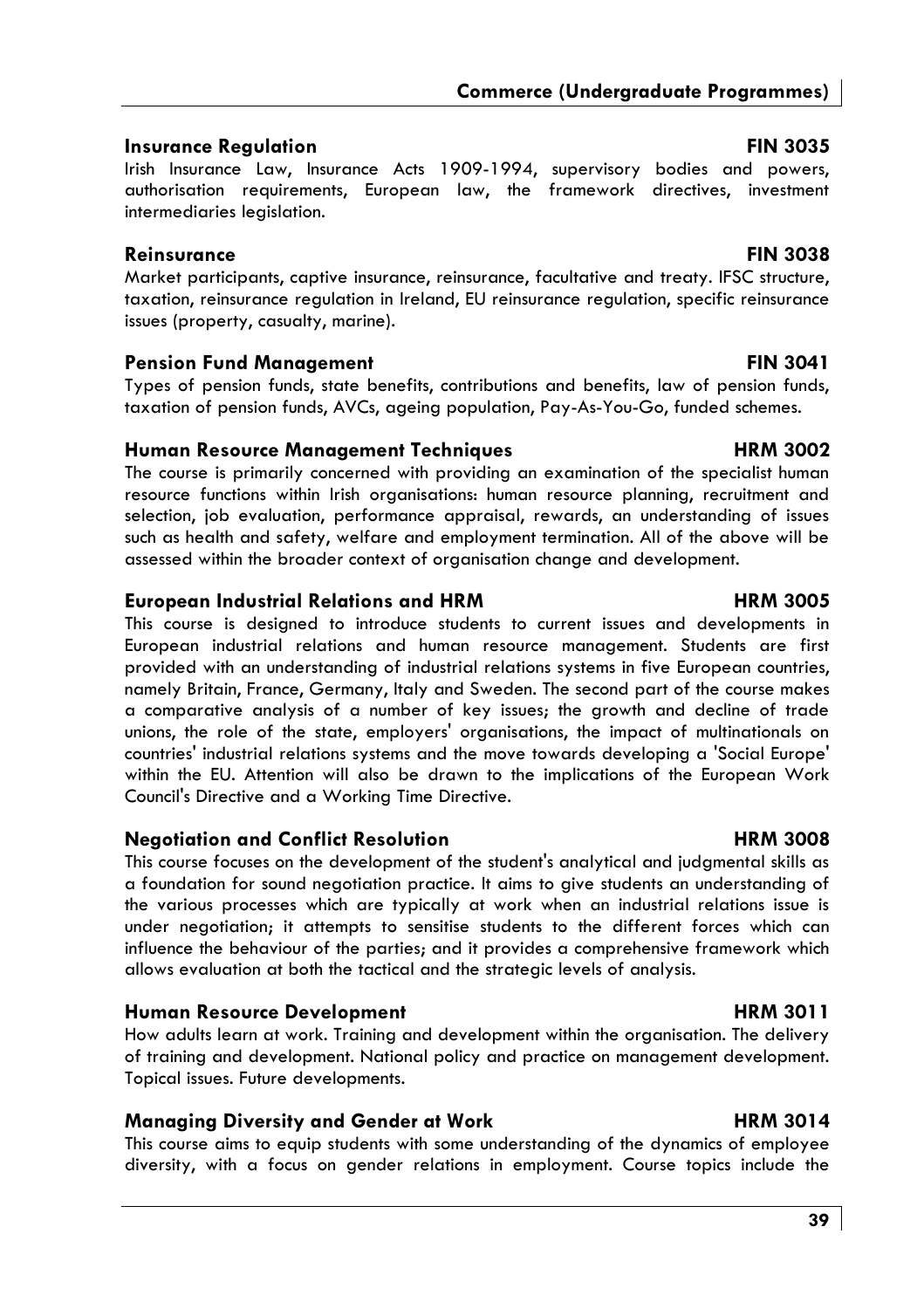### Insurance Regulation — FIN 3035

Irish Insurance Law, Insurance Acts 1909-1994, supervisory bodies and powers, authorisation requirements, European law, the framework directives, investment intermediaries legislation.

### Reinsurance — FIN 3038

Market participants, captive insurance, reinsurance, facultative and treaty. IFSC structure, taxation, reinsurance regulation in Ireland, EU reinsurance regulation, specific reinsurance issues (property, casualty, marine).

### Pension Fund Management — FIN 3041

Types of pension funds, state benefits, contributions and benefits, law of pension funds, taxation of pension funds, AVCs, ageing population, Pay-As-You-Go, funded schemes.

### Human Resource Management Techniques — HRM 3002

The course is primarily concerned with providing an examination of the specialist human resource functions within Irish organisations: human resource planning, recruitment and selection, job evaluation, performance appraisal, rewards, an understanding of issues such as health and safety, welfare and employment termination. All of the above will be assessed within the broader context of organisation change and development.

### European Industrial Relations and HRM — HRM 3005

This course is designed to introduce students to current issues and developments in European industrial relations and human resource management. Students are first provided with an understanding of industrial relations systems in five European countries, namely Britain, France, Germany, Italy and Sweden. The second part of the course makes a comparative analysis of a number of key issues; the growth and decline of trade unions, the role of the state, employers' organisations, the impact of multinationals on countries' industrial relations systems and the move towards developing a 'Social Europe' within the EU. Attention will also be drawn to the implications of the European Work Council's Directive and a Working Time Directive.

### Negotiation and Conflict Resolution — HRM 3008

This course focuses on the development of the student's analytical and judgmental skills as a foundation for sound negotiation practice. It aims to give students an understanding of the various processes which are typically at work when an industrial relations issue is under negotiation; it attempts to sensitise students to the different forces which can influence the behaviour of the parties; and it provides a comprehensive framework which allows evaluation at both the tactical and the strategic levels of analysis.

### Human Resource Development — HRM 3011

How adults learn at work. Training and development within the organisation. The delivery of training and development. National policy and practice on management development. Topical issues. Future developments.

### Managing Diversity and Gender at Work — HRM 3014

This course aims to equip students with some understanding of the dynamics of employee diversity, with a focus on gender relations in employment. Course topics include the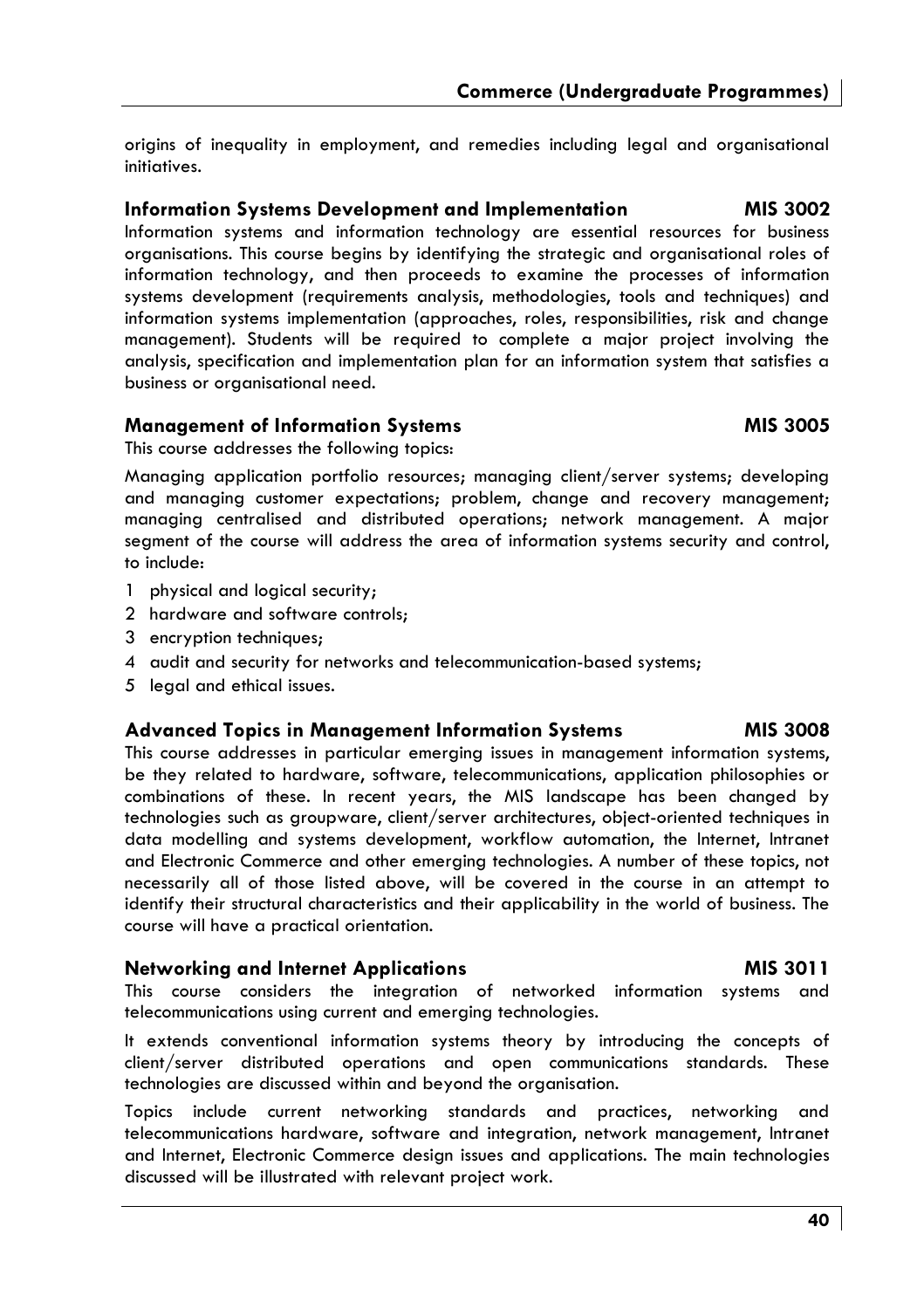origins of inequality in employment, and remedies including legal and organisational initiatives.

### Information Systems Development and Implementation — MIS 3002

Information systems and information technology are essential resources for business organisations. This course begins by identifying the strategic and organisational roles of information technology, and then proceeds to examine the processes of information systems development (requirements analysis, methodologies, tools and techniques) and information systems implementation (approaches, roles, responsibilities, risk and change management). Students will be required to complete a major project involving the analysis, specification and implementation plan for an information system that satisfies a business or organisational need.

### Management of Information Systems — MIS 3005

This course addresses the following topics:

Managing application portfolio resources; managing client/server systems; developing and managing customer expectations; problem, change and recovery management; managing centralised and distributed operations; network management. A major segment of the course will address the area of information systems security and control, to include:

1. physical and logical security;
2. hardware and software controls;
3. encryption techniques;
4. audit and security for networks and telecommunication-based systems;
5. legal and ethical issues.

### Advanced Topics in Management Information Systems — MIS 3008

This course addresses in particular emerging issues in management information systems, be they related to hardware, software, telecommunications, application philosophies or combinations of these. In recent years, the MIS landscape has been changed by technologies such as groupware, client/server architectures, object-oriented techniques in data modelling and systems development, workflow automation, the Internet, Intranet and Electronic Commerce and other emerging technologies. A number of these topics, not necessarily all of those listed above, will be covered in the course in an attempt to identify their structural characteristics and their applicability in the world of business. The course will have a practical orientation.

### Networking and Internet Applications — MIS 3011

This course considers the integration of networked information systems and telecommunications using current and emerging technologies.

It extends conventional information systems theory by introducing the concepts of client/server distributed operations and open communications standards. These technologies are discussed within and beyond the organisation.

Topics include current networking standards and practices, networking and telecommunications hardware, software and integration, network management, Intranet and Internet, Electronic Commerce design issues and applications. The main technologies discussed will be illustrated with relevant project work.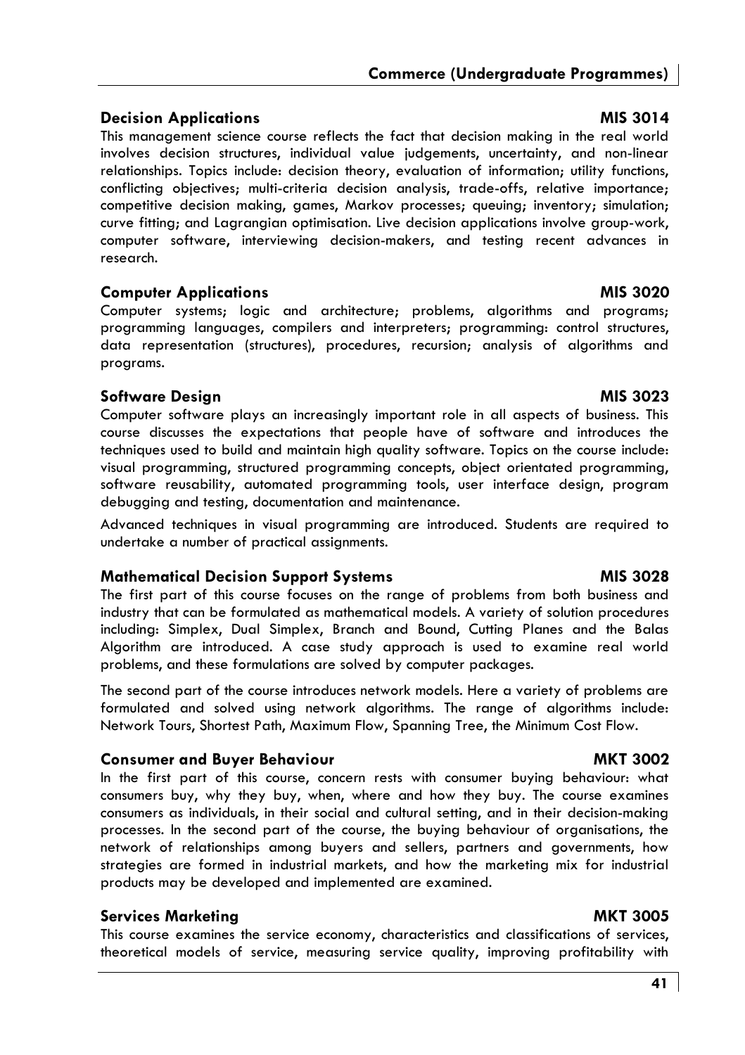### Decision Applications MIS 3014

This management science course reflects the fact that decision making in the real world involves decision structures, individual value judgements, uncertainty, and non-linear relationships. Topics include: decision theory, evaluation of information; utility functions, conflicting objectives; multi-criteria decision analysis, trade-offs, relative importance; competitive decision making, games, Markov processes; queuing; inventory; simulation; curve fitting; and Lagrangian optimisation. Live decision applications involve group-work, computer software, interviewing decision-makers, and testing recent advances in research.

### Computer Applications MIS 3020

Computer systems; logic and architecture; problems, algorithms and programs; programming languages, compilers and interpreters; programming: control structures, data representation (structures), procedures, recursion; analysis of algorithms and programs.

### Software Design MIS 3023

Computer software plays an increasingly important role in all aspects of business. This course discusses the expectations that people have of software and introduces the techniques used to build and maintain high quality software. Topics on the course include: visual programming, structured programming concepts, object orientated programming, software reusability, automated programming tools, user interface design, program debugging and testing, documentation and maintenance.

Advanced techniques in visual programming are introduced. Students are required to undertake a number of practical assignments.

### Mathematical Decision Support Systems MIS 3028

The first part of this course focuses on the range of problems from both business and industry that can be formulated as mathematical models. A variety of solution procedures including: Simplex, Dual Simplex, Branch and Bound, Cutting Planes and the Balas Algorithm are introduced. A case study approach is used to examine real world problems, and these formulations are solved by computer packages.

The second part of the course introduces network models. Here a variety of problems are formulated and solved using network algorithms. The range of algorithms include: Network Tours, Shortest Path, Maximum Flow, Spanning Tree, the Minimum Cost Flow.

### Consumer and Buyer Behaviour MKT 3002

In the first part of this course, concern rests with consumer buying behaviour: what consumers buy, why they buy, when, where and how they buy. The course examines consumers as individuals, in their social and cultural setting, and in their decision-making processes. In the second part of the course, the buying behaviour of organisations, the network of relationships among buyers and sellers, partners and governments, how strategies are formed in industrial markets, and how the marketing mix for industrial products may be developed and implemented are examined.

### Services Marketing MKT 3005

This course examines the service economy, characteristics and classifications of services, theoretical models of service, measuring service quality, improving profitability with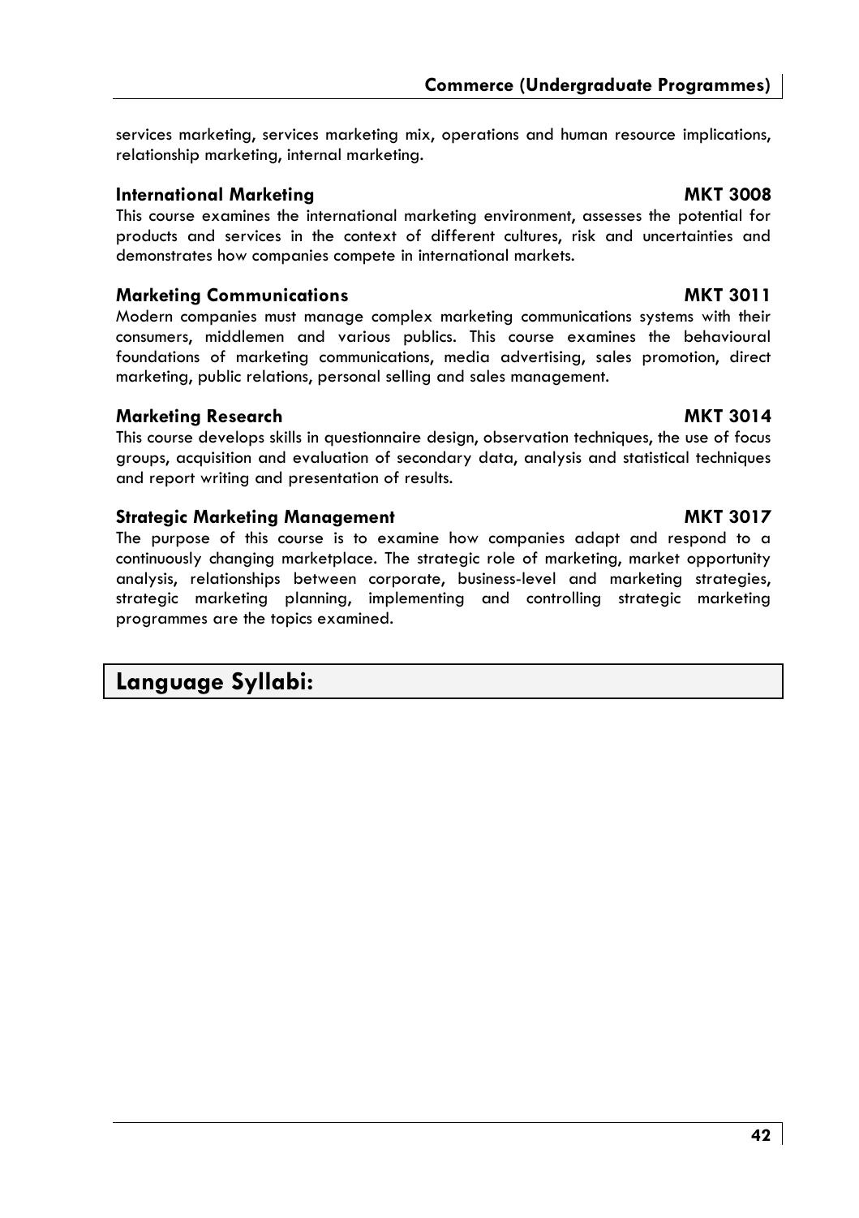services marketing, services marketing mix, operations and human resource implications, relationship marketing, internal marketing.

### International Marketing — MKT 3008

This course examines the international marketing environment, assesses the potential for products and services in the context of different cultures, risk and uncertainties and demonstrates how companies compete in international markets.

### Marketing Communications — MKT 3011

Modern companies must manage complex marketing communications systems with their consumers, middlemen and various publics. This course examines the behavioural foundations of marketing communications, media advertising, sales promotion, direct marketing, public relations, personal selling and sales management.

### Marketing Research — MKT 3014

This course develops skills in questionnaire design, observation techniques, the use of focus groups, acquisition and evaluation of secondary data, analysis and statistical techniques and report writing and presentation of results.

### Strategic Marketing Management — MKT 3017

The purpose of this course is to examine how companies adapt and respond to a continuously changing marketplace. The strategic role of marketing, market opportunity analysis, relationships between corporate, business-level and marketing strategies, strategic marketing planning, implementing and controlling strategic marketing programmes are the topics examined.

## Language Syllabi: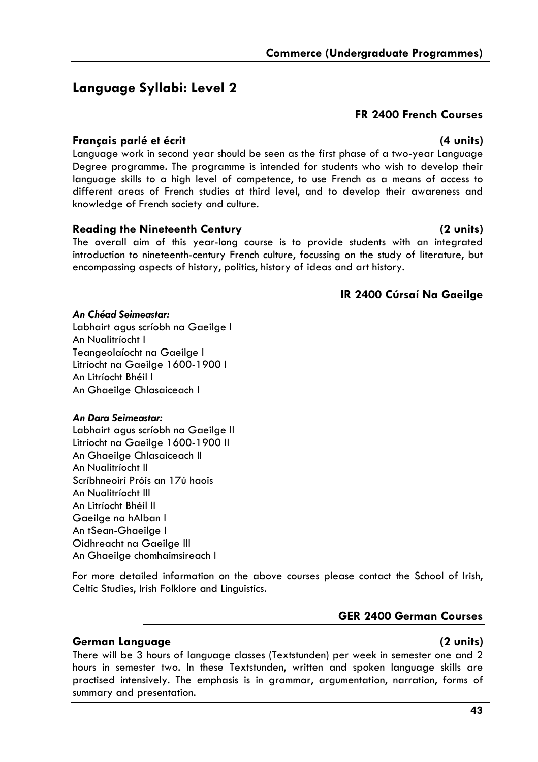## Language Syllabi: Level 2

### FR 2400 French Courses

**Français parlé et écrit** **(4 units)**

Language work in second year should be seen as the first phase of a two-year Language Degree programme. The programme is intended for students who wish to develop their language skills to a high level of competence, to use French as a means of access to different areas of French studies at third level, and to develop their awareness and knowledge of French society and culture.

**Reading the Nineteenth Century** **(2 units)**

The overall aim of this year-long course is to provide students with an integrated introduction to nineteenth-century French culture, focussing on the study of literature, but encompassing aspects of history, politics, history of ideas and art history.

### IR 2400 Cúrsaí Na Gaeilge

***An Chéad Seimeastar:***

Labhairt agus scríobh na Gaeilge I
An Nualitríocht I
Teangeolaíocht na Gaeilge I
Litríocht na Gaeilge 1600-1900 I
An Litríocht Bhéil I
An Ghaeilge Chlasaiceach I

***An Dara Seimeastar:***

Labhairt agus scríobh na Gaeilge II
Litríocht na Gaeilge 1600-1900 II
An Ghaeilge Chlasaiceach II
An Nualitríocht II
Scríbhneoirí Próis an 17ú haois
An Nualitríocht III
An Litríocht Bhéil II
Gaeilge na hAlban I
An tSean-Ghaeilge I
Oidhreacht na Gaeilge III
An Ghaeilge chomhaimsireach I

For more detailed information on the above courses please contact the School of Irish, Celtic Studies, Irish Folklore and Linguistics.

### GER 2400 German Courses

**German Language** **(2 units)**

There will be 3 hours of language classes (Textstunden) per week in semester one and 2 hours in semester two. In these Textstunden, written and spoken language skills are practised intensively. The emphasis is in grammar, argumentation, narration, forms of summary and presentation.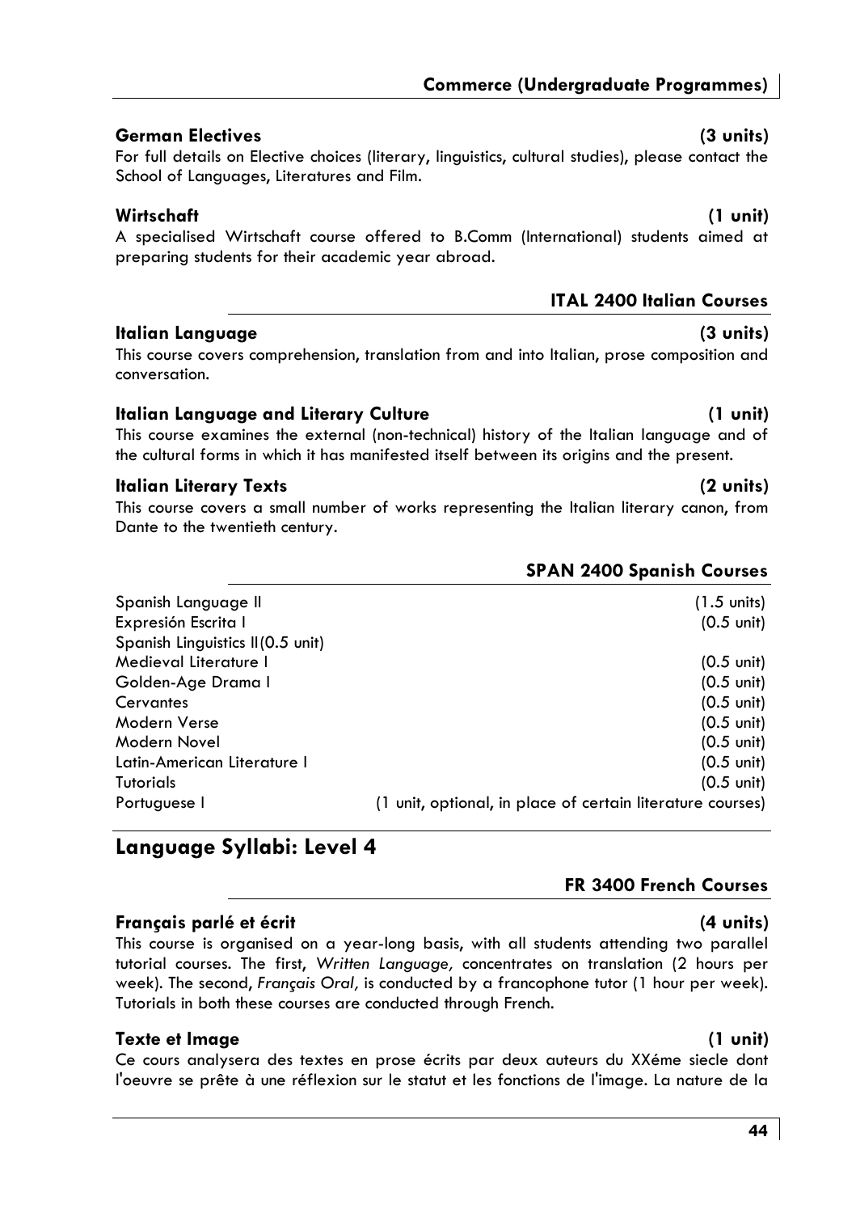#### German Electives (3 units)

For full details on Elective choices (literary, linguistics, cultural studies), please contact the School of Languages, Literatures and Film.

#### Wirtschaft (1 unit)

A specialised Wirtschaft course offered to B.Comm (International) students aimed at preparing students for their academic year abroad.

### ITAL 2400 Italian Courses

#### Italian Language (3 units)

This course covers comprehension, translation from and into Italian, prose composition and conversation.

#### Italian Language and Literary Culture (1 unit)

This course examines the external (non-technical) history of the Italian language and of the cultural forms in which it has manifested itself between its origins and the present.

#### Italian Literary Texts (2 units)

This course covers a small number of works representing the Italian literary canon, from Dante to the twentieth century.

### SPAN 2400 Spanish Courses

| Course | Units |
|---|---|
| Spanish Language II | (1.5 units) |
| Expresión Escrita I | (0.5 unit) |
| Spanish Linguistics II(0.5 unit) | |
| Medieval Literature I | (0.5 unit) |
| Golden-Age Drama I | (0.5 unit) |
| Cervantes | (0.5 unit) |
| Modern Verse | (0.5 unit) |
| Modern Novel | (0.5 unit) |
| Latin-American Literature I | (0.5 unit) |
| Tutorials | (0.5 unit) |
| Portuguese I | (1 unit, optional, in place of certain literature courses) |

## Language Syllabi: Level 4

### FR 3400 French Courses

#### Français parlé et écrit (4 units)

This course is organised on a year-long basis, with all students attending two parallel tutorial courses. The first, *Written Language,* concentrates on translation (2 hours per week). The second, *Français Oral,* is conducted by a francophone tutor (1 hour per week). Tutorials in both these courses are conducted through French.

#### Texte et Image (1 unit)

Ce cours analysera des textes en prose écrits par deux auteurs du XXéme siecle dont l'oeuvre se prête à une réflexion sur le statut et les fonctions de l'image. La nature de la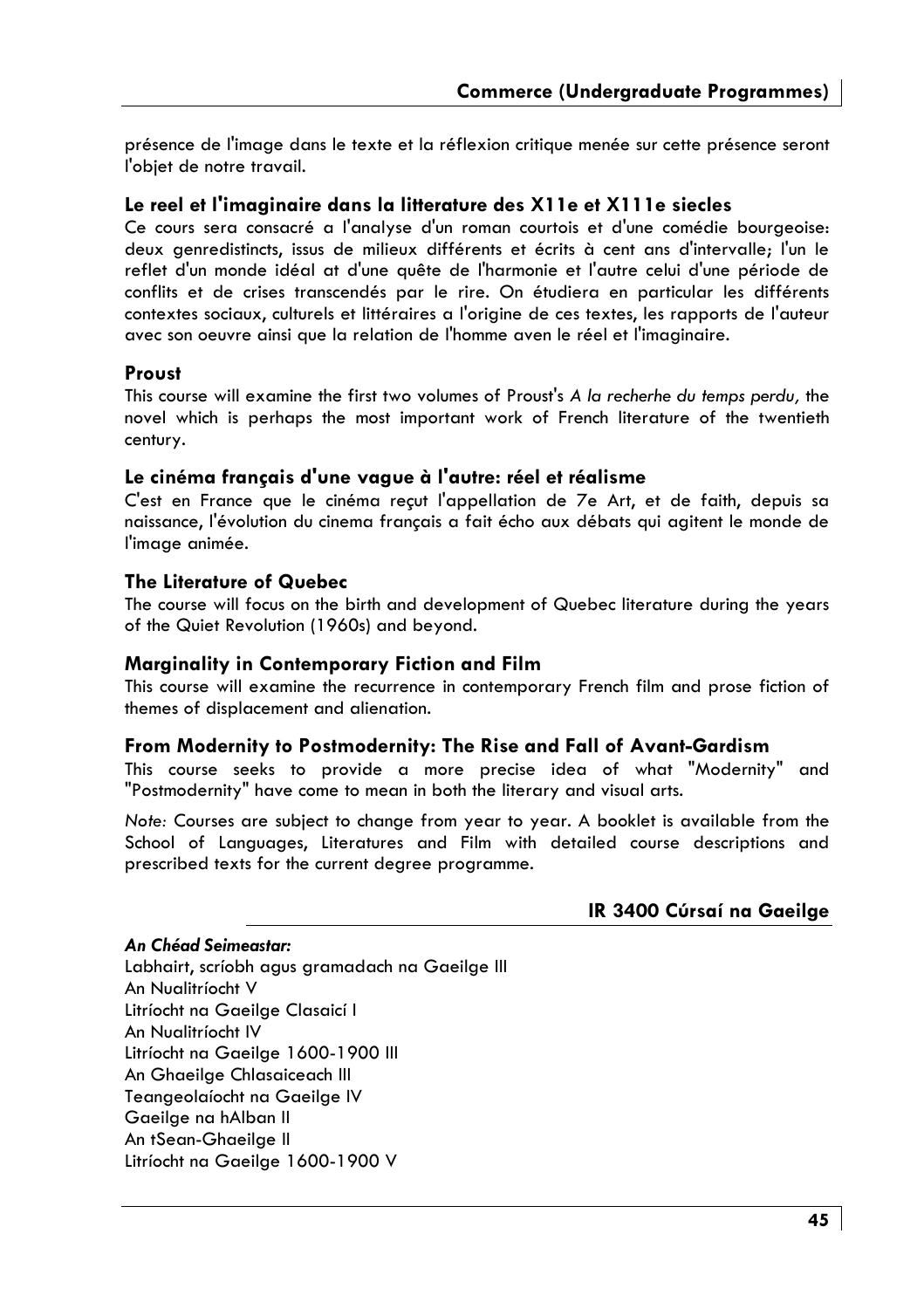présence de l'image dans le texte et la réflexion critique menée sur cette présence seront l'objet de notre travail.

### Le reel et l'imaginaire dans la litterature des X11e et X111e siecles

Ce cours sera consacré a l'analyse d'un roman courtois et d'une comédie bourgeoise: deux genredistincts, issus de milieux différents et écrits à cent ans d'intervalle; l'un le reflet d'un monde idéal at d'une quête de l'harmonie et l'autre celui d'une période de conflits et de crises transcendés par le rire. On étudiera en particular les différents contextes sociaux, culturels et littéraires a l'origine de ces textes, les rapports de l'auteur avec son oeuvre ainsi que la relation de l'homme aven le réel et l'imaginaire.

### Proust

This course will examine the first two volumes of Proust's *A la recherhe du temps perdu,* the novel which is perhaps the most important work of French literature of the twentieth century.

### Le cinéma français d'une vague à l'autre: réel et réalisme

C'est en France que le cinéma reçut l'appellation de 7e Art, et de faith, depuis sa naissance, l'évolution du cinema français a fait écho aux débats qui agitent le monde de l'image animée.

### The Literature of Quebec

The course will focus on the birth and development of Quebec literature during the years of the Quiet Revolution (1960s) and beyond.

### Marginality in Contemporary Fiction and Film

This course will examine the recurrence in contemporary French film and prose fiction of themes of displacement and alienation.

### From Modernity to Postmodernity: The Rise and Fall of Avant-Gardism

This course seeks to provide a more precise idea of what "Modernity" and "Postmodernity" have come to mean in both the literary and visual arts.

*Note:* Courses are subject to change from year to year. A booklet is available from the School of Languages, Literatures and Film with detailed course descriptions and prescribed texts for the current degree programme.

## IR 3400 Cúrsaí na Gaeilge

***An Chéad Seimeastar:***

Labhairt, scríobh agus gramadach na Gaeilge III
An Nualitríocht V
Litríocht na Gaeilge Clasaicí I
An Nualitríocht IV
Litríocht na Gaeilge 1600-1900 III
An Ghaeilge Chlasaiceach III
Teangeolaíocht na Gaeilge IV
Gaeilge na hAlban II
An tSean-Ghaeilge II
Litríocht na Gaeilge 1600-1900 V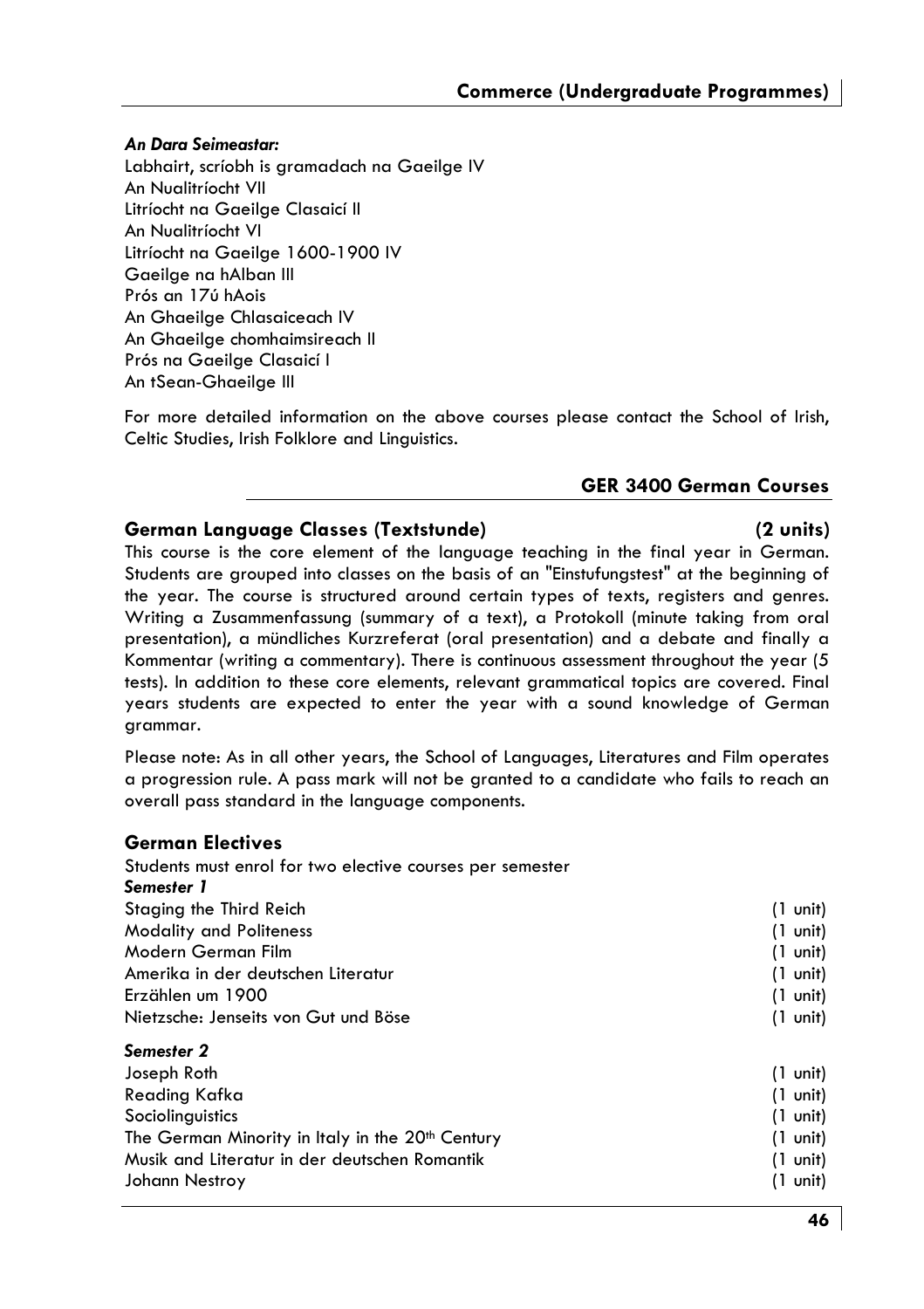*An Dara Seimeastar:*

Labhairt, scríobh is gramadach na Gaeilge IV
An Nualitríocht VII
Litríocht na Gaeilge Clasaicí II
An Nualitríocht VI
Litríocht na Gaeilge 1600-1900 IV
Gaeilge na hAlban III
Prós an 17ú hAois
An Ghaeilge Chlasaiceach IV
An Ghaeilge chomhaimsireach II
Prós na Gaeilge Clasaicí I
An tSean-Ghaeilge III

For more detailed information on the above courses please contact the School of Irish, Celtic Studies, Irish Folklore and Linguistics.

## GER 3400 German Courses

### German Language Classes (Textstunde) (2 units)

This course is the core element of the language teaching in the final year in German. Students are grouped into classes on the basis of an "Einstufungstest" at the beginning of the year. The course is structured around certain types of texts, registers and genres. Writing a Zusammenfassung (summary of a text), a Protokoll (minute taking from oral presentation), a mündliches Kurzreferat (oral presentation) and a debate and finally a Kommentar (writing a commentary). There is continuous assessment throughout the year (5 tests). In addition to these core elements, relevant grammatical topics are covered. Final years students are expected to enter the year with a sound knowledge of German grammar.

Please note: As in all other years, the School of Languages, Literatures and Film operates a progression rule. A pass mark will not be granted to a candidate who fails to reach an overall pass standard in the language components.

### German Electives

Students must enrol for two elective courses per semester

*Semester 1*

| | |
|---|---|
| Staging the Third Reich | (1 unit) |
| Modality and Politeness | (1 unit) |
| Modern German Film | (1 unit) |
| Amerika in der deutschen Literatur | (1 unit) |
| Erzählen um 1900 | (1 unit) |
| Nietzsche: Jenseits von Gut und Böse | (1 unit) |

*Semester 2*

| | |
|---|---|
| Joseph Roth | (1 unit) |
| Reading Kafka | (1 unit) |
| Sociolinguistics | (1 unit) |
| The German Minority in Italy in the 20th Century | (1 unit) |
| Musik and Literatur in der deutschen Romantik | (1 unit) |
| Johann Nestroy | (1 unit) |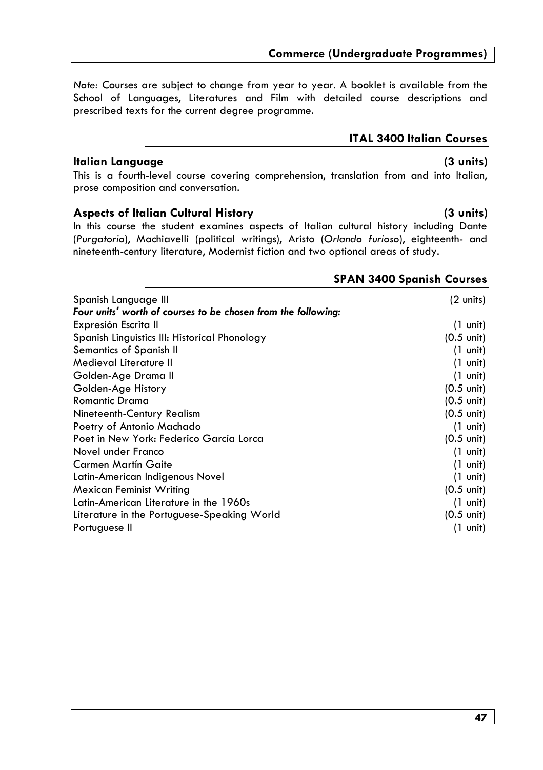*Note:* Courses are subject to change from year to year. A booklet is available from the School of Languages, Literatures and Film with detailed course descriptions and prescribed texts for the current degree programme.

## ITAL 3400 Italian Courses

### Italian Language (3 units)

This is a fourth-level course covering comprehension, translation from and into Italian, prose composition and conversation.

### Aspects of Italian Cultural History (3 units)

In this course the student examines aspects of Italian cultural history including Dante (*Purgatorio*), Machiavelli (political writings), Aristo (*Orlando furioso*), eighteenth- and nineteenth-century literature, Modernist fiction and two optional areas of study.

## SPAN 3400 Spanish Courses

| Course | Units |
|---|---|
| Spanish Language III | (2 units) |
| ***Four units' worth of courses to be chosen from the following:*** | |
| Expresión Escrita II | (1 unit) |
| Spanish Linguistics III: Historical Phonology | (0.5 unit) |
| Semantics of Spanish II | (1 unit) |
| Medieval Literature II | (1 unit) |
| Golden-Age Drama II | (1 unit) |
| Golden-Age History | (0.5 unit) |
| Romantic Drama | (0.5 unit) |
| Nineteenth-Century Realism | (0.5 unit) |
| Poetry of Antonio Machado | (1 unit) |
| Poet in New York: Federico García Lorca | (0.5 unit) |
| Novel under Franco | (1 unit) |
| Carmen Martín Gaite | (1 unit) |
| Latin-American Indigenous Novel | (1 unit) |
| Mexican Feminist Writing | (0.5 unit) |
| Latin-American Literature in the 1960s | (1 unit) |
| Literature in the Portuguese-Speaking World | (0.5 unit) |
| Portuguese II | (1 unit) |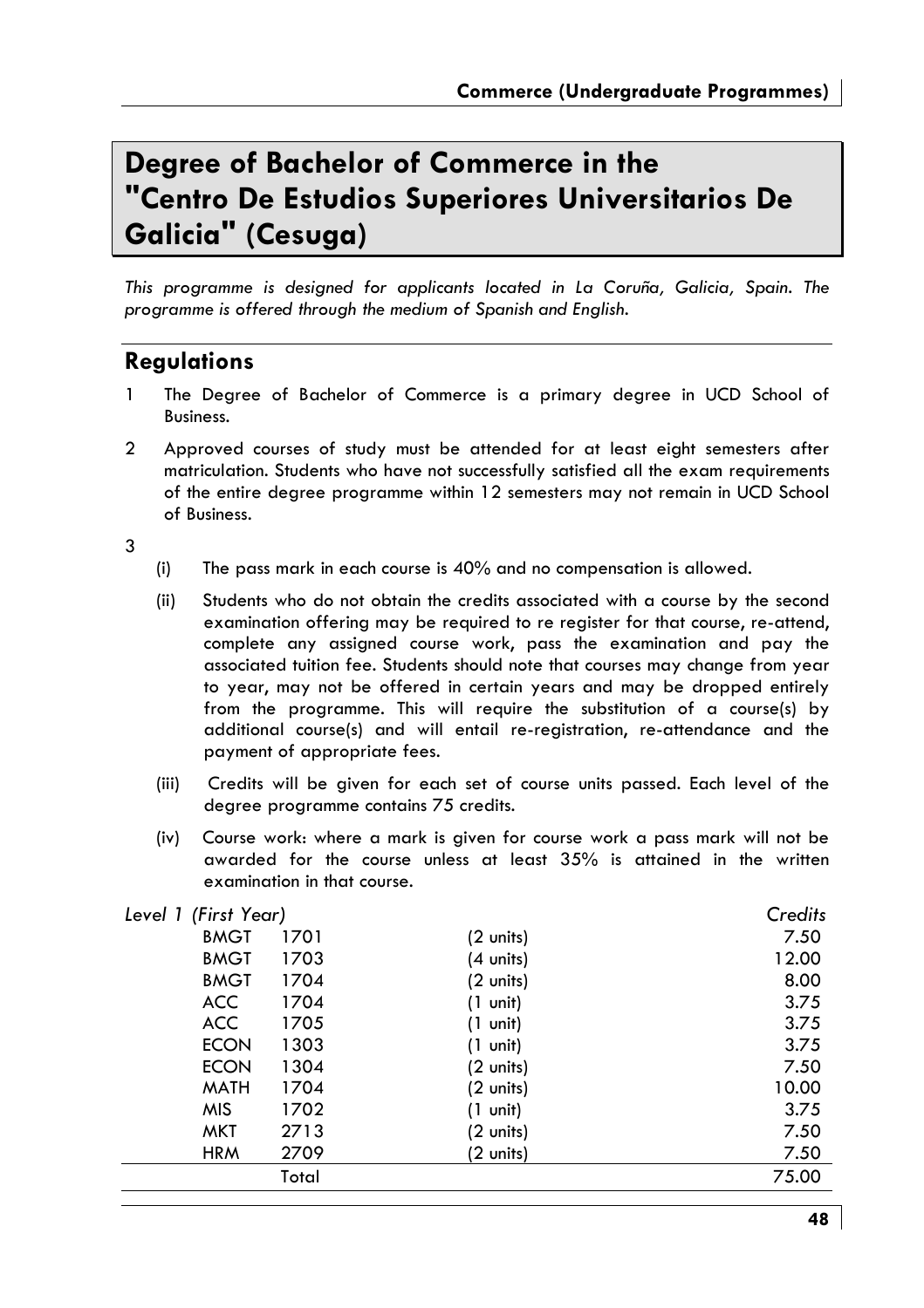# Degree of Bachelor of Commerce in the "Centro De Estudios Superiores Universitarios De Galicia" (Cesuga)

*This programme is designed for applicants located in La Coruña, Galicia, Spain. The programme is offered through the medium of Spanish and English.*

## Regulations

1. The Degree of Bachelor of Commerce is a primary degree in UCD School of Business.

2. Approved courses of study must be attended for at least eight semesters after matriculation. Students who have not successfully satisfied all the exam requirements of the entire degree programme within 12 semesters may not remain in UCD School of Business.

3.
   - (i) The pass mark in each course is 40% and no compensation is allowed.
   - (ii) Students who do not obtain the credits associated with a course by the second examination offering may be required to re register for that course, re-attend, complete any assigned course work, pass the examination and pay the associated tuition fee. Students should note that courses may change from year to year, may not be offered in certain years and may be dropped entirely from the programme. This will require the substitution of a course(s) by additional course(s) and will entail re-registration, re-attendance and the payment of appropriate fees.
   - (iii) Credits will be given for each set of course units passed. Each level of the degree programme contains 75 credits.
   - (iv) Course work: where a mark is given for course work a pass mark will not be awarded for the course unless at least 35% is attained in the written examination in that course.

| *Level 1 (First Year)* | | | *Credits* |
|---|---|---|---|
| BMGT | 1701 | (2 units) | 7.50 |
| BMGT | 1703 | (4 units) | 12.00 |
| BMGT | 1704 | (2 units) | 8.00 |
| ACC | 1704 | (1 unit) | 3.75 |
| ACC | 1705 | (1 unit) | 3.75 |
| ECON | 1303 | (1 unit) | 3.75 |
| ECON | 1304 | (2 units) | 7.50 |
| MATH | 1704 | (2 units) | 10.00 |
| MIS | 1702 | (1 unit) | 3.75 |
| MKT | 2713 | (2 units) | 7.50 |
| HRM | 2709 | (2 units) | 7.50 |
| | Total | | 75.00 |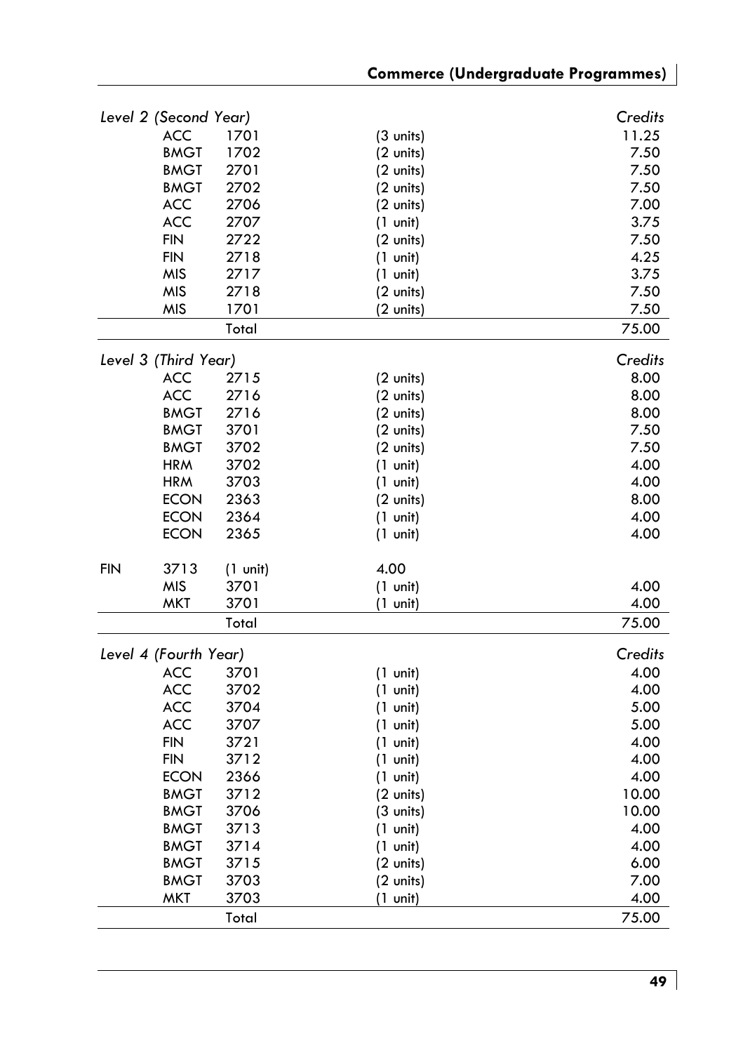| *Level 2 (Second Year)* | | | *Credits* |
|---|---|---|---|
| ACC | 1701 | (3 units) | 11.25 |
| BMGT | 1702 | (2 units) | 7.50 |
| BMGT | 2701 | (2 units) | 7.50 |
| BMGT | 2702 | (2 units) | 7.50 |
| ACC | 2706 | (2 units) | 7.00 |
| ACC | 2707 | (1 unit) | 3.75 |
| FIN | 2722 | (2 units) | 7.50 |
| FIN | 2718 | (1 unit) | 4.25 |
| MIS | 2717 | (1 unit) | 3.75 |
| MIS | 2718 | (2 units) | 7.50 |
| MIS | 1701 | (2 units) | 7.50 |
| | Total | | 75.00 |

| *Level 3 (Third Year)* | | | *Credits* |
|---|---|---|---|
| ACC | 2715 | (2 units) | 8.00 |
| ACC | 2716 | (2 units) | 8.00 |
| BMGT | 2716 | (2 units) | 8.00 |
| BMGT | 3701 | (2 units) | 7.50 |
| BMGT | 3702 | (2 units) | 7.50 |
| HRM | 3702 | (1 unit) | 4.00 |
| HRM | 3703 | (1 unit) | 4.00 |
| ECON | 2363 | (2 units) | 8.00 |
| ECON | 2364 | (1 unit) | 4.00 |
| ECON | 2365 | (1 unit) | 4.00 |
| FIN | 3713 | (1 unit) | 4.00 |
| MIS | 3701 | (1 unit) | 4.00 |
| MKT | 3701 | (1 unit) | 4.00 |
| | Total | | 75.00 |

| *Level 4 (Fourth Year)* | | | *Credits* |
|---|---|---|---|
| ACC | 3701 | (1 unit) | 4.00 |
| ACC | 3702 | (1 unit) | 4.00 |
| ACC | 3704 | (1 unit) | 5.00 |
| ACC | 3707 | (1 unit) | 5.00 |
| FIN | 3721 | (1 unit) | 4.00 |
| FIN | 3712 | (1 unit) | 4.00 |
| ECON | 2366 | (1 unit) | 4.00 |
| BMGT | 3712 | (2 units) | 10.00 |
| BMGT | 3706 | (3 units) | 10.00 |
| BMGT | 3713 | (1 unit) | 4.00 |
| BMGT | 3714 | (1 unit) | 4.00 |
| BMGT | 3715 | (2 units) | 6.00 |
| BMGT | 3703 | (2 units) | 7.00 |
| MKT | 3703 | (1 unit) | 4.00 |
| | Total | | 75.00 |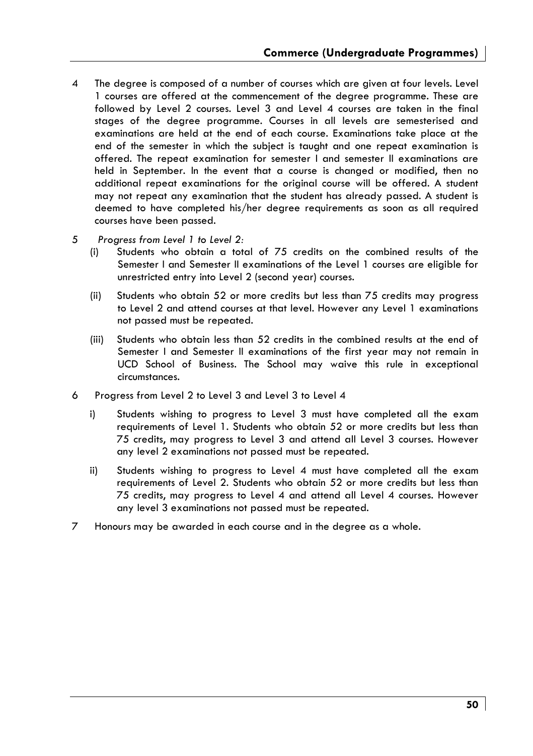4 The degree is composed of a number of courses which are given at four levels. Level 1 courses are offered at the commencement of the degree programme. These are followed by Level 2 courses. Level 3 and Level 4 courses are taken in the final stages of the degree programme. Courses in all levels are semesterised and examinations are held at the end of each course. Examinations take place at the end of the semester in which the subject is taught and one repeat examination is offered. The repeat examination for semester I and semester II examinations are held in September. In the event that a course is changed or modified, then no additional repeat examinations for the original course will be offered. A student may not repeat any examination that the student has already passed. A student is deemed to have completed his/her degree requirements as soon as all required courses have been passed.

5 *Progress from Level 1 to Level 2:*

   (i) Students who obtain a total of 75 credits on the combined results of the Semester I and Semester II examinations of the Level 1 courses are eligible for unrestricted entry into Level 2 (second year) courses.

   (ii) Students who obtain 52 or more credits but less than 75 credits may progress to Level 2 and attend courses at that level. However any Level 1 examinations not passed must be repeated.

   (iii) Students who obtain less than 52 credits in the combined results at the end of Semester I and Semester II examinations of the first year may not remain in UCD School of Business. The School may waive this rule in exceptional circumstances.

6 Progress from Level 2 to Level 3 and Level 3 to Level 4

   i) Students wishing to progress to Level 3 must have completed all the exam requirements of Level 1. Students who obtain 52 or more credits but less than 75 credits, may progress to Level 3 and attend all Level 3 courses. However any level 2 examinations not passed must be repeated.

   ii) Students wishing to progress to Level 4 must have completed all the exam requirements of Level 2. Students who obtain 52 or more credits but less than 75 credits, may progress to Level 4 and attend all Level 4 courses. However any level 3 examinations not passed must be repeated.

7 Honours may be awarded in each course and in the degree as a whole.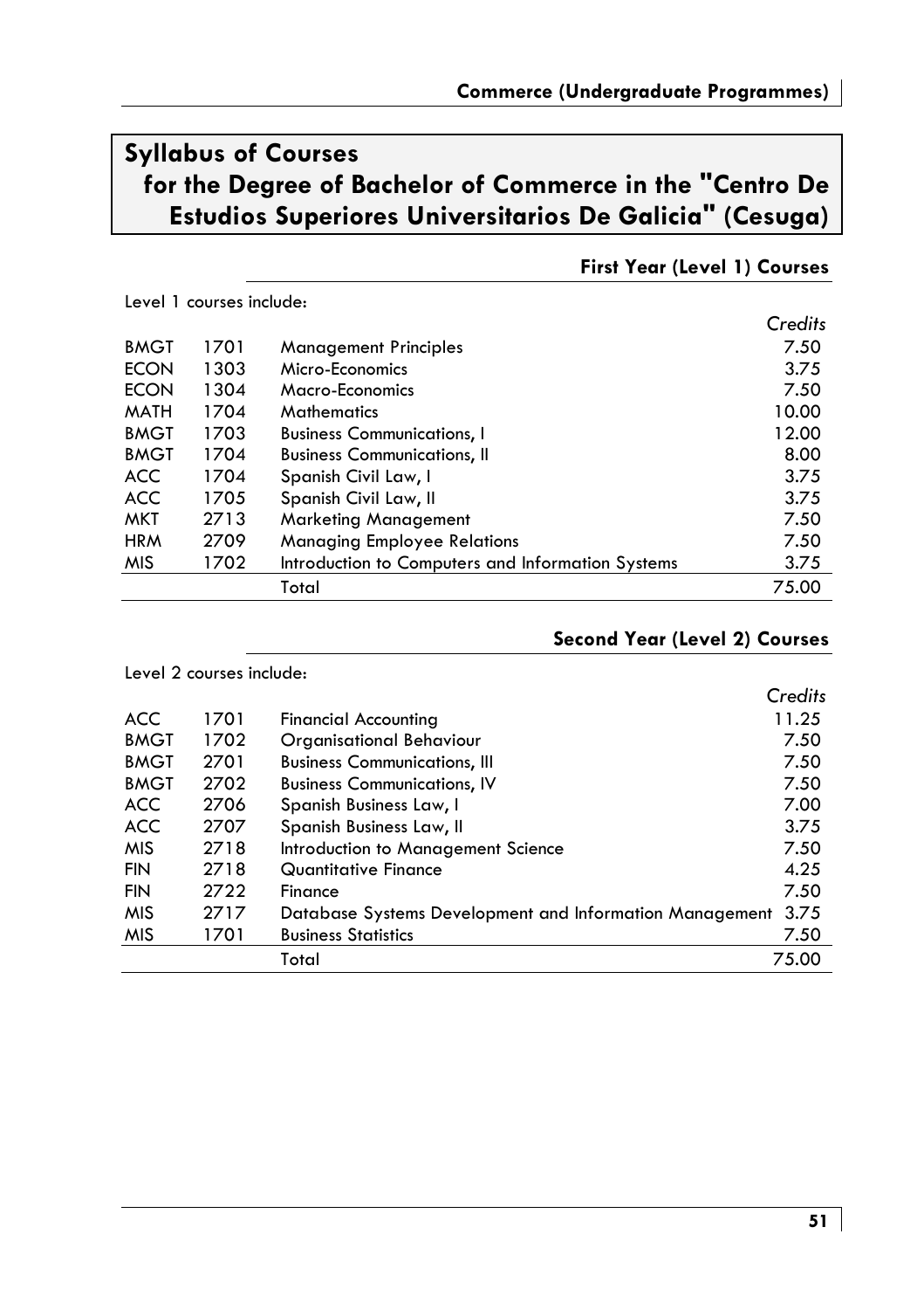## Syllabus of Courses for the Degree of Bachelor of Commerce in the "Centro De Estudios Superiores Universitarios De Galicia" (Cesuga)

### First Year (Level 1) Courses

Level 1 courses include:

| | | | *Credits* |
|---|---|---|---|
| BMGT | 1701 | Management Principles | 7.50 |
| ECON | 1303 | Micro-Economics | 3.75 |
| ECON | 1304 | Macro-Economics | 7.50 |
| MATH | 1704 | Mathematics | 10.00 |
| BMGT | 1703 | Business Communications, I | 12.00 |
| BMGT | 1704 | Business Communications, II | 8.00 |
| ACC | 1704 | Spanish Civil Law, I | 3.75 |
| ACC | 1705 | Spanish Civil Law, II | 3.75 |
| MKT | 2713 | Marketing Management | 7.50 |
| HRM | 2709 | Managing Employee Relations | 7.50 |
| MIS | 1702 | Introduction to Computers and Information Systems | 3.75 |
| | | Total | 75.00 |

### Second Year (Level 2) Courses

Level 2 courses include:

| | | | *Credits* |
|---|---|---|---|
| ACC | 1701 | Financial Accounting | 11.25 |
| BMGT | 1702 | Organisational Behaviour | 7.50 |
| BMGT | 2701 | Business Communications, III | 7.50 |
| BMGT | 2702 | Business Communications, IV | 7.50 |
| ACC | 2706 | Spanish Business Law, I | 7.00 |
| ACC | 2707 | Spanish Business Law, II | 3.75 |
| MIS | 2718 | Introduction to Management Science | 7.50 |
| FIN | 2718 | Quantitative Finance | 4.25 |
| FIN | 2722 | Finance | 7.50 |
| MIS | 2717 | Database Systems Development and Information Management | 3.75 |
| MIS | 1701 | Business Statistics | 7.50 |
| | | Total | 75.00 |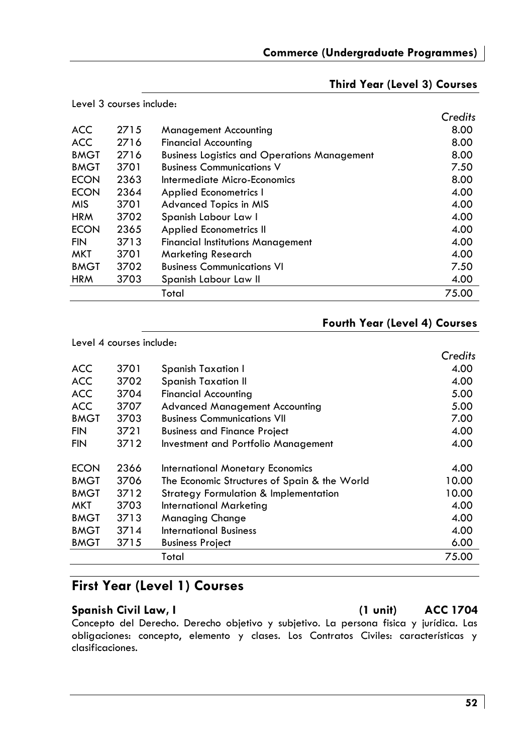### Third Year (Level 3) Courses

Level 3 courses include:

| | | | *Credits* |
|---|---|---|---|
| ACC | 2715 | Management Accounting | 8.00 |
| ACC | 2716 | Financial Accounting | 8.00 |
| BMGT | 2716 | Business Logistics and Operations Management | 8.00 |
| BMGT | 3701 | Business Communications V | 7.50 |
| ECON | 2363 | Intermediate Micro-Economics | 8.00 |
| ECON | 2364 | Applied Econometrics I | 4.00 |
| MIS | 3701 | Advanced Topics in MIS | 4.00 |
| HRM | 3702 | Spanish Labour Law I | 4.00 |
| ECON | 2365 | Applied Econometrics II | 4.00 |
| FIN | 3713 | Financial Institutions Management | 4.00 |
| MKT | 3701 | Marketing Research | 4.00 |
| BMGT | 3702 | Business Communications VI | 7.50 |
| HRM | 3703 | Spanish Labour Law II | 4.00 |
| | | Total | 75.00 |

### Fourth Year (Level 4) Courses

Level 4 courses include:

| | | | *Credits* |
|---|---|---|---|
| ACC | 3701 | Spanish Taxation I | 4.00 |
| ACC | 3702 | Spanish Taxation II | 4.00 |
| ACC | 3704 | Financial Accounting | 5.00 |
| ACC | 3707 | Advanced Management Accounting | 5.00 |
| BMGT | 3703 | Business Communications VII | 7.00 |
| FIN | 3721 | Business and Finance Project | 4.00 |
| FIN | 3712 | Investment and Portfolio Management | 4.00 |
| ECON | 2366 | International Monetary Economics | 4.00 |
| BMGT | 3706 | The Economic Structures of Spain & the World | 10.00 |
| BMGT | 3712 | Strategy Formulation & Implementation | 10.00 |
| MKT | 3703 | International Marketing | 4.00 |
| BMGT | 3713 | Managing Change | 4.00 |
| BMGT | 3714 | International Business | 4.00 |
| BMGT | 3715 | Business Project | 6.00 |
| | | Total | 75.00 |

## First Year (Level 1) Courses

**Spanish Civil Law, I (1 unit) ACC 1704**

Concepto del Derecho. Derecho objetivo y subjetivo. La persona física y jurídica. Las obligaciones: concepto, elemento y clases. Los Contratos Civiles: características y clasificaciones.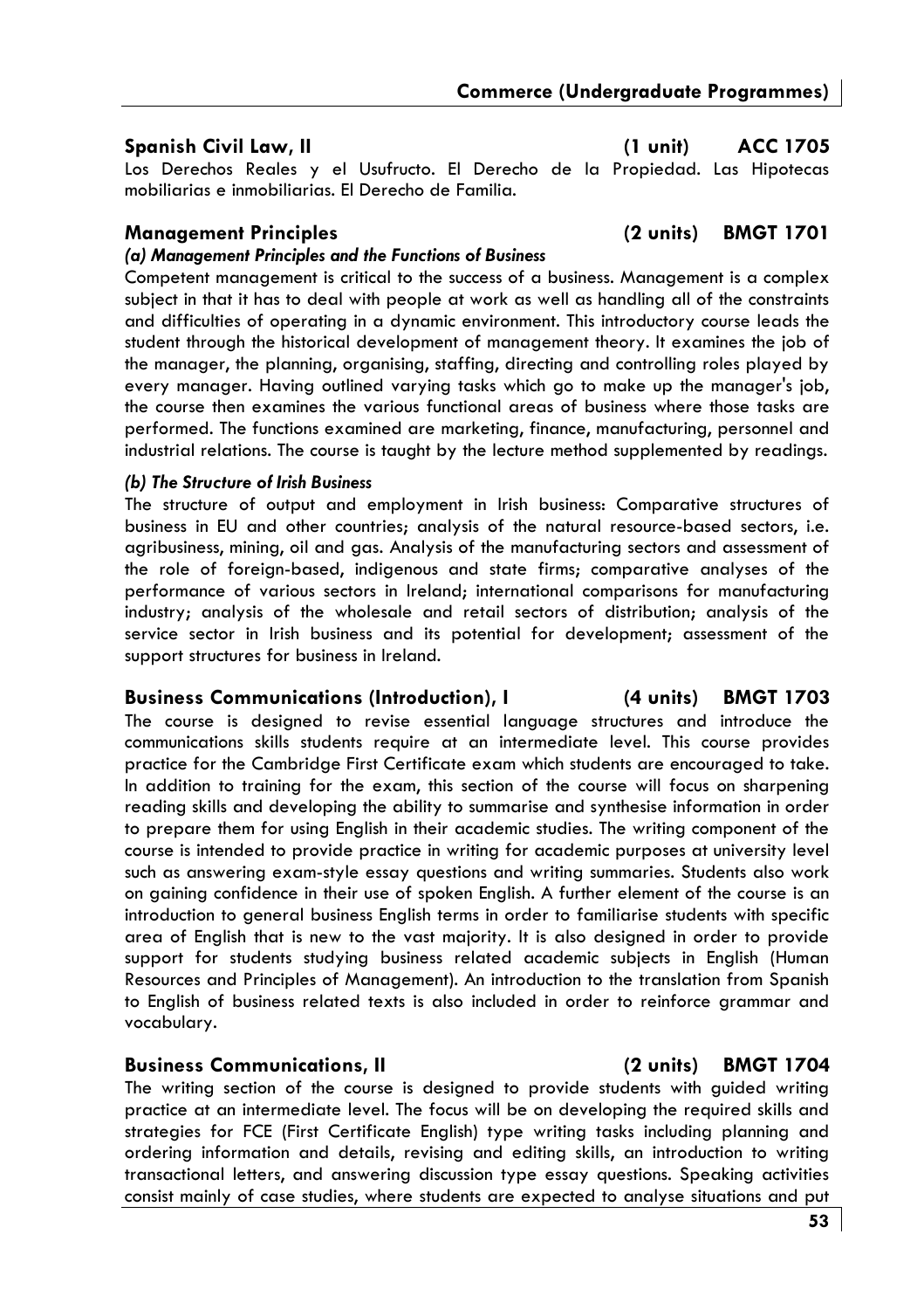## Spanish Civil Law, II (1 unit) ACC 1705

Los Derechos Reales y el Usufructo. El Derecho de la Propiedad. Las Hipotecas mobiliarias e inmobiliarias. El Derecho de Familia.

## Management Principles (2 units) BMGT 1701

### *(a) Management Principles and the Functions of Business*

Competent management is critical to the success of a business. Management is a complex subject in that it has to deal with people at work as well as handling all of the constraints and difficulties of operating in a dynamic environment. This introductory course leads the student through the historical development of management theory. It examines the job of the manager, the planning, organising, staffing, directing and controlling roles played by every manager. Having outlined varying tasks which go to make up the manager's job, the course then examines the various functional areas of business where those tasks are performed. The functions examined are marketing, finance, manufacturing, personnel and industrial relations. The course is taught by the lecture method supplemented by readings.

### *(b) The Structure of Irish Business*

The structure of output and employment in Irish business: Comparative structures of business in EU and other countries; analysis of the natural resource-based sectors, i.e. agribusiness, mining, oil and gas. Analysis of the manufacturing sectors and assessment of the role of foreign-based, indigenous and state firms; comparative analyses of the performance of various sectors in Ireland; international comparisons for manufacturing industry; analysis of the wholesale and retail sectors of distribution; analysis of the service sector in Irish business and its potential for development; assessment of the support structures for business in Ireland.

## Business Communications (Introduction), I (4 units) BMGT 1703

The course is designed to revise essential language structures and introduce the communications skills students require at an intermediate level. This course provides practice for the Cambridge First Certificate exam which students are encouraged to take. In addition to training for the exam, this section of the course will focus on sharpening reading skills and developing the ability to summarise and synthesise information in order to prepare them for using English in their academic studies. The writing component of the course is intended to provide practice in writing for academic purposes at university level such as answering exam-style essay questions and writing summaries. Students also work on gaining confidence in their use of spoken English. A further element of the course is an introduction to general business English terms in order to familiarise students with specific area of English that is new to the vast majority. It is also designed in order to provide support for students studying business related academic subjects in English (Human Resources and Principles of Management). An introduction to the translation from Spanish to English of business related texts is also included in order to reinforce grammar and vocabulary.

## Business Communications, II (2 units) BMGT 1704

The writing section of the course is designed to provide students with guided writing practice at an intermediate level. The focus will be on developing the required skills and strategies for FCE (First Certificate English) type writing tasks including planning and ordering information and details, revising and editing skills, an introduction to writing transactional letters, and answering discussion type essay questions. Speaking activities consist mainly of case studies, where students are expected to analyse situations and put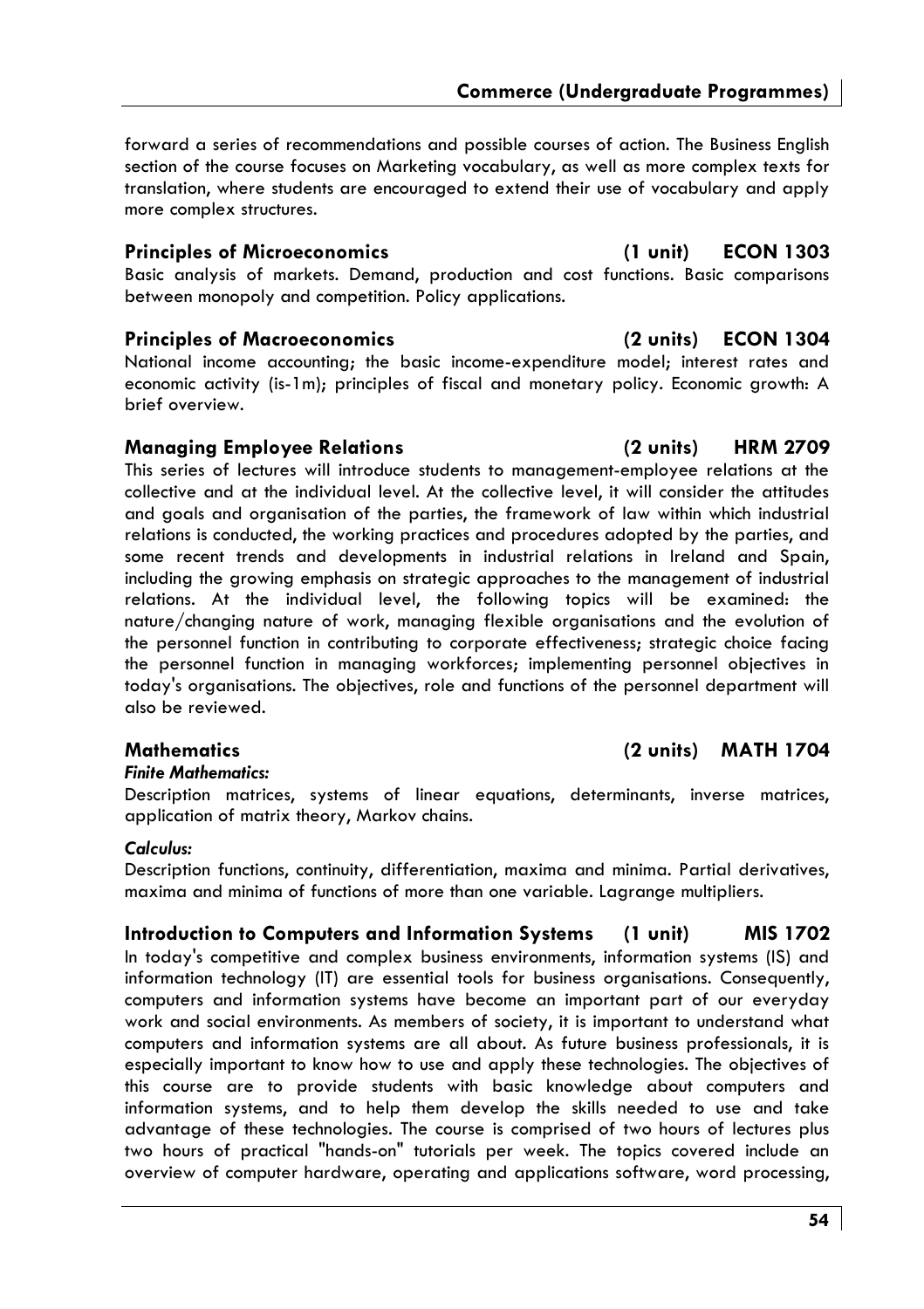forward a series of recommendations and possible courses of action. The Business English section of the course focuses on Marketing vocabulary, as well as more complex texts for translation, where students are encouraged to extend their use of vocabulary and apply more complex structures.

### Principles of Microeconomics (1 unit) ECON 1303

Basic analysis of markets. Demand, production and cost functions. Basic comparisons between monopoly and competition. Policy applications.

### Principles of Macroeconomics (2 units) ECON 1304

National income accounting; the basic income-expenditure model; interest rates and economic activity (is-1m); principles of fiscal and monetary policy. Economic growth: A brief overview.

### Managing Employee Relations (2 units) HRM 2709

This series of lectures will introduce students to management-employee relations at the collective and at the individual level. At the collective level, it will consider the attitudes and goals and organisation of the parties, the framework of law within which industrial relations is conducted, the working practices and procedures adopted by the parties, and some recent trends and developments in industrial relations in Ireland and Spain, including the growing emphasis on strategic approaches to the management of industrial relations. At the individual level, the following topics will be examined: the nature/changing nature of work, managing flexible organisations and the evolution of the personnel function in contributing to corporate effectiveness; strategic choice facing the personnel function in managing workforces; implementing personnel objectives in today's organisations. The objectives, role and functions of the personnel department will also be reviewed.

### Mathematics (2 units) MATH 1704

***Finite Mathematics:***

Description matrices, systems of linear equations, determinants, inverse matrices, application of matrix theory, Markov chains.

***Calculus:***

Description functions, continuity, differentiation, maxima and minima. Partial derivatives, maxima and minima of functions of more than one variable. Lagrange multipliers.

### Introduction to Computers and Information Systems (1 unit) MIS 1702

In today's competitive and complex business environments, information systems (IS) and information technology (IT) are essential tools for business organisations. Consequently, computers and information systems have become an important part of our everyday work and social environments. As members of society, it is important to understand what computers and information systems are all about. As future business professionals, it is especially important to know how to use and apply these technologies. The objectives of this course are to provide students with basic knowledge about computers and information systems, and to help them develop the skills needed to use and take advantage of these technologies. The course is comprised of two hours of lectures plus two hours of practical "hands-on" tutorials per week. The topics covered include an overview of computer hardware, operating and applications software, word processing,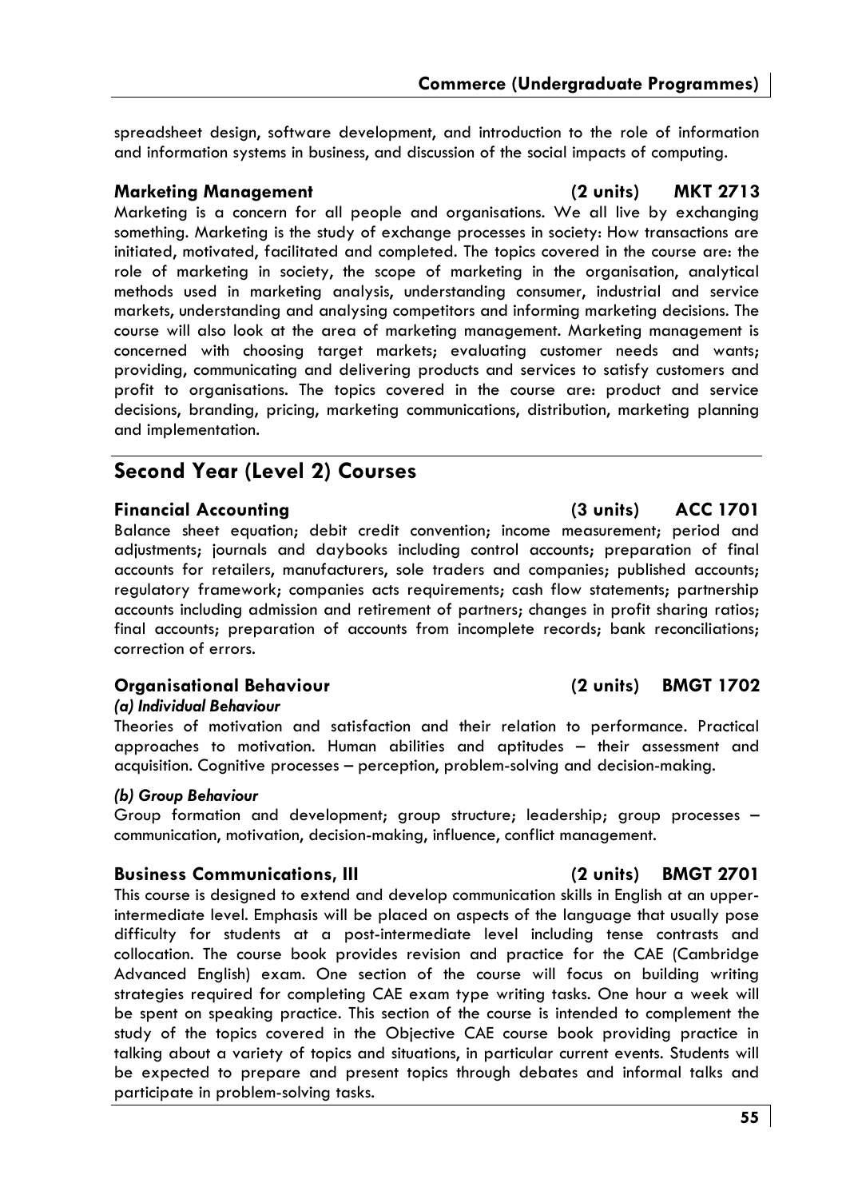spreadsheet design, software development, and introduction to the role of information and information systems in business, and discussion of the social impacts of computing.

### Marketing Management (2 units) MKT 2713

Marketing is a concern for all people and organisations. We all live by exchanging something. Marketing is the study of exchange processes in society: How transactions are initiated, motivated, facilitated and completed. The topics covered in the course are: the role of marketing in society, the scope of marketing in the organisation, analytical methods used in marketing analysis, understanding consumer, industrial and service markets, understanding and analysing competitors and informing marketing decisions. The course will also look at the area of marketing management. Marketing management is concerned with choosing target markets; evaluating customer needs and wants; providing, communicating and delivering products and services to satisfy customers and profit to organisations. The topics covered in the course are: product and service decisions, branding, pricing, marketing communications, distribution, marketing planning and implementation.

## Second Year (Level 2) Courses

### Financial Accounting (3 units) ACC 1701

Balance sheet equation; debit credit convention; income measurement; period and adjustments; journals and daybooks including control accounts; preparation of final accounts for retailers, manufacturers, sole traders and companies; published accounts; regulatory framework; companies acts requirements; cash flow statements; partnership accounts including admission and retirement of partners; changes in profit sharing ratios; final accounts; preparation of accounts from incomplete records; bank reconciliations; correction of errors.

### Organisational Behaviour (2 units) BMGT 1702

***(a) Individual Behaviour***

Theories of motivation and satisfaction and their relation to performance. Practical approaches to motivation. Human abilities and aptitudes – their assessment and acquisition. Cognitive processes – perception, problem-solving and decision-making.

***(b) Group Behaviour***

Group formation and development; group structure; leadership; group processes – communication, motivation, decision-making, influence, conflict management.

### Business Communications, III (2 units) BMGT 2701

This course is designed to extend and develop communication skills in English at an upper-intermediate level. Emphasis will be placed on aspects of the language that usually pose difficulty for students at a post-intermediate level including tense contrasts and collocation. The course book provides revision and practice for the CAE (Cambridge Advanced English) exam. One section of the course will focus on building writing strategies required for completing CAE exam type writing tasks. One hour a week will be spent on speaking practice. This section of the course is intended to complement the study of the topics covered in the Objective CAE course book providing practice in talking about a variety of topics and situations, in particular current events. Students will be expected to prepare and present topics through debates and informal talks and participate in problem-solving tasks.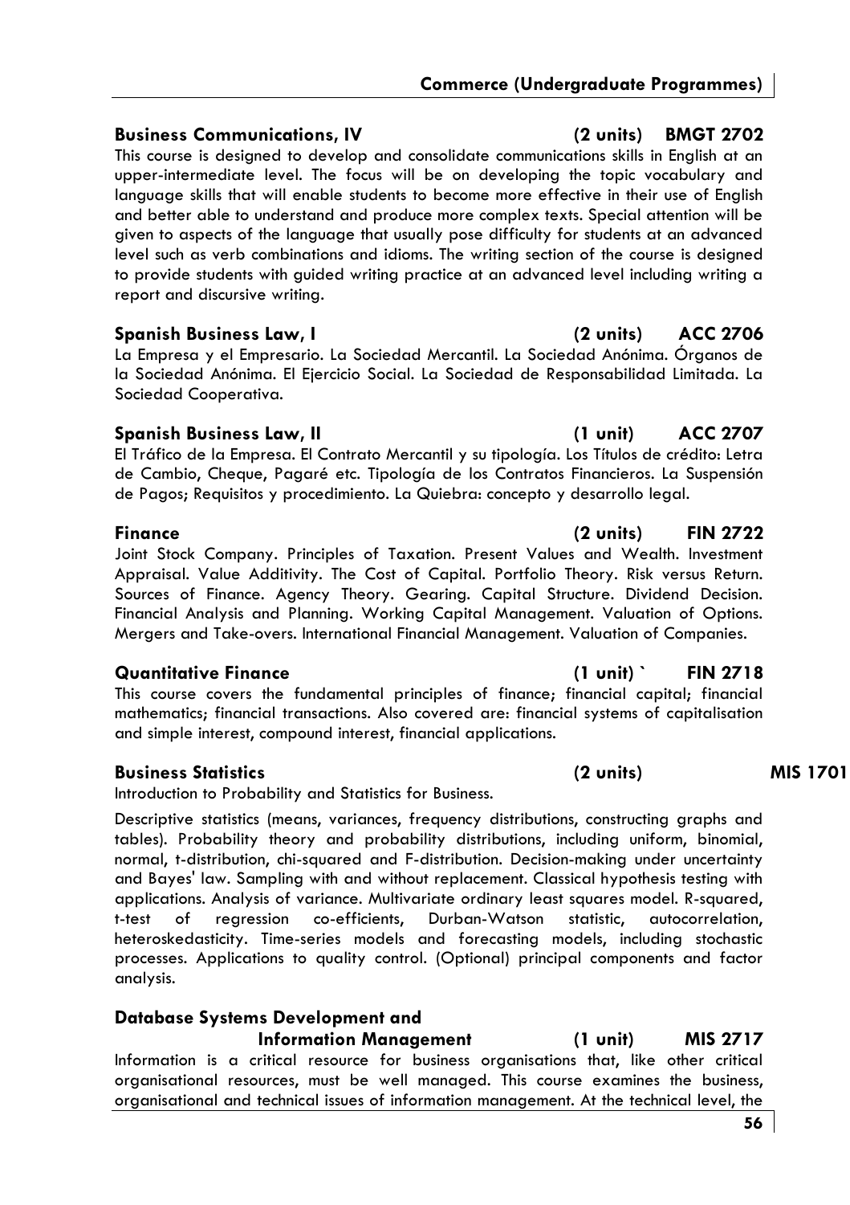### Business Communications, IV (2 units) BMGT 2702

This course is designed to develop and consolidate communications skills in English at an upper-intermediate level. The focus will be on developing the topic vocabulary and language skills that will enable students to become more effective in their use of English and better able to understand and produce more complex texts. Special attention will be given to aspects of the language that usually pose difficulty for students at an advanced level such as verb combinations and idioms. The writing section of the course is designed to provide students with guided writing practice at an advanced level including writing a report and discursive writing.

### Spanish Business Law, I (2 units) ACC 2706

La Empresa y el Empresario. La Sociedad Mercantil. La Sociedad Anónima. Órganos de la Sociedad Anónima. El Ejercicio Social. La Sociedad de Responsabilidad Limitada. La Sociedad Cooperativa.

### Spanish Business Law, II (1 unit) ACC 2707

El Tráfico de la Empresa. El Contrato Mercantil y su tipología. Los Títulos de crédito: Letra de Cambio, Cheque, Pagaré etc. Tipología de los Contratos Financieros. La Suspensión de Pagos; Requisitos y procedimiento. La Quiebra: concepto y desarrollo legal.

### Finance (2 units) FIN 2722

Joint Stock Company. Principles of Taxation. Present Values and Wealth. Investment Appraisal. Value Additivity. The Cost of Capital. Portfolio Theory. Risk versus Return. Sources of Finance. Agency Theory. Gearing. Capital Structure. Dividend Decision. Financial Analysis and Planning. Working Capital Management. Valuation of Options. Mergers and Take-overs. International Financial Management. Valuation of Companies.

### Quantitative Finance (1 unit) ` FIN 2718

This course covers the fundamental principles of finance; financial capital; financial mathematics; financial transactions. Also covered are: financial systems of capitalisation and simple interest, compound interest, financial applications.

### Business Statistics (2 units) MIS 1701

Introduction to Probability and Statistics for Business.

Descriptive statistics (means, variances, frequency distributions, constructing graphs and tables). Probability theory and probability distributions, including uniform, binomial, normal, t-distribution, chi-squared and F-distribution. Decision-making under uncertainty and Bayes' law. Sampling with and without replacement. Classical hypothesis testing with applications. Analysis of variance. Multivariate ordinary least squares model. R-squared, t-test of regression co-efficients, Durban-Watson statistic, autocorrelation, heteroskedasticity. Time-series models and forecasting models, including stochastic processes. Applications to quality control. (Optional) principal components and factor analysis.

### Database Systems Development and Information Management (1 unit) MIS 2717

Information is a critical resource for business organisations that, like other critical organisational resources, must be well managed. This course examines the business, organisational and technical issues of information management. At the technical level, the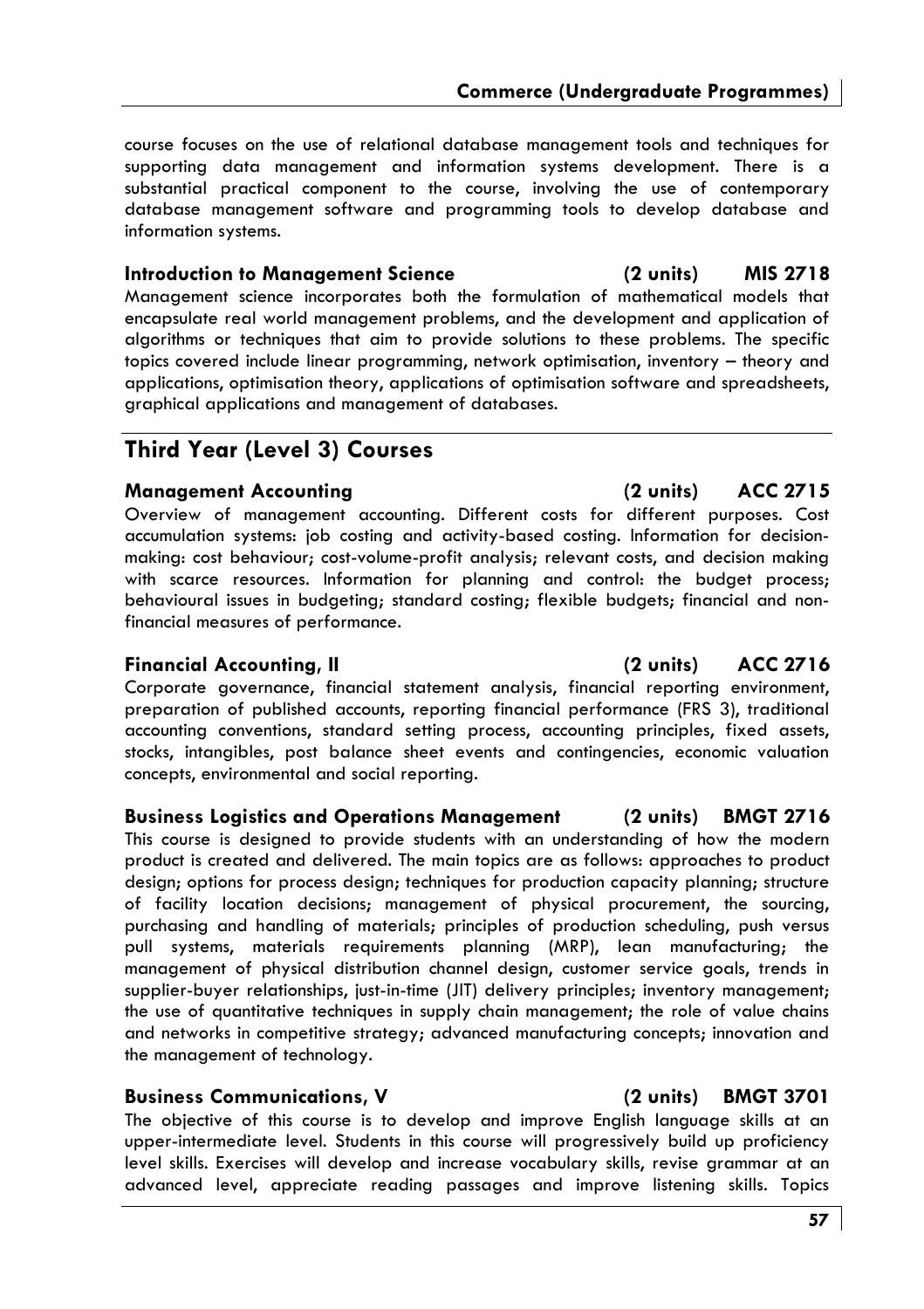course focuses on the use of relational database management tools and techniques for supporting data management and information systems development. There is a substantial practical component to the course, involving the use of contemporary database management software and programming tools to develop database and information systems.

### Introduction to Management Science (2 units) MIS 2718

Management science incorporates both the formulation of mathematical models that encapsulate real world management problems, and the development and application of algorithms or techniques that aim to provide solutions to these problems. The specific topics covered include linear programming, network optimisation, inventory – theory and applications, optimisation theory, applications of optimisation software and spreadsheets, graphical applications and management of databases.

## Third Year (Level 3) Courses

### Management Accounting (2 units) ACC 2715

Overview of management accounting. Different costs for different purposes. Cost accumulation systems: job costing and activity-based costing. Information for decision-making: cost behaviour; cost-volume-profit analysis; relevant costs, and decision making with scarce resources. Information for planning and control: the budget process; behavioural issues in budgeting; standard costing; flexible budgets; financial and non-financial measures of performance.

### Financial Accounting, II (2 units) ACC 2716

Corporate governance, financial statement analysis, financial reporting environment, preparation of published accounts, reporting financial performance (FRS 3), traditional accounting conventions, standard setting process, accounting principles, fixed assets, stocks, intangibles, post balance sheet events and contingencies, economic valuation concepts, environmental and social reporting.

### Business Logistics and Operations Management (2 units) BMGT 2716

This course is designed to provide students with an understanding of how the modern product is created and delivered. The main topics are as follows: approaches to product design; options for process design; techniques for production capacity planning; structure of facility location decisions; management of physical procurement, the sourcing, purchasing and handling of materials; principles of production scheduling, push versus pull systems, materials requirements planning (MRP), lean manufacturing; the management of physical distribution channel design, customer service goals, trends in supplier-buyer relationships, just-in-time (JIT) delivery principles; inventory management; the use of quantitative techniques in supply chain management; the role of value chains and networks in competitive strategy; advanced manufacturing concepts; innovation and the management of technology.

### Business Communications, V (2 units) BMGT 3701

The objective of this course is to develop and improve English language skills at an upper-intermediate level. Students in this course will progressively build up proficiency level skills. Exercises will develop and increase vocabulary skills, revise grammar at an advanced level, appreciate reading passages and improve listening skills. Topics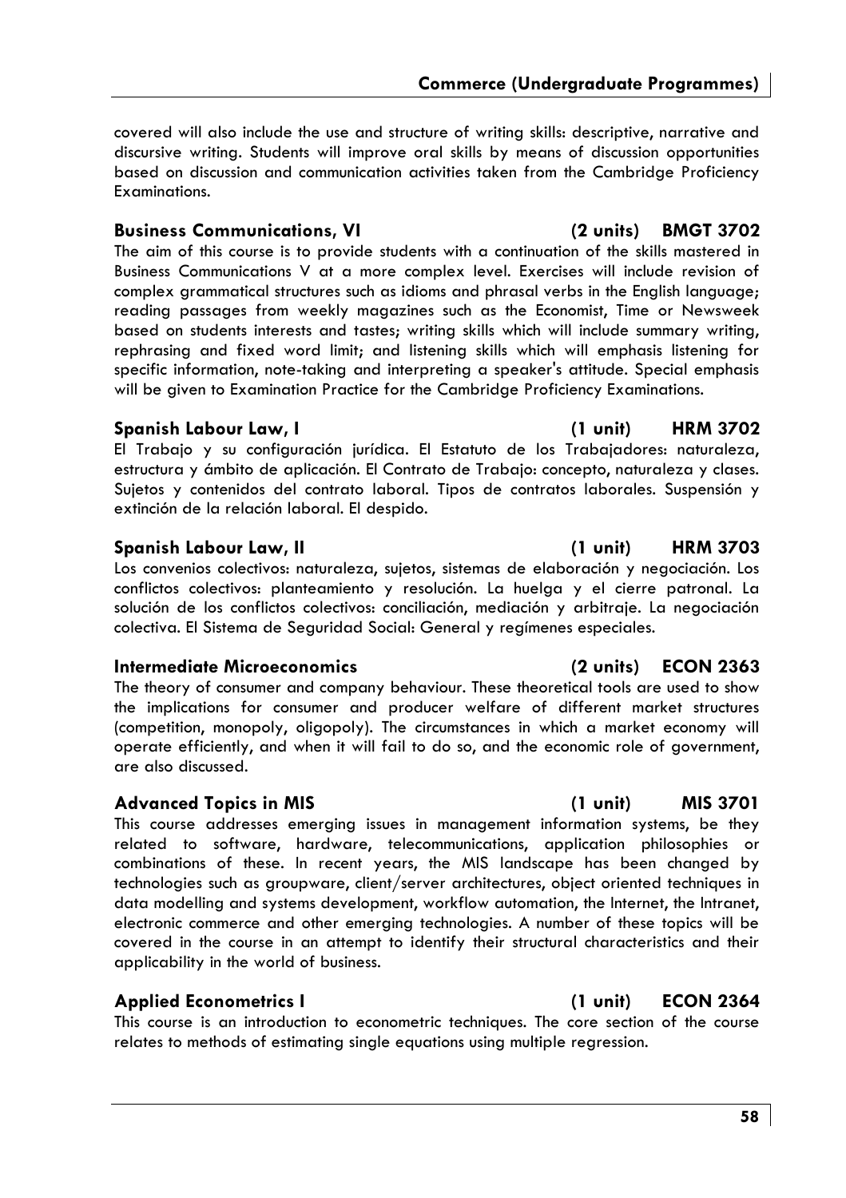covered will also include the use and structure of writing skills: descriptive, narrative and discursive writing. Students will improve oral skills by means of discussion opportunities based on discussion and communication activities taken from the Cambridge Proficiency Examinations.

### Business Communications, VI (2 units) BMGT 3702

The aim of this course is to provide students with a continuation of the skills mastered in Business Communications V at a more complex level. Exercises will include revision of complex grammatical structures such as idioms and phrasal verbs in the English language; reading passages from weekly magazines such as the Economist, Time or Newsweek based on students interests and tastes; writing skills which will include summary writing, rephrasing and fixed word limit; and listening skills which will emphasis listening for specific information, note-taking and interpreting a speaker's attitude. Special emphasis will be given to Examination Practice for the Cambridge Proficiency Examinations.

### Spanish Labour Law, I (1 unit) HRM 3702

El Trabajo y su configuración jurídica. El Estatuto de los Trabajadores: naturaleza, estructura y ámbito de aplicación. El Contrato de Trabajo: concepto, naturaleza y clases. Sujetos y contenidos del contrato laboral. Tipos de contratos laborales. Suspensión y extinción de la relación laboral. El despido.

### Spanish Labour Law, II (1 unit) HRM 3703

Los convenios colectivos: naturaleza, sujetos, sistemas de elaboración y negociación. Los conflictos colectivos: planteamiento y resolución. La huelga y el cierre patronal. La solución de los conflictos colectivos: conciliación, mediación y arbitraje. La negociación colectiva. El Sistema de Seguridad Social: General y regímenes especiales.

### Intermediate Microeconomics (2 units) ECON 2363

The theory of consumer and company behaviour. These theoretical tools are used to show the implications for consumer and producer welfare of different market structures (competition, monopoly, oligopoly). The circumstances in which a market economy will operate efficiently, and when it will fail to do so, and the economic role of government, are also discussed.

### Advanced Topics in MIS (1 unit) MIS 3701

This course addresses emerging issues in management information systems, be they related to software, hardware, telecommunications, application philosophies or combinations of these. In recent years, the MIS landscape has been changed by technologies such as groupware, client/server architectures, object oriented techniques in data modelling and systems development, workflow automation, the Internet, the Intranet, electronic commerce and other emerging technologies. A number of these topics will be covered in the course in an attempt to identify their structural characteristics and their applicability in the world of business.

### Applied Econometrics I (1 unit) ECON 2364

This course is an introduction to econometric techniques. The core section of the course relates to methods of estimating single equations using multiple regression.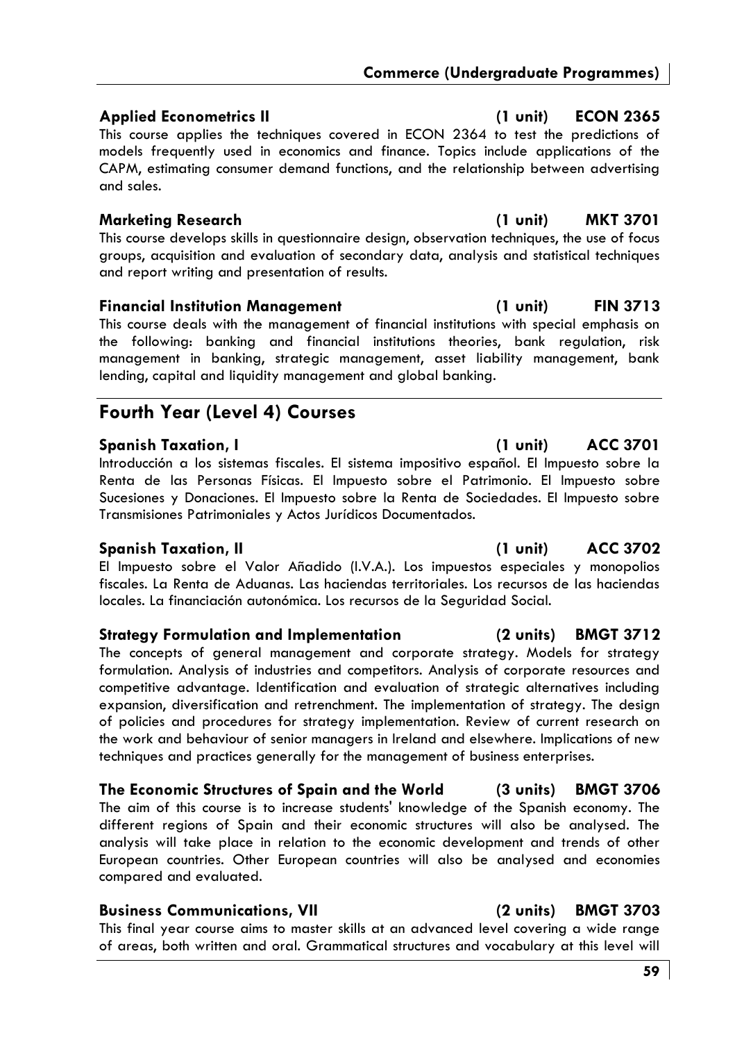**Applied Econometrics II** **(1 unit)** **ECON 2365**

This course applies the techniques covered in ECON 2364 to test the predictions of models frequently used in economics and finance. Topics include applications of the CAPM, estimating consumer demand functions, and the relationship between advertising and sales.

**Marketing Research** **(1 unit)** **MKT 3701**

This course develops skills in questionnaire design, observation techniques, the use of focus groups, acquisition and evaluation of secondary data, analysis and statistical techniques and report writing and presentation of results.

**Financial Institution Management** **(1 unit)** **FIN 3713**

This course deals with the management of financial institutions with special emphasis on the following: banking and financial institutions theories, bank regulation, risk management in banking, strategic management, asset liability management, bank lending, capital and liquidity management and global banking.

## Fourth Year (Level 4) Courses

**Spanish Taxation, I** **(1 unit)** **ACC 3701**

Introducción a los sistemas fiscales. El sistema impositivo español. El Impuesto sobre la Renta de las Personas Físicas. El Impuesto sobre el Patrimonio. El Impuesto sobre Sucesiones y Donaciones. El Impuesto sobre la Renta de Sociedades. El Impuesto sobre Transmisiones Patrimoniales y Actos Jurídicos Documentados.

**Spanish Taxation, II** **(1 unit)** **ACC 3702**

El Impuesto sobre el Valor Añadido (I.V.A.). Los impuestos especiales y monopolios fiscales. La Renta de Aduanas. Las haciendas territoriales. Los recursos de las haciendas locales. La financiación autonómica. Los recursos de la Seguridad Social.

**Strategy Formulation and Implementation** **(2 units)** **BMGT 3712**

The concepts of general management and corporate strategy. Models for strategy formulation. Analysis of industries and competitors. Analysis of corporate resources and competitive advantage. Identification and evaluation of strategic alternatives including expansion, diversification and retrenchment. The implementation of strategy. The design of policies and procedures for strategy implementation. Review of current research on the work and behaviour of senior managers in Ireland and elsewhere. Implications of new techniques and practices generally for the management of business enterprises.

**The Economic Structures of Spain and the World** **(3 units)** **BMGT 3706**

The aim of this course is to increase students' knowledge of the Spanish economy. The different regions of Spain and their economic structures will also be analysed. The analysis will take place in relation to the economic development and trends of other European countries. Other European countries will also be analysed and economies compared and evaluated.

**Business Communications, VII** **(2 units)** **BMGT 3703**

This final year course aims to master skills at an advanced level covering a wide range of areas, both written and oral. Grammatical structures and vocabulary at this level will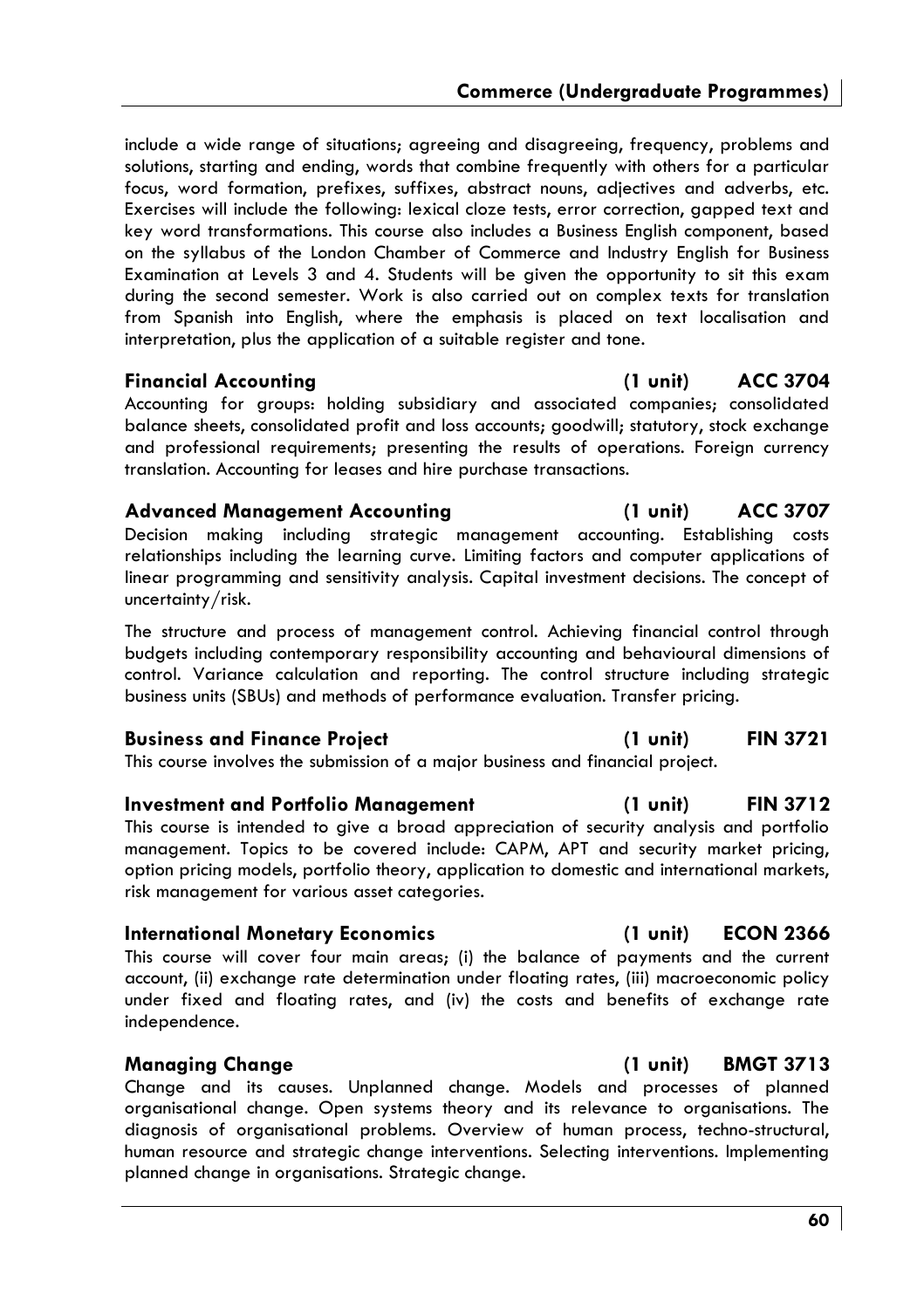include a wide range of situations; agreeing and disagreeing, frequency, problems and solutions, starting and ending, words that combine frequently with others for a particular focus, word formation, prefixes, suffixes, abstract nouns, adjectives and adverbs, etc. Exercises will include the following: lexical cloze tests, error correction, gapped text and key word transformations. This course also includes a Business English component, based on the syllabus of the London Chamber of Commerce and Industry English for Business Examination at Levels 3 and 4. Students will be given the opportunity to sit this exam during the second semester. Work is also carried out on complex texts for translation from Spanish into English, where the emphasis is placed on text localisation and interpretation, plus the application of a suitable register and tone.

### Financial Accounting (1 unit) ACC 3704

Accounting for groups: holding subsidiary and associated companies; consolidated balance sheets, consolidated profit and loss accounts; goodwill; statutory, stock exchange and professional requirements; presenting the results of operations. Foreign currency translation. Accounting for leases and hire purchase transactions.

### Advanced Management Accounting (1 unit) ACC 3707

Decision making including strategic management accounting. Establishing costs relationships including the learning curve. Limiting factors and computer applications of linear programming and sensitivity analysis. Capital investment decisions. The concept of uncertainty/risk.

The structure and process of management control. Achieving financial control through budgets including contemporary responsibility accounting and behavioural dimensions of control. Variance calculation and reporting. The control structure including strategic business units (SBUs) and methods of performance evaluation. Transfer pricing.

### Business and Finance Project (1 unit) FIN 3721

This course involves the submission of a major business and financial project.

### Investment and Portfolio Management (1 unit) FIN 3712

This course is intended to give a broad appreciation of security analysis and portfolio management. Topics to be covered include: CAPM, APT and security market pricing, option pricing models, portfolio theory, application to domestic and international markets, risk management for various asset categories.

### International Monetary Economics (1 unit) ECON 2366

This course will cover four main areas; (i) the balance of payments and the current account, (ii) exchange rate determination under floating rates, (iii) macroeconomic policy under fixed and floating rates, and (iv) the costs and benefits of exchange rate independence.

### Managing Change (1 unit) BMGT 3713

Change and its causes. Unplanned change. Models and processes of planned organisational change. Open systems theory and its relevance to organisations. The diagnosis of organisational problems. Overview of human process, techno-structural, human resource and strategic change interventions. Selecting interventions. Implementing planned change in organisations. Strategic change.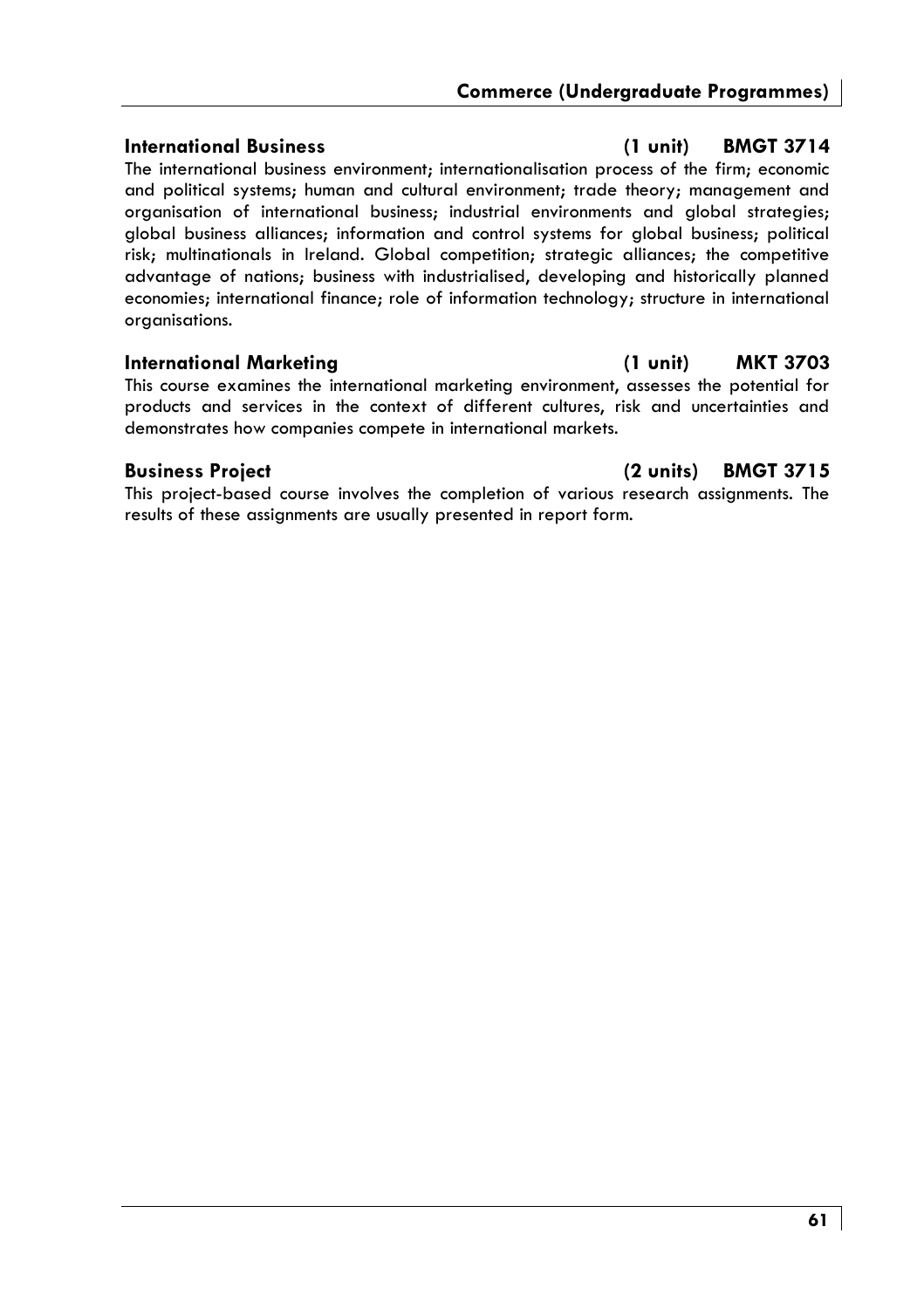### International Business (1 unit) BMGT 3714

The international business environment; internationalisation process of the firm; economic and political systems; human and cultural environment; trade theory; management and organisation of international business; industrial environments and global strategies; global business alliances; information and control systems for global business; political risk; multinationals in Ireland. Global competition; strategic alliances; the competitive advantage of nations; business with industrialised, developing and historically planned economies; international finance; role of information technology; structure in international organisations.

### International Marketing (1 unit) MKT 3703

This course examines the international marketing environment, assesses the potential for products and services in the context of different cultures, risk and uncertainties and demonstrates how companies compete in international markets.

### Business Project (2 units) BMGT 3715

This project-based course involves the completion of various research assignments. The results of these assignments are usually presented in report form.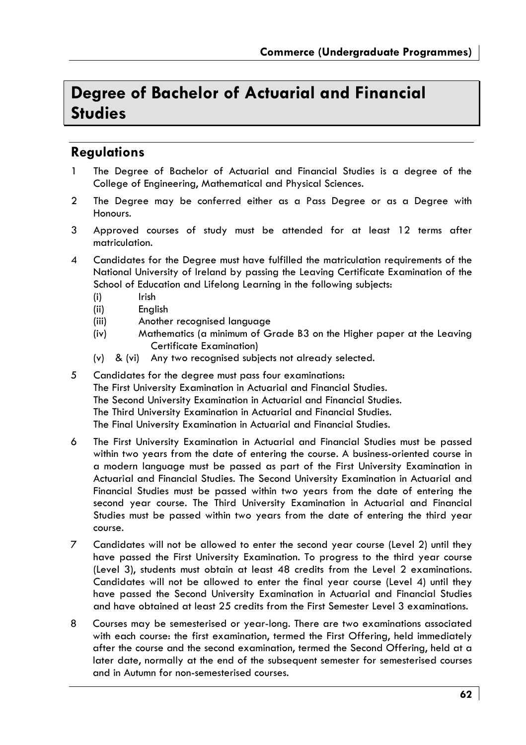# Degree of Bachelor of Actuarial and Financial Studies

## Regulations

1. The Degree of Bachelor of Actuarial and Financial Studies is a degree of the College of Engineering, Mathematical and Physical Sciences.

2. The Degree may be conferred either as a Pass Degree or as a Degree with Honours.

3. Approved courses of study must be attended for at least 12 terms after matriculation.

4. Candidates for the Degree must have fulfilled the matriculation requirements of the National University of Ireland by passing the Leaving Certificate Examination of the School of Education and Lifelong Learning in the following subjects:
   - (i) Irish
   - (ii) English
   - (iii) Another recognised language
   - (iv) Mathematics (a minimum of Grade B3 on the Higher paper at the Leaving Certificate Examination)
   - (v) & (vi) Any two recognised subjects not already selected.

5. Candidates for the degree must pass four examinations:
   The First University Examination in Actuarial and Financial Studies.
   The Second University Examination in Actuarial and Financial Studies.
   The Third University Examination in Actuarial and Financial Studies.
   The Final University Examination in Actuarial and Financial Studies.

6. The First University Examination in Actuarial and Financial Studies must be passed within two years from the date of entering the course. A business-oriented course in a modern language must be passed as part of the First University Examination in Actuarial and Financial Studies. The Second University Examination in Actuarial and Financial Studies must be passed within two years from the date of entering the second year course. The Third University Examination in Actuarial and Financial Studies must be passed within two years from the date of entering the third year course.

7. Candidates will not be allowed to enter the second year course (Level 2) until they have passed the First University Examination. To progress to the third year course (Level 3), students must obtain at least 48 credits from the Level 2 examinations. Candidates will not be allowed to enter the final year course (Level 4) until they have passed the Second University Examination in Actuarial and Financial Studies and have obtained at least 25 credits from the First Semester Level 3 examinations.

8. Courses may be semesterised or year-long. There are two examinations associated with each course: the first examination, termed the First Offering, held immediately after the course and the second examination, termed the Second Offering, held at a later date, normally at the end of the subsequent semester for semesterised courses and in Autumn for non-semesterised courses.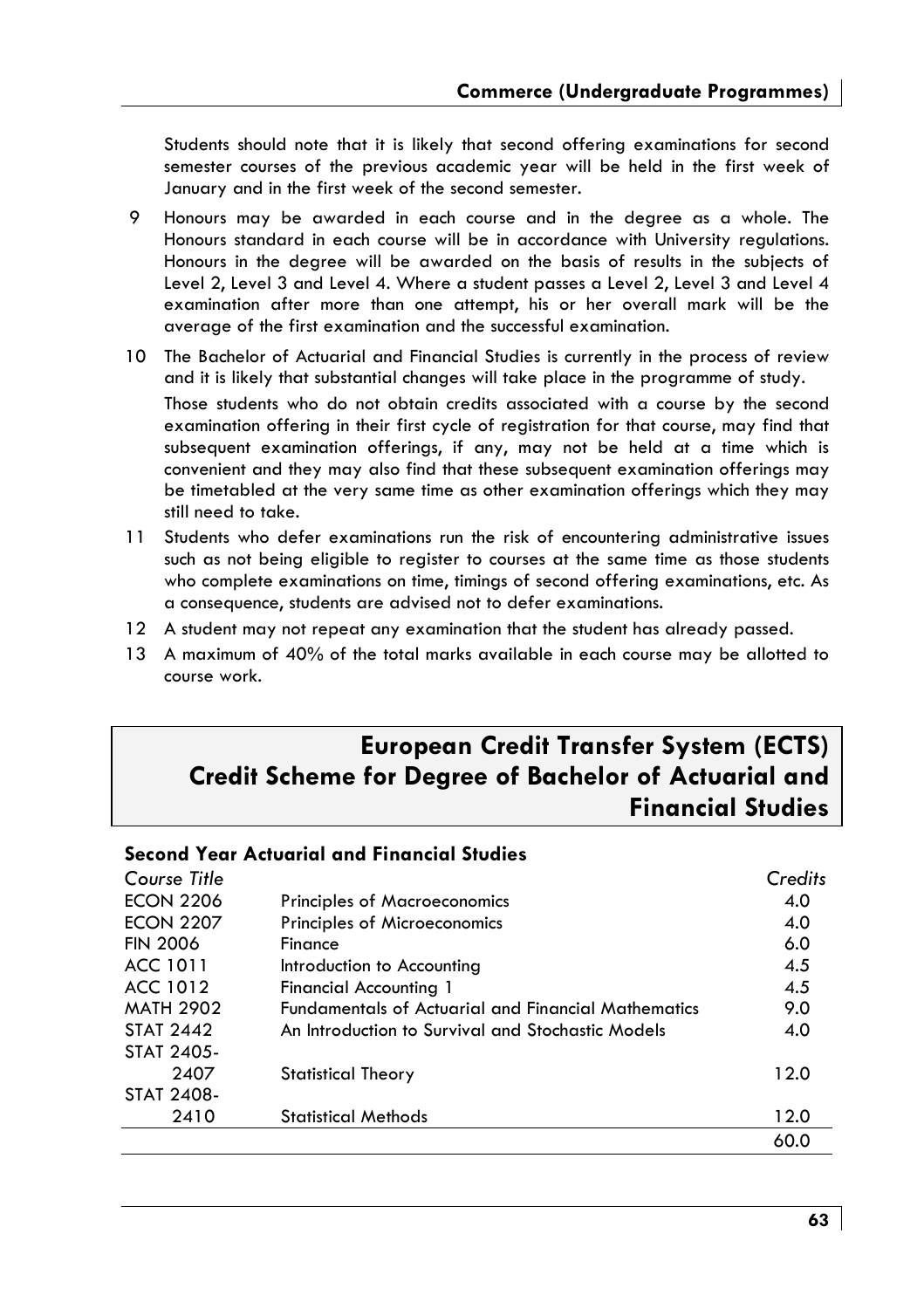Students should note that it is likely that second offering examinations for second semester courses of the previous academic year will be held in the first week of January and in the first week of the second semester.

9 Honours may be awarded in each course and in the degree as a whole. The Honours standard in each course will be in accordance with University regulations. Honours in the degree will be awarded on the basis of results in the subjects of Level 2, Level 3 and Level 4. Where a student passes a Level 2, Level 3 and Level 4 examination after more than one attempt, his or her overall mark will be the average of the first examination and the successful examination.

10 The Bachelor of Actuarial and Financial Studies is currently in the process of review and it is likely that substantial changes will take place in the programme of study.

Those students who do not obtain credits associated with a course by the second examination offering in their first cycle of registration for that course, may find that subsequent examination offerings, if any, may not be held at a time which is convenient and they may also find that these subsequent examination offerings may be timetabled at the very same time as other examination offerings which they may still need to take.

11 Students who defer examinations run the risk of encountering administrative issues such as not being eligible to register to courses at the same time as those students who complete examinations on time, timings of second offering examinations, etc. As a consequence, students are advised not to defer examinations.

12 A student may not repeat any examination that the student has already passed.

13 A maximum of 40% of the total marks available in each course may be allotted to course work.

## European Credit Transfer System (ECTS) Credit Scheme for Degree of Bachelor of Actuarial and Financial Studies

### Second Year Actuarial and Financial Studies

| *Course Title* | | *Credits* |
|---|---|---|
| ECON 2206 | Principles of Macroeconomics | 4.0 |
| ECON 2207 | Principles of Microeconomics | 4.0 |
| FIN 2006 | Finance | 6.0 |
| ACC 1011 | Introduction to Accounting | 4.5 |
| ACC 1012 | Financial Accounting 1 | 4.5 |
| MATH 2902 | Fundamentals of Actuarial and Financial Mathematics | 9.0 |
| STAT 2442 | An Introduction to Survival and Stochastic Models | 4.0 |
| STAT 2405-2407 | Statistical Theory | 12.0 |
| STAT 2408-2410 | Statistical Methods | 12.0 |
| | | 60.0 |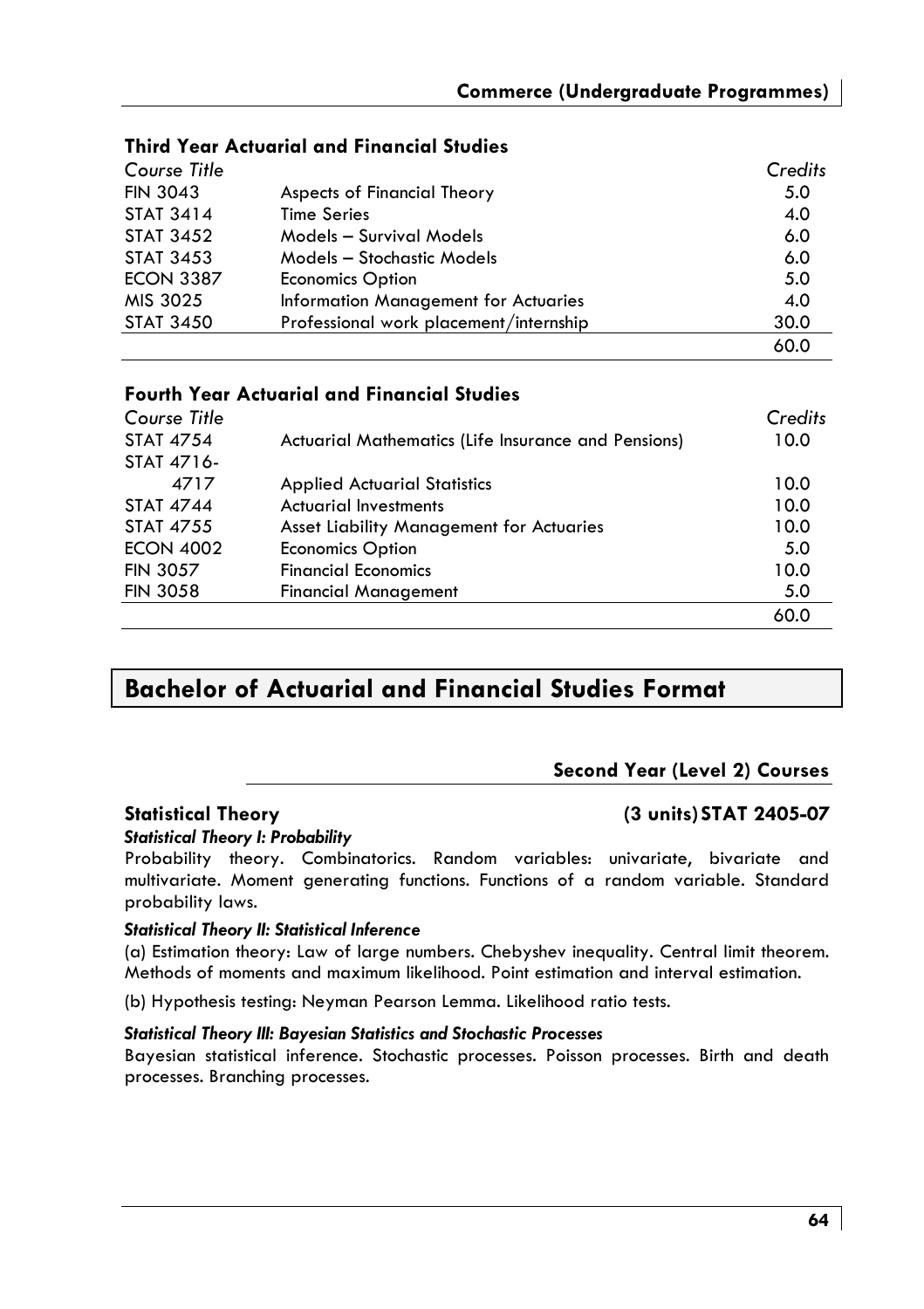## Third Year Actuarial and Financial Studies

| Course Title | | Credits |
|---|---|---|
| FIN 3043 | Aspects of Financial Theory | 5.0 |
| STAT 3414 | Time Series | 4.0 |
| STAT 3452 | Models – Survival Models | 6.0 |
| STAT 3453 | Models – Stochastic Models | 6.0 |
| ECON 3387 | Economics Option | 5.0 |
| MIS 3025 | Information Management for Actuaries | 4.0 |
| STAT 3450 | Professional work placement/internship | 30.0 |
| | | 60.0 |

## Fourth Year Actuarial and Financial Studies

| Course Title | | Credits |
|---|---|---|
| STAT 4754 | Actuarial Mathematics (Life Insurance and Pensions) | 10.0 |
| STAT 4716-4717 | Applied Actuarial Statistics | 10.0 |
| STAT 4744 | Actuarial Investments | 10.0 |
| STAT 4755 | Asset Liability Management for Actuaries | 10.0 |
| ECON 4002 | Economics Option | 5.0 |
| FIN 3057 | Financial Economics | 10.0 |
| FIN 3058 | Financial Management | 5.0 |
| | | 60.0 |

# Bachelor of Actuarial and Financial Studies Format

### Second Year (Level 2) Courses

**Statistical Theory (3 units) STAT 2405-07**

***Statistical Theory I: Probability***

Probability theory. Combinatorics. Random variables: univariate, bivariate and multivariate. Moment generating functions. Functions of a random variable. Standard probability laws.

***Statistical Theory II: Statistical Inference***

(a) Estimation theory: Law of large numbers. Chebyshev inequality. Central limit theorem. Methods of moments and maximum likelihood. Point estimation and interval estimation.

(b) Hypothesis testing: Neyman Pearson Lemma. Likelihood ratio tests.

***Statistical Theory III: Bayesian Statistics and Stochastic Processes***

Bayesian statistical inference. Stochastic processes. Poisson processes. Birth and death processes. Branching processes.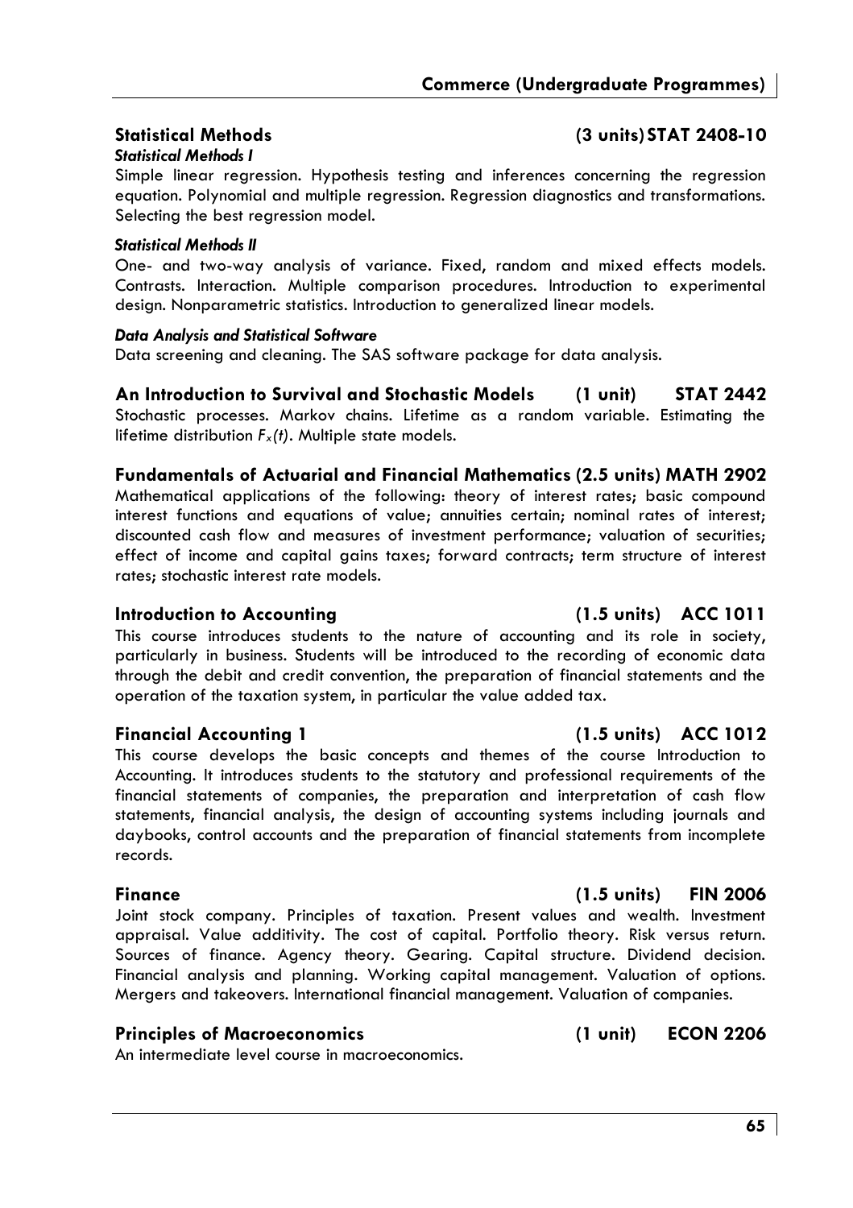### Statistical Methods (3 units) STAT 2408-10

*Statistical Methods I*

Simple linear regression. Hypothesis testing and inferences concerning the regression equation. Polynomial and multiple regression. Regression diagnostics and transformations. Selecting the best regression model.

*Statistical Methods II*

One- and two-way analysis of variance. Fixed, random and mixed effects models. Contrasts. Interaction. Multiple comparison procedures. Introduction to experimental design. Nonparametric statistics. Introduction to generalized linear models.

*Data Analysis and Statistical Software*

Data screening and cleaning. The SAS software package for data analysis.

### An Introduction to Survival and Stochastic Models (1 unit) STAT 2442

Stochastic processes. Markov chains. Lifetime as a random variable. Estimating the lifetime distribution $F_x(t)$. Multiple state models.

### Fundamentals of Actuarial and Financial Mathematics (2.5 units) MATH 2902

Mathematical applications of the following: theory of interest rates; basic compound interest functions and equations of value; annuities certain; nominal rates of interest; discounted cash flow and measures of investment performance; valuation of securities; effect of income and capital gains taxes; forward contracts; term structure of interest rates; stochastic interest rate models.

### Introduction to Accounting (1.5 units) ACC 1011

This course introduces students to the nature of accounting and its role in society, particularly in business. Students will be introduced to the recording of economic data through the debit and credit convention, the preparation of financial statements and the operation of the taxation system, in particular the value added tax.

### Financial Accounting 1 (1.5 units) ACC 1012

This course develops the basic concepts and themes of the course Introduction to Accounting. It introduces students to the statutory and professional requirements of the financial statements of companies, the preparation and interpretation of cash flow statements, financial analysis, the design of accounting systems including journals and daybooks, control accounts and the preparation of financial statements from incomplete records.

### Finance (1.5 units) FIN 2006

Joint stock company. Principles of taxation. Present values and wealth. Investment appraisal. Value additivity. The cost of capital. Portfolio theory. Risk versus return. Sources of finance. Agency theory. Gearing. Capital structure. Dividend decision. Financial analysis and planning. Working capital management. Valuation of options. Mergers and takeovers. International financial management. Valuation of companies.

### Principles of Macroeconomics (1 unit) ECON 2206

An intermediate level course in macroeconomics.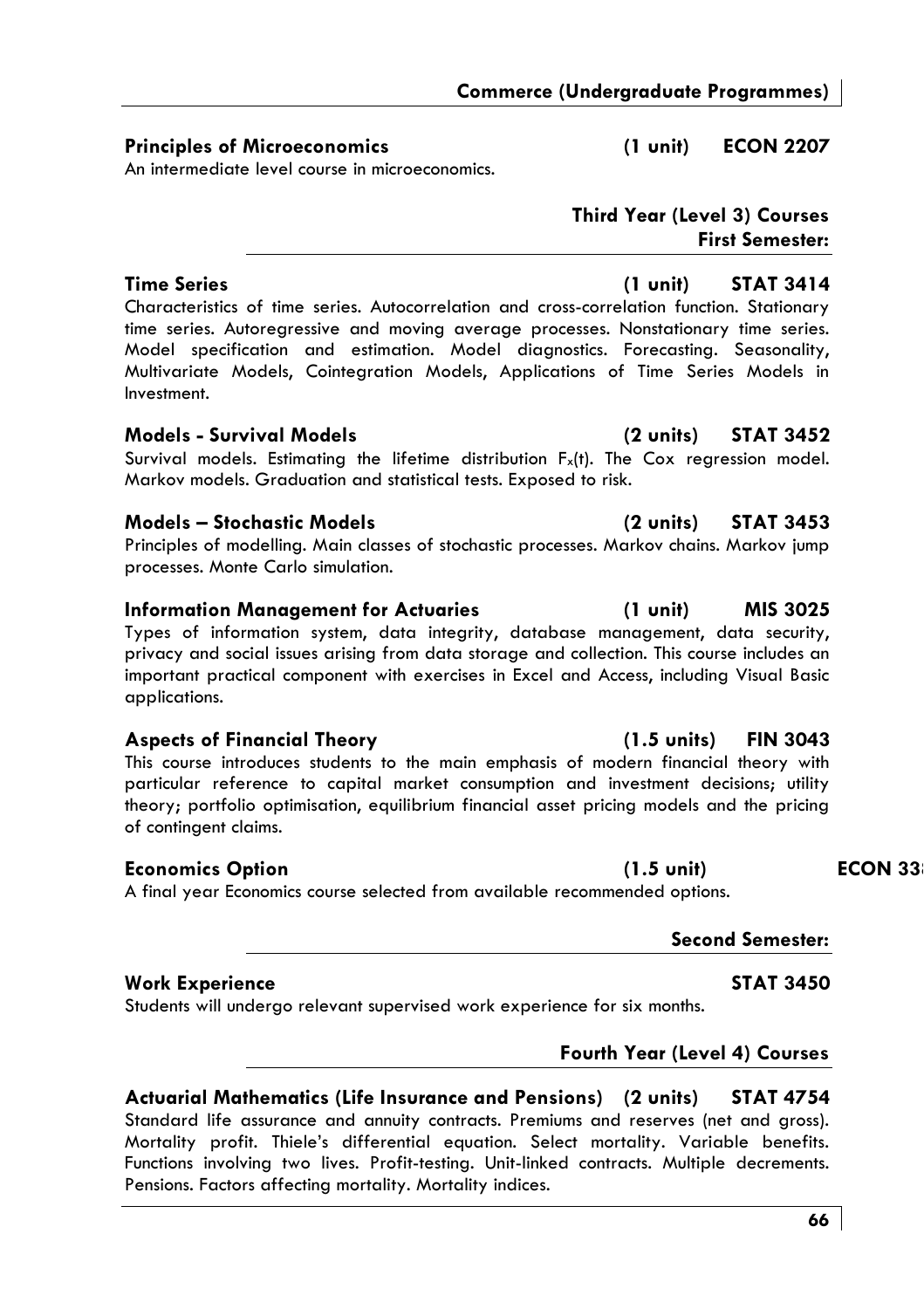**Principles of Microeconomics** **(1 unit)** **ECON 2207**

An intermediate level course in microeconomics.

## Third Year (Level 3) Courses

### First Semester:

**Time Series** **(1 unit)** **STAT 3414**

Characteristics of time series. Autocorrelation and cross-correlation function. Stationary time series. Autoregressive and moving average processes. Nonstationary time series. Model specification and estimation. Model diagnostics. Forecasting. Seasonality, Multivariate Models, Cointegration Models, Applications of Time Series Models in Investment.

**Models - Survival Models** **(2 units)** **STAT 3452**

Survival models. Estimating the lifetime distribution $F_x(t)$. The Cox regression model. Markov models. Graduation and statistical tests. Exposed to risk.

**Models – Stochastic Models** **(2 units)** **STAT 3453**

Principles of modelling. Main classes of stochastic processes. Markov chains. Markov jump processes. Monte Carlo simulation.

**Information Management for Actuaries** **(1 unit)** **MIS 3025**

Types of information system, data integrity, database management, data security, privacy and social issues arising from data storage and collection. This course includes an important practical component with exercises in Excel and Access, including Visual Basic applications.

**Aspects of Financial Theory** **(1.5 units)** **FIN 3043**

This course introduces students to the main emphasis of modern financial theory with particular reference to capital market consumption and investment decisions; utility theory; portfolio optimisation, equilibrium financial asset pricing models and the pricing of contingent claims.

**Economics Option** **(1.5 unit)** **ECON 33**

A final year Economics course selected from available recommended options.

### Second Semester:

**Work Experience** **STAT 3450**

Students will undergo relevant supervised work experience for six months.

## Fourth Year (Level 4) Courses

**Actuarial Mathematics (Life Insurance and Pensions)** **(2 units)** **STAT 4754**

Standard life assurance and annuity contracts. Premiums and reserves (net and gross). Mortality profit. Thiele's differential equation. Select mortality. Variable benefits. Functions involving two lives. Profit-testing. Unit-linked contracts. Multiple decrements. Pensions. Factors affecting mortality. Mortality indices.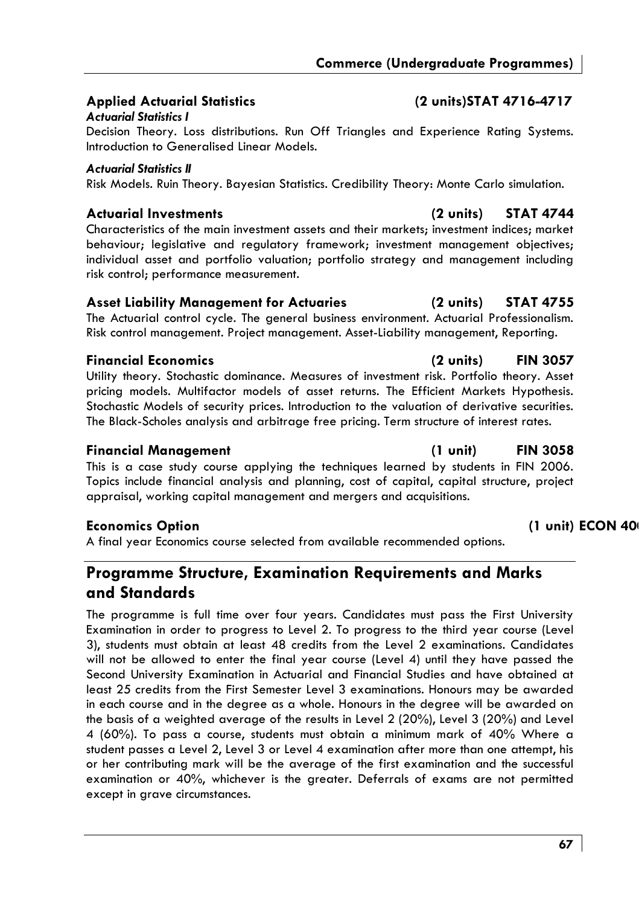### Applied Actuarial Statistics (2 units)STAT 4716-4717

***Actuarial Statistics I***

Decision Theory. Loss distributions. Run Off Triangles and Experience Rating Systems. Introduction to Generalised Linear Models.

***Actuarial Statistics II***

Risk Models. Ruin Theory. Bayesian Statistics. Credibility Theory: Monte Carlo simulation.

### Actuarial Investments (2 units) STAT 4744

Characteristics of the main investment assets and their markets; investment indices; market behaviour; legislative and regulatory framework; investment management objectives; individual asset and portfolio valuation; portfolio strategy and management including risk control; performance measurement.

### Asset Liability Management for Actuaries (2 units) STAT 4755

The Actuarial control cycle. The general business environment. Actuarial Professionalism. Risk control management. Project management. Asset-Liability management, Reporting.

### Financial Economics (2 units) FIN 3057

Utility theory. Stochastic dominance. Measures of investment risk. Portfolio theory. Asset pricing models. Multifactor models of asset returns. The Efficient Markets Hypothesis. Stochastic Models of security prices. Introduction to the valuation of derivative securities. The Black-Scholes analysis and arbitrage free pricing. Term structure of interest rates.

### Financial Management (1 unit) FIN 3058

This is a case study course applying the techniques learned by students in FIN 2006. Topics include financial analysis and planning, cost of capital, capital structure, project appraisal, working capital management and mergers and acquisitions.

### Economics Option (1 unit) ECON 40

A final year Economics course selected from available recommended options.

## Programme Structure, Examination Requirements and Marks and Standards

The programme is full time over four years. Candidates must pass the First University Examination in order to progress to Level 2. To progress to the third year course (Level 3), students must obtain at least 48 credits from the Level 2 examinations. Candidates will not be allowed to enter the final year course (Level 4) until they have passed the Second University Examination in Actuarial and Financial Studies and have obtained at least 25 credits from the First Semester Level 3 examinations. Honours may be awarded in each course and in the degree as a whole. Honours in the degree will be awarded on the basis of a weighted average of the results in Level 2 (20%), Level 3 (20%) and Level 4 (60%). To pass a course, students must obtain a minimum mark of 40% Where a student passes a Level 2, Level 3 or Level 4 examination after more than one attempt, his or her contributing mark will be the average of the first examination and the successful examination or 40%, whichever is the greater. Deferrals of exams are not permitted except in grave circumstances.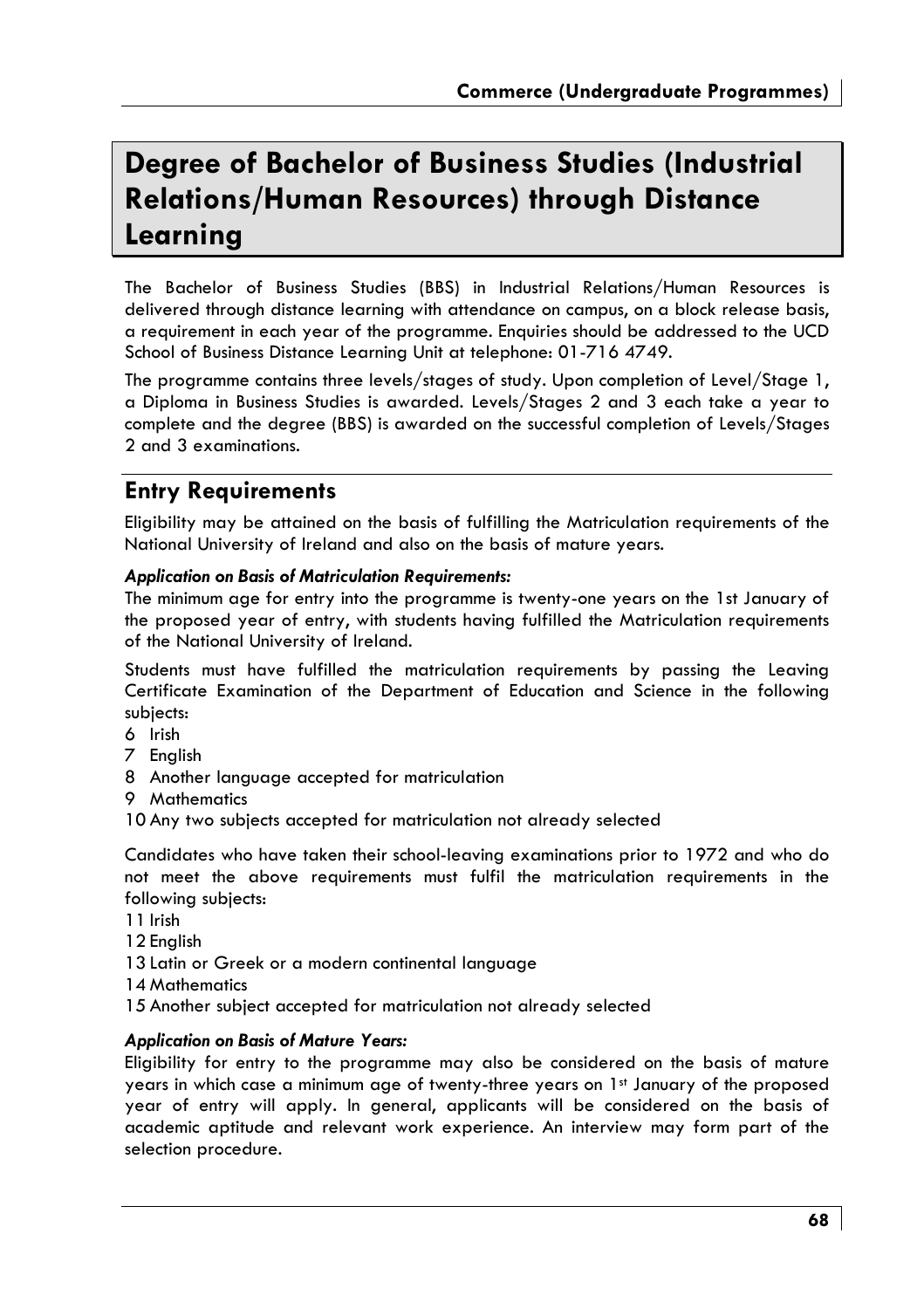# Degree of Bachelor of Business Studies (Industrial Relations/Human Resources) through Distance Learning

The Bachelor of Business Studies (BBS) in Industrial Relations/Human Resources is delivered through distance learning with attendance on campus, on a block release basis, a requirement in each year of the programme. Enquiries should be addressed to the UCD School of Business Distance Learning Unit at telephone: 01-716 4749.

The programme contains three levels/stages of study. Upon completion of Level/Stage 1, a Diploma in Business Studies is awarded. Levels/Stages 2 and 3 each take a year to complete and the degree (BBS) is awarded on the successful completion of Levels/Stages 2 and 3 examinations.

## Entry Requirements

Eligibility may be attained on the basis of fulfilling the Matriculation requirements of the National University of Ireland and also on the basis of mature years.

***Application on Basis of Matriculation Requirements:***

The minimum age for entry into the programme is twenty-one years on the 1st January of the proposed year of entry, with students having fulfilled the Matriculation requirements of the National University of Ireland.

Students must have fulfilled the matriculation requirements by passing the Leaving Certificate Examination of the Department of Education and Science in the following subjects:

6 Irish
7 English
8 Another language accepted for matriculation
9 Mathematics
10 Any two subjects accepted for matriculation not already selected

Candidates who have taken their school-leaving examinations prior to 1972 and who do not meet the above requirements must fulfil the matriculation requirements in the following subjects:

11 Irish
12 English
13 Latin or Greek or a modern continental language
14 Mathematics
15 Another subject accepted for matriculation not already selected

***Application on Basis of Mature Years:***

Eligibility for entry to the programme may also be considered on the basis of mature years in which case a minimum age of twenty-three years on 1st January of the proposed year of entry will apply. In general, applicants will be considered on the basis of academic aptitude and relevant work experience. An interview may form part of the selection procedure.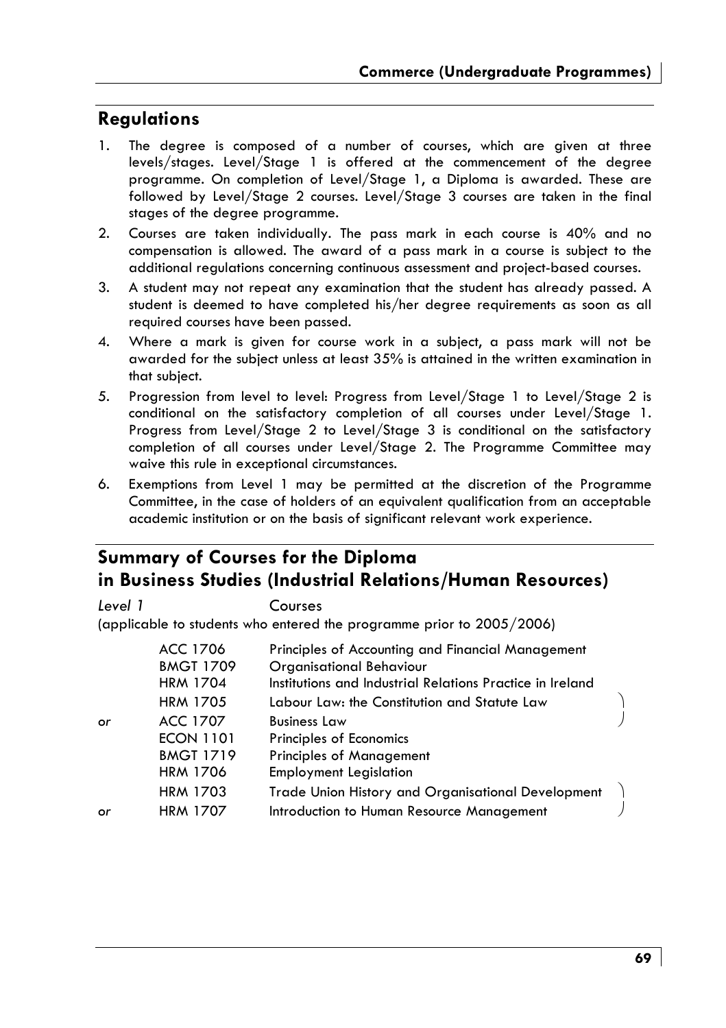## Regulations

1. The degree is composed of a number of courses, which are given at three levels/stages. Level/Stage 1 is offered at the commencement of the degree programme. On completion of Level/Stage 1, a Diploma is awarded. These are followed by Level/Stage 2 courses. Level/Stage 3 courses are taken in the final stages of the degree programme.
2. Courses are taken individually. The pass mark in each course is 40% and no compensation is allowed. The award of a pass mark in a course is subject to the additional regulations concerning continuous assessment and project-based courses.
3. A student may not repeat any examination that the student has already passed. A student is deemed to have completed his/her degree requirements as soon as all required courses have been passed.
4. Where a mark is given for course work in a subject, a pass mark will not be awarded for the subject unless at least 35% is attained in the written examination in that subject.
5. Progression from level to level: Progress from Level/Stage 1 to Level/Stage 2 is conditional on the satisfactory completion of all courses under Level/Stage 1. Progress from Level/Stage 2 to Level/Stage 3 is conditional on the satisfactory completion of all courses under Level/Stage 2. The Programme Committee may waive this rule in exceptional circumstances.
6. Exemptions from Level 1 may be permitted at the discretion of the Programme Committee, in the case of holders of an equivalent qualification from an acceptable academic institution or on the basis of significant relevant work experience.

## Summary of Courses for the Diploma in Business Studies (Industrial Relations/Human Resources)

*Level 1* Courses

(applicable to students who entered the programme prior to 2005/2006)

| | Code | Course |
|---|---|---|
| | ACC 1706 | Principles of Accounting and Financial Management |
| | BMGT 1709 | Organisational Behaviour |
| | HRM 1704 | Institutions and Industrial Relations Practice in Ireland |
| | HRM 1705 | Labour Law: the Constitution and Statute Law |
| *or* | ACC 1707 | Business Law |
| | ECON 1101 | Principles of Economics |
| | BMGT 1719 | Principles of Management |
| | HRM 1706 | Employment Legislation |
| | HRM 1703 | Trade Union History and Organisational Development |
| *or* | HRM 1707 | Introduction to Human Resource Management |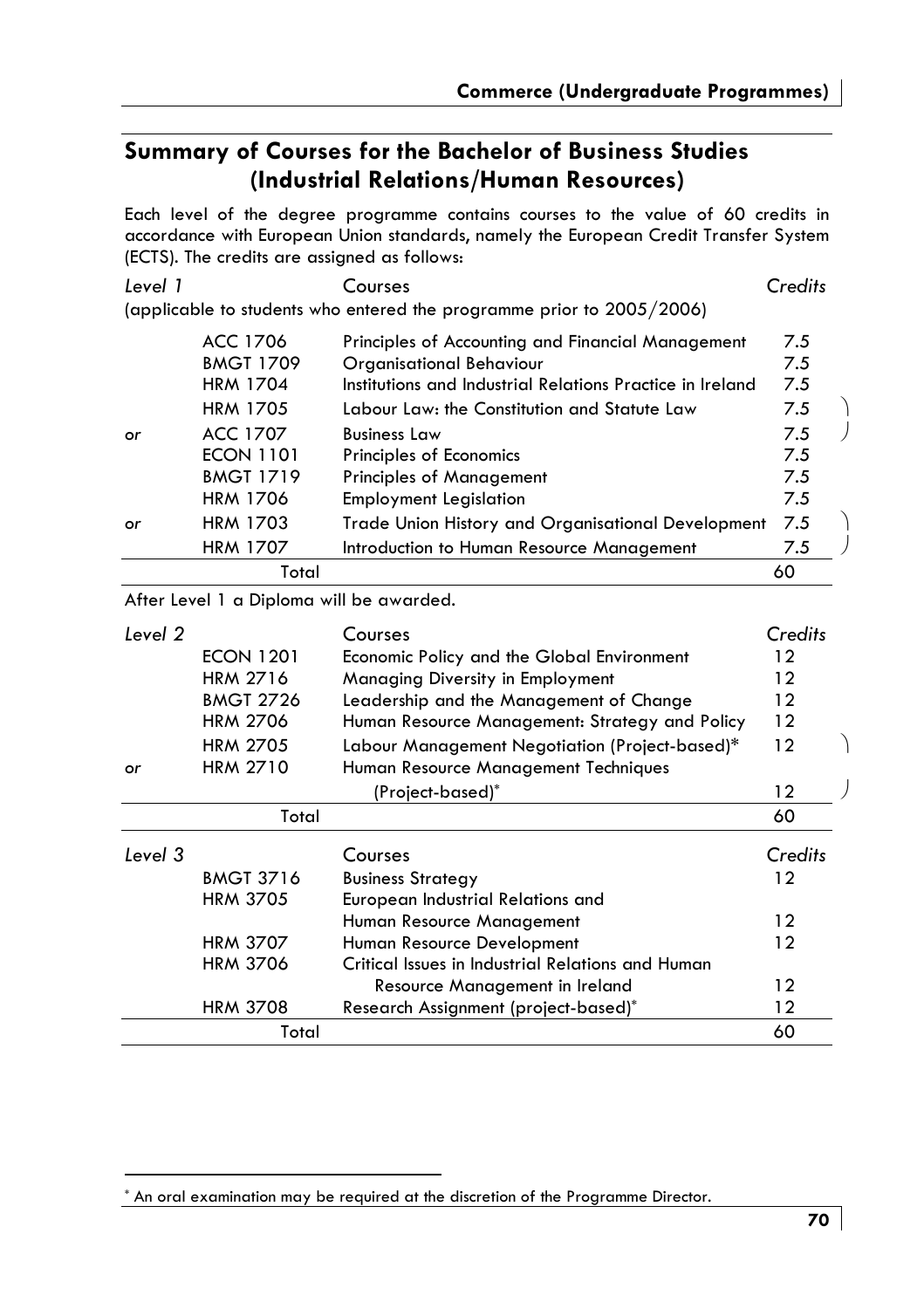## Summary of Courses for the Bachelor of Business Studies (Industrial Relations/Human Resources)

Each level of the degree programme contains courses to the value of 60 credits in accordance with European Union standards, namely the European Credit Transfer System (ECTS). The credits are assigned as follows:

| *Level 1* | | Courses | *Credits* |
|---|---|---|---|
| (applicable to students who entered the programme prior to 2005/2006) | | | |
| | ACC 1706 | Principles of Accounting and Financial Management | 7.5 |
| | BMGT 1709 | Organisational Behaviour | 7.5 |
| | HRM 1704 | Institutions and Industrial Relations Practice in Ireland | 7.5 |
| | HRM 1705 | Labour Law: the Constitution and Statute Law | 7.5 |
| or | ACC 1707 | Business Law | 7.5 |
| | ECON 1101 | Principles of Economics | 7.5 |
| | BMGT 1719 | Principles of Management | 7.5 |
| | HRM 1706 | Employment Legislation | 7.5 |
| or | HRM 1703 | Trade Union History and Organisational Development | 7.5 |
| | HRM 1707 | Introduction to Human Resource Management | 7.5 |
| | Total | | 60 |

After Level 1 a Diploma will be awarded.

| *Level 2* | | Courses | *Credits* |
|---|---|---|---|
| | ECON 1201 | Economic Policy and the Global Environment | 12 |
| | HRM 2716 | Managing Diversity in Employment | 12 |
| | BMGT 2726 | Leadership and the Management of Change | 12 |
| | HRM 2706 | Human Resource Management: Strategy and Policy | 12 |
| | HRM 2705 | Labour Management Negotiation (Project-based)* | 12 |
| or | HRM 2710 | Human Resource Management Techniques (Project-based)* | 12 |
| | Total | | 60 |

| *Level 3* | | Courses | *Credits* |
|---|---|---|---|
| | BMGT 3716 | Business Strategy | 12 |
| | HRM 3705 | European Industrial Relations and Human Resource Management | 12 |
| | HRM 3707 | Human Resource Development | 12 |
| | HRM 3706 | Critical Issues in Industrial Relations and Human Resource Management in Ireland | 12 |
| | HRM 3708 | Research Assignment (project-based)* | 12 |
| | Total | | 60 |

* An oral examination may be required at the discretion of the Programme Director.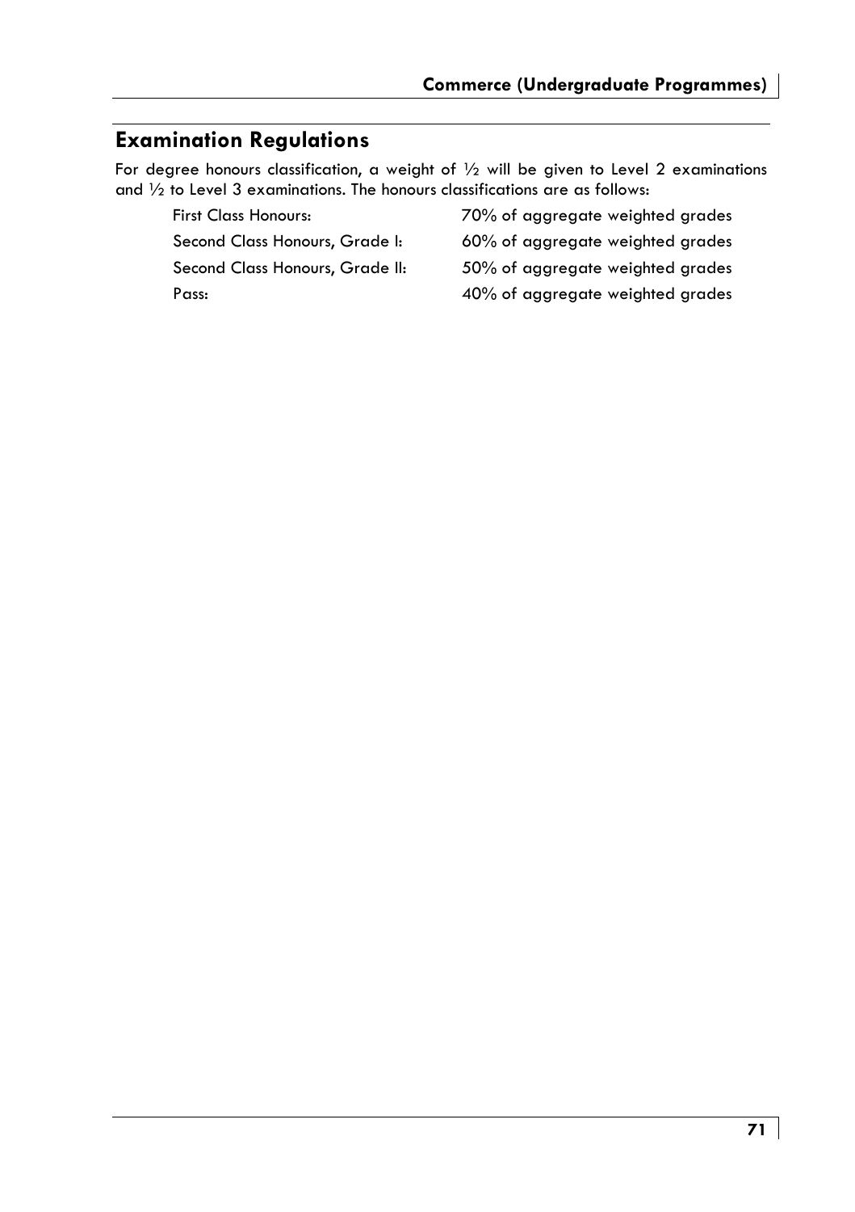## Examination Regulations

For degree honours classification, a weight of ½ will be given to Level 2 examinations and ½ to Level 3 examinations. The honours classifications are as follows:

| | |
|---|---|
| First Class Honours: | 70% of aggregate weighted grades |
| Second Class Honours, Grade I: | 60% of aggregate weighted grades |
| Second Class Honours, Grade II: | 50% of aggregate weighted grades |
| Pass: | 40% of aggregate weighted grades |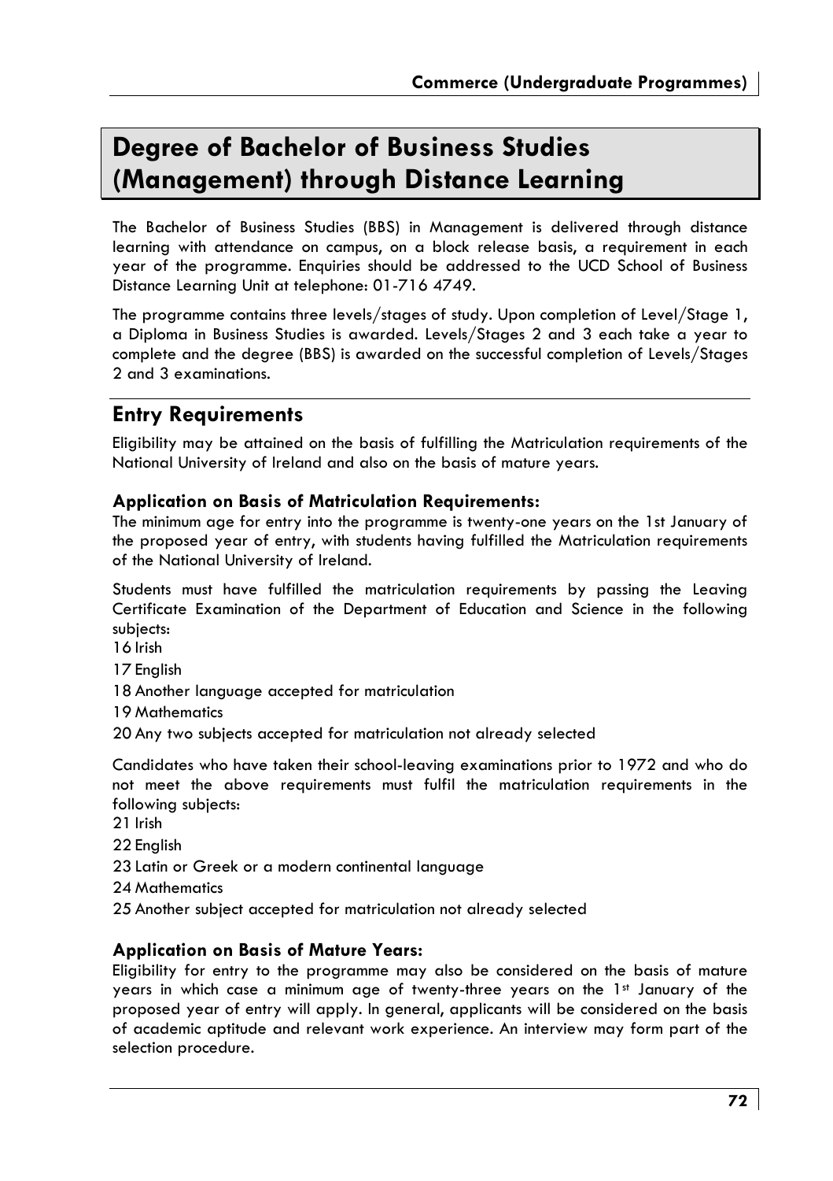# Degree of Bachelor of Business Studies (Management) through Distance Learning

The Bachelor of Business Studies (BBS) in Management is delivered through distance learning with attendance on campus, on a block release basis, a requirement in each year of the programme. Enquiries should be addressed to the UCD School of Business Distance Learning Unit at telephone: 01-716 4749.

The programme contains three levels/stages of study. Upon completion of Level/Stage 1, a Diploma in Business Studies is awarded. Levels/Stages 2 and 3 each take a year to complete and the degree (BBS) is awarded on the successful completion of Levels/Stages 2 and 3 examinations.

## Entry Requirements

Eligibility may be attained on the basis of fulfilling the Matriculation requirements of the National University of Ireland and also on the basis of mature years.

### Application on Basis of Matriculation Requirements:

The minimum age for entry into the programme is twenty-one years on the 1st January of the proposed year of entry, with students having fulfilled the Matriculation requirements of the National University of Ireland.

Students must have fulfilled the matriculation requirements by passing the Leaving Certificate Examination of the Department of Education and Science in the following subjects:

16 Irish

17 English

18 Another language accepted for matriculation

19 Mathematics

20 Any two subjects accepted for matriculation not already selected

Candidates who have taken their school-leaving examinations prior to 1972 and who do not meet the above requirements must fulfil the matriculation requirements in the following subjects:

21 Irish

22 English

23 Latin or Greek or a modern continental language

24 Mathematics

25 Another subject accepted for matriculation not already selected

### Application on Basis of Mature Years:

Eligibility for entry to the programme may also be considered on the basis of mature years in which case a minimum age of twenty-three years on the 1st January of the proposed year of entry will apply. In general, applicants will be considered on the basis of academic aptitude and relevant work experience. An interview may form part of the selection procedure.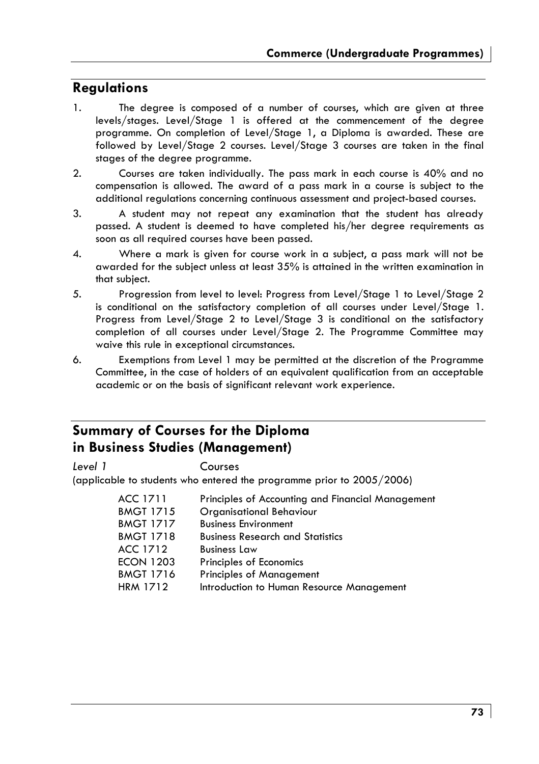## Regulations

1. The degree is composed of a number of courses, which are given at three levels/stages. Level/Stage 1 is offered at the commencement of the degree programme. On completion of Level/Stage 1, a Diploma is awarded. These are followed by Level/Stage 2 courses. Level/Stage 3 courses are taken in the final stages of the degree programme.
2. Courses are taken individually. The pass mark in each course is 40% and no compensation is allowed. The award of a pass mark in a course is subject to the additional regulations concerning continuous assessment and project-based courses.
3. A student may not repeat any examination that the student has already passed. A student is deemed to have completed his/her degree requirements as soon as all required courses have been passed.
4. Where a mark is given for course work in a subject, a pass mark will not be awarded for the subject unless at least 35% is attained in the written examination in that subject.
5. Progression from level to level: Progress from Level/Stage 1 to Level/Stage 2 is conditional on the satisfactory completion of all courses under Level/Stage 1. Progress from Level/Stage 2 to Level/Stage 3 is conditional on the satisfactory completion of all courses under Level/Stage 2. The Programme Committee may waive this rule in exceptional circumstances.
6. Exemptions from Level 1 may be permitted at the discretion of the Programme Committee, in the case of holders of an equivalent qualification from an acceptable academic or on the basis of significant relevant work experience.

## Summary of Courses for the Diploma in Business Studies (Management)

*Level 1* Courses

(applicable to students who entered the programme prior to 2005/2006)

| | |
|---|---|
| ACC 1711 | Principles of Accounting and Financial Management |
| BMGT 1715 | Organisational Behaviour |
| BMGT 1717 | Business Environment |
| BMGT 1718 | Business Research and Statistics |
| ACC 1712 | Business Law |
| ECON 1203 | Principles of Economics |
| BMGT 1716 | Principles of Management |
| HRM 1712 | Introduction to Human Resource Management |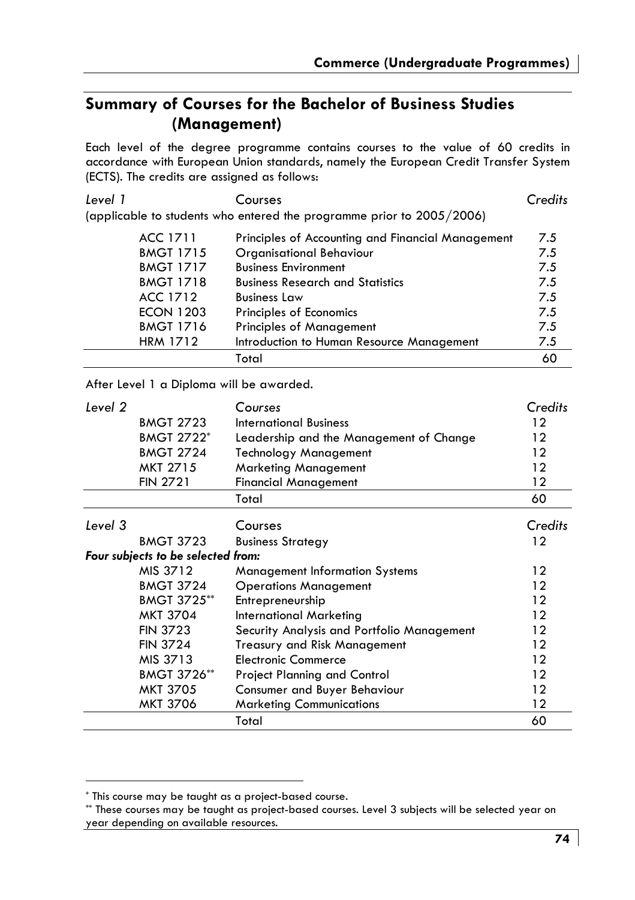## Summary of Courses for the Bachelor of Business Studies (Management)

Each level of the degree programme contains courses to the value of 60 credits in accordance with European Union standards, namely the European Credit Transfer System (ECTS). The credits are assigned as follows:

*Level 1* — Courses — *Credits*
(applicable to students who entered the programme prior to 2005/2006)

| Code | Courses | Credits |
|---|---|---|
| ACC 1711 | Principles of Accounting and Financial Management | 7.5 |
| BMGT 1715 | Organisational Behaviour | 7.5 |
| BMGT 1717 | Business Environment | 7.5 |
| BMGT 1718 | Business Research and Statistics | 7.5 |
| ACC 1712 | Business Law | 7.5 |
| ECON 1203 | Principles of Economics | 7.5 |
| BMGT 1716 | Principles of Management | 7.5 |
| HRM 1712 | Introduction to Human Resource Management | 7.5 |
| | Total | 60 |

After Level 1 a Diploma will be awarded.

| *Level 2* | *Courses* | *Credits* |
|---|---|---|
| BMGT 2723 | International Business | 12 |
| BMGT 2722* | Leadership and the Management of Change | 12 |
| BMGT 2724 | Technology Management | 12 |
| MKT 2715 | Marketing Management | 12 |
| FIN 2721 | Financial Management | 12 |
| | Total | 60 |

| *Level 3* | Courses | *Credits* |
|---|---|---|
| BMGT 3723 | Business Strategy | 12 |
| ***Four subjects to be selected from:*** | | |
| MIS 3712 | Management Information Systems | 12 |
| BMGT 3724 | Operations Management | 12 |
| BMGT 3725** | Entrepreneurship | 12 |
| MKT 3704 | International Marketing | 12 |
| FIN 3723 | Security Analysis and Portfolio Management | 12 |
| FIN 3724 | Treasury and Risk Management | 12 |
| MIS 3713 | Electronic Commerce | 12 |
| BMGT 3726** | Project Planning and Control | 12 |
| MKT 3705 | Consumer and Buyer Behaviour | 12 |
| MKT 3706 | Marketing Communications | 12 |
| | Total | 60 |

* This course may be taught as a project-based course.

** These courses may be taught as project-based courses. Level 3 subjects will be selected year on year depending on available resources.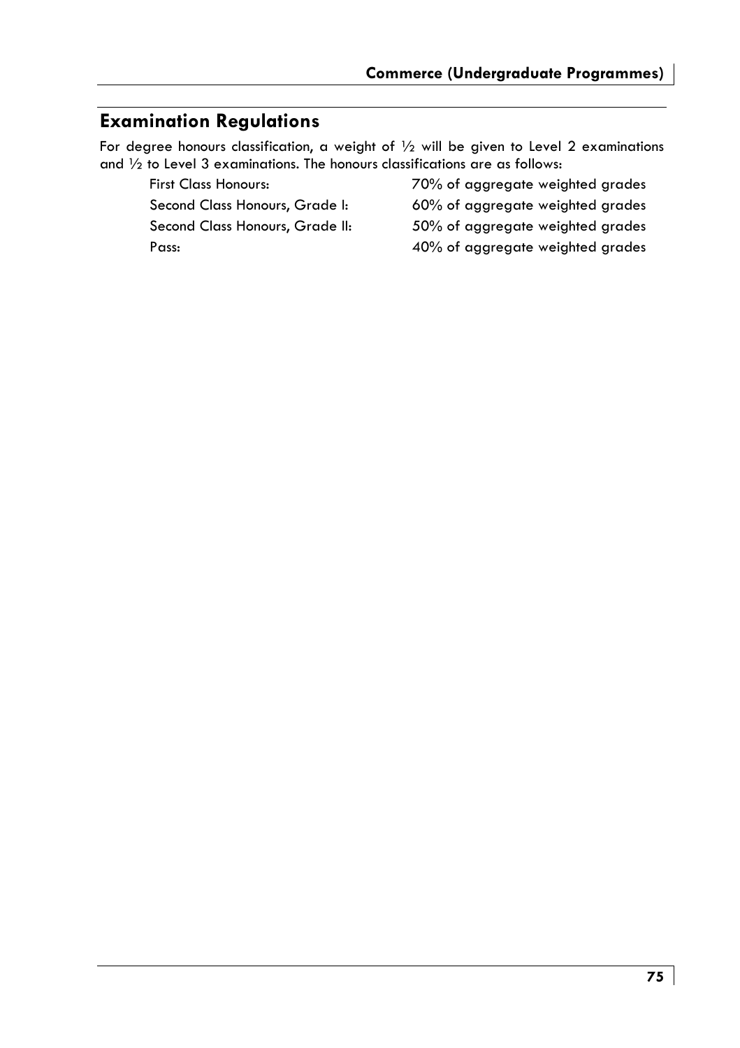## Examination Regulations

For degree honours classification, a weight of ½ will be given to Level 2 examinations and ½ to Level 3 examinations. The honours classifications are as follows:

| | |
|---|---|
| First Class Honours: | 70% of aggregate weighted grades |
| Second Class Honours, Grade I: | 60% of aggregate weighted grades |
| Second Class Honours, Grade II: | 50% of aggregate weighted grades |
| Pass: | 40% of aggregate weighted grades |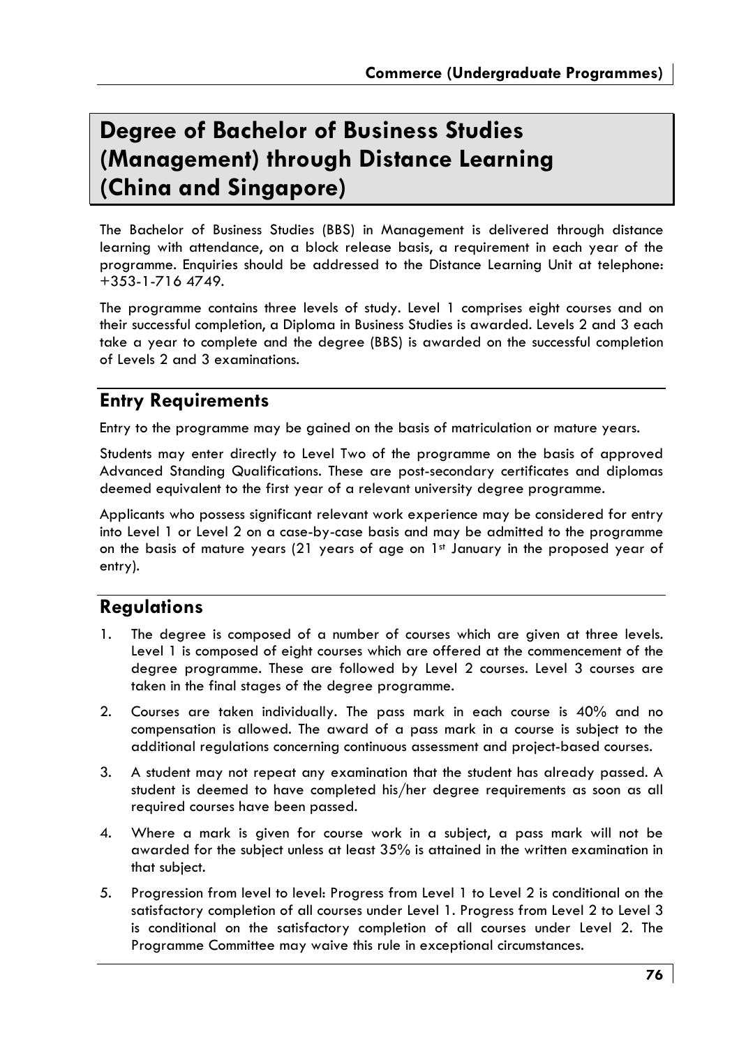# Degree of Bachelor of Business Studies (Management) through Distance Learning (China and Singapore)

The Bachelor of Business Studies (BBS) in Management is delivered through distance learning with attendance, on a block release basis, a requirement in each year of the programme. Enquiries should be addressed to the Distance Learning Unit at telephone: +353-1-716 4749.

The programme contains three levels of study. Level 1 comprises eight courses and on their successful completion, a Diploma in Business Studies is awarded. Levels 2 and 3 each take a year to complete and the degree (BBS) is awarded on the successful completion of Levels 2 and 3 examinations.

## Entry Requirements

Entry to the programme may be gained on the basis of matriculation or mature years.

Students may enter directly to Level Two of the programme on the basis of approved Advanced Standing Qualifications. These are post-secondary certificates and diplomas deemed equivalent to the first year of a relevant university degree programme.

Applicants who possess significant relevant work experience may be considered for entry into Level 1 or Level 2 on a case-by-case basis and may be admitted to the programme on the basis of mature years (21 years of age on 1st January in the proposed year of entry).

## Regulations

1. The degree is composed of a number of courses which are given at three levels. Level 1 is composed of eight courses which are offered at the commencement of the degree programme. These are followed by Level 2 courses. Level 3 courses are taken in the final stages of the degree programme.
2. Courses are taken individually. The pass mark in each course is 40% and no compensation is allowed. The award of a pass mark in a course is subject to the additional regulations concerning continuous assessment and project-based courses.
3. A student may not repeat any examination that the student has already passed. A student is deemed to have completed his/her degree requirements as soon as all required courses have been passed.
4. Where a mark is given for course work in a subject, a pass mark will not be awarded for the subject unless at least 35% is attained in the written examination in that subject.
5. Progression from level to level: Progress from Level 1 to Level 2 is conditional on the satisfactory completion of all courses under Level 1. Progress from Level 2 to Level 3 is conditional on the satisfactory completion of all courses under Level 2. The Programme Committee may waive this rule in exceptional circumstances.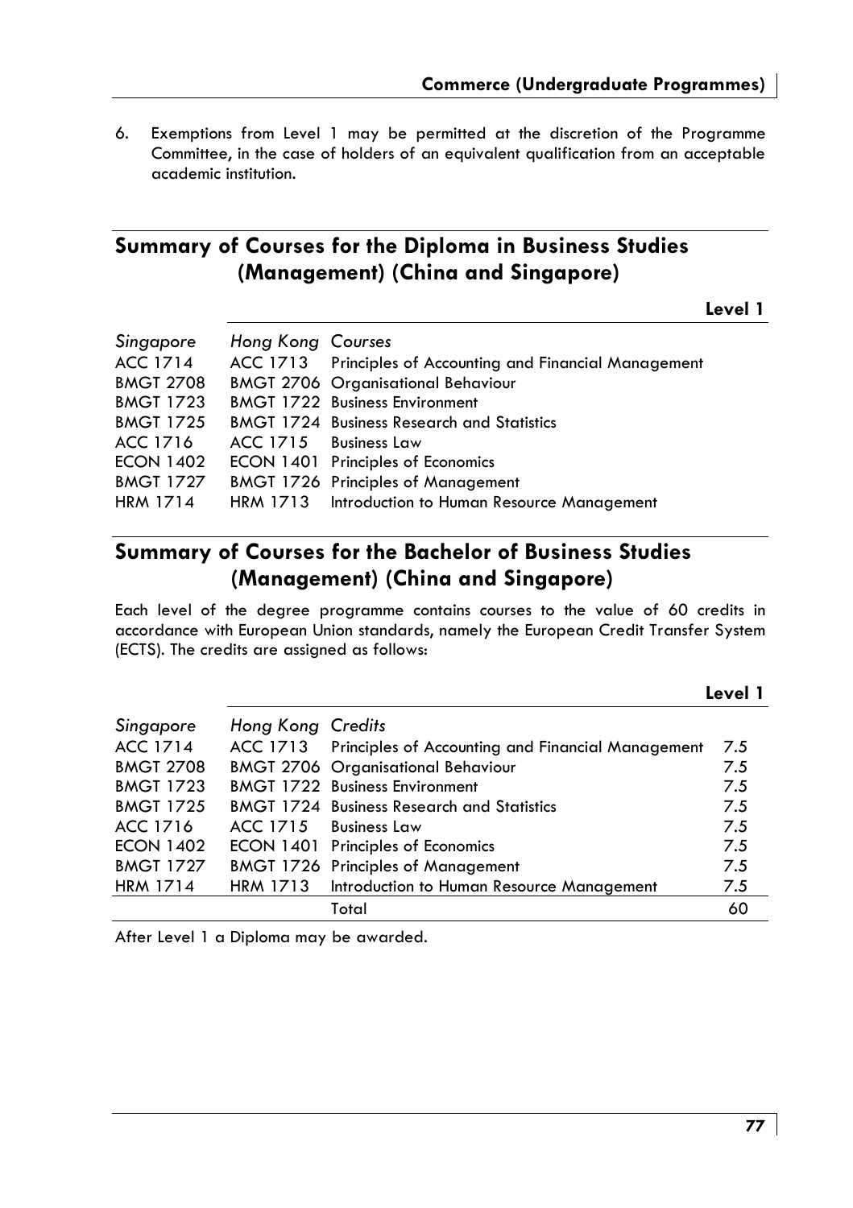6. Exemptions from Level 1 may be permitted at the discretion of the Programme Committee, in the case of holders of an equivalent qualification from an acceptable academic institution.

## Summary of Courses for the Diploma in Business Studies (Management) (China and Singapore)

**Level 1**

| *Singapore* | *Hong Kong* | *Courses* |
|---|---|---|
| ACC 1714 | ACC 1713 | Principles of Accounting and Financial Management |
| BMGT 2708 | BMGT 2706 | Organisational Behaviour |
| BMGT 1723 | BMGT 1722 | Business Environment |
| BMGT 1725 | BMGT 1724 | Business Research and Statistics |
| ACC 1716 | ACC 1715 | Business Law |
| ECON 1402 | ECON 1401 | Principles of Economics |
| BMGT 1727 | BMGT 1726 | Principles of Management |
| HRM 1714 | HRM 1713 | Introduction to Human Resource Management |

## Summary of Courses for the Bachelor of Business Studies (Management) (China and Singapore)

Each level of the degree programme contains courses to the value of 60 credits in accordance with European Union standards, namely the European Credit Transfer System (ECTS). The credits are assigned as follows:

**Level 1**

| *Singapore* | *Hong Kong* | *Credits* | |
|---|---|---|---|
| ACC 1714 | ACC 1713 | Principles of Accounting and Financial Management | 7.5 |
| BMGT 2708 | BMGT 2706 | Organisational Behaviour | 7.5 |
| BMGT 1723 | BMGT 1722 | Business Environment | 7.5 |
| BMGT 1725 | BMGT 1724 | Business Research and Statistics | 7.5 |
| ACC 1716 | ACC 1715 | Business Law | 7.5 |
| ECON 1402 | ECON 1401 | Principles of Economics | 7.5 |
| BMGT 1727 | BMGT 1726 | Principles of Management | 7.5 |
| HRM 1714 | HRM 1713 | Introduction to Human Resource Management | 7.5 |
| | | Total | 60 |

After Level 1 a Diploma may be awarded.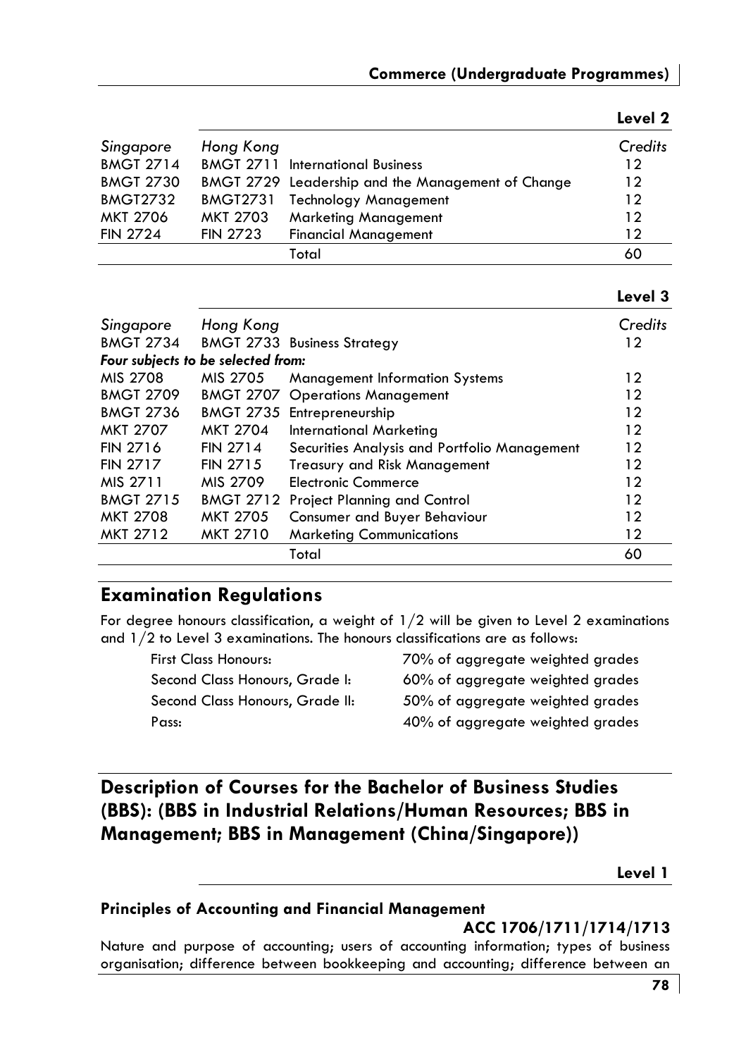### Level 2

| Singapore | Hong Kong | | Credits |
|---|---|---|---|
| BMGT 2714 | BMGT 2711 | International Business | 12 |
| BMGT 2730 | BMGT 2729 | Leadership and the Management of Change | 12 |
| BMGT2732 | BMGT2731 | Technology Management | 12 |
| MKT 2706 | MKT 2703 | Marketing Management | 12 |
| FIN 2724 | FIN 2723 | Financial Management | 12 |
| | | Total | 60 |

### Level 3

| Singapore | Hong Kong | | Credits |
|---|---|---|---|
| BMGT 2734 | BMGT 2733 | Business Strategy | 12 |
| *Four subjects to be selected from:* | | | |
| MIS 2708 | MIS 2705 | Management Information Systems | 12 |
| BMGT 2709 | BMGT 2707 | Operations Management | 12 |
| BMGT 2736 | BMGT 2735 | Entrepreneurship | 12 |
| MKT 2707 | MKT 2704 | International Marketing | 12 |
| FIN 2716 | FIN 2714 | Securities Analysis and Portfolio Management | 12 |
| FIN 2717 | FIN 2715 | Treasury and Risk Management | 12 |
| MIS 2711 | MIS 2709 | Electronic Commerce | 12 |
| BMGT 2715 | BMGT 2712 | Project Planning and Control | 12 |
| MKT 2708 | MKT 2705 | Consumer and Buyer Behaviour | 12 |
| MKT 2712 | MKT 2710 | Marketing Communications | 12 |
| | | Total | 60 |

## Examination Regulations

For degree honours classification, a weight of 1/2 will be given to Level 2 examinations and 1/2 to Level 3 examinations. The honours classifications are as follows:

| | |
|---|---|
| First Class Honours: | 70% of aggregate weighted grades |
| Second Class Honours, Grade I: | 60% of aggregate weighted grades |
| Second Class Honours, Grade II: | 50% of aggregate weighted grades |
| Pass: | 40% of aggregate weighted grades |

## Description of Courses for the Bachelor of Business Studies (BBS): (BBS in Industrial Relations/Human Resources; BBS in Management; BBS in Management (China/Singapore))

### Level 1

#### Principles of Accounting and Financial Management

**ACC 1706/1711/1714/1713**

Nature and purpose of accounting; users of accounting information; types of business organisation; difference between bookkeeping and accounting; difference between an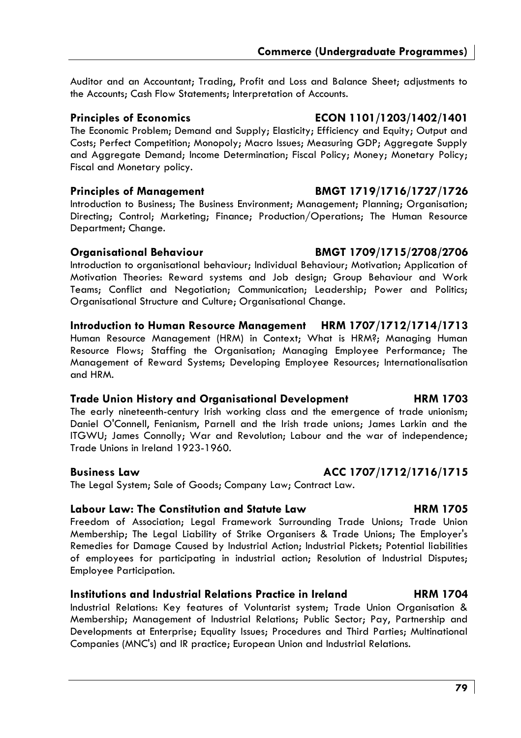Auditor and an Accountant; Trading, Profit and Loss and Balance Sheet; adjustments to the Accounts; Cash Flow Statements; Interpretation of Accounts.

**Principles of Economics ECON 1101/1203/1402/1401**

The Economic Problem; Demand and Supply; Elasticity; Efficiency and Equity; Output and Costs; Perfect Competition; Monopoly; Macro Issues; Measuring GDP; Aggregate Supply and Aggregate Demand; Income Determination; Fiscal Policy; Money; Monetary Policy; Fiscal and Monetary policy.

**Principles of Management BMGT 1719/1716/1727/1726**

Introduction to Business; The Business Environment; Management; Planning; Organisation; Directing; Control; Marketing; Finance; Production/Operations; The Human Resource Department; Change.

**Organisational Behaviour BMGT 1709/1715/2708/2706**

Introduction to organisational behaviour; Individual Behaviour; Motivation; Application of Motivation Theories: Reward systems and Job design; Group Behaviour and Work Teams; Conflict and Negotiation; Communication; Leadership; Power and Politics; Organisational Structure and Culture; Organisational Change.

**Introduction to Human Resource Management HRM 1707/1712/1714/1713**

Human Resource Management (HRM) in Context; What is HRM?; Managing Human Resource Flows; Staffing the Organisation; Managing Employee Performance; The Management of Reward Systems; Developing Employee Resources; Internationalisation and HRM.

**Trade Union History and Organisational Development HRM 1703**

The early nineteenth-century Irish working class and the emergence of trade unionism; Daniel O'Connell, Fenianism, Parnell and the Irish trade unions; James Larkin and the ITGWU; James Connolly; War and Revolution; Labour and the war of independence; Trade Unions in Ireland 1923-1960.

**Business Law ACC 1707/1712/1716/1715**

The Legal System; Sale of Goods; Company Law; Contract Law.

**Labour Law: The Constitution and Statute Law HRM 1705**

Freedom of Association; Legal Framework Surrounding Trade Unions; Trade Union Membership; The Legal Liability of Strike Organisers & Trade Unions; The Employer's Remedies for Damage Caused by Industrial Action; Industrial Pickets; Potential liabilities of employees for participating in industrial action; Resolution of Industrial Disputes; Employee Participation.

**Institutions and Industrial Relations Practice in Ireland HRM 1704**

Industrial Relations: Key features of Voluntarist system; Trade Union Organisation & Membership; Management of Industrial Relations; Public Sector; Pay, Partnership and Developments at Enterprise; Equality Issues; Procedures and Third Parties; Multinational Companies (MNC's) and IR practice; European Union and Industrial Relations.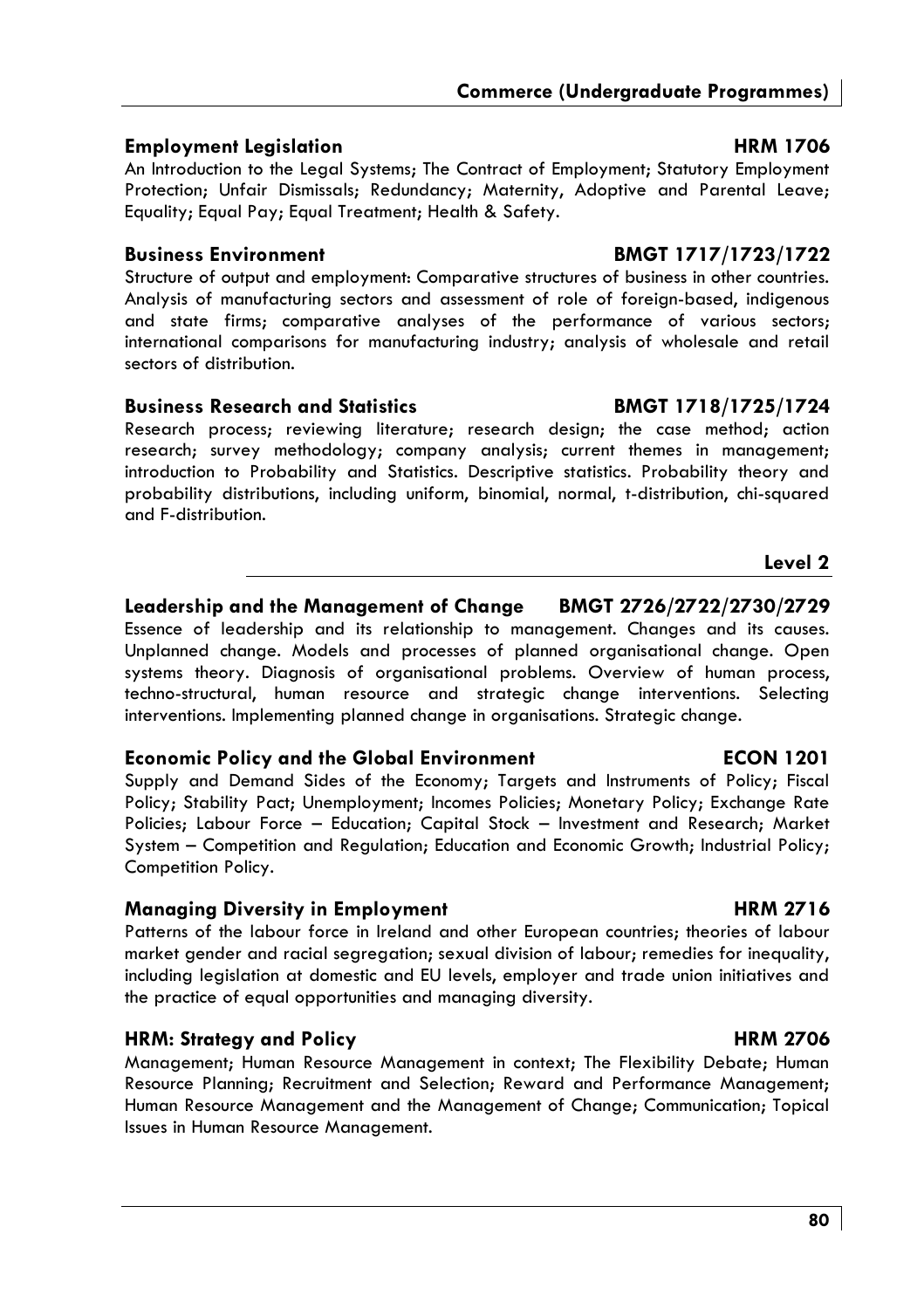### Employment Legislation HRM 1706

An Introduction to the Legal Systems; The Contract of Employment; Statutory Employment Protection; Unfair Dismissals; Redundancy; Maternity, Adoptive and Parental Leave; Equality; Equal Pay; Equal Treatment; Health & Safety.

### Business Environment BMGT 1717/1723/1722

Structure of output and employment: Comparative structures of business in other countries. Analysis of manufacturing sectors and assessment of role of foreign-based, indigenous and state firms; comparative analyses of the performance of various sectors; international comparisons for manufacturing industry; analysis of wholesale and retail sectors of distribution.

### Business Research and Statistics BMGT 1718/1725/1724

Research process; reviewing literature; research design; the case method; action research; survey methodology; company analysis; current themes in management; introduction to Probability and Statistics. Descriptive statistics. Probability theory and probability distributions, including uniform, binomial, normal, t-distribution, chi-squared and F-distribution.

## Level 2

### Leadership and the Management of Change BMGT 2726/2722/2730/2729

Essence of leadership and its relationship to management. Changes and its causes. Unplanned change. Models and processes of planned organisational change. Open systems theory. Diagnosis of organisational problems. Overview of human process, techno-structural, human resource and strategic change interventions. Selecting interventions. Implementing planned change in organisations. Strategic change.

### Economic Policy and the Global Environment ECON 1201

Supply and Demand Sides of the Economy; Targets and Instruments of Policy; Fiscal Policy; Stability Pact; Unemployment; Incomes Policies; Monetary Policy; Exchange Rate Policies; Labour Force – Education; Capital Stock – Investment and Research; Market System – Competition and Regulation; Education and Economic Growth; Industrial Policy; Competition Policy.

### Managing Diversity in Employment HRM 2716

Patterns of the labour force in Ireland and other European countries; theories of labour market gender and racial segregation; sexual division of labour; remedies for inequality, including legislation at domestic and EU levels, employer and trade union initiatives and the practice of equal opportunities and managing diversity.

### HRM: Strategy and Policy HRM 2706

Management; Human Resource Management in context; The Flexibility Debate; Human Resource Planning; Recruitment and Selection; Reward and Performance Management; Human Resource Management and the Management of Change; Communication; Topical Issues in Human Resource Management.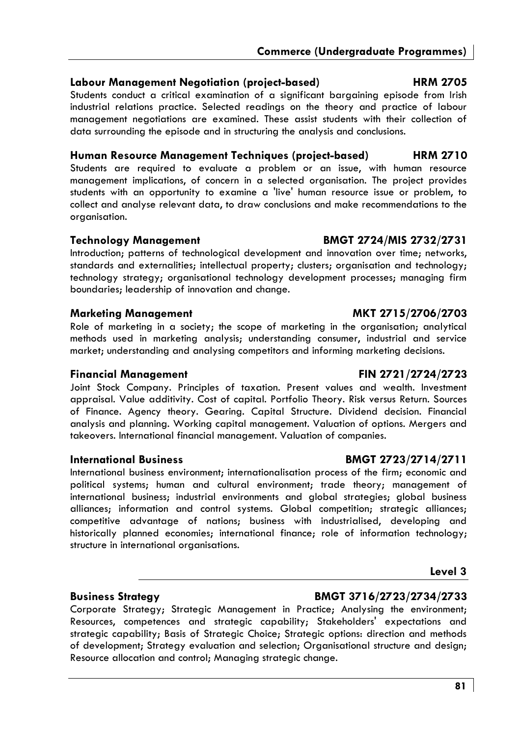### Labour Management Negotiation (project-based) HRM 2705

Students conduct a critical examination of a significant bargaining episode from Irish industrial relations practice. Selected readings on the theory and practice of labour management negotiations are examined. These assist students with their collection of data surrounding the episode and in structuring the analysis and conclusions.

### Human Resource Management Techniques (project-based) HRM 2710

Students are required to evaluate a problem or an issue, with human resource management implications, of concern in a selected organisation. The project provides students with an opportunity to examine a 'live' human resource issue or problem, to collect and analyse relevant data, to draw conclusions and make recommendations to the organisation.

### Technology Management BMGT 2724/MIS 2732/2731

Introduction; patterns of technological development and innovation over time; networks, standards and externalities; intellectual property; clusters; organisation and technology; technology strategy; organisational technology development processes; managing firm boundaries; leadership of innovation and change.

### Marketing Management MKT 2715/2706/2703

Role of marketing in a society; the scope of marketing in the organisation; analytical methods used in marketing analysis; understanding consumer, industrial and service market; understanding and analysing competitors and informing marketing decisions.

### Financial Management FIN 2721/2724/2723

Joint Stock Company. Principles of taxation. Present values and wealth. Investment appraisal. Value additivity. Cost of capital. Portfolio Theory. Risk versus Return. Sources of Finance. Agency theory. Gearing. Capital Structure. Dividend decision. Financial analysis and planning. Working capital management. Valuation of options. Mergers and takeovers. International financial management. Valuation of companies.

### International Business BMGT 2723/2714/2711

International business environment; internationalisation process of the firm; economic and political systems; human and cultural environment; trade theory; management of international business; industrial environments and global strategies; global business alliances; information and control systems. Global competition; strategic alliances; competitive advantage of nations; business with industrialised, developing and historically planned economies; international finance; role of information technology; structure in international organisations.

## Level 3

### Business Strategy BMGT 3716/2723/2734/2733

Corporate Strategy; Strategic Management in Practice; Analysing the environment; Resources, competences and strategic capability; Stakeholders' expectations and strategic capability; Basis of Strategic Choice; Strategic options: direction and methods of development; Strategy evaluation and selection; Organisational structure and design; Resource allocation and control; Managing strategic change.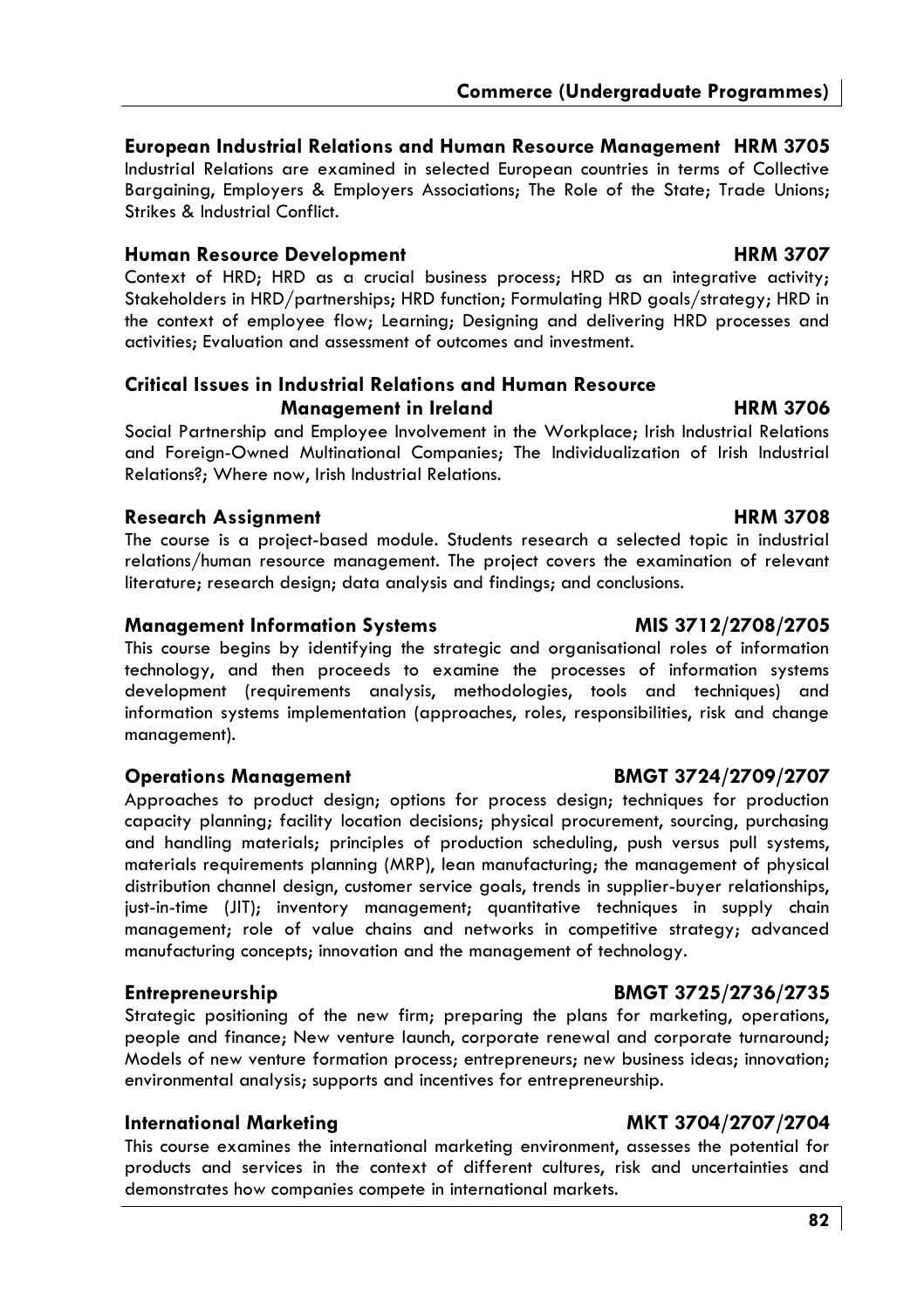### European Industrial Relations and Human Resource Management HRM 3705

Industrial Relations are examined in selected European countries in terms of Collective Bargaining, Employers & Employers Associations; The Role of the State; Trade Unions; Strikes & Industrial Conflict.

### Human Resource Development HRM 3707

Context of HRD; HRD as a crucial business process; HRD as an integrative activity; Stakeholders in HRD/partnerships; HRD function; Formulating HRD goals/strategy; HRD in the context of employee flow; Learning; Designing and delivering HRD processes and activities; Evaluation and assessment of outcomes and investment.

### Critical Issues in Industrial Relations and Human Resource Management in Ireland HRM 3706

Social Partnership and Employee Involvement in the Workplace; Irish Industrial Relations and Foreign-Owned Multinational Companies; The Individualization of Irish Industrial Relations?; Where now, Irish Industrial Relations.

### Research Assignment HRM 3708

The course is a project-based module. Students research a selected topic in industrial relations/human resource management. The project covers the examination of relevant literature; research design; data analysis and findings; and conclusions.

### Management Information Systems MIS 3712/2708/2705

This course begins by identifying the strategic and organisational roles of information technology, and then proceeds to examine the processes of information systems development (requirements analysis, methodologies, tools and techniques) and information systems implementation (approaches, roles, responsibilities, risk and change management).

### Operations Management BMGT 3724/2709/2707

Approaches to product design; options for process design; techniques for production capacity planning; facility location decisions; physical procurement, sourcing, purchasing and handling materials; principles of production scheduling, push versus pull systems, materials requirements planning (MRP), lean manufacturing; the management of physical distribution channel design, customer service goals, trends in supplier-buyer relationships, just-in-time (JIT); inventory management; quantitative techniques in supply chain management; role of value chains and networks in competitive strategy; advanced manufacturing concepts; innovation and the management of technology.

### Entrepreneurship BMGT 3725/2736/2735

Strategic positioning of the new firm; preparing the plans for marketing, operations, people and finance; New venture launch, corporate renewal and corporate turnaround; Models of new venture formation process; entrepreneurs; new business ideas; innovation; environmental analysis; supports and incentives for entrepreneurship.

### International Marketing MKT 3704/2707/2704

This course examines the international marketing environment, assesses the potential for products and services in the context of different cultures, risk and uncertainties and demonstrates how companies compete in international markets.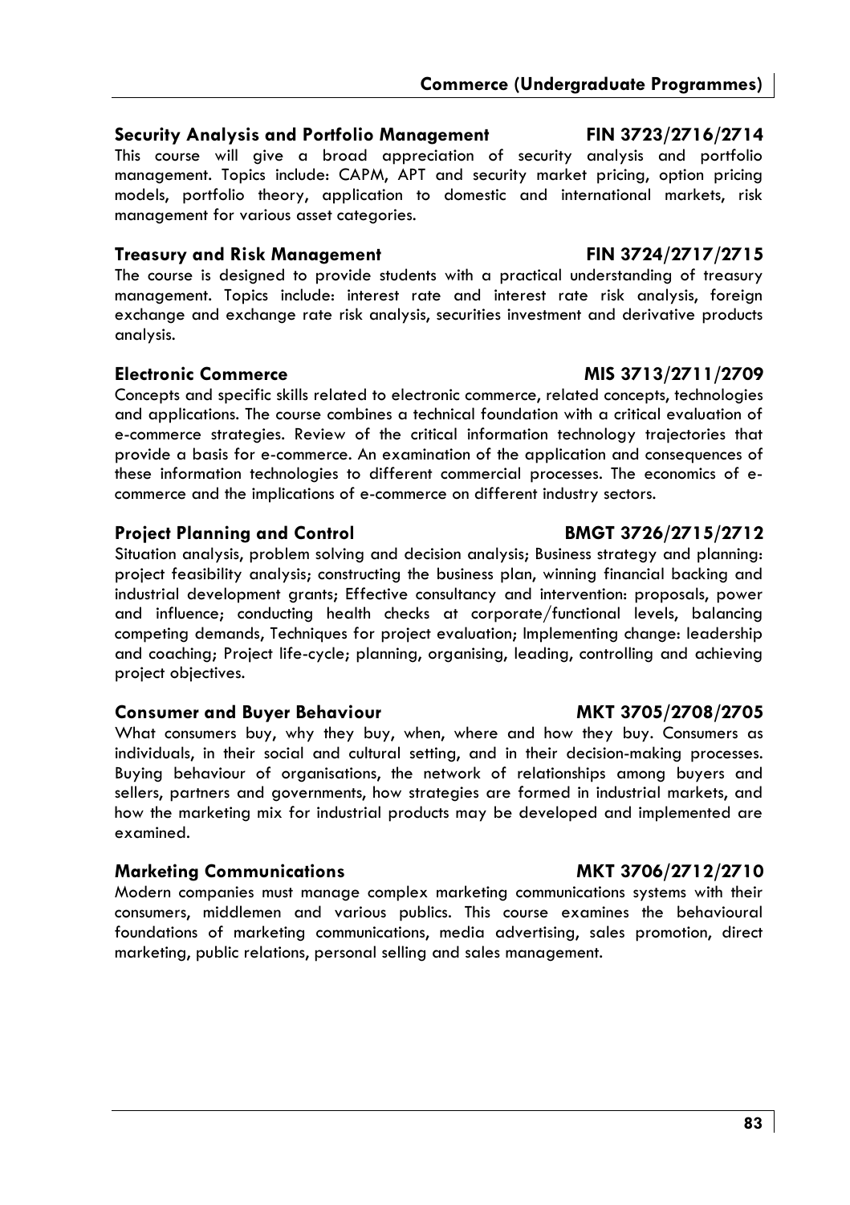### Security Analysis and Portfolio Management — FIN 3723/2716/2714

This course will give a broad appreciation of security analysis and portfolio management. Topics include: CAPM, APT and security market pricing, option pricing models, portfolio theory, application to domestic and international markets, risk management for various asset categories.

### Treasury and Risk Management — FIN 3724/2717/2715

The course is designed to provide students with a practical understanding of treasury management. Topics include: interest rate and interest rate risk analysis, foreign exchange and exchange rate risk analysis, securities investment and derivative products analysis.

### Electronic Commerce — MIS 3713/2711/2709

Concepts and specific skills related to electronic commerce, related concepts, technologies and applications. The course combines a technical foundation with a critical evaluation of e-commerce strategies. Review of the critical information technology trajectories that provide a basis for e-commerce. An examination of the application and consequences of these information technologies to different commercial processes. The economics of e-commerce and the implications of e-commerce on different industry sectors.

### Project Planning and Control — BMGT 3726/2715/2712

Situation analysis, problem solving and decision analysis; Business strategy and planning: project feasibility analysis; constructing the business plan, winning financial backing and industrial development grants; Effective consultancy and intervention: proposals, power and influence; conducting health checks at corporate/functional levels, balancing competing demands, Techniques for project evaluation; Implementing change: leadership and coaching; Project life-cycle; planning, organising, leading, controlling and achieving project objectives.

### Consumer and Buyer Behaviour — MKT 3705/2708/2705

What consumers buy, why they buy, when, where and how they buy. Consumers as individuals, in their social and cultural setting, and in their decision-making processes. Buying behaviour of organisations, the network of relationships among buyers and sellers, partners and governments, how strategies are formed in industrial markets, and how the marketing mix for industrial products may be developed and implemented are examined.

### Marketing Communications — MKT 3706/2712/2710

Modern companies must manage complex marketing communications systems with their consumers, middlemen and various publics. This course examines the behavioural foundations of marketing communications, media advertising, sales promotion, direct marketing, public relations, personal selling and sales management.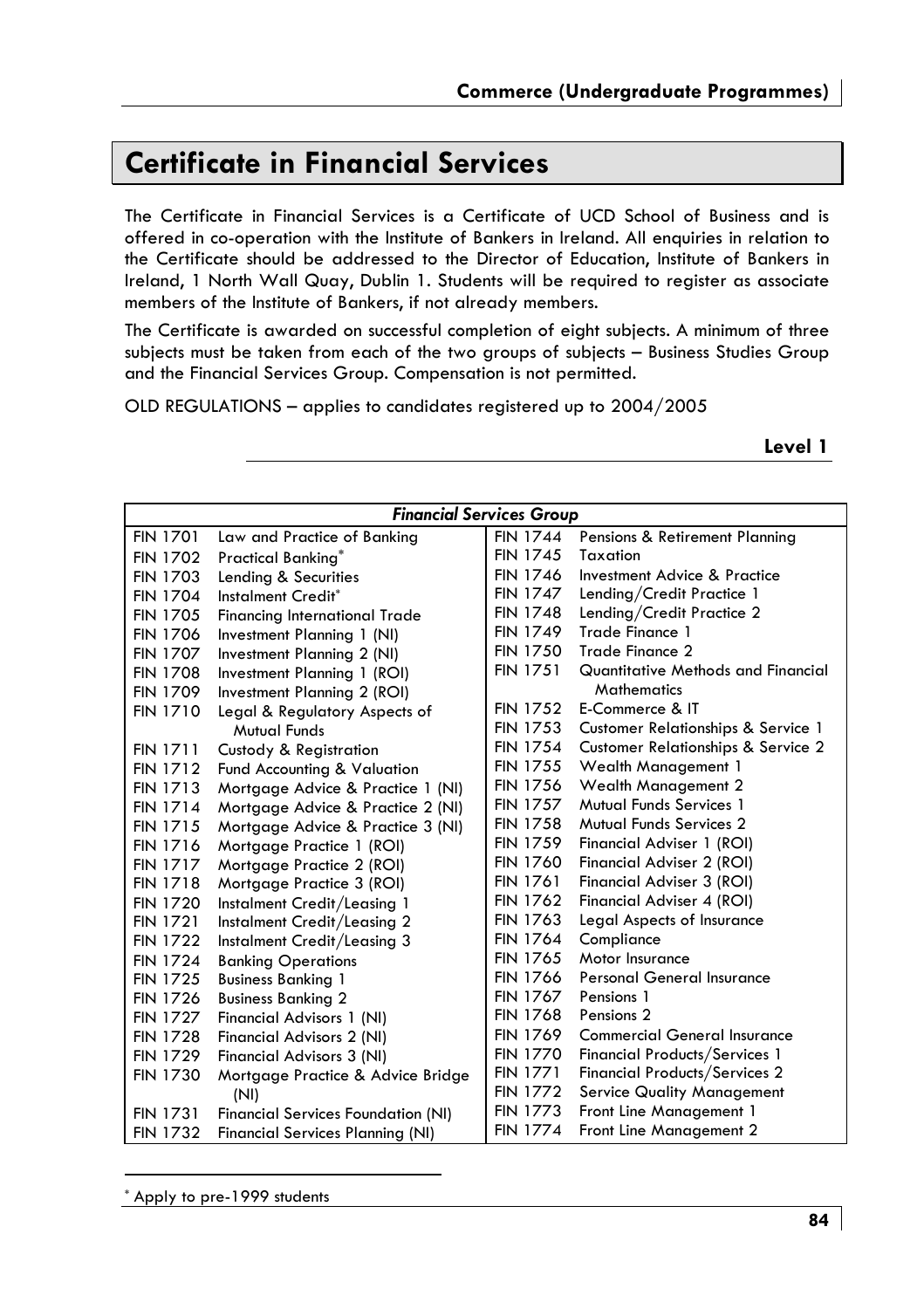# Certificate in Financial Services

The Certificate in Financial Services is a Certificate of UCD School of Business and is offered in co-operation with the Institute of Bankers in Ireland. All enquiries in relation to the Certificate should be addressed to the Director of Education, Institute of Bankers in Ireland, 1 North Wall Quay, Dublin 1. Students will be required to register as associate members of the Institute of Bankers, if not already members.

The Certificate is awarded on successful completion of eight subjects. A minimum of three subjects must be taken from each of the two groups of subjects – Business Studies Group and the Financial Services Group. Compensation is not permitted.

OLD REGULATIONS – applies to candidates registered up to 2004/2005

**Level 1**

| *Financial Services Group* | | | |
|---|---|---|---|
| FIN 1701 | Law and Practice of Banking | FIN 1744 | Pensions & Retirement Planning |
| FIN 1702 | Practical Banking* | FIN 1745 | Taxation |
| FIN 1703 | Lending & Securities | FIN 1746 | Investment Advice & Practice |
| FIN 1704 | Instalment Credit* | FIN 1747 | Lending/Credit Practice 1 |
| FIN 1705 | Financing International Trade | FIN 1748 | Lending/Credit Practice 2 |
| FIN 1706 | Investment Planning 1 (NI) | FIN 1749 | Trade Finance 1 |
| FIN 1707 | Investment Planning 2 (NI) | FIN 1750 | Trade Finance 2 |
| FIN 1708 | Investment Planning 1 (ROI) | FIN 1751 | Quantitative Methods and Financial Mathematics |
| FIN 1709 | Investment Planning 2 (ROI) | FIN 1752 | E-Commerce & IT |
| FIN 1710 | Legal & Regulatory Aspects of Mutual Funds | FIN 1753 | Customer Relationships & Service 1 |
| FIN 1711 | Custody & Registration | FIN 1754 | Customer Relationships & Service 2 |
| FIN 1712 | Fund Accounting & Valuation | FIN 1755 | Wealth Management 1 |
| FIN 1713 | Mortgage Advice & Practice 1 (NI) | FIN 1756 | Wealth Management 2 |
| FIN 1714 | Mortgage Advice & Practice 2 (NI) | FIN 1757 | Mutual Funds Services 1 |
| FIN 1715 | Mortgage Advice & Practice 3 (NI) | FIN 1758 | Mutual Funds Services 2 |
| FIN 1716 | Mortgage Practice 1 (ROI) | FIN 1759 | Financial Adviser 1 (ROI) |
| FIN 1717 | Mortgage Practice 2 (ROI) | FIN 1760 | Financial Adviser 2 (ROI) |
| FIN 1718 | Mortgage Practice 3 (ROI) | FIN 1761 | Financial Adviser 3 (ROI) |
| FIN 1720 | Instalment Credit/Leasing 1 | FIN 1762 | Financial Adviser 4 (ROI) |
| FIN 1721 | Instalment Credit/Leasing 2 | FIN 1763 | Legal Aspects of Insurance |
| FIN 1722 | Instalment Credit/Leasing 3 | FIN 1764 | Compliance |
| FIN 1724 | Banking Operations | FIN 1765 | Motor Insurance |
| FIN 1725 | Business Banking 1 | FIN 1766 | Personal General Insurance |
| FIN 1726 | Business Banking 2 | FIN 1767 | Pensions 1 |
| FIN 1727 | Financial Advisors 1 (NI) | FIN 1768 | Pensions 2 |
| FIN 1728 | Financial Advisors 2 (NI) | FIN 1769 | Commercial General Insurance |
| FIN 1729 | Financial Advisors 3 (NI) | FIN 1770 | Financial Products/Services 1 |
| FIN 1730 | Mortgage Practice & Advice Bridge (NI) | FIN 1771 | Financial Products/Services 2 |
| | | FIN 1772 | Service Quality Management |
| FIN 1731 | Financial Services Foundation (NI) | FIN 1773 | Front Line Management 1 |
| FIN 1732 | Financial Services Planning (NI) | FIN 1774 | Front Line Management 2 |

\* Apply to pre-1999 students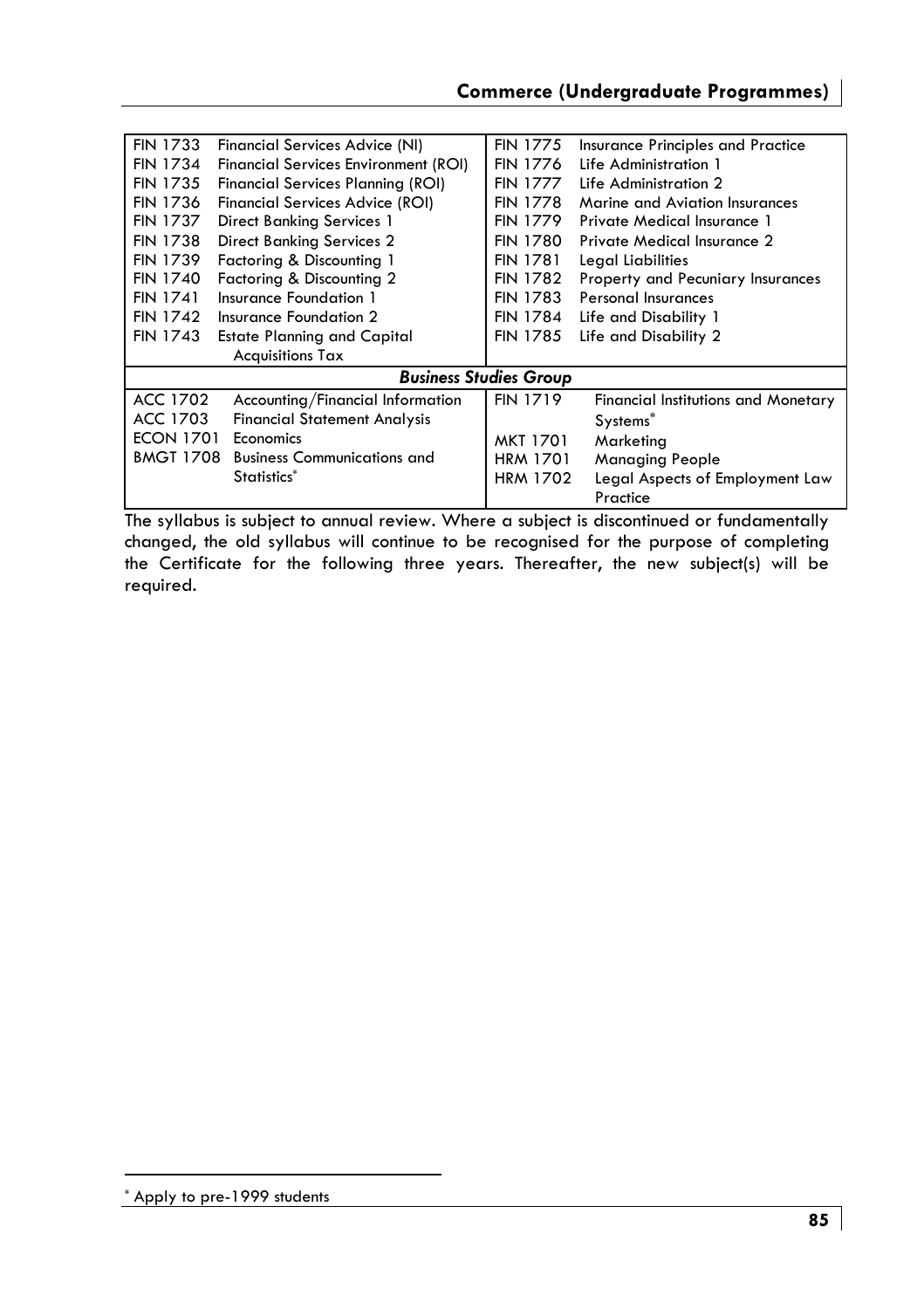| | | | |
|---|---|---|---|
| FIN 1733 | Financial Services Advice (NI) | FIN 1775 | Insurance Principles and Practice |
| FIN 1734 | Financial Services Environment (ROI) | FIN 1776 | Life Administration 1 |
| FIN 1735 | Financial Services Planning (ROI) | FIN 1777 | Life Administration 2 |
| FIN 1736 | Financial Services Advice (ROI) | FIN 1778 | Marine and Aviation Insurances |
| FIN 1737 | Direct Banking Services 1 | FIN 1779 | Private Medical Insurance 1 |
| FIN 1738 | Direct Banking Services 2 | FIN 1780 | Private Medical Insurance 2 |
| FIN 1739 | Factoring & Discounting 1 | FIN 1781 | Legal Liabilities |
| FIN 1740 | Factoring & Discounting 2 | FIN 1782 | Property and Pecuniary Insurances |
| FIN 1741 | Insurance Foundation 1 | FIN 1783 | Personal Insurances |
| FIN 1742 | Insurance Foundation 2 | FIN 1784 | Life and Disability 1 |
| FIN 1743 | Estate Planning and Capital Acquisitions Tax | FIN 1785 | Life and Disability 2 |
| ***Business Studies Group*** | | | |
| ACC 1702 | Accounting/Financial Information | FIN 1719 | Financial Institutions and Monetary Systems* |
| ACC 1703 | Financial Statement Analysis | | |
| ECON 1701 | Economics | MKT 1701 | Marketing |
| BMGT 1708 | Business Communications and Statistics* | HRM 1701 | Managing People |
| | | HRM 1702 | Legal Aspects of Employment Law Practice |

The syllabus is subject to annual review. Where a subject is discontinued or fundamentally changed, the old syllabus will continue to be recognised for the purpose of completing the Certificate for the following three years. Thereafter, the new subject(s) will be required.

\* Apply to pre-1999 students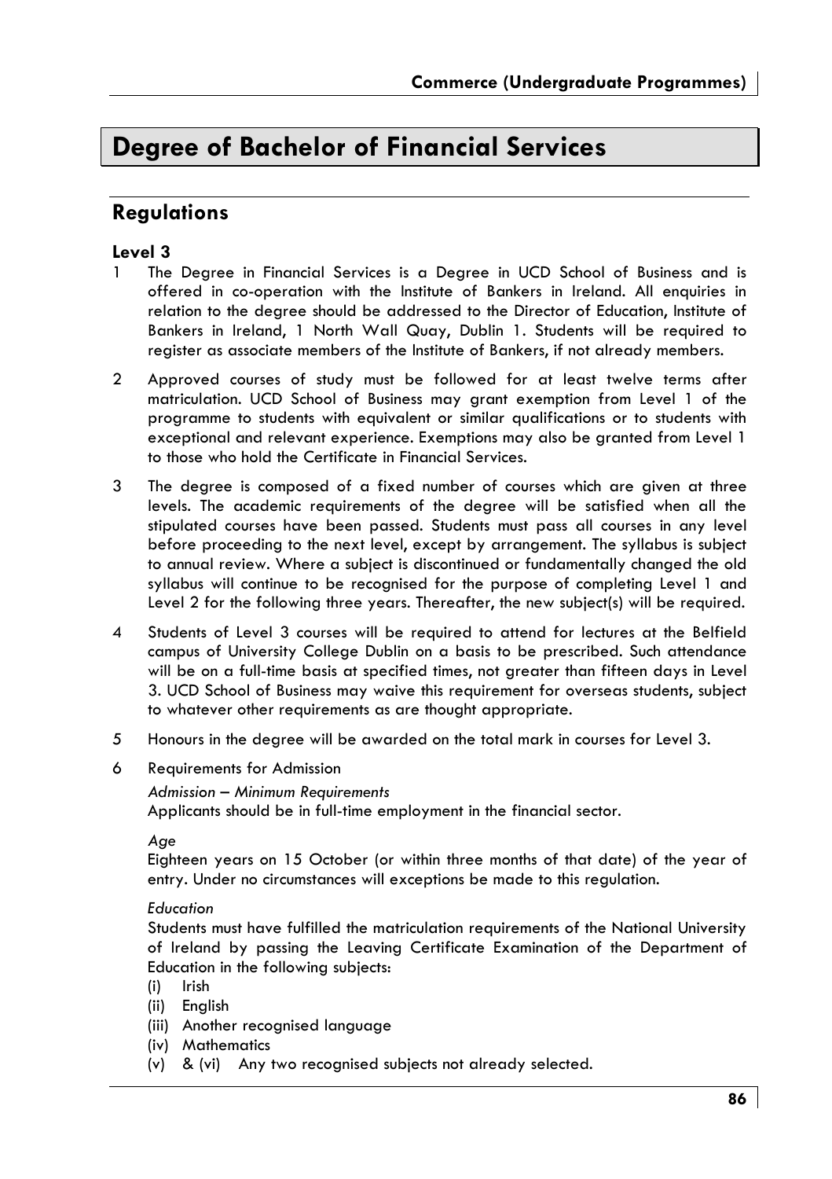# Degree of Bachelor of Financial Services

## Regulations

### Level 3

1 The Degree in Financial Services is a Degree in UCD School of Business and is offered in co-operation with the Institute of Bankers in Ireland. All enquiries in relation to the degree should be addressed to the Director of Education, Institute of Bankers in Ireland, 1 North Wall Quay, Dublin 1. Students will be required to register as associate members of the Institute of Bankers, if not already members.

2 Approved courses of study must be followed for at least twelve terms after matriculation. UCD School of Business may grant exemption from Level 1 of the programme to students with equivalent or similar qualifications or to students with exceptional and relevant experience. Exemptions may also be granted from Level 1 to those who hold the Certificate in Financial Services.

3 The degree is composed of a fixed number of courses which are given at three levels. The academic requirements of the degree will be satisfied when all the stipulated courses have been passed. Students must pass all courses in any level before proceeding to the next level, except by arrangement. The syllabus is subject to annual review. Where a subject is discontinued or fundamentally changed the old syllabus will continue to be recognised for the purpose of completing Level 1 and Level 2 for the following three years. Thereafter, the new subject(s) will be required.

4 Students of Level 3 courses will be required to attend for lectures at the Belfield campus of University College Dublin on a basis to be prescribed. Such attendance will be on a full-time basis at specified times, not greater than fifteen days in Level 3. UCD School of Business may waive this requirement for overseas students, subject to whatever other requirements as are thought appropriate.

5 Honours in the degree will be awarded on the total mark in courses for Level 3.

6 Requirements for Admission

*Admission – Minimum Requirements*
Applicants should be in full-time employment in the financial sector.

*Age*
Eighteen years on 15 October (or within three months of that date) of the year of entry. Under no circumstances will exceptions be made to this regulation.

*Education*
Students must have fulfilled the matriculation requirements of the National University of Ireland by passing the Leaving Certificate Examination of the Department of Education in the following subjects:

(i) Irish
(ii) English
(iii) Another recognised language
(iv) Mathematics
(v) & (vi) Any two recognised subjects not already selected.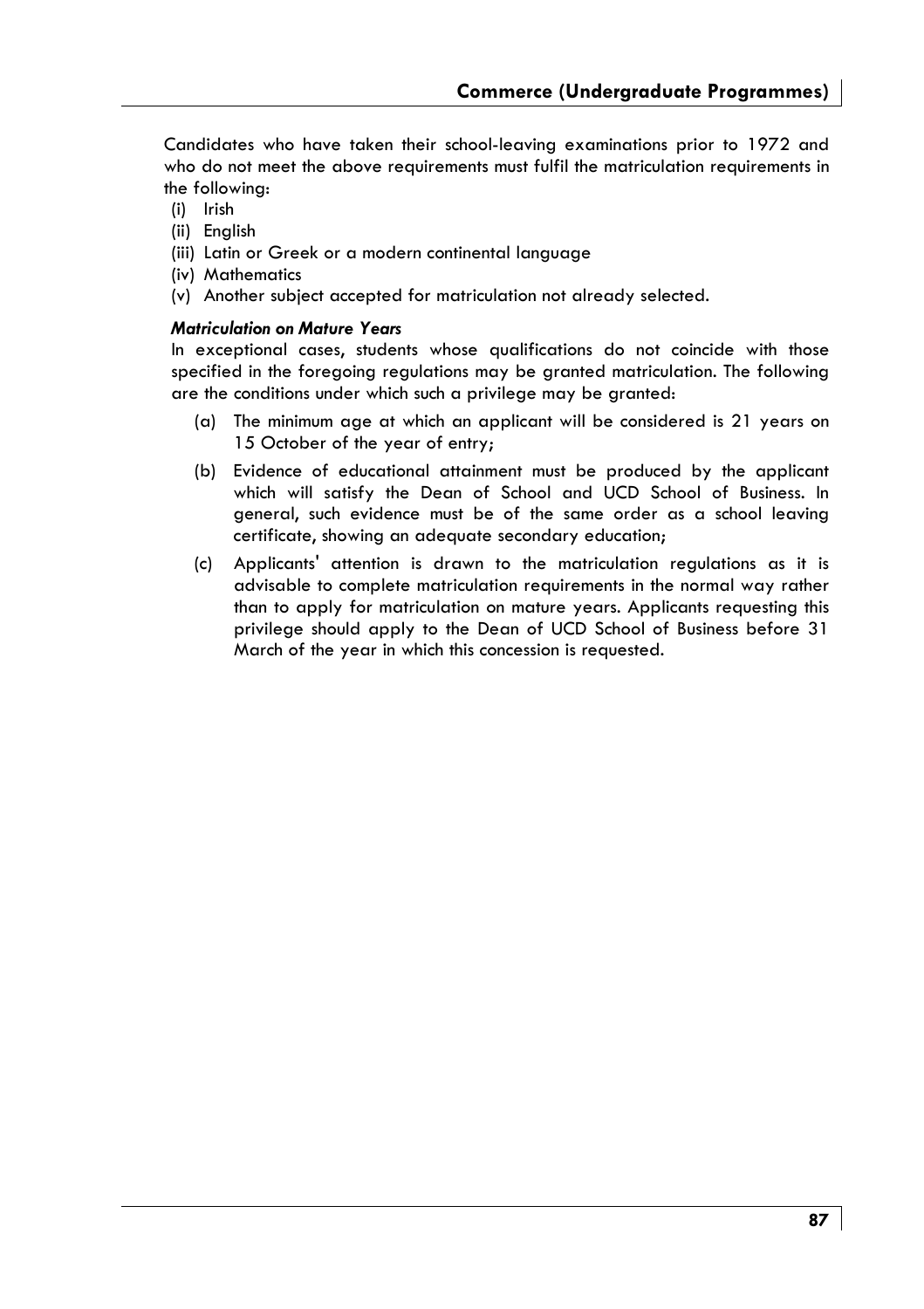Candidates who have taken their school-leaving examinations prior to 1972 and who do not meet the above requirements must fulfil the matriculation requirements in the following:

- (i) Irish
- (ii) English
- (iii) Latin or Greek or a modern continental language
- (iv) Mathematics
- (v) Another subject accepted for matriculation not already selected.

***Matriculation on Mature Years***

In exceptional cases, students whose qualifications do not coincide with those specified in the foregoing regulations may be granted matriculation. The following are the conditions under which such a privilege may be granted:

- (a) The minimum age at which an applicant will be considered is 21 years on 15 October of the year of entry;
- (b) Evidence of educational attainment must be produced by the applicant which will satisfy the Dean of School and UCD School of Business. In general, such evidence must be of the same order as a school leaving certificate, showing an adequate secondary education;
- (c) Applicants' attention is drawn to the matriculation regulations as it is advisable to complete matriculation requirements in the normal way rather than to apply for matriculation on mature years. Applicants requesting this privilege should apply to the Dean of UCD School of Business before 31 March of the year in which this concession is requested.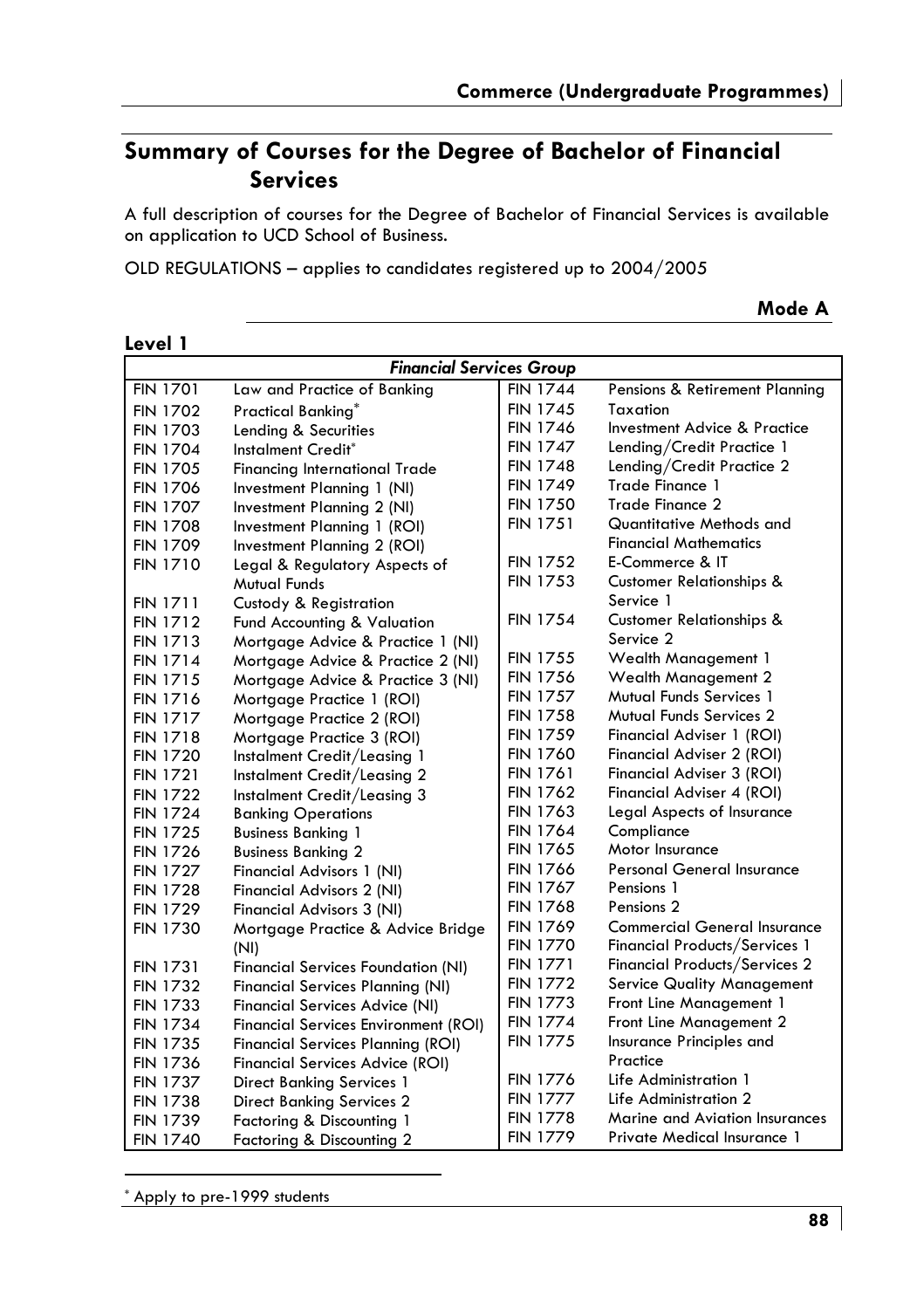## Summary of Courses for the Degree of Bachelor of Financial Services

A full description of courses for the Degree of Bachelor of Financial Services is available on application to UCD School of Business.

OLD REGULATIONS – applies to candidates registered up to 2004/2005

**Mode A**

### Level 1

| *Financial Services Group* | | | |
|---|---|---|---|
| FIN 1701 | Law and Practice of Banking | FIN 1744 | Pensions & Retirement Planning |
| FIN 1702 | Practical Banking* | FIN 1745 | Taxation |
| FIN 1703 | Lending & Securities | FIN 1746 | Investment Advice & Practice |
| FIN 1704 | Instalment Credit* | FIN 1747 | Lending/Credit Practice 1 |
| FIN 1705 | Financing International Trade | FIN 1748 | Lending/Credit Practice 2 |
| FIN 1706 | Investment Planning 1 (NI) | FIN 1749 | Trade Finance 1 |
| FIN 1707 | Investment Planning 2 (NI) | FIN 1750 | Trade Finance 2 |
| FIN 1708 | Investment Planning 1 (ROI) | FIN 1751 | Quantitative Methods and Financial Mathematics |
| FIN 1709 | Investment Planning 2 (ROI) | FIN 1752 | E-Commerce & IT |
| FIN 1710 | Legal & Regulatory Aspects of Mutual Funds | FIN 1753 | Customer Relationships & Service 1 |
| FIN 1711 | Custody & Registration | FIN 1754 | Customer Relationships & Service 2 |
| FIN 1712 | Fund Accounting & Valuation | FIN 1755 | Wealth Management 1 |
| FIN 1713 | Mortgage Advice & Practice 1 (NI) | FIN 1756 | Wealth Management 2 |
| FIN 1714 | Mortgage Advice & Practice 2 (NI) | FIN 1757 | Mutual Funds Services 1 |
| FIN 1715 | Mortgage Advice & Practice 3 (NI) | FIN 1758 | Mutual Funds Services 2 |
| FIN 1716 | Mortgage Practice 1 (ROI) | FIN 1759 | Financial Adviser 1 (ROI) |
| FIN 1717 | Mortgage Practice 2 (ROI) | FIN 1760 | Financial Adviser 2 (ROI) |
| FIN 1718 | Mortgage Practice 3 (ROI) | FIN 1761 | Financial Adviser 3 (ROI) |
| FIN 1720 | Instalment Credit/Leasing 1 | FIN 1762 | Financial Adviser 4 (ROI) |
| FIN 1721 | Instalment Credit/Leasing 2 | FIN 1763 | Legal Aspects of Insurance |
| FIN 1722 | Instalment Credit/Leasing 3 | FIN 1764 | Compliance |
| FIN 1724 | Banking Operations | FIN 1765 | Motor Insurance |
| FIN 1725 | Business Banking 1 | FIN 1766 | Personal General Insurance |
| FIN 1726 | Business Banking 2 | FIN 1767 | Pensions 1 |
| FIN 1727 | Financial Advisors 1 (NI) | FIN 1768 | Pensions 2 |
| FIN 1728 | Financial Advisors 2 (NI) | FIN 1769 | Commercial General Insurance |
| FIN 1729 | Financial Advisors 3 (NI) | FIN 1770 | Financial Products/Services 1 |
| FIN 1730 | Mortgage Practice & Advice Bridge (NI) | FIN 1771 | Financial Products/Services 2 |
| FIN 1731 | Financial Services Foundation (NI) | FIN 1772 | Service Quality Management |
| FIN 1732 | Financial Services Planning (NI) | FIN 1773 | Front Line Management 1 |
| FIN 1733 | Financial Services Advice (NI) | FIN 1774 | Front Line Management 2 |
| FIN 1734 | Financial Services Environment (ROI) | FIN 1775 | Insurance Principles and Practice |
| FIN 1735 | Financial Services Planning (ROI) | FIN 1776 | Life Administration 1 |
| FIN 1736 | Financial Services Advice (ROI) | FIN 1777 | Life Administration 2 |
| FIN 1737 | Direct Banking Services 1 | FIN 1778 | Marine and Aviation Insurances |
| FIN 1738 | Direct Banking Services 2 | FIN 1779 | Private Medical Insurance 1 |
| FIN 1739 | Factoring & Discounting 1 | | |
| FIN 1740 | Factoring & Discounting 2 | | |

* Apply to pre-1999 students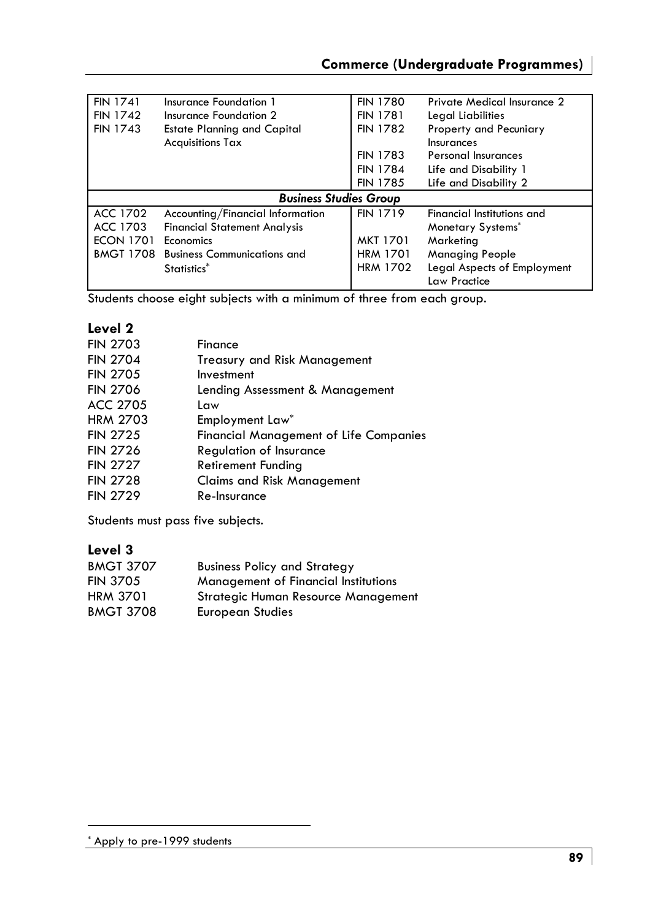| | | | |
|---|---|---|---|
| FIN 1741 | Insurance Foundation 1 | FIN 1780 | Private Medical Insurance 2 |
| FIN 1742 | Insurance Foundation 2 | FIN 1781 | Legal Liabilities |
| FIN 1743 | Estate Planning and Capital Acquisitions Tax | FIN 1782 | Property and Pecuniary Insurances |
| | | FIN 1783 | Personal Insurances |
| | | FIN 1784 | Life and Disability 1 |
| | | FIN 1785 | Life and Disability 2 |
| ***Business Studies Group*** | | | |
| ACC 1702 | Accounting/Financial Information | FIN 1719 | Financial Institutions and Monetary Systems* |
| ACC 1703 | Financial Statement Analysis | MKT 1701 | Marketing |
| ECON 1701 | Economics | HRM 1701 | Managing People |
| BMGT 1708 | Business Communications and Statistics* | HRM 1702 | Legal Aspects of Employment Law Practice |

Students choose eight subjects with a minimum of three from each group.

## Level 2

| | |
|---|---|
| FIN 2703 | Finance |
| FIN 2704 | Treasury and Risk Management |
| FIN 2705 | Investment |
| FIN 2706 | Lending Assessment & Management |
| ACC 2705 | Law |
| HRM 2703 | Employment Law* |
| FIN 2725 | Financial Management of Life Companies |
| FIN 2726 | Regulation of Insurance |
| FIN 2727 | Retirement Funding |
| FIN 2728 | Claims and Risk Management |
| FIN 2729 | Re-Insurance |

Students must pass five subjects.

## Level 3

| | |
|---|---|
| BMGT 3707 | Business Policy and Strategy |
| FIN 3705 | Management of Financial Institutions |
| HRM 3701 | Strategic Human Resource Management |
| BMGT 3708 | European Studies |

\* Apply to pre-1999 students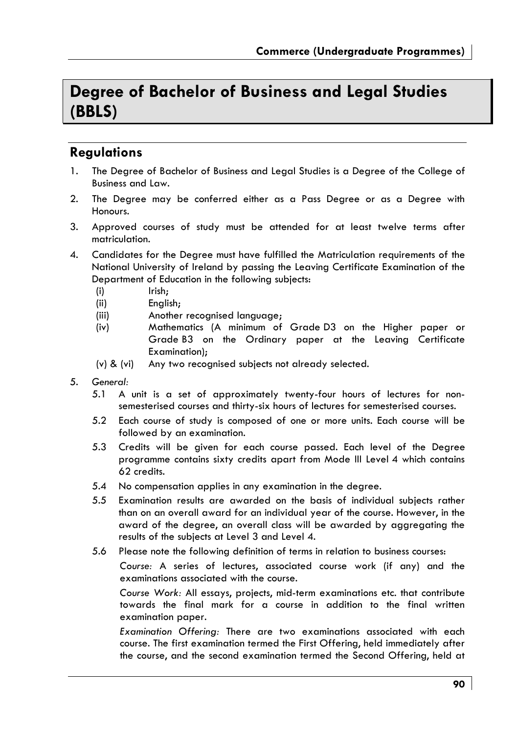# Degree of Bachelor of Business and Legal Studies (BBLS)

## Regulations

1. The Degree of Bachelor of Business and Legal Studies is a Degree of the College of Business and Law.
2. The Degree may be conferred either as a Pass Degree or as a Degree with Honours.
3. Approved courses of study must be attended for at least twelve terms after matriculation.
4. Candidates for the Degree must have fulfilled the Matriculation requirements of the National University of Ireland by passing the Leaving Certificate Examination of the Department of Education in the following subjects:
   - (i) Irish;
   - (ii) English;
   - (iii) Another recognised language;
   - (iv) Mathematics (A minimum of Grade D3 on the Higher paper or Grade B3 on the Ordinary paper at the Leaving Certificate Examination);
   - (v) & (vi) Any two recognised subjects not already selected.
5. *General:*
   - 5.1 A unit is a set of approximately twenty-four hours of lectures for non-semesterised courses and thirty-six hours of lectures for semesterised courses.
   - 5.2 Each course of study is composed of one or more units. Each course will be followed by an examination.
   - 5.3 Credits will be given for each course passed. Each level of the Degree programme contains sixty credits apart from Mode III Level 4 which contains 62 credits.
   - 5.4 No compensation applies in any examination in the degree.
   - 5.5 Examination results are awarded on the basis of individual subjects rather than on an overall award for an individual year of the course. However, in the award of the degree, an overall class will be awarded by aggregating the results of the subjects at Level 3 and Level 4.
   - 5.6 Please note the following definition of terms in relation to business courses:

     *Course:* A series of lectures, associated course work (if any) and the examinations associated with the course.

     *Course Work:* All essays, projects, mid-term examinations etc. that contribute towards the final mark for a course in addition to the final written examination paper.

     *Examination Offering:* There are two examinations associated with each course. The first examination termed the First Offering, held immediately after the course, and the second examination termed the Second Offering, held at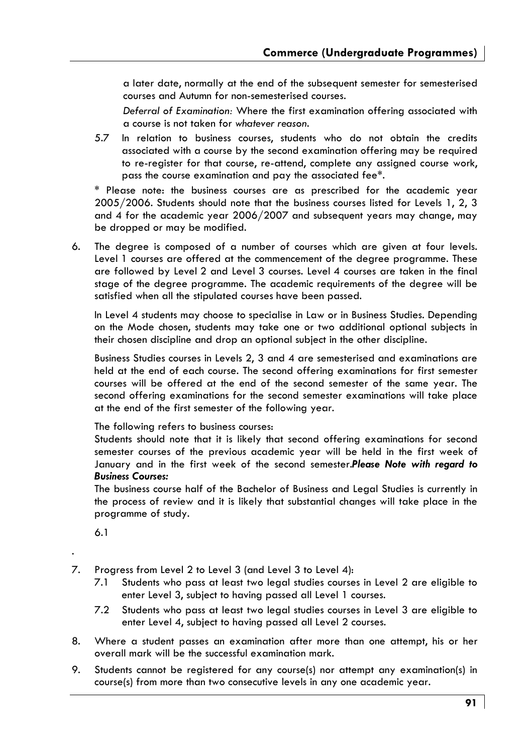a later date, normally at the end of the subsequent semester for semesterised courses and Autumn for non-semesterised courses.

*Deferral of Examination:* Where the first examination offering associated with a course is not taken for *whatever reason*.

5.7 In relation to business courses, students who do not obtain the credits associated with a course by the second examination offering may be required to re-register for that course, re-attend, complete any assigned course work, pass the course examination and pay the associated fee*.

* Please note: the business courses are as prescribed for the academic year 2005/2006. Students should note that the business courses listed for Levels 1, 2, 3 and 4 for the academic year 2006/2007 and subsequent years may change, may be dropped or may be modified.

6. The degree is composed of a number of courses which are given at four levels. Level 1 courses are offered at the commencement of the degree programme. These are followed by Level 2 and Level 3 courses. Level 4 courses are taken in the final stage of the degree programme. The academic requirements of the degree will be satisfied when all the stipulated courses have been passed.

   In Level 4 students may choose to specialise in Law or in Business Studies. Depending on the Mode chosen, students may take one or two additional optional subjects in their chosen discipline and drop an optional subject in the other discipline.

   Business Studies courses in Levels 2, 3 and 4 are semesterised and examinations are held at the end of each course. The second offering examinations for first semester courses will be offered at the end of the second semester of the same year. The second offering examinations for the second semester examinations will take place at the end of the first semester of the following year.

   The following refers to business courses:
   Students should note that it is likely that second offering examinations for second semester courses of the previous academic year will be held in the first week of January and in the first week of the second semester.***Please Note with regard to Business Courses:***
   The business course half of the Bachelor of Business and Legal Studies is currently in the process of review and it is likely that substantial changes will take place in the programme of study.

   6.1

.

7. Progress from Level 2 to Level 3 (and Level 3 to Level 4):
   7.1 Students who pass at least two legal studies courses in Level 2 are eligible to enter Level 3, subject to having passed all Level 1 courses.
   7.2 Students who pass at least two legal studies courses in Level 3 are eligible to enter Level 4, subject to having passed all Level 2 courses.

8. Where a student passes an examination after more than one attempt, his or her overall mark will be the successful examination mark.

9. Students cannot be registered for any course(s) nor attempt any examination(s) in course(s) from more than two consecutive levels in any one academic year.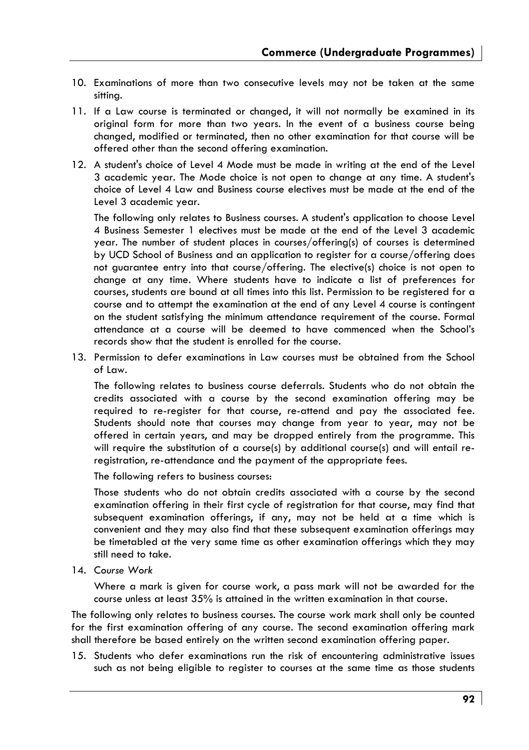10. Examinations of more than two consecutive levels may not be taken at the same sitting.

11. If a Law course is terminated or changed, it will not normally be examined in its original form for more than two years. In the event of a business course being changed, modified or terminated, then no other examination for that course will be offered other than the second offering examination.

12. A student's choice of Level 4 Mode must be made in writing at the end of the Level 3 academic year. The Mode choice is not open to change at any time. A student's choice of Level 4 Law and Business course electives must be made at the end of the Level 3 academic year.

    The following only relates to Business courses. A student's application to choose Level 4 Business Semester 1 electives must be made at the end of the Level 3 academic year. The number of student places in courses/offering(s) of courses is determined by UCD School of Business and an application to register for a course/offering does not guarantee entry into that course/offering. The elective(s) choice is not open to change at any time. Where students have to indicate a list of preferences for courses, students are bound at all times into this list. Permission to be registered for a course and to attempt the examination at the end of any Level 4 course is contingent on the student satisfying the minimum attendance requirement of the course. Formal attendance at a course will be deemed to have commenced when the School's records show that the student is enrolled for the course.

13. Permission to defer examinations in Law courses must be obtained from the School of Law.

    The following relates to business course deferrals. Students who do not obtain the credits associated with a course by the second examination offering may be required to re-register for that course, re-attend and pay the associated fee. Students should note that courses may change from year to year, may not be offered in certain years, and may be dropped entirely from the programme. This will require the substitution of a course(s) by additional course(s) and will entail re-registration, re-attendance and the payment of the appropriate fees.

    The following refers to business courses:

    Those students who do not obtain credits associated with a course by the second examination offering in their first cycle of registration for that course, may find that subsequent examination offerings, if any, may not be held at a time which is convenient and they may also find that these subsequent examination offerings may be timetabled at the very same time as other examination offerings which they may still need to take.

14. *Course Work*

    Where a mark is given for course work, a pass mark will not be awarded for the course unless at least 35% is attained in the written examination in that course.

The following only relates to business courses. The course work mark shall only be counted for the first examination offering of any course. The second examination offering mark shall therefore be based entirely on the written second examination offering paper.

15. Students who defer examinations run the risk of encountering administrative issues such as not being eligible to register to courses at the same time as those students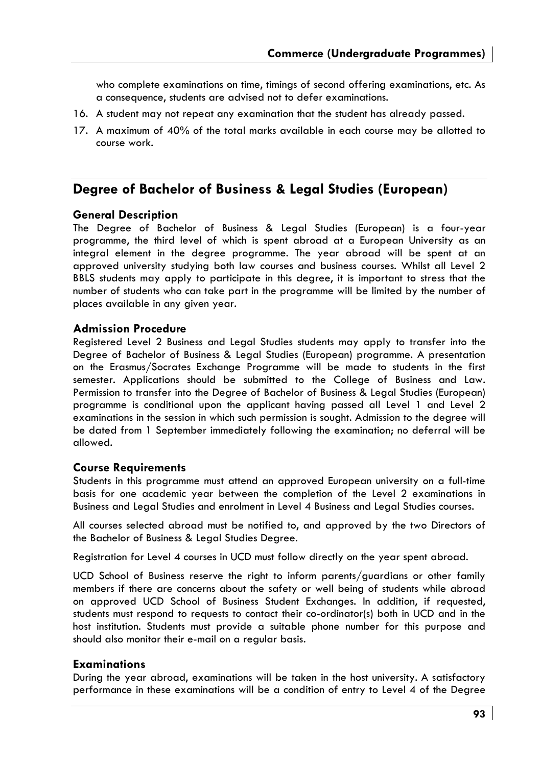who complete examinations on time, timings of second offering examinations, etc. As a consequence, students are advised not to defer examinations.

16. A student may not repeat any examination that the student has already passed.
17. A maximum of 40% of the total marks available in each course may be allotted to course work.

## Degree of Bachelor of Business & Legal Studies (European)

### General Description

The Degree of Bachelor of Business & Legal Studies (European) is a four-year programme, the third level of which is spent abroad at a European University as an integral element in the degree programme. The year abroad will be spent at an approved university studying both law courses and business courses. Whilst all Level 2 BBLS students may apply to participate in this degree, it is important to stress that the number of students who can take part in the programme will be limited by the number of places available in any given year.

### Admission Procedure

Registered Level 2 Business and Legal Studies students may apply to transfer into the Degree of Bachelor of Business & Legal Studies (European) programme. A presentation on the Erasmus/Socrates Exchange Programme will be made to students in the first semester. Applications should be submitted to the College of Business and Law. Permission to transfer into the Degree of Bachelor of Business & Legal Studies (European) programme is conditional upon the applicant having passed all Level 1 and Level 2 examinations in the session in which such permission is sought. Admission to the degree will be dated from 1 September immediately following the examination; no deferral will be allowed.

### Course Requirements

Students in this programme must attend an approved European university on a full-time basis for one academic year between the completion of the Level 2 examinations in Business and Legal Studies and enrolment in Level 4 Business and Legal Studies courses.

All courses selected abroad must be notified to, and approved by the two Directors of the Bachelor of Business & Legal Studies Degree.

Registration for Level 4 courses in UCD must follow directly on the year spent abroad.

UCD School of Business reserve the right to inform parents/guardians or other family members if there are concerns about the safety or well being of students while abroad on approved UCD School of Business Student Exchanges. In addition, if requested, students must respond to requests to contact their co-ordinator(s) both in UCD and in the host institution. Students must provide a suitable phone number for this purpose and should also monitor their e-mail on a regular basis.

### Examinations

During the year abroad, examinations will be taken in the host university. A satisfactory performance in these examinations will be a condition of entry to Level 4 of the Degree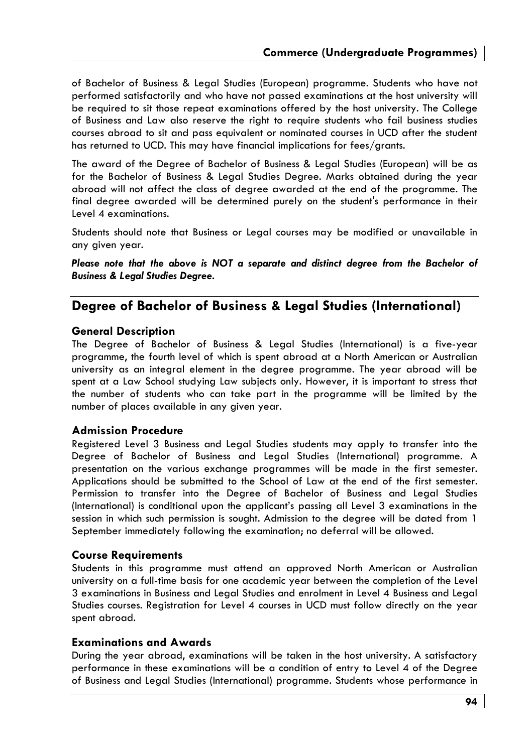of Bachelor of Business & Legal Studies (European) programme. Students who have not performed satisfactorily and who have not passed examinations at the host university will be required to sit those repeat examinations offered by the host university. The College of Business and Law also reserve the right to require students who fail business studies courses abroad to sit and pass equivalent or nominated courses in UCD after the student has returned to UCD. This may have financial implications for fees/grants.

The award of the Degree of Bachelor of Business & Legal Studies (European) will be as for the Bachelor of Business & Legal Studies Degree. Marks obtained during the year abroad will not affect the class of degree awarded at the end of the programme. The final degree awarded will be determined purely on the student's performance in their Level 4 examinations.

Students should note that Business or Legal courses may be modified or unavailable in any given year.

***Please note that the above is NOT a separate and distinct degree from the Bachelor of Business & Legal Studies Degree.***

## Degree of Bachelor of Business & Legal Studies (International)

### General Description

The Degree of Bachelor of Business & Legal Studies (International) is a five-year programme, the fourth level of which is spent abroad at a North American or Australian university as an integral element in the degree programme. The year abroad will be spent at a Law School studying Law subjects only. However, it is important to stress that the number of students who can take part in the programme will be limited by the number of places available in any given year.

### Admission Procedure

Registered Level 3 Business and Legal Studies students may apply to transfer into the Degree of Bachelor of Business and Legal Studies (International) programme. A presentation on the various exchange programmes will be made in the first semester. Applications should be submitted to the School of Law at the end of the first semester. Permission to transfer into the Degree of Bachelor of Business and Legal Studies (International) is conditional upon the applicant's passing all Level 3 examinations in the session in which such permission is sought. Admission to the degree will be dated from 1 September immediately following the examination; no deferral will be allowed.

### Course Requirements

Students in this programme must attend an approved North American or Australian university on a full-time basis for one academic year between the completion of the Level 3 examinations in Business and Legal Studies and enrolment in Level 4 Business and Legal Studies courses. Registration for Level 4 courses in UCD must follow directly on the year spent abroad.

### Examinations and Awards

During the year abroad, examinations will be taken in the host university. A satisfactory performance in these examinations will be a condition of entry to Level 4 of the Degree of Business and Legal Studies (International) programme. Students whose performance in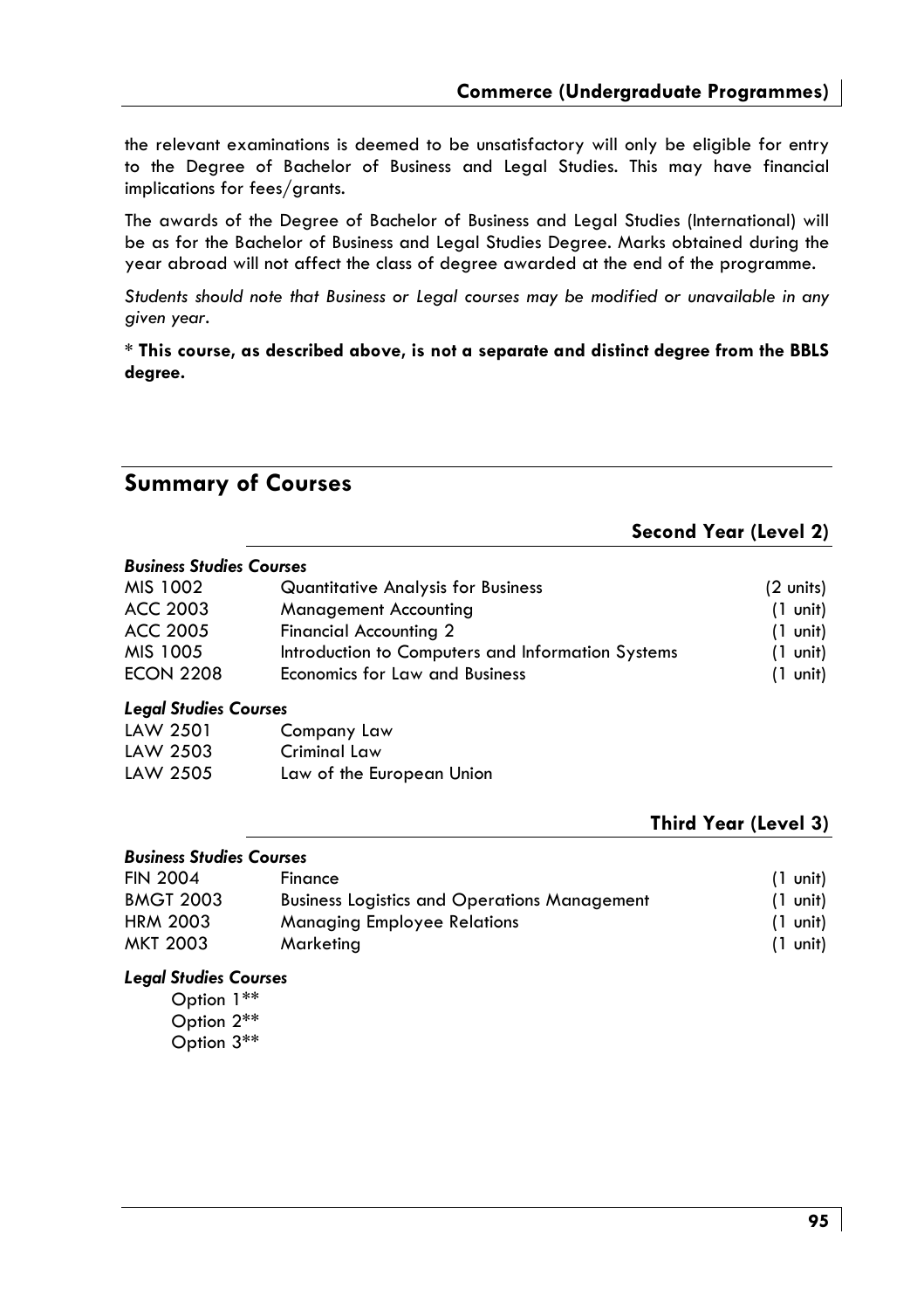the relevant examinations is deemed to be unsatisfactory will only be eligible for entry to the Degree of Bachelor of Business and Legal Studies. This may have financial implications for fees/grants.

The awards of the Degree of Bachelor of Business and Legal Studies (International) will be as for the Bachelor of Business and Legal Studies Degree. Marks obtained during the year abroad will not affect the class of degree awarded at the end of the programme.

*Students should note that Business or Legal courses may be modified or unavailable in any given year.*

\* **This course, as described above, is not a separate and distinct degree from the BBLS degree.**

## Summary of Courses

### Second Year (Level 2)

***Business Studies Courses***

| | | |
|---|---|---|
| MIS 1002 | Quantitative Analysis for Business | (2 units) |
| ACC 2003 | Management Accounting | (1 unit) |
| ACC 2005 | Financial Accounting 2 | (1 unit) |
| MIS 1005 | Introduction to Computers and Information Systems | (1 unit) |
| ECON 2208 | Economics for Law and Business | (1 unit) |

***Legal Studies Courses***

| | |
|---|---|
| LAW 2501 | Company Law |
| LAW 2503 | Criminal Law |
| LAW 2505 | Law of the European Union |

### Third Year (Level 3)

***Business Studies Courses***

| | | |
|---|---|---|
| FIN 2004 | Finance | (1 unit) |
| BMGT 2003 | Business Logistics and Operations Management | (1 unit) |
| HRM 2003 | Managing Employee Relations | (1 unit) |
| MKT 2003 | Marketing | (1 unit) |

***Legal Studies Courses***

Option 1**
Option 2**
Option 3**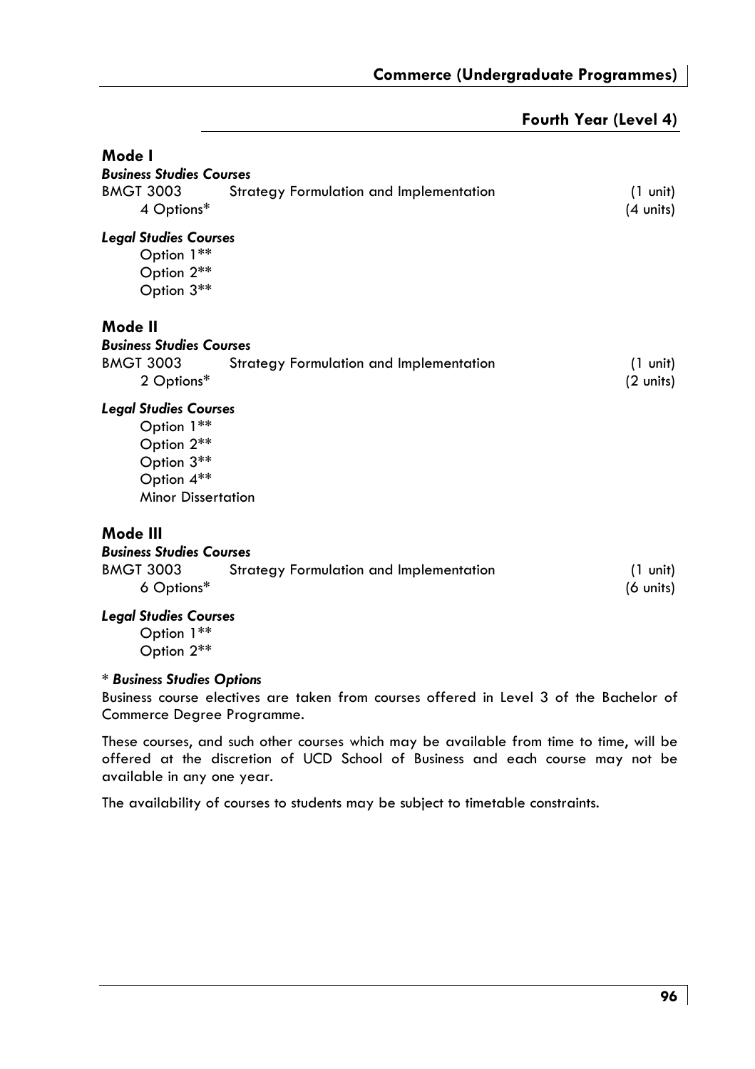## Fourth Year (Level 4)

### Mode I

***Business Studies Courses***

| | | |
|---|---|---|
| BMGT 3003 | Strategy Formulation and Implementation | (1 unit) |
| 4 Options* | | (4 units) |

***Legal Studies Courses***

Option 1**
Option 2**
Option 3**

### Mode II

***Business Studies Courses***

| | | |
|---|---|---|
| BMGT 3003 | Strategy Formulation and Implementation | (1 unit) |
| 2 Options* | | (2 units) |

***Legal Studies Courses***

Option 1**
Option 2**
Option 3**
Option 4**
Minor Dissertation

### Mode III

***Business Studies Courses***

| | | |
|---|---|---|
| BMGT 3003 | Strategy Formulation and Implementation | (1 unit) |
| 6 Options* | | (6 units) |

***Legal Studies Courses***

Option 1**
Option 2**

**\* *Business Studies Options***

Business course electives are taken from courses offered in Level 3 of the Bachelor of Commerce Degree Programme.

These courses, and such other courses which may be available from time to time, will be offered at the discretion of UCD School of Business and each course may not be available in any one year.

The availability of courses to students may be subject to timetable constraints.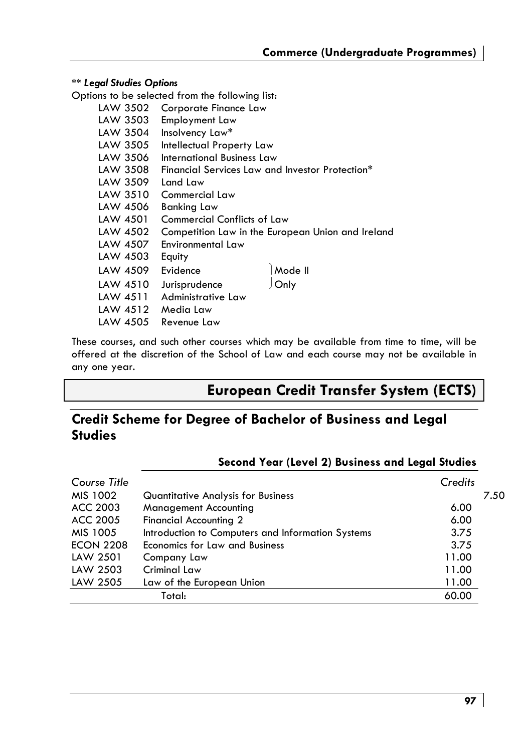*** Legal Studies Options***

Options to be selected from the following list:

| | | |
|---|---|---|
| LAW 3502 | Corporate Finance Law | |
| LAW 3503 | Employment Law | |
| LAW 3504 | Insolvency Law* | |
| LAW 3505 | Intellectual Property Law | |
| LAW 3506 | International Business Law | |
| LAW 3508 | Financial Services Law and Investor Protection* | |
| LAW 3509 | Land Law | |
| LAW 3510 | Commercial Law | |
| LAW 4506 | Banking Law | |
| LAW 4501 | Commercial Conflicts of Law | |
| LAW 4502 | Competition Law in the European Union and Ireland | |
| LAW 4507 | Environmental Law | |
| LAW 4503 | Equity | |
| LAW 4509 | Evidence | Mode II |
| LAW 4510 | Jurisprudence | Only |
| LAW 4511 | Administrative Law | |
| LAW 4512 | Media Law | |
| LAW 4505 | Revenue Law | |

These courses, and such other courses which may be available from time to time, will be offered at the discretion of the School of Law and each course may not be available in any one year.

# European Credit Transfer System (ECTS)

## Credit Scheme for Degree of Bachelor of Business and Legal Studies

### Second Year (Level 2) Business and Legal Studies

| *Course Title* | | *Credits* |
|---|---|---|
| MIS 1002 | Quantitative Analysis for Business | 7.50 |
| ACC 2003 | Management Accounting | 6.00 |
| ACC 2005 | Financial Accounting 2 | 6.00 |
| MIS 1005 | Introduction to Computers and Information Systems | 3.75 |
| ECON 2208 | Economics for Law and Business | 3.75 |
| LAW 2501 | Company Law | 11.00 |
| LAW 2503 | Criminal Law | 11.00 |
| LAW 2505 | Law of the European Union | 11.00 |
| | Total: | 60.00 |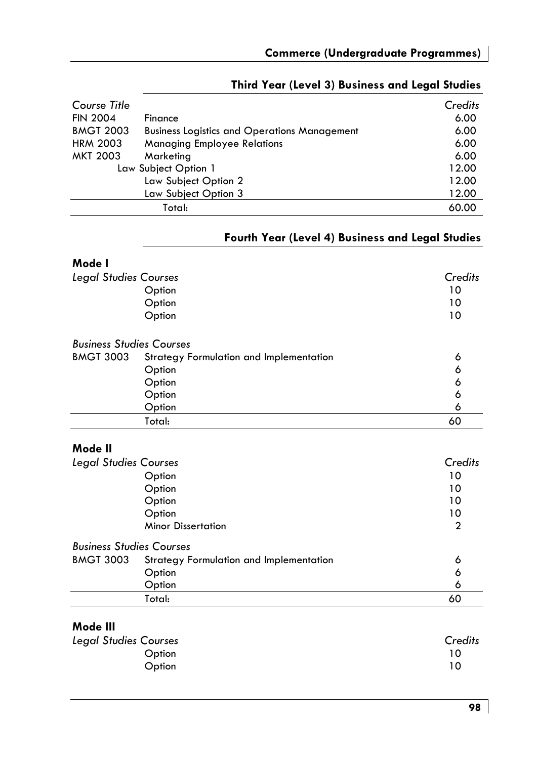## Third Year (Level 3) Business and Legal Studies

| Course Title | | Credits |
|---|---|---|
| FIN 2004 | Finance | 6.00 |
| BMGT 2003 | Business Logistics and Operations Management | 6.00 |
| HRM 2003 | Managing Employee Relations | 6.00 |
| MKT 2003 | Marketing | 6.00 |
| | Law Subject Option 1 | 12.00 |
| | Law Subject Option 2 | 12.00 |
| | Law Subject Option 3 | 12.00 |
| | Total: | 60.00 |

## Fourth Year (Level 4) Business and Legal Studies

### Mode I

| *Legal Studies Courses* | | *Credits* |
|---|---|---|
| | Option | 10 |
| | Option | 10 |
| | Option | 10 |
| *Business Studies Courses* | | |
| BMGT 3003 | Strategy Formulation and Implementation | 6 |
| | Option | 6 |
| | Option | 6 |
| | Option | 6 |
| | Option | 6 |
| | Total: | 60 |

### Mode II

| *Legal Studies Courses* | | *Credits* |
|---|---|---|
| | Option | 10 |
| | Option | 10 |
| | Option | 10 |
| | Option | 10 |
| | Minor Dissertation | 2 |
| *Business Studies Courses* | | |
| BMGT 3003 | Strategy Formulation and Implementation | 6 |
| | Option | 6 |
| | Option | 6 |
| | Total: | 60 |

### Mode III

| *Legal Studies Courses* | | *Credits* |
|---|---|---|
| | Option | 10 |
| | Option | 10 |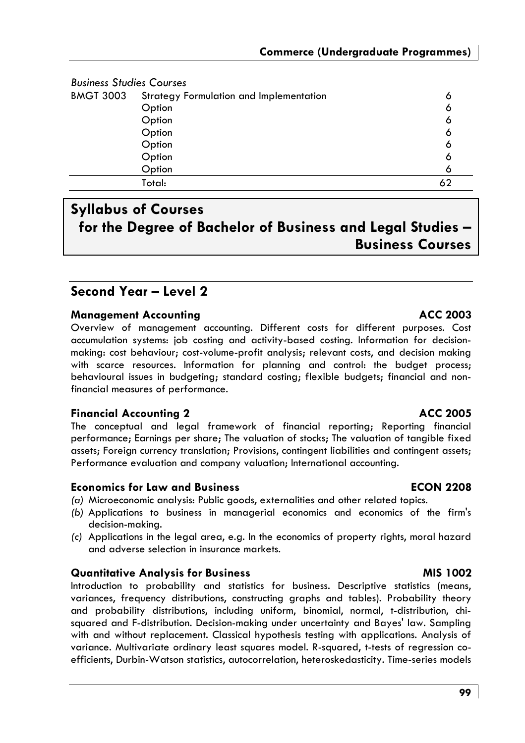*Business Studies Courses*

| | | |
|---|---|---|
| BMGT 3003 | Strategy Formulation and Implementation | 6 |
| | Option | 6 |
| | Option | 6 |
| | Option | 6 |
| | Option | 6 |
| | Option | 6 |
| | Option | 6 |
| | Total: | 62 |

# Syllabus of Courses for the Degree of Bachelor of Business and Legal Studies – Business Courses

## Second Year – Level 2

### Management Accounting — ACC 2003

Overview of management accounting. Different costs for different purposes. Cost accumulation systems: job costing and activity-based costing. Information for decision-making: cost behaviour; cost-volume-profit analysis; relevant costs, and decision making with scarce resources. Information for planning and control: the budget process; behavioural issues in budgeting; standard costing; flexible budgets; financial and non-financial measures of performance.

### Financial Accounting 2 — ACC 2005

The conceptual and legal framework of financial reporting; Reporting financial performance; Earnings per share; The valuation of stocks; The valuation of tangible fixed assets; Foreign currency translation; Provisions, contingent liabilities and contingent assets; Performance evaluation and company valuation; International accounting.

### Economics for Law and Business — ECON 2208

*(a)* Microeconomic analysis: Public goods, externalities and other related topics.
*(b)* Applications to business in managerial economics and economics of the firm's decision-making.
*(c)* Applications in the legal area, e.g. In the economics of property rights, moral hazard and adverse selection in insurance markets.

### Quantitative Analysis for Business — MIS 1002

Introduction to probability and statistics for business. Descriptive statistics (means, variances, frequency distributions, constructing graphs and tables). Probability theory and probability distributions, including uniform, binomial, normal, t-distribution, chi-squared and F-distribution. Decision-making under uncertainty and Bayes' law. Sampling with and without replacement. Classical hypothesis testing with applications. Analysis of variance. Multivariate ordinary least squares model. R-squared, t-tests of regression co-efficients, Durbin-Watson statistics, autocorrelation, heteroskedasticity. Time-series models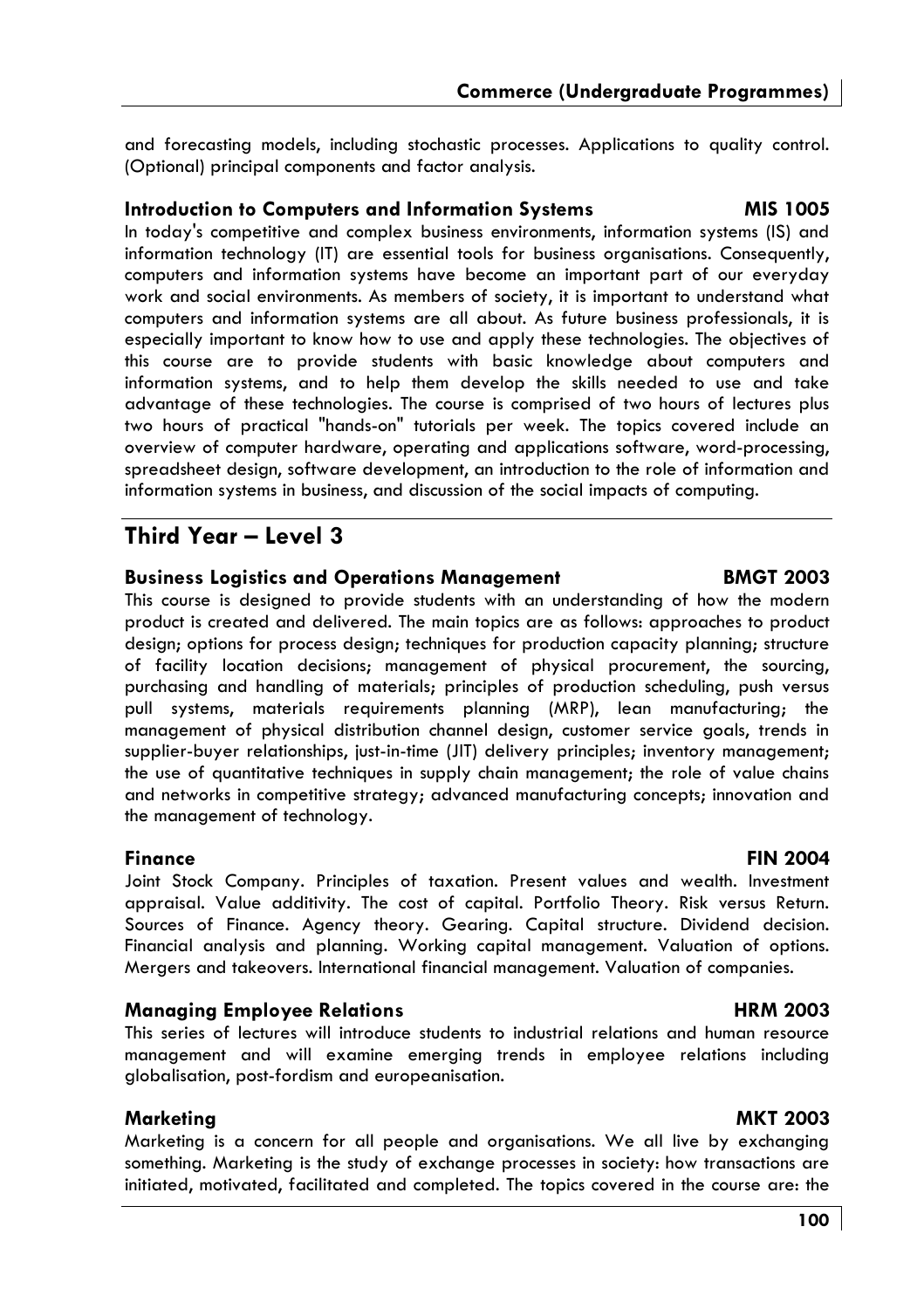and forecasting models, including stochastic processes. Applications to quality control. (Optional) principal components and factor analysis.

### Introduction to Computers and Information Systems — MIS 1005

In today's competitive and complex business environments, information systems (IS) and information technology (IT) are essential tools for business organisations. Consequently, computers and information systems have become an important part of our everyday work and social environments. As members of society, it is important to understand what computers and information systems are all about. As future business professionals, it is especially important to know how to use and apply these technologies. The objectives of this course are to provide students with basic knowledge about computers and information systems, and to help them develop the skills needed to use and take advantage of these technologies. The course is comprised of two hours of lectures plus two hours of practical "hands-on" tutorials per week. The topics covered include an overview of computer hardware, operating and applications software, word-processing, spreadsheet design, software development, an introduction to the role of information and information systems in business, and discussion of the social impacts of computing.

## Third Year – Level 3

### Business Logistics and Operations Management — BMGT 2003

This course is designed to provide students with an understanding of how the modern product is created and delivered. The main topics are as follows: approaches to product design; options for process design; techniques for production capacity planning; structure of facility location decisions; management of physical procurement, the sourcing, purchasing and handling of materials; principles of production scheduling, push versus pull systems, materials requirements planning (MRP), lean manufacturing; the management of physical distribution channel design, customer service goals, trends in supplier-buyer relationships, just-in-time (JIT) delivery principles; inventory management; the use of quantitative techniques in supply chain management; the role of value chains and networks in competitive strategy; advanced manufacturing concepts; innovation and the management of technology.

### Finance — FIN 2004

Joint Stock Company. Principles of taxation. Present values and wealth. Investment appraisal. Value additivity. The cost of capital. Portfolio Theory. Risk versus Return. Sources of Finance. Agency theory. Gearing. Capital structure. Dividend decision. Financial analysis and planning. Working capital management. Valuation of options. Mergers and takeovers. International financial management. Valuation of companies.

### Managing Employee Relations — HRM 2003

This series of lectures will introduce students to industrial relations and human resource management and will examine emerging trends in employee relations including globalisation, post-fordism and europeanisation.

### Marketing — MKT 2003

Marketing is a concern for all people and organisations. We all live by exchanging something. Marketing is the study of exchange processes in society: how transactions are initiated, motivated, facilitated and completed. The topics covered in the course are: the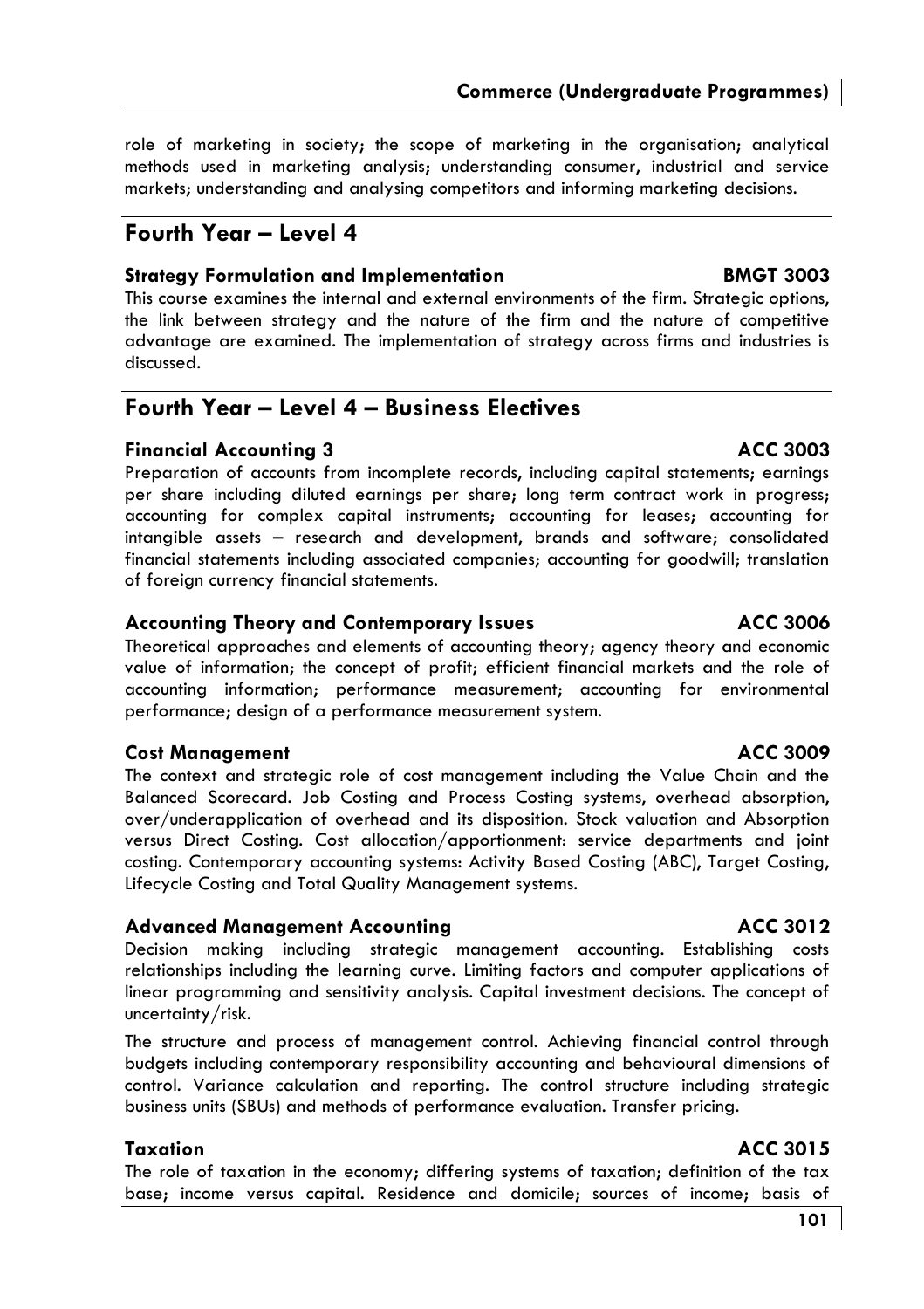role of marketing in society; the scope of marketing in the organisation; analytical methods used in marketing analysis; understanding consumer, industrial and service markets; understanding and analysing competitors and informing marketing decisions.

## Fourth Year – Level 4

### Strategy Formulation and Implementation — BMGT 3003

This course examines the internal and external environments of the firm. Strategic options, the link between strategy and the nature of the firm and the nature of competitive advantage are examined. The implementation of strategy across firms and industries is discussed.

## Fourth Year – Level 4 – Business Electives

### Financial Accounting 3 — ACC 3003

Preparation of accounts from incomplete records, including capital statements; earnings per share including diluted earnings per share; long term contract work in progress; accounting for complex capital instruments; accounting for leases; accounting for intangible assets – research and development, brands and software; consolidated financial statements including associated companies; accounting for goodwill; translation of foreign currency financial statements.

### Accounting Theory and Contemporary Issues — ACC 3006

Theoretical approaches and elements of accounting theory; agency theory and economic value of information; the concept of profit; efficient financial markets and the role of accounting information; performance measurement; accounting for environmental performance; design of a performance measurement system.

### Cost Management — ACC 3009

The context and strategic role of cost management including the Value Chain and the Balanced Scorecard. Job Costing and Process Costing systems, overhead absorption, over/underapplication of overhead and its disposition. Stock valuation and Absorption versus Direct Costing. Cost allocation/apportionment: service departments and joint costing. Contemporary accounting systems: Activity Based Costing (ABC), Target Costing, Lifecycle Costing and Total Quality Management systems.

### Advanced Management Accounting — ACC 3012

Decision making including strategic management accounting. Establishing costs relationships including the learning curve. Limiting factors and computer applications of linear programming and sensitivity analysis. Capital investment decisions. The concept of uncertainty/risk.

The structure and process of management control. Achieving financial control through budgets including contemporary responsibility accounting and behavioural dimensions of control. Variance calculation and reporting. The control structure including strategic business units (SBUs) and methods of performance evaluation. Transfer pricing.

### Taxation — ACC 3015

The role of taxation in the economy; differing systems of taxation; definition of the tax base; income versus capital. Residence and domicile; sources of income; basis of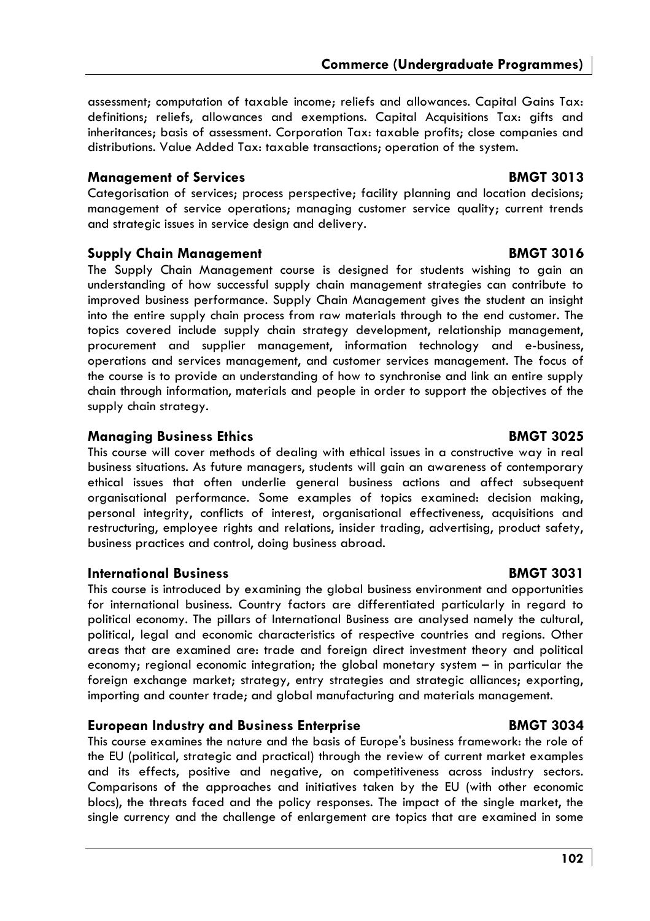assessment; computation of taxable income; reliefs and allowances. Capital Gains Tax: definitions; reliefs, allowances and exemptions. Capital Acquisitions Tax: gifts and inheritances; basis of assessment. Corporation Tax: taxable profits; close companies and distributions. Value Added Tax: taxable transactions; operation of the system.

### Management of Services — BMGT 3013

Categorisation of services; process perspective; facility planning and location decisions; management of service operations; managing customer service quality; current trends and strategic issues in service design and delivery.

### Supply Chain Management — BMGT 3016

The Supply Chain Management course is designed for students wishing to gain an understanding of how successful supply chain management strategies can contribute to improved business performance. Supply Chain Management gives the student an insight into the entire supply chain process from raw materials through to the end customer. The topics covered include supply chain strategy development, relationship management, procurement and supplier management, information technology and e-business, operations and services management, and customer services management. The focus of the course is to provide an understanding of how to synchronise and link an entire supply chain through information, materials and people in order to support the objectives of the supply chain strategy.

### Managing Business Ethics — BMGT 3025

This course will cover methods of dealing with ethical issues in a constructive way in real business situations. As future managers, students will gain an awareness of contemporary ethical issues that often underlie general business actions and affect subsequent organisational performance. Some examples of topics examined: decision making, personal integrity, conflicts of interest, organisational effectiveness, acquisitions and restructuring, employee rights and relations, insider trading, advertising, product safety, business practices and control, doing business abroad.

### International Business — BMGT 3031

This course is introduced by examining the global business environment and opportunities for international business. Country factors are differentiated particularly in regard to political economy. The pillars of International Business are analysed namely the cultural, political, legal and economic characteristics of respective countries and regions. Other areas that are examined are: trade and foreign direct investment theory and political economy; regional economic integration; the global monetary system – in particular the foreign exchange market; strategy, entry strategies and strategic alliances; exporting, importing and counter trade; and global manufacturing and materials management.

### European Industry and Business Enterprise — BMGT 3034

This course examines the nature and the basis of Europe's business framework: the role of the EU (political, strategic and practical) through the review of current market examples and its effects, positive and negative, on competitiveness across industry sectors. Comparisons of the approaches and initiatives taken by the EU (with other economic blocs), the threats faced and the policy responses. The impact of the single market, the single currency and the challenge of enlargement are topics that are examined in some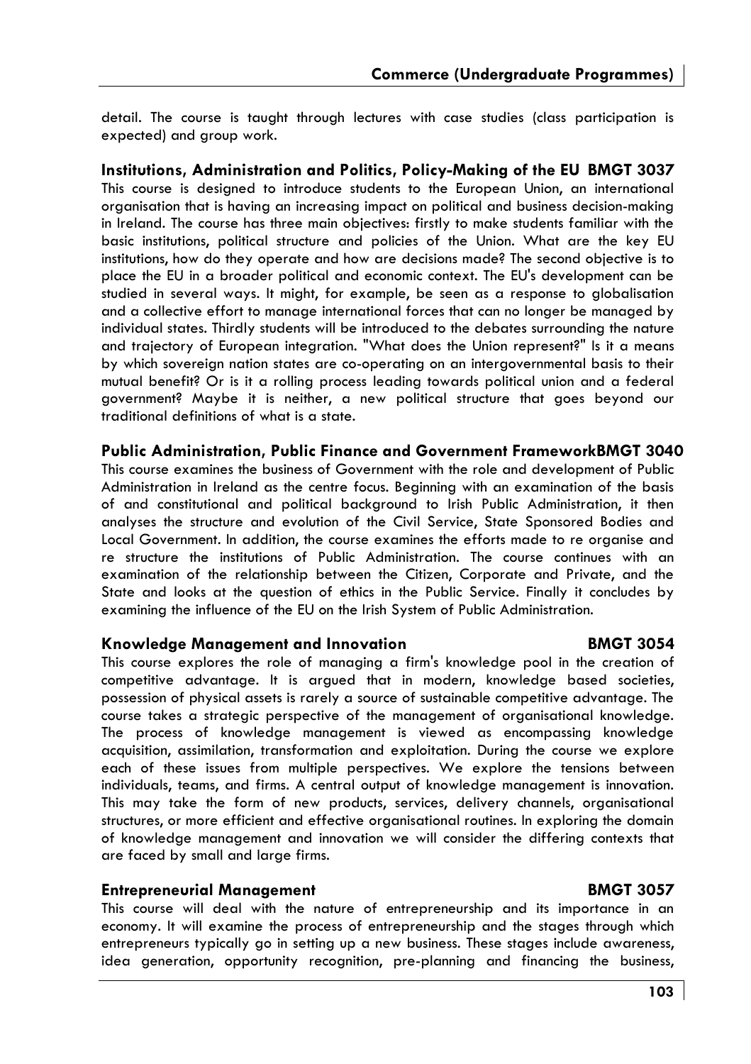detail. The course is taught through lectures with case studies (class participation is expected) and group work.

### Institutions, Administration and Politics, Policy-Making of the EU BMGT 3037

This course is designed to introduce students to the European Union, an international organisation that is having an increasing impact on political and business decision-making in Ireland. The course has three main objectives: firstly to make students familiar with the basic institutions, political structure and policies of the Union. What are the key EU institutions, how do they operate and how are decisions made? The second objective is to place the EU in a broader political and economic context. The EU's development can be studied in several ways. It might, for example, be seen as a response to globalisation and a collective effort to manage international forces that can no longer be managed by individual states. Thirdly students will be introduced to the debates surrounding the nature and trajectory of European integration. "What does the Union represent?" Is it a means by which sovereign nation states are co-operating on an intergovernmental basis to their mutual benefit? Or is it a rolling process leading towards political union and a federal government? Maybe it is neither, a new political structure that goes beyond our traditional definitions of what is a state.

### Public Administration, Public Finance and Government FrameworkBMGT 3040

This course examines the business of Government with the role and development of Public Administration in Ireland as the centre focus. Beginning with an examination of the basis of and constitutional and political background to Irish Public Administration, it then analyses the structure and evolution of the Civil Service, State Sponsored Bodies and Local Government. In addition, the course examines the efforts made to re organise and re structure the institutions of Public Administration. The course continues with an examination of the relationship between the Citizen, Corporate and Private, and the State and looks at the question of ethics in the Public Service. Finally it concludes by examining the influence of the EU on the Irish System of Public Administration.

### Knowledge Management and Innovation BMGT 3054

This course explores the role of managing a firm's knowledge pool in the creation of competitive advantage. It is argued that in modern, knowledge based societies, possession of physical assets is rarely a source of sustainable competitive advantage. The course takes a strategic perspective of the management of organisational knowledge. The process of knowledge management is viewed as encompassing knowledge acquisition, assimilation, transformation and exploitation. During the course we explore each of these issues from multiple perspectives. We explore the tensions between individuals, teams, and firms. A central output of knowledge management is innovation. This may take the form of new products, services, delivery channels, organisational structures, or more efficient and effective organisational routines. In exploring the domain of knowledge management and innovation we will consider the differing contexts that are faced by small and large firms.

### Entrepreneurial Management BMGT 3057

This course will deal with the nature of entrepreneurship and its importance in an economy. It will examine the process of entrepreneurship and the stages through which entrepreneurs typically go in setting up a new business. These stages include awareness, idea generation, opportunity recognition, pre-planning and financing the business,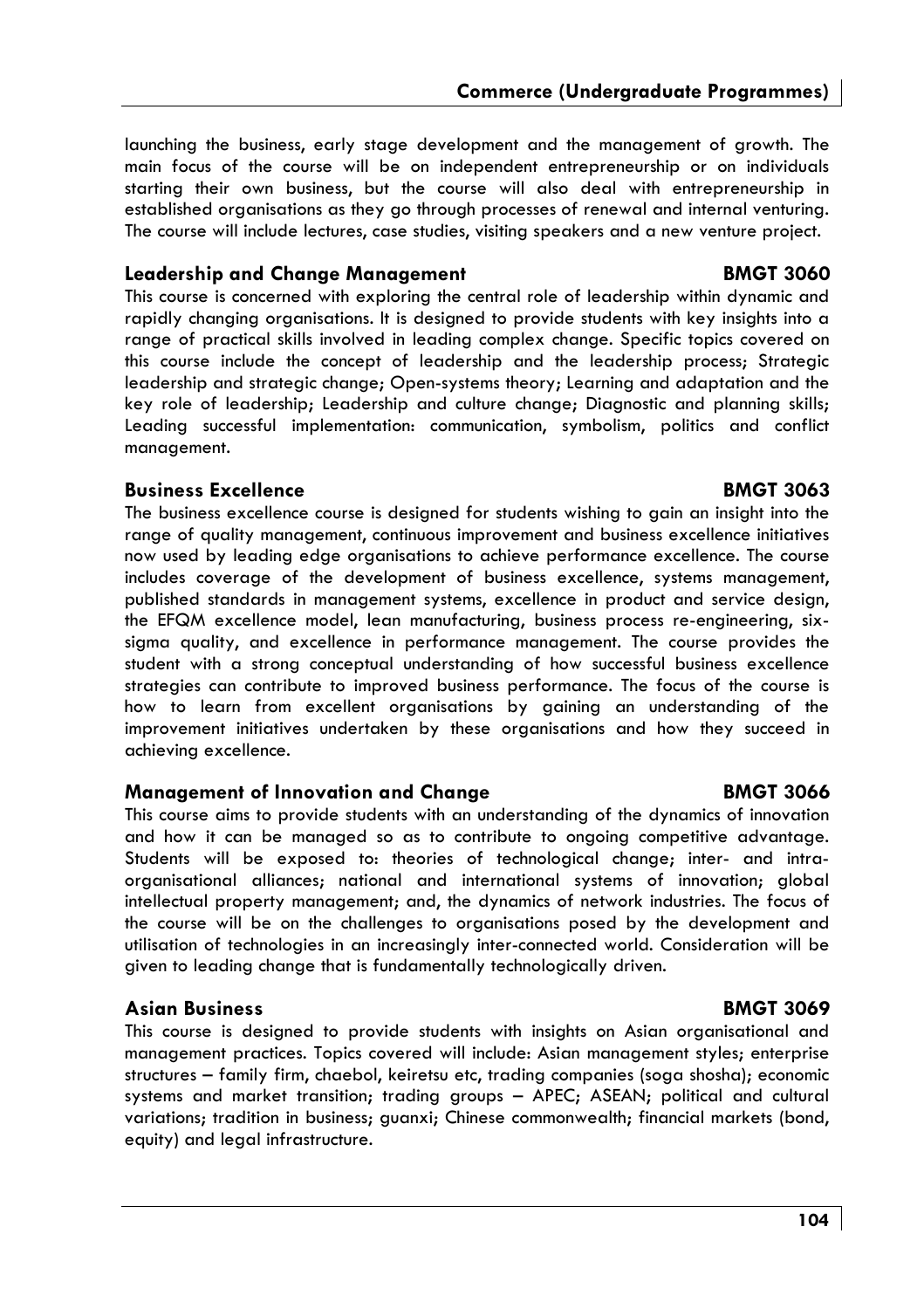launching the business, early stage development and the management of growth. The main focus of the course will be on independent entrepreneurship or on individuals starting their own business, but the course will also deal with entrepreneurship in established organisations as they go through processes of renewal and internal venturing. The course will include lectures, case studies, visiting speakers and a new venture project.

### Leadership and Change Management — BMGT 3060

This course is concerned with exploring the central role of leadership within dynamic and rapidly changing organisations. It is designed to provide students with key insights into a range of practical skills involved in leading complex change. Specific topics covered on this course include the concept of leadership and the leadership process; Strategic leadership and strategic change; Open-systems theory; Learning and adaptation and the key role of leadership; Leadership and culture change; Diagnostic and planning skills; Leading successful implementation: communication, symbolism, politics and conflict management.

### Business Excellence — BMGT 3063

The business excellence course is designed for students wishing to gain an insight into the range of quality management, continuous improvement and business excellence initiatives now used by leading edge organisations to achieve performance excellence. The course includes coverage of the development of business excellence, systems management, published standards in management systems, excellence in product and service design, the EFQM excellence model, lean manufacturing, business process re-engineering, six-sigma quality, and excellence in performance management. The course provides the student with a strong conceptual understanding of how successful business excellence strategies can contribute to improved business performance. The focus of the course is how to learn from excellent organisations by gaining an understanding of the improvement initiatives undertaken by these organisations and how they succeed in achieving excellence.

### Management of Innovation and Change — BMGT 3066

This course aims to provide students with an understanding of the dynamics of innovation and how it can be managed so as to contribute to ongoing competitive advantage. Students will be exposed to: theories of technological change; inter- and intra-organisational alliances; national and international systems of innovation; global intellectual property management; and, the dynamics of network industries. The focus of the course will be on the challenges to organisations posed by the development and utilisation of technologies in an increasingly inter-connected world. Consideration will be given to leading change that is fundamentally technologically driven.

### Asian Business — BMGT 3069

This course is designed to provide students with insights on Asian organisational and management practices. Topics covered will include: Asian management styles; enterprise structures – family firm, chaebol, keiretsu etc, trading companies (soga shosha); economic systems and market transition; trading groups – APEC; ASEAN; political and cultural variations; tradition in business; guanxi; Chinese commonwealth; financial markets (bond, equity) and legal infrastructure.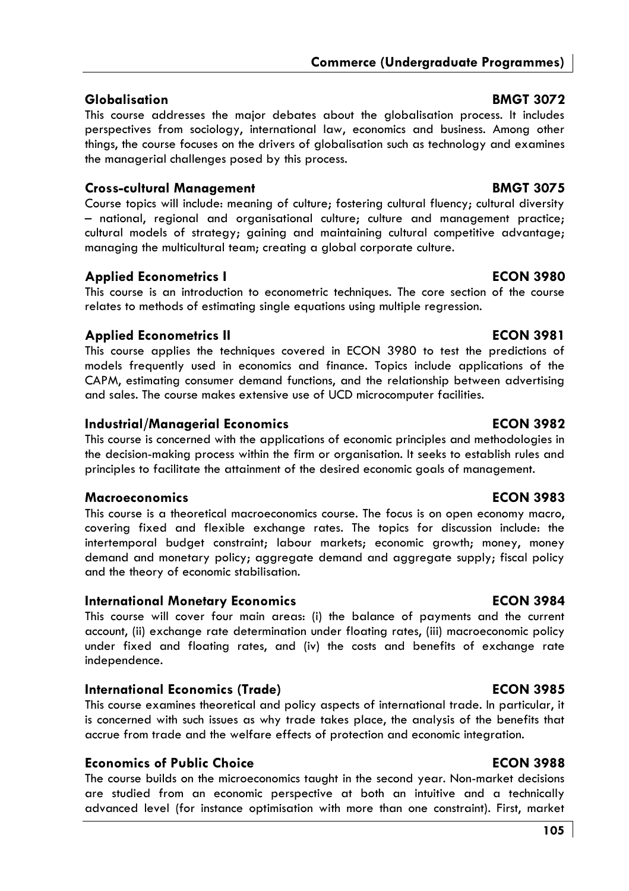### Globalisation BMGT 3072

This course addresses the major debates about the globalisation process. It includes perspectives from sociology, international law, economics and business. Among other things, the course focuses on the drivers of globalisation such as technology and examines the managerial challenges posed by this process.

### Cross-cultural Management BMGT 3075

Course topics will include: meaning of culture; fostering cultural fluency; cultural diversity – national, regional and organisational culture; culture and management practice; cultural models of strategy; gaining and maintaining cultural competitive advantage; managing the multicultural team; creating a global corporate culture.

### Applied Econometrics I ECON 3980

This course is an introduction to econometric techniques. The core section of the course relates to methods of estimating single equations using multiple regression.

### Applied Econometrics II ECON 3981

This course applies the techniques covered in ECON 3980 to test the predictions of models frequently used in economics and finance. Topics include applications of the CAPM, estimating consumer demand functions, and the relationship between advertising and sales. The course makes extensive use of UCD microcomputer facilities.

### Industrial/Managerial Economics ECON 3982

This course is concerned with the applications of economic principles and methodologies in the decision-making process within the firm or organisation. It seeks to establish rules and principles to facilitate the attainment of the desired economic goals of management.

### Macroeconomics ECON 3983

This course is a theoretical macroeconomics course. The focus is on open economy macro, covering fixed and flexible exchange rates. The topics for discussion include: the intertemporal budget constraint; labour markets; economic growth; money, money demand and monetary policy; aggregate demand and aggregate supply; fiscal policy and the theory of economic stabilisation.

### International Monetary Economics ECON 3984

This course will cover four main areas: (i) the balance of payments and the current account, (ii) exchange rate determination under floating rates, (iii) macroeconomic policy under fixed and floating rates, and (iv) the costs and benefits of exchange rate independence.

### International Economics (Trade) ECON 3985

This course examines theoretical and policy aspects of international trade. In particular, it is concerned with such issues as why trade takes place, the analysis of the benefits that accrue from trade and the welfare effects of protection and economic integration.

### Economics of Public Choice ECON 3988

The course builds on the microeconomics taught in the second year. Non-market decisions are studied from an economic perspective at both an intuitive and a technically advanced level (for instance optimisation with more than one constraint). First, market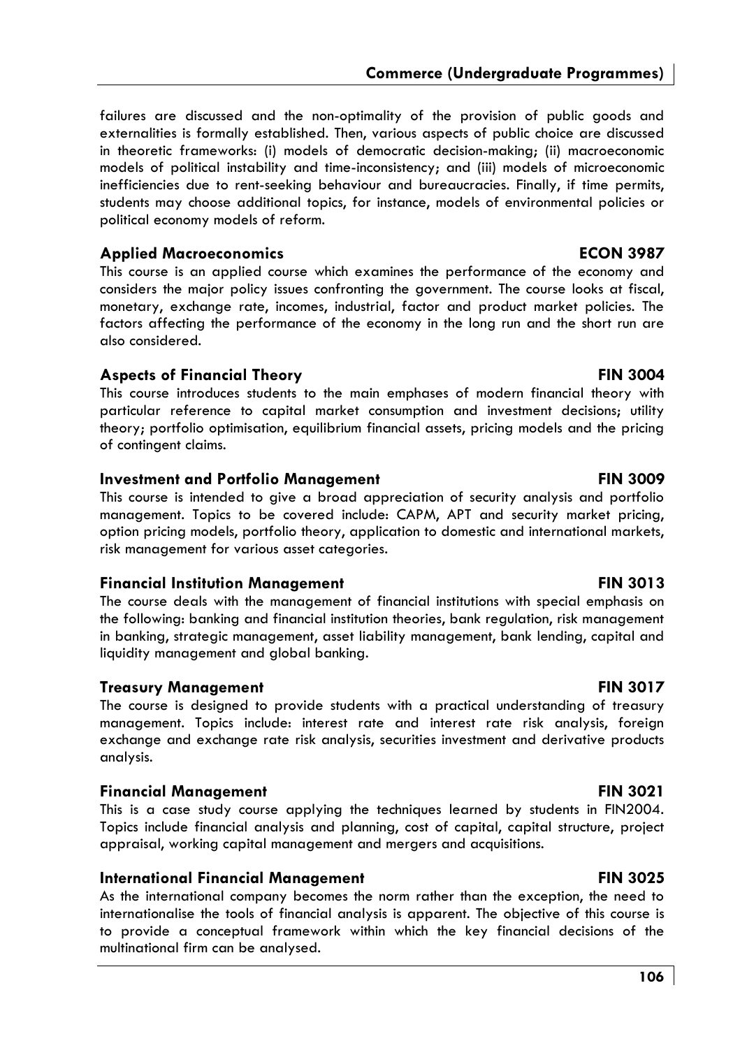failures are discussed and the non-optimality of the provision of public goods and externalities is formally established. Then, various aspects of public choice are discussed in theoretic frameworks: (i) models of democratic decision-making; (ii) macroeconomic models of political instability and time-inconsistency; and (iii) models of microeconomic inefficiencies due to rent-seeking behaviour and bureaucracies. Finally, if time permits, students may choose additional topics, for instance, models of environmental policies or political economy models of reform.

### Applied Macroeconomics — ECON 3987

This course is an applied course which examines the performance of the economy and considers the major policy issues confronting the government. The course looks at fiscal, monetary, exchange rate, incomes, industrial, factor and product market policies. The factors affecting the performance of the economy in the long run and the short run are also considered.

### Aspects of Financial Theory — FIN 3004

This course introduces students to the main emphases of modern financial theory with particular reference to capital market consumption and investment decisions; utility theory; portfolio optimisation, equilibrium financial assets, pricing models and the pricing of contingent claims.

### Investment and Portfolio Management — FIN 3009

This course is intended to give a broad appreciation of security analysis and portfolio management. Topics to be covered include: CAPM, APT and security market pricing, option pricing models, portfolio theory, application to domestic and international markets, risk management for various asset categories.

### Financial Institution Management — FIN 3013

The course deals with the management of financial institutions with special emphasis on the following: banking and financial institution theories, bank regulation, risk management in banking, strategic management, asset liability management, bank lending, capital and liquidity management and global banking.

### Treasury Management — FIN 3017

The course is designed to provide students with a practical understanding of treasury management. Topics include: interest rate and interest rate risk analysis, foreign exchange and exchange rate risk analysis, securities investment and derivative products analysis.

### Financial Management — FIN 3021

This is a case study course applying the techniques learned by students in FIN2004. Topics include financial analysis and planning, cost of capital, capital structure, project appraisal, working capital management and mergers and acquisitions.

### International Financial Management — FIN 3025

As the international company becomes the norm rather than the exception, the need to internationalise the tools of financial analysis is apparent. The objective of this course is to provide a conceptual framework within which the key financial decisions of the multinational firm can be analysed.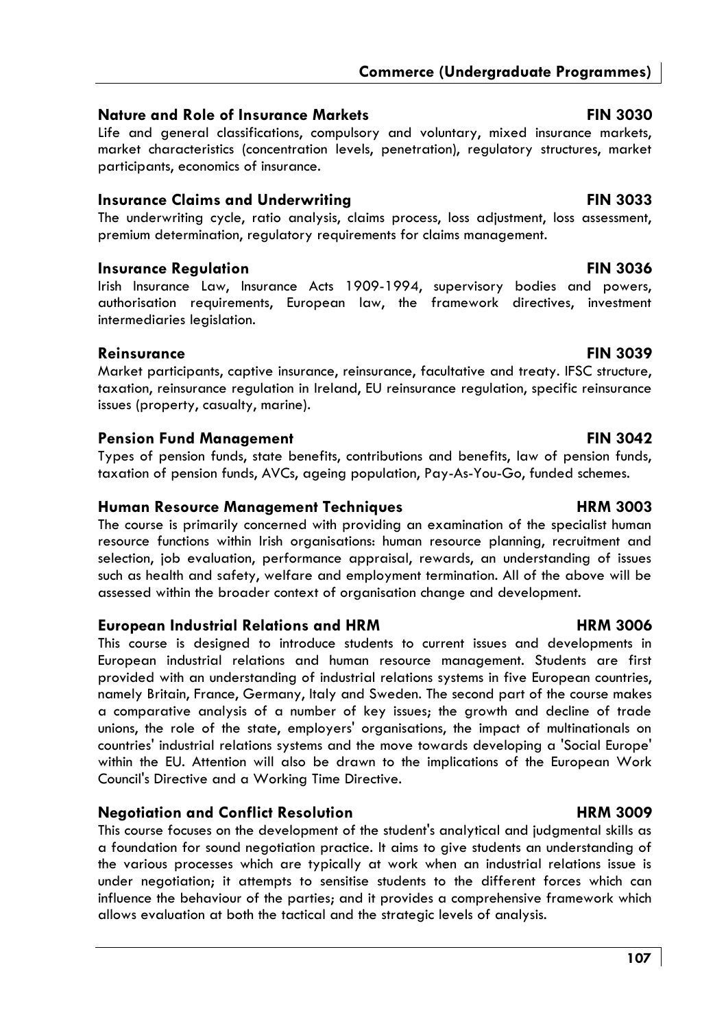### Nature and Role of Insurance Markets — FIN 3030

Life and general classifications, compulsory and voluntary, mixed insurance markets, market characteristics (concentration levels, penetration), regulatory structures, market participants, economics of insurance.

### Insurance Claims and Underwriting — FIN 3033

The underwriting cycle, ratio analysis, claims process, loss adjustment, loss assessment, premium determination, regulatory requirements for claims management.

### Insurance Regulation — FIN 3036

Irish Insurance Law, Insurance Acts 1909-1994, supervisory bodies and powers, authorisation requirements, European law, the framework directives, investment intermediaries legislation.

### Reinsurance — FIN 3039

Market participants, captive insurance, reinsurance, facultative and treaty. IFSC structure, taxation, reinsurance regulation in Ireland, EU reinsurance regulation, specific reinsurance issues (property, casualty, marine).

### Pension Fund Management — FIN 3042

Types of pension funds, state benefits, contributions and benefits, law of pension funds, taxation of pension funds, AVCs, ageing population, Pay-As-You-Go, funded schemes.

### Human Resource Management Techniques — HRM 3003

The course is primarily concerned with providing an examination of the specialist human resource functions within Irish organisations: human resource planning, recruitment and selection, job evaluation, performance appraisal, rewards, an understanding of issues such as health and safety, welfare and employment termination. All of the above will be assessed within the broader context of organisation change and development.

### European Industrial Relations and HRM — HRM 3006

This course is designed to introduce students to current issues and developments in European industrial relations and human resource management. Students are first provided with an understanding of industrial relations systems in five European countries, namely Britain, France, Germany, Italy and Sweden. The second part of the course makes a comparative analysis of a number of key issues; the growth and decline of trade unions, the role of the state, employers' organisations, the impact of multinationals on countries' industrial relations systems and the move towards developing a 'Social Europe' within the EU. Attention will also be drawn to the implications of the European Work Council's Directive and a Working Time Directive.

### Negotiation and Conflict Resolution — HRM 3009

This course focuses on the development of the student's analytical and judgmental skills as a foundation for sound negotiation practice. It aims to give students an understanding of the various processes which are typically at work when an industrial relations issue is under negotiation; it attempts to sensitise students to the different forces which can influence the behaviour of the parties; and it provides a comprehensive framework which allows evaluation at both the tactical and the strategic levels of analysis.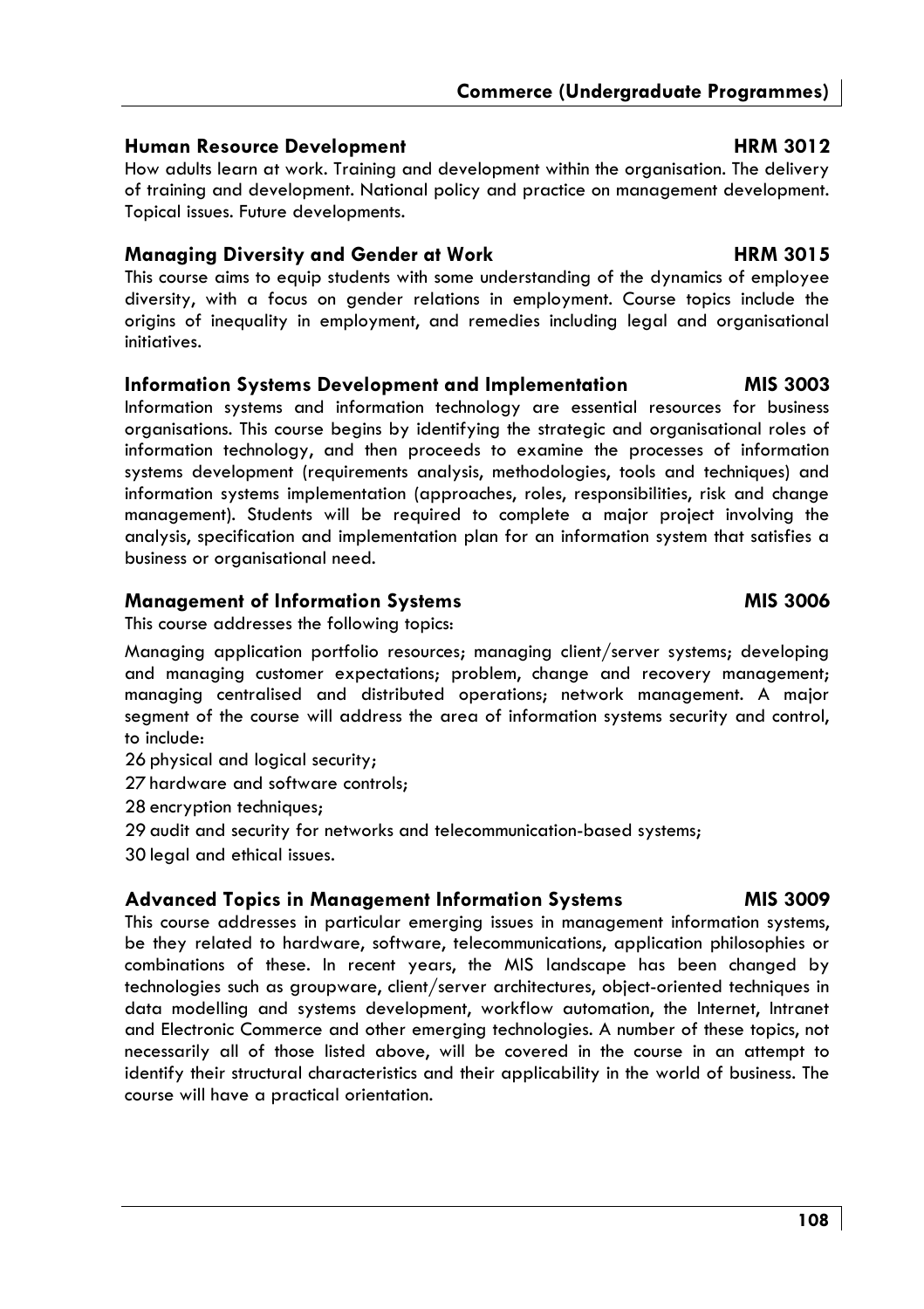### Human Resource Development — HRM 3012

How adults learn at work. Training and development within the organisation. The delivery of training and development. National policy and practice on management development. Topical issues. Future developments.

### Managing Diversity and Gender at Work — HRM 3015

This course aims to equip students with some understanding of the dynamics of employee diversity, with a focus on gender relations in employment. Course topics include the origins of inequality in employment, and remedies including legal and organisational initiatives.

### Information Systems Development and Implementation — MIS 3003

Information systems and information technology are essential resources for business organisations. This course begins by identifying the strategic and organisational roles of information technology, and then proceeds to examine the processes of information systems development (requirements analysis, methodologies, tools and techniques) and information systems implementation (approaches, roles, responsibilities, risk and change management). Students will be required to complete a major project involving the analysis, specification and implementation plan for an information system that satisfies a business or organisational need.

### Management of Information Systems — MIS 3006

This course addresses the following topics:

Managing application portfolio resources; managing client/server systems; developing and managing customer expectations; problem, change and recovery management; managing centralised and distributed operations; network management. A major segment of the course will address the area of information systems security and control, to include:

26 physical and logical security;

27 hardware and software controls;

28 encryption techniques;

29 audit and security for networks and telecommunication-based systems;

30 legal and ethical issues.

### Advanced Topics in Management Information Systems — MIS 3009

This course addresses in particular emerging issues in management information systems, be they related to hardware, software, telecommunications, application philosophies or combinations of these. In recent years, the MIS landscape has been changed by technologies such as groupware, client/server architectures, object-oriented techniques in data modelling and systems development, workflow automation, the Internet, Intranet and Electronic Commerce and other emerging technologies. A number of these topics, not necessarily all of those listed above, will be covered in the course in an attempt to identify their structural characteristics and their applicability in the world of business. The course will have a practical orientation.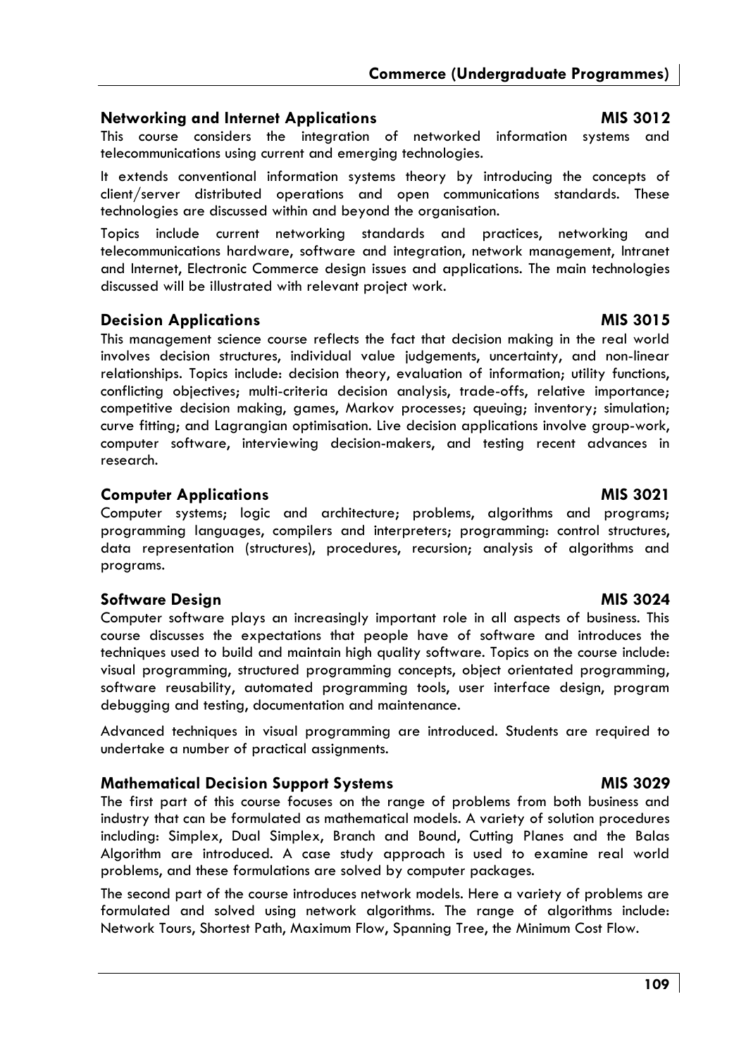### Networking and Internet Applications MIS 3012

This course considers the integration of networked information systems and telecommunications using current and emerging technologies.

It extends conventional information systems theory by introducing the concepts of client/server distributed operations and open communications standards. These technologies are discussed within and beyond the organisation.

Topics include current networking standards and practices, networking and telecommunications hardware, software and integration, network management, Intranet and Internet, Electronic Commerce design issues and applications. The main technologies discussed will be illustrated with relevant project work.

### Decision Applications MIS 3015

This management science course reflects the fact that decision making in the real world involves decision structures, individual value judgements, uncertainty, and non-linear relationships. Topics include: decision theory, evaluation of information; utility functions, conflicting objectives; multi-criteria decision analysis, trade-offs, relative importance; competitive decision making, games, Markov processes; queuing; inventory; simulation; curve fitting; and Lagrangian optimisation. Live decision applications involve group-work, computer software, interviewing decision-makers, and testing recent advances in research.

### Computer Applications MIS 3021

Computer systems; logic and architecture; problems, algorithms and programs; programming languages, compilers and interpreters; programming: control structures, data representation (structures), procedures, recursion; analysis of algorithms and programs.

### Software Design MIS 3024

Computer software plays an increasingly important role in all aspects of business. This course discusses the expectations that people have of software and introduces the techniques used to build and maintain high quality software. Topics on the course include: visual programming, structured programming concepts, object orientated programming, software reusability, automated programming tools, user interface design, program debugging and testing, documentation and maintenance.

Advanced techniques in visual programming are introduced. Students are required to undertake a number of practical assignments.

### Mathematical Decision Support Systems MIS 3029

The first part of this course focuses on the range of problems from both business and industry that can be formulated as mathematical models. A variety of solution procedures including: Simplex, Dual Simplex, Branch and Bound, Cutting Planes and the Balas Algorithm are introduced. A case study approach is used to examine real world problems, and these formulations are solved by computer packages.

The second part of the course introduces network models. Here a variety of problems are formulated and solved using network algorithms. The range of algorithms include: Network Tours, Shortest Path, Maximum Flow, Spanning Tree, the Minimum Cost Flow.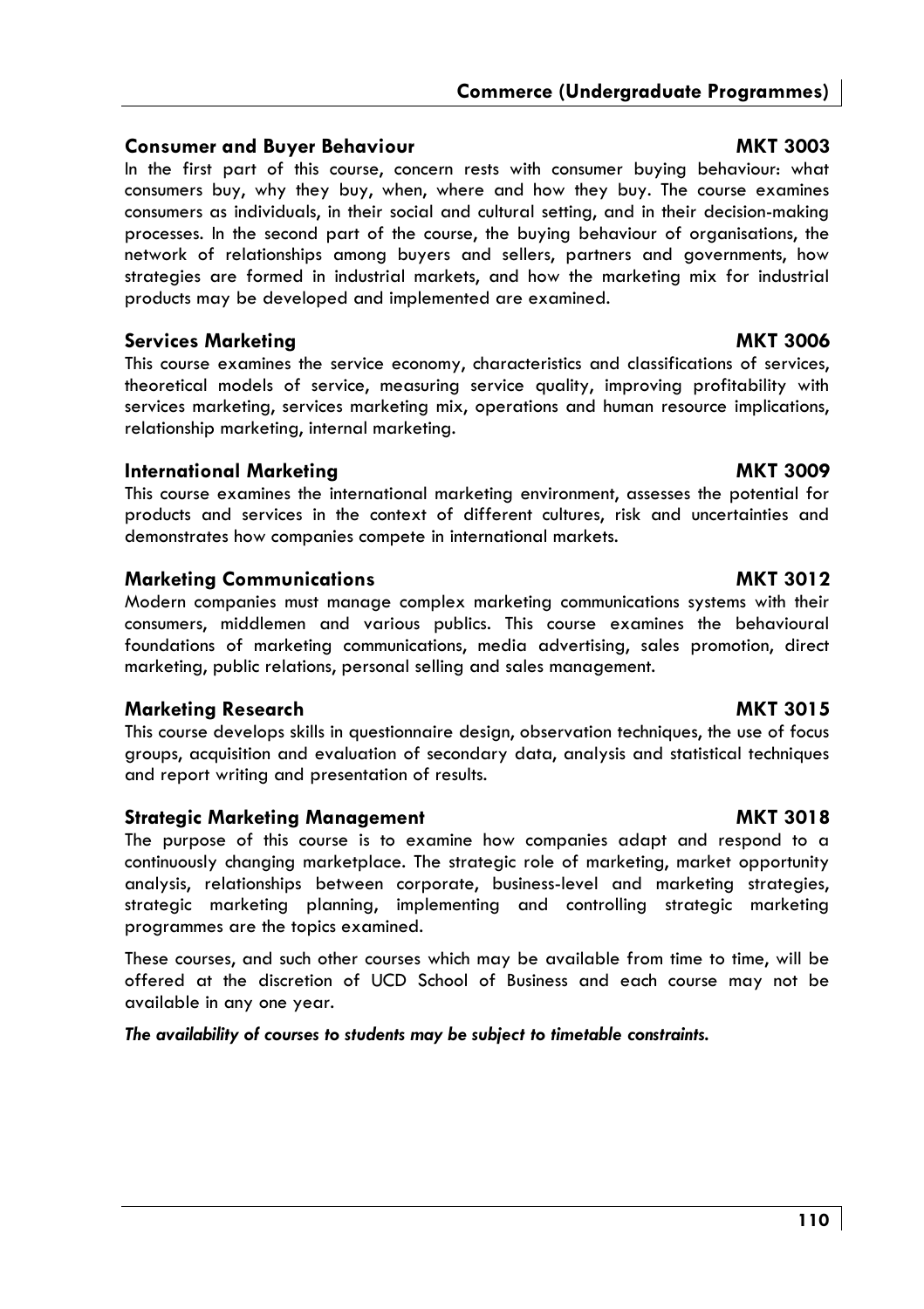### Consumer and Buyer Behaviour — MKT 3003

In the first part of this course, concern rests with consumer buying behaviour: what consumers buy, why they buy, when, where and how they buy. The course examines consumers as individuals, in their social and cultural setting, and in their decision-making processes. In the second part of the course, the buying behaviour of organisations, the network of relationships among buyers and sellers, partners and governments, how strategies are formed in industrial markets, and how the marketing mix for industrial products may be developed and implemented are examined.

### Services Marketing — MKT 3006

This course examines the service economy, characteristics and classifications of services, theoretical models of service, measuring service quality, improving profitability with services marketing, services marketing mix, operations and human resource implications, relationship marketing, internal marketing.

### International Marketing — MKT 3009

This course examines the international marketing environment, assesses the potential for products and services in the context of different cultures, risk and uncertainties and demonstrates how companies compete in international markets.

### Marketing Communications — MKT 3012

Modern companies must manage complex marketing communications systems with their consumers, middlemen and various publics. This course examines the behavioural foundations of marketing communications, media advertising, sales promotion, direct marketing, public relations, personal selling and sales management.

### Marketing Research — MKT 3015

This course develops skills in questionnaire design, observation techniques, the use of focus groups, acquisition and evaluation of secondary data, analysis and statistical techniques and report writing and presentation of results.

### Strategic Marketing Management — MKT 3018

The purpose of this course is to examine how companies adapt and respond to a continuously changing marketplace. The strategic role of marketing, market opportunity analysis, relationships between corporate, business-level and marketing strategies, strategic marketing planning, implementing and controlling strategic marketing programmes are the topics examined.

These courses, and such other courses which may be available from time to time, will be offered at the discretion of UCD School of Business and each course may not be available in any one year.

***The availability of courses to students may be subject to timetable constraints.***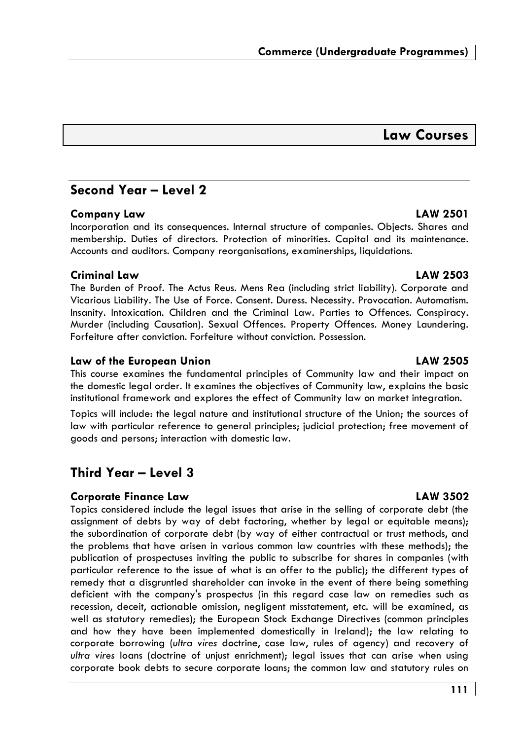# Law Courses

## Second Year – Level 2

### Company Law LAW 2501

Incorporation and its consequences. Internal structure of companies. Objects. Shares and membership. Duties of directors. Protection of minorities. Capital and its maintenance. Accounts and auditors. Company reorganisations, examinerships, liquidations.

### Criminal Law LAW 2503

The Burden of Proof. The Actus Reus. Mens Rea (including strict liability). Corporate and Vicarious Liability. The Use of Force. Consent. Duress. Necessity. Provocation. Automatism. Insanity. Intoxication. Children and the Criminal Law. Parties to Offences. Conspiracy. Murder (including Causation). Sexual Offences. Property Offences. Money Laundering. Forfeiture after conviction. Forfeiture without conviction. Possession.

### Law of the European Union LAW 2505

This course examines the fundamental principles of Community law and their impact on the domestic legal order. It examines the objectives of Community law, explains the basic institutional framework and explores the effect of Community law on market integration.

Topics will include: the legal nature and institutional structure of the Union; the sources of law with particular reference to general principles; judicial protection; free movement of goods and persons; interaction with domestic law.

## Third Year – Level 3

### Corporate Finance Law LAW 3502

Topics considered include the legal issues that arise in the selling of corporate debt (the assignment of debts by way of debt factoring, whether by legal or equitable means); the subordination of corporate debt (by way of either contractual or trust methods, and the problems that have arisen in various common law countries with these methods); the publication of prospectuses inviting the public to subscribe for shares in companies (with particular reference to the issue of what is an offer to the public); the different types of remedy that a disgruntled shareholder can invoke in the event of there being something deficient with the company's prospectus (in this regard case law on remedies such as recession, deceit, actionable omission, negligent misstatement, etc. will be examined, as well as statutory remedies); the European Stock Exchange Directives (common principles and how they have been implemented domestically in Ireland); the law relating to corporate borrowing (*ultra vires* doctrine, case law, rules of agency) and recovery of *ultra vires* loans (doctrine of unjust enrichment); legal issues that can arise when using corporate book debts to secure corporate loans; the common law and statutory rules on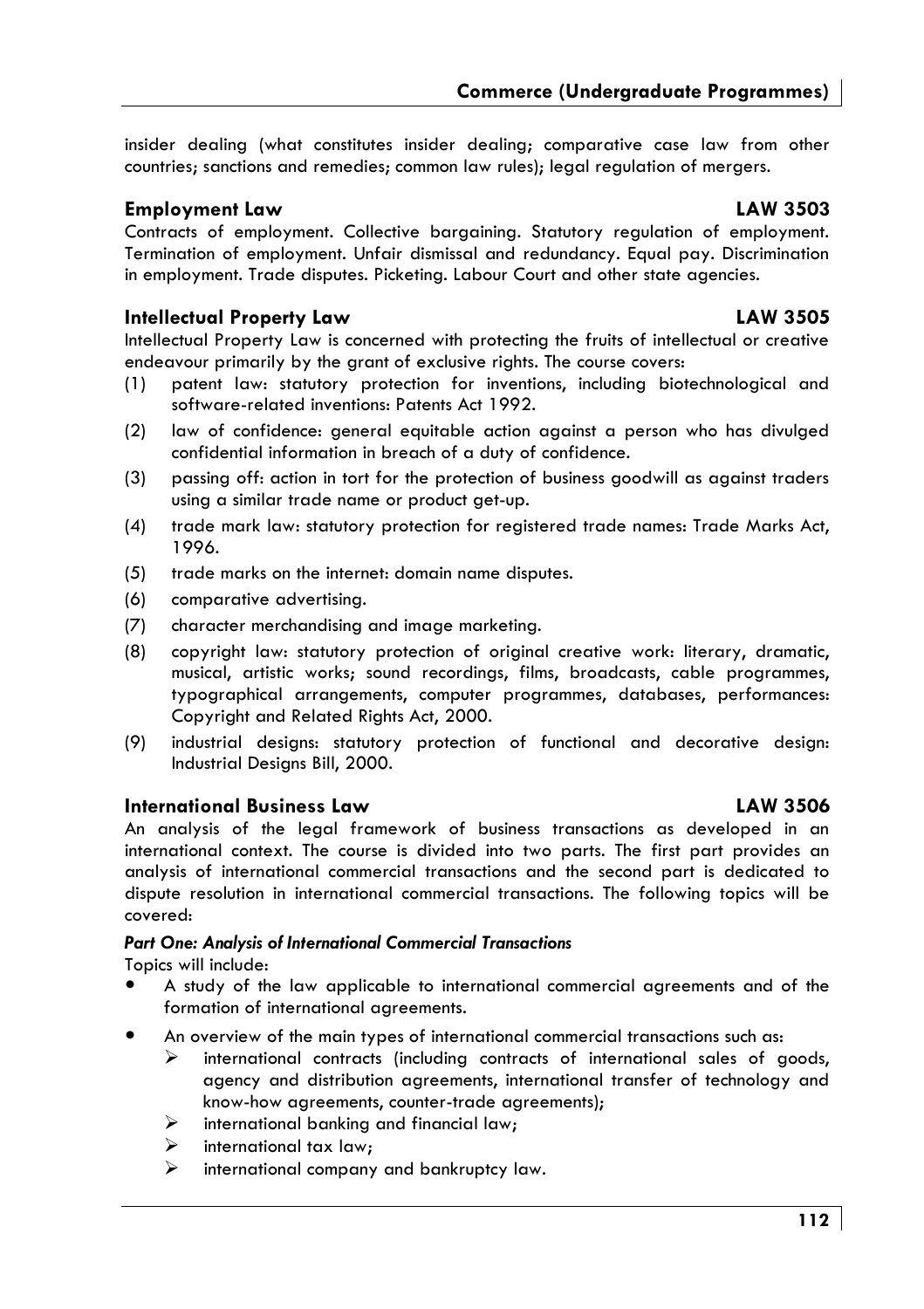insider dealing (what constitutes insider dealing; comparative case law from other countries; sanctions and remedies; common law rules); legal regulation of mergers.

### Employment Law — LAW 3503

Contracts of employment. Collective bargaining. Statutory regulation of employment. Termination of employment. Unfair dismissal and redundancy. Equal pay. Discrimination in employment. Trade disputes. Picketing. Labour Court and other state agencies.

### Intellectual Property Law — LAW 3505

Intellectual Property Law is concerned with protecting the fruits of intellectual or creative endeavour primarily by the grant of exclusive rights. The course covers:

(1) patent law: statutory protection for inventions, including biotechnological and software-related inventions: Patents Act 1992.

(2) law of confidence: general equitable action against a person who has divulged confidential information in breach of a duty of confidence.

(3) passing off: action in tort for the protection of business goodwill as against traders using a similar trade name or product get-up.

(4) trade mark law: statutory protection for registered trade names: Trade Marks Act, 1996.

(5) trade marks on the internet: domain name disputes.

(6) comparative advertising.

(7) character merchandising and image marketing.

(8) copyright law: statutory protection of original creative work: literary, dramatic, musical, artistic works; sound recordings, films, broadcasts, cable programmes, typographical arrangements, computer programmes, databases, performances: Copyright and Related Rights Act, 2000.

(9) industrial designs: statutory protection of functional and decorative design: Industrial Designs Bill, 2000.

### International Business Law — LAW 3506

An analysis of the legal framework of business transactions as developed in an international context. The course is divided into two parts. The first part provides an analysis of international commercial transactions and the second part is dedicated to dispute resolution in international commercial transactions. The following topics will be covered:

***Part One: Analysis of International Commercial Transactions***

Topics will include:

- A study of the law applicable to international commercial agreements and of the formation of international agreements.
- An overview of the main types of international commercial transactions such as:
  - international contracts (including contracts of international sales of goods, agency and distribution agreements, international transfer of technology and know-how agreements, counter-trade agreements);
  - international banking and financial law;
  - international tax law;
  - international company and bankruptcy law.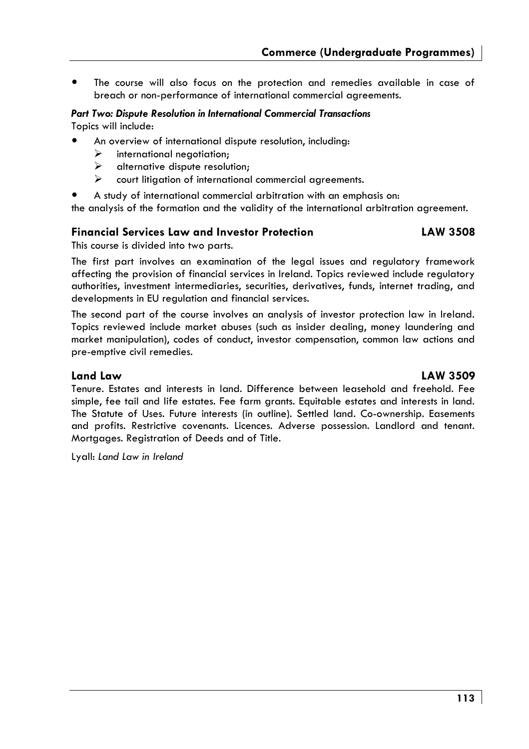- The course will also focus on the protection and remedies available in case of breach or non-performance of international commercial agreements.

***Part Two: Dispute Resolution in International Commercial Transactions***

Topics will include:

- An overview of international dispute resolution, including:
  - international negotiation;
  - alternative dispute resolution;
  - court litigation of international commercial agreements.
- A study of international commercial arbitration with an emphasis on:

the analysis of the formation and the validity of the international arbitration agreement.

### Financial Services Law and Investor Protection — LAW 3508

This course is divided into two parts.

The first part involves an examination of the legal issues and regulatory framework affecting the provision of financial services in Ireland. Topics reviewed include regulatory authorities, investment intermediaries, securities, derivatives, funds, internet trading, and developments in EU regulation and financial services.

The second part of the course involves an analysis of investor protection law in Ireland. Topics reviewed include market abuses (such as insider dealing, money laundering and market manipulation), codes of conduct, investor compensation, common law actions and pre-emptive civil remedies.

### Land Law — LAW 3509

Tenure. Estates and interests in land. Difference between leasehold and freehold. Fee simple, fee tail and life estates. Fee farm grants. Equitable estates and interests in land. The Statute of Uses. Future interests (in outline). Settled land. Co-ownership. Easements and profits. Restrictive covenants. Licences. Adverse possession. Landlord and tenant. Mortgages. Registration of Deeds and of Title.

Lyall: *Land Law in Ireland*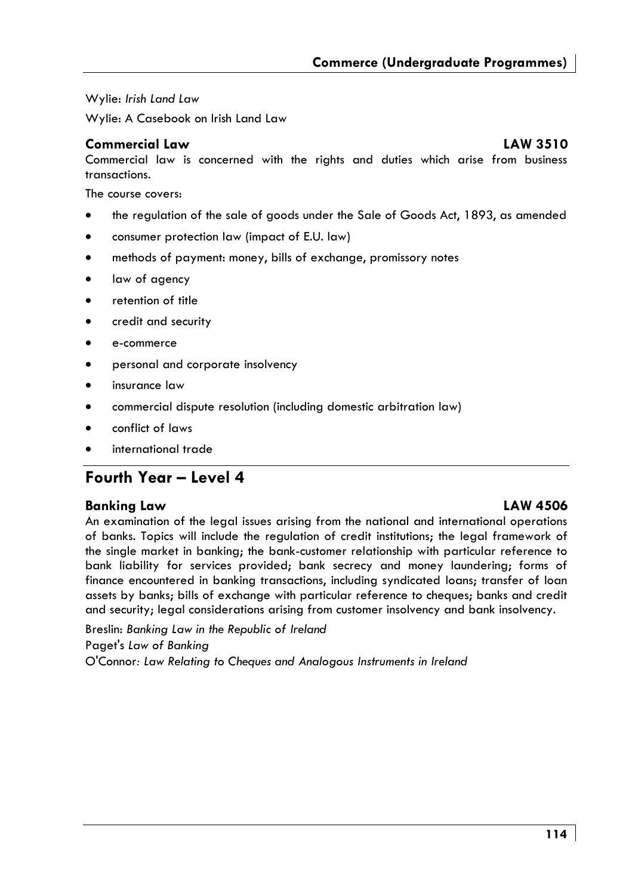Wylie: *Irish Land Law*

Wylie: A Casebook on Irish Land Law

### Commercial Law LAW 3510

Commercial law is concerned with the rights and duties which arise from business transactions.

The course covers:

- the regulation of the sale of goods under the Sale of Goods Act, 1893, as amended
- consumer protection law (impact of E.U. law)
- methods of payment: money, bills of exchange, promissory notes
- law of agency
- retention of title
- credit and security
- e-commerce
- personal and corporate insolvency
- insurance law
- commercial dispute resolution (including domestic arbitration law)
- conflict of laws
- international trade

## Fourth Year – Level 4

### Banking Law LAW 4506

An examination of the legal issues arising from the national and international operations of banks. Topics will include the regulation of credit institutions; the legal framework of the single market in banking; the bank-customer relationship with particular reference to bank liability for services provided; bank secrecy and money laundering; forms of finance encountered in banking transactions, including syndicated loans; transfer of loan assets by banks; bills of exchange with particular reference to cheques; banks and credit and security; legal considerations arising from customer insolvency and bank insolvency.

Breslin: *Banking Law in the Republic of Ireland*

Paget's *Law of Banking*

O'Connor*: Law Relating to Cheques and Analogous Instruments in Ireland*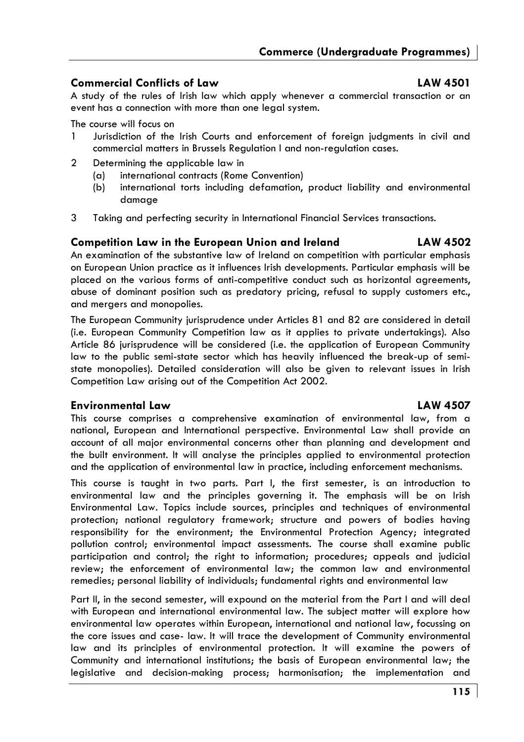## Commercial Conflicts of Law LAW 4501

A study of the rules of Irish law which apply whenever a commercial transaction or an event has a connection with more than one legal system.

The course will focus on

1. Jurisdiction of the Irish Courts and enforcement of foreign judgments in civil and commercial matters in Brussels Regulation I and non-regulation cases.
2. Determining the applicable law in
   - (a) international contracts (Rome Convention)
   - (b) international torts including defamation, product liability and environmental damage
3. Taking and perfecting security in International Financial Services transactions.

## Competition Law in the European Union and Ireland LAW 4502

An examination of the substantive law of Ireland on competition with particular emphasis on European Union practice as it influences Irish developments. Particular emphasis will be placed on the various forms of anti-competitive conduct such as horizontal agreements, abuse of dominant position such as predatory pricing, refusal to supply customers etc., and mergers and monopolies.

The European Community jurisprudence under Articles 81 and 82 are considered in detail (i.e. European Community Competition law as it applies to private undertakings). Also Article 86 jurisprudence will be considered (i.e. the application of European Community law to the public semi-state sector which has heavily influenced the break-up of semi-state monopolies). Detailed consideration will also be given to relevant issues in Irish Competition Law arising out of the Competition Act 2002.

## Environmental Law LAW 4507

This course comprises a comprehensive examination of environmental law, from a national, European and International perspective. Environmental Law shall provide an account of all major environmental concerns other than planning and development and the built environment. It will analyse the principles applied to environmental protection and the application of environmental law in practice, including enforcement mechanisms.

This course is taught in two parts. Part I, the first semester, is an introduction to environmental law and the principles governing it. The emphasis will be on Irish Environmental Law. Topics include sources, principles and techniques of environmental protection; national regulatory framework; structure and powers of bodies having responsibility for the environment; the Environmental Protection Agency; integrated pollution control; environmental impact assessments. The course shall examine public participation and control; the right to information; procedures; appeals and judicial review; the enforcement of environmental law; the common law and environmental remedies; personal liability of individuals; fundamental rights and environmental law

Part II, in the second semester, will expound on the material from the Part I and will deal with European and international environmental law. The subject matter will explore how environmental law operates within European, international and national law, focussing on the core issues and case- law. It will trace the development of Community environmental law and its principles of environmental protection. It will examine the powers of Community and international institutions; the basis of European environmental law; the legislative and decision-making process; harmonisation; the implementation and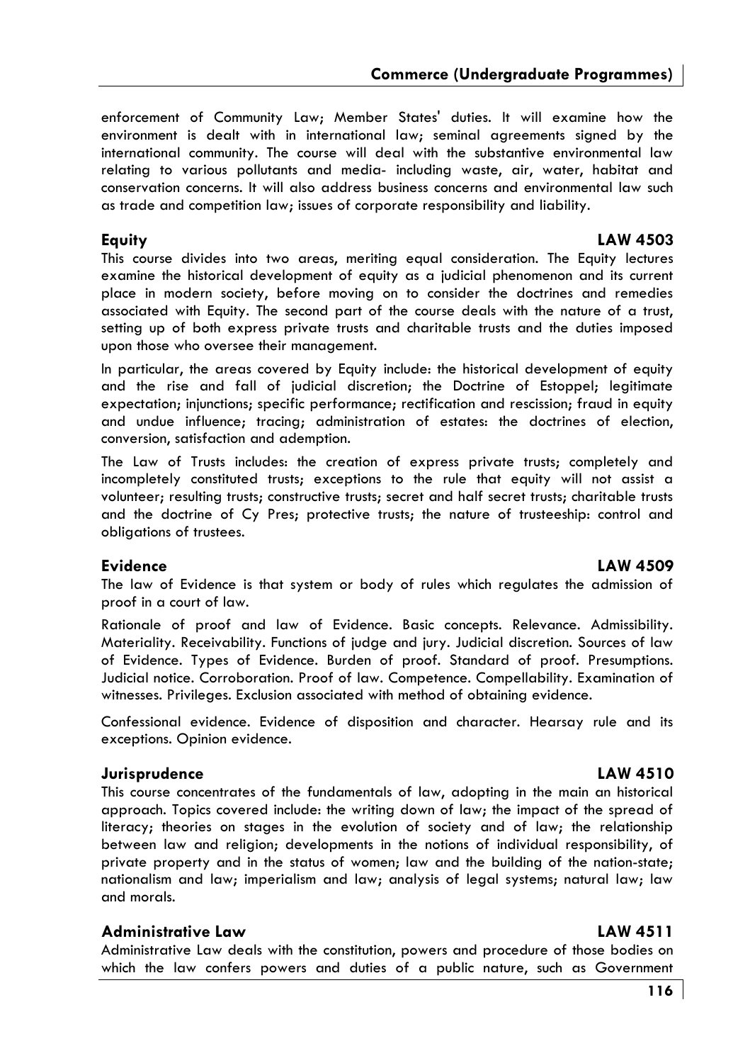enforcement of Community Law; Member States' duties. It will examine how the environment is dealt with in international law; seminal agreements signed by the international community. The course will deal with the substantive environmental law relating to various pollutants and media- including waste, air, water, habitat and conservation concerns. It will also address business concerns and environmental law such as trade and competition law; issues of corporate responsibility and liability.

### Equity — LAW 4503

This course divides into two areas, meriting equal consideration. The Equity lectures examine the historical development of equity as a judicial phenomenon and its current place in modern society, before moving on to consider the doctrines and remedies associated with Equity. The second part of the course deals with the nature of a trust, setting up of both express private trusts and charitable trusts and the duties imposed upon those who oversee their management.

In particular, the areas covered by Equity include: the historical development of equity and the rise and fall of judicial discretion; the Doctrine of Estoppel; legitimate expectation; injunctions; specific performance; rectification and rescission; fraud in equity and undue influence; tracing; administration of estates: the doctrines of election, conversion, satisfaction and ademption.

The Law of Trusts includes: the creation of express private trusts; completely and incompletely constituted trusts; exceptions to the rule that equity will not assist a volunteer; resulting trusts; constructive trusts; secret and half secret trusts; charitable trusts and the doctrine of Cy Pres; protective trusts; the nature of trusteeship: control and obligations of trustees.

### Evidence — LAW 4509

The law of Evidence is that system or body of rules which regulates the admission of proof in a court of law.

Rationale of proof and law of Evidence. Basic concepts. Relevance. Admissibility. Materiality. Receivability. Functions of judge and jury. Judicial discretion. Sources of law of Evidence. Types of Evidence. Burden of proof. Standard of proof. Presumptions. Judicial notice. Corroboration. Proof of law. Competence. Compellability. Examination of witnesses. Privileges. Exclusion associated with method of obtaining evidence.

Confessional evidence. Evidence of disposition and character. Hearsay rule and its exceptions. Opinion evidence.

### Jurisprudence — LAW 4510

This course concentrates of the fundamentals of law, adopting in the main an historical approach. Topics covered include: the writing down of law; the impact of the spread of literacy; theories on stages in the evolution of society and of law; the relationship between law and religion; developments in the notions of individual responsibility, of private property and in the status of women; law and the building of the nation-state; nationalism and law; imperialism and law; analysis of legal systems; natural law; law and morals.

### Administrative Law — LAW 4511

Administrative Law deals with the constitution, powers and procedure of those bodies on which the law confers powers and duties of a public nature, such as Government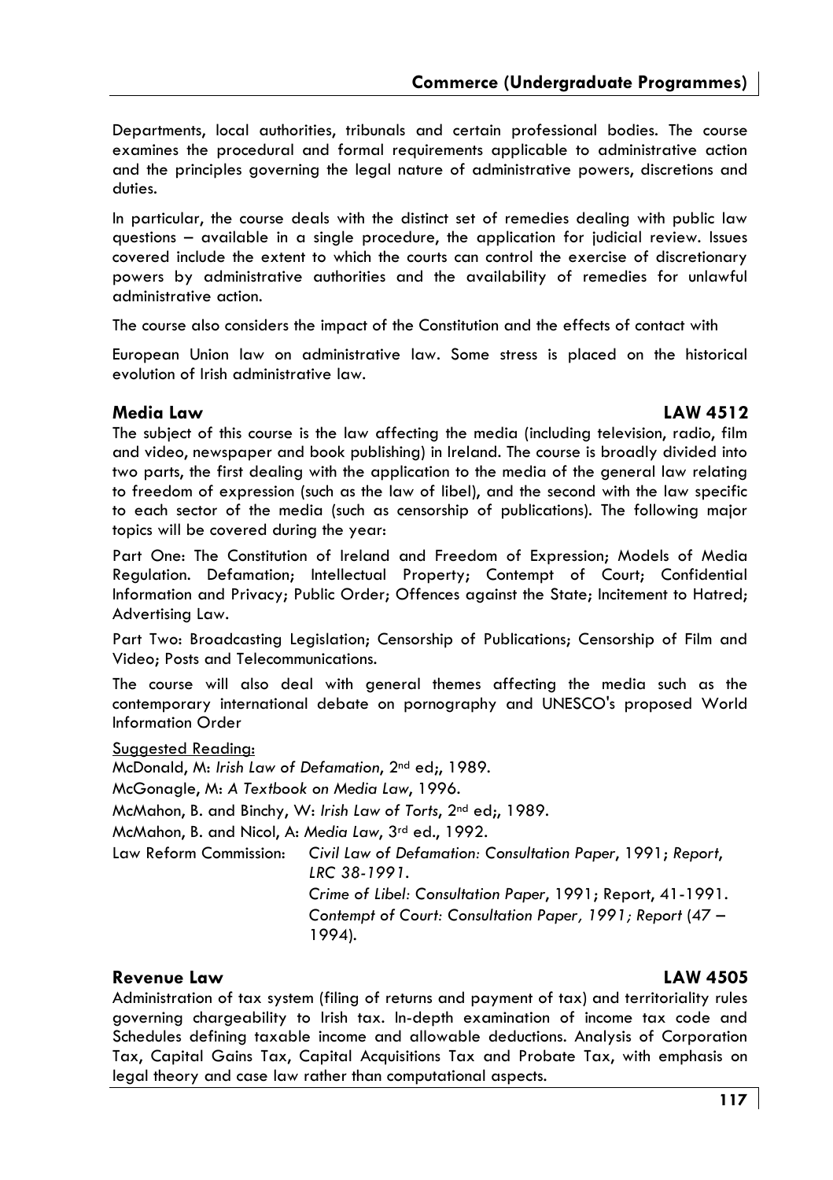Departments, local authorities, tribunals and certain professional bodies. The course examines the procedural and formal requirements applicable to administrative action and the principles governing the legal nature of administrative powers, discretions and duties.

In particular, the course deals with the distinct set of remedies dealing with public law questions – available in a single procedure, the application for judicial review. Issues covered include the extent to which the courts can control the exercise of discretionary powers by administrative authorities and the availability of remedies for unlawful administrative action.

The course also considers the impact of the Constitution and the effects of contact with

European Union law on administrative law. Some stress is placed on the historical evolution of Irish administrative law.

### Media Law — LAW 4512

The subject of this course is the law affecting the media (including television, radio, film and video, newspaper and book publishing) in Ireland. The course is broadly divided into two parts, the first dealing with the application to the media of the general law relating to freedom of expression (such as the law of libel), and the second with the law specific to each sector of the media (such as censorship of publications). The following major topics will be covered during the year:

Part One: The Constitution of Ireland and Freedom of Expression; Models of Media Regulation. Defamation; Intellectual Property; Contempt of Court; Confidential Information and Privacy; Public Order; Offences against the State; Incitement to Hatred; Advertising Law.

Part Two: Broadcasting Legislation; Censorship of Publications; Censorship of Film and Video; Posts and Telecommunications.

The course will also deal with general themes affecting the media such as the contemporary international debate on pornography and UNESCO's proposed World Information Order

<u>Suggested Reading:</u>

McDonald, M: *Irish Law of Defamation*, 2nd ed;, 1989.

McGonagle, M: *A Textbook on Media Law*, 1996.

McMahon, B. and Binchy, W: *Irish Law of Torts*, 2nd ed;, 1989.

McMahon, B. and Nicol, A: *Media Law*, 3rd ed., 1992.

Law Reform Commission: *Civil Law of Defamation: Consultation Paper*, 1991; *Report, LRC 38-1991.*
*Crime of Libel: Consultation Paper*, 1991; Report, 41-1991.
*Contempt of Court: Consultation Paper, 1991; Report* (47 – 1994).

### Revenue Law — LAW 4505

Administration of tax system (filing of returns and payment of tax) and territoriality rules governing chargeability to Irish tax. In-depth examination of income tax code and Schedules defining taxable income and allowable deductions. Analysis of Corporation Tax, Capital Gains Tax, Capital Acquisitions Tax and Probate Tax, with emphasis on legal theory and case law rather than computational aspects.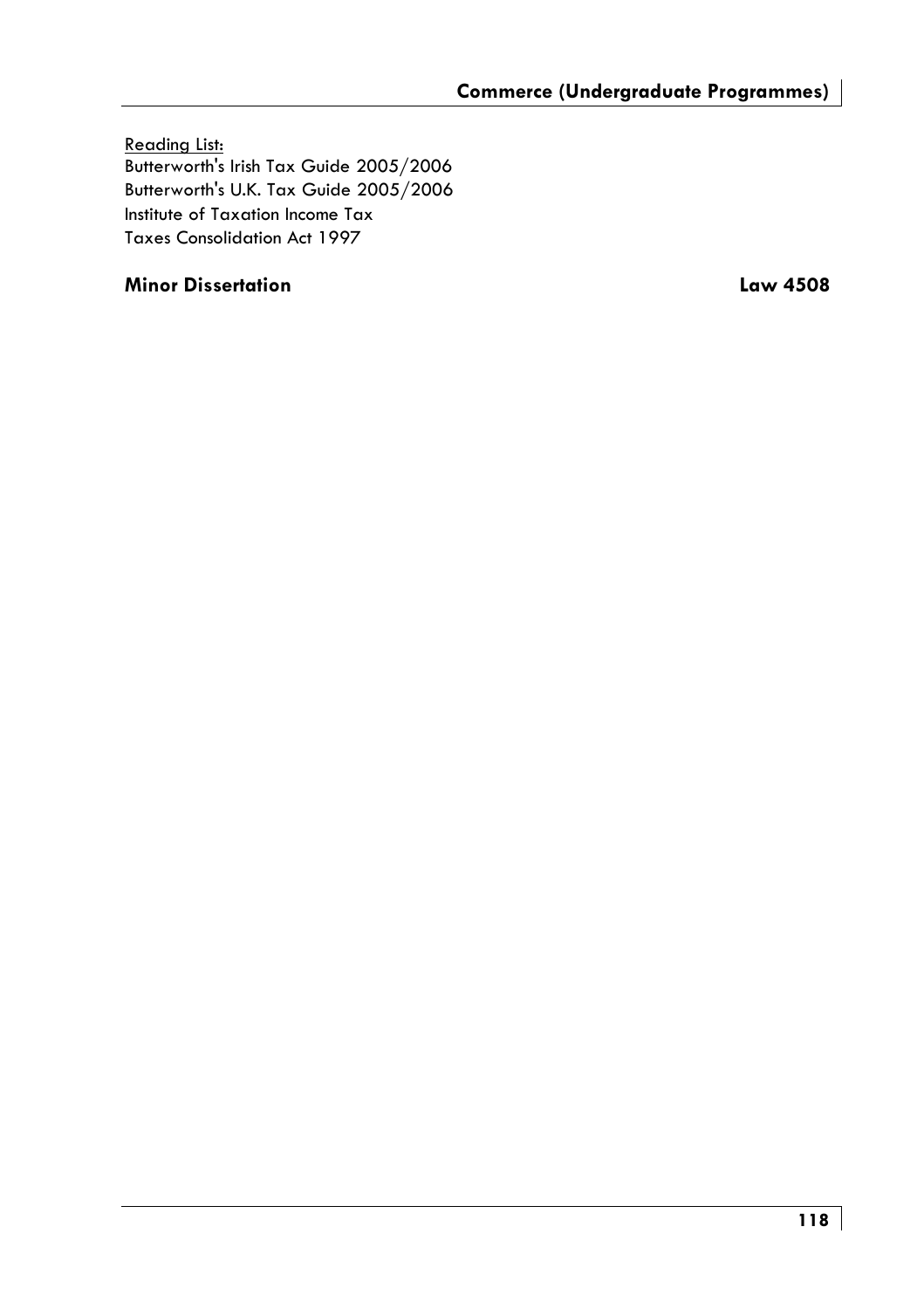Reading List:
Butterworth's Irish Tax Guide 2005/2006
Butterworth's U.K. Tax Guide 2005/2006
Institute of Taxation Income Tax
Taxes Consolidation Act 1997

## Minor Dissertation Law 4508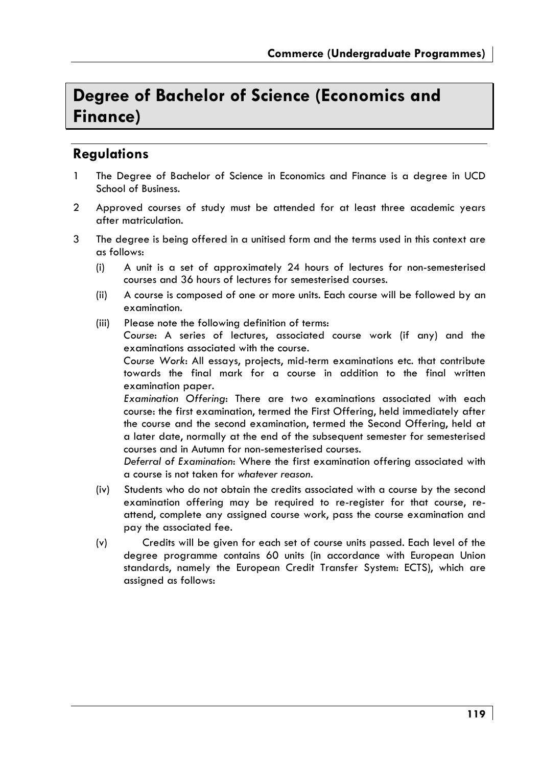# Degree of Bachelor of Science (Economics and Finance)

## Regulations

1 The Degree of Bachelor of Science in Economics and Finance is a degree in UCD School of Business.

2 Approved courses of study must be attended for at least three academic years after matriculation.

3 The degree is being offered in a unitised form and the terms used in this context are as follows:

   (i) A unit is a set of approximately 24 hours of lectures for non-semesterised courses and 36 hours of lectures for semesterised courses.

   (ii) A course is composed of one or more units. Each course will be followed by an examination.

   (iii) Please note the following definition of terms:
   *Course*: A series of lectures, associated course work (if any) and the examinations associated with the course.
   *Course Work*: All essays, projects, mid-term examinations etc. that contribute towards the final mark for a course in addition to the final written examination paper.
   *Examination Offering*: There are two examinations associated with each course: the first examination, termed the First Offering, held immediately after the course and the second examination, termed the Second Offering, held at a later date, normally at the end of the subsequent semester for semesterised courses and in Autumn for non-semesterised courses.
   *Deferral of Examination*: Where the first examination offering associated with a course is not taken for *whatever reason*.

   (iv) Students who do not obtain the credits associated with a course by the second examination offering may be required to re-register for that course, re-attend, complete any assigned course work, pass the course examination and pay the associated fee.

   (v) Credits will be given for each set of course units passed. Each level of the degree programme contains 60 units (in accordance with European Union standards, namely the European Credit Transfer System: ECTS), which are assigned as follows: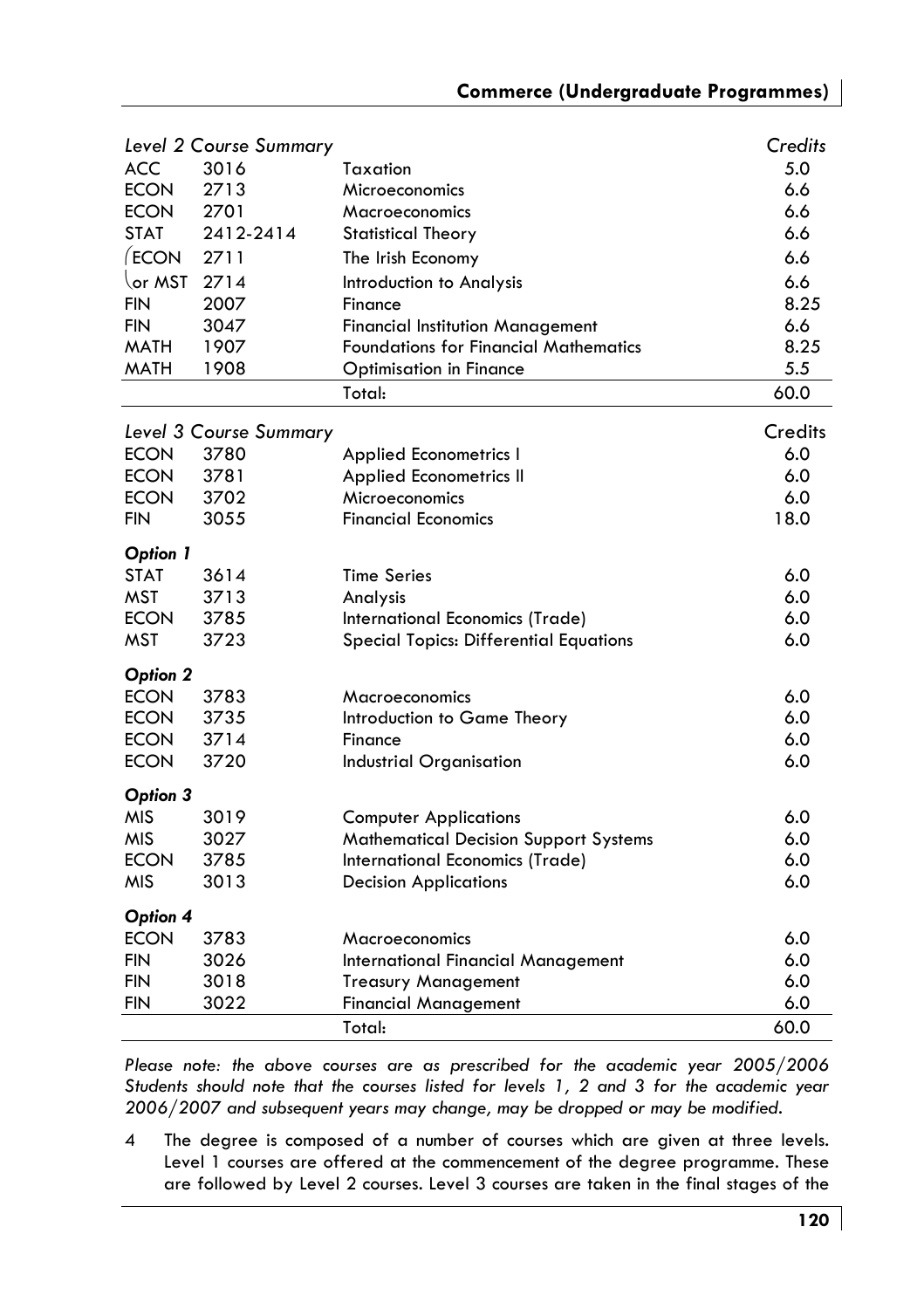| *Level 2 Course Summary* | | | *Credits* |
|---|---|---|---|
| ACC | 3016 | Taxation | 5.0 |
| ECON | 2713 | Microeconomics | 6.6 |
| ECON | 2701 | Macroeconomics | 6.6 |
| STAT | 2412-2414 | Statistical Theory | 6.6 |
| ECON | 2711 | The Irish Economy | 6.6 |
| or MST | 2714 | Introduction to Analysis | 6.6 |
| FIN | 2007 | Finance | 8.25 |
| FIN | 3047 | Financial Institution Management | 6.6 |
| MATH | 1907 | Foundations for Financial Mathematics | 8.25 |
| MATH | 1908 | Optimisation in Finance | 5.5 |
| | | Total: | 60.0 |

| *Level 3 Course Summary* | | | Credits |
|---|---|---|---|
| ECON | 3780 | Applied Econometrics I | 6.0 |
| ECON | 3781 | Applied Econometrics II | 6.0 |
| ECON | 3702 | Microeconomics | 6.0 |
| FIN | 3055 | Financial Economics | 18.0 |
| ***Option 1*** | | | |
| STAT | 3614 | Time Series | 6.0 |
| MST | 3713 | Analysis | 6.0 |
| ECON | 3785 | International Economics (Trade) | 6.0 |
| MST | 3723 | Special Topics: Differential Equations | 6.0 |
| ***Option 2*** | | | |
| ECON | 3783 | Macroeconomics | 6.0 |
| ECON | 3735 | Introduction to Game Theory | 6.0 |
| ECON | 3714 | Finance | 6.0 |
| ECON | 3720 | Industrial Organisation | 6.0 |
| ***Option 3*** | | | |
| MIS | 3019 | Computer Applications | 6.0 |
| MIS | 3027 | Mathematical Decision Support Systems | 6.0 |
| ECON | 3785 | International Economics (Trade) | 6.0 |
| MIS | 3013 | Decision Applications | 6.0 |
| ***Option 4*** | | | |
| ECON | 3783 | Macroeconomics | 6.0 |
| FIN | 3026 | International Financial Management | 6.0 |
| FIN | 3018 | Treasury Management | 6.0 |
| FIN | 3022 | Financial Management | 6.0 |
| | | Total: | 60.0 |

*Please note: the above courses are as prescribed for the academic year 2005/2006 Students should note that the courses listed for levels 1, 2 and 3 for the academic year 2006/2007 and subsequent years may change, may be dropped or may be modified.*

4 The degree is composed of a number of courses which are given at three levels. Level 1 courses are offered at the commencement of the degree programme. These are followed by Level 2 courses. Level 3 courses are taken in the final stages of the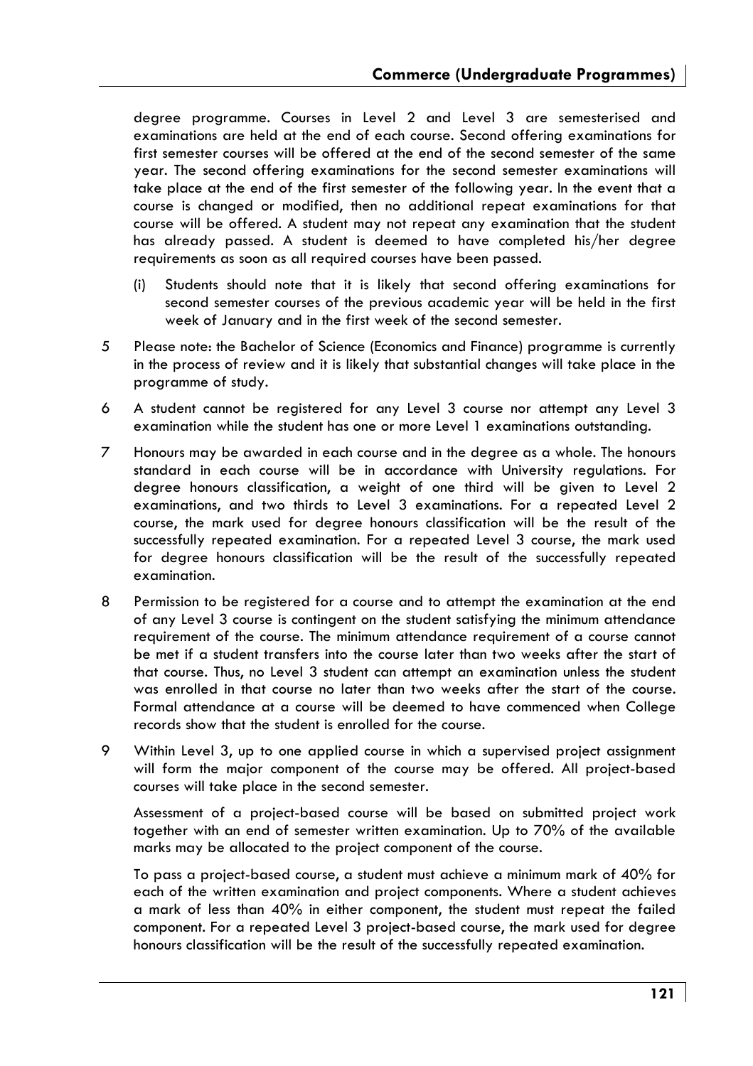degree programme. Courses in Level 2 and Level 3 are semesterised and examinations are held at the end of each course. Second offering examinations for first semester courses will be offered at the end of the second semester of the same year. The second offering examinations for the second semester examinations will take place at the end of the first semester of the following year. In the event that a course is changed or modified, then no additional repeat examinations for that course will be offered. A student may not repeat any examination that the student has already passed. A student is deemed to have completed his/her degree requirements as soon as all required courses have been passed.

(i) Students should note that it is likely that second offering examinations for second semester courses of the previous academic year will be held in the first week of January and in the first week of the second semester.

5 Please note: the Bachelor of Science (Economics and Finance) programme is currently in the process of review and it is likely that substantial changes will take place in the programme of study.

6 A student cannot be registered for any Level 3 course nor attempt any Level 3 examination while the student has one or more Level 1 examinations outstanding.

7 Honours may be awarded in each course and in the degree as a whole. The honours standard in each course will be in accordance with University regulations. For degree honours classification, a weight of one third will be given to Level 2 examinations, and two thirds to Level 3 examinations. For a repeated Level 2 course, the mark used for degree honours classification will be the result of the successfully repeated examination. For a repeated Level 3 course, the mark used for degree honours classification will be the result of the successfully repeated examination.

8 Permission to be registered for a course and to attempt the examination at the end of any Level 3 course is contingent on the student satisfying the minimum attendance requirement of the course. The minimum attendance requirement of a course cannot be met if a student transfers into the course later than two weeks after the start of that course. Thus, no Level 3 student can attempt an examination unless the student was enrolled in that course no later than two weeks after the start of the course. Formal attendance at a course will be deemed to have commenced when College records show that the student is enrolled for the course.

9 Within Level 3, up to one applied course in which a supervised project assignment will form the major component of the course may be offered. All project-based courses will take place in the second semester.

Assessment of a project-based course will be based on submitted project work together with an end of semester written examination. Up to 70% of the available marks may be allocated to the project component of the course.

To pass a project-based course, a student must achieve a minimum mark of 40% for each of the written examination and project components. Where a student achieves a mark of less than 40% in either component, the student must repeat the failed component. For a repeated Level 3 project-based course, the mark used for degree honours classification will be the result of the successfully repeated examination.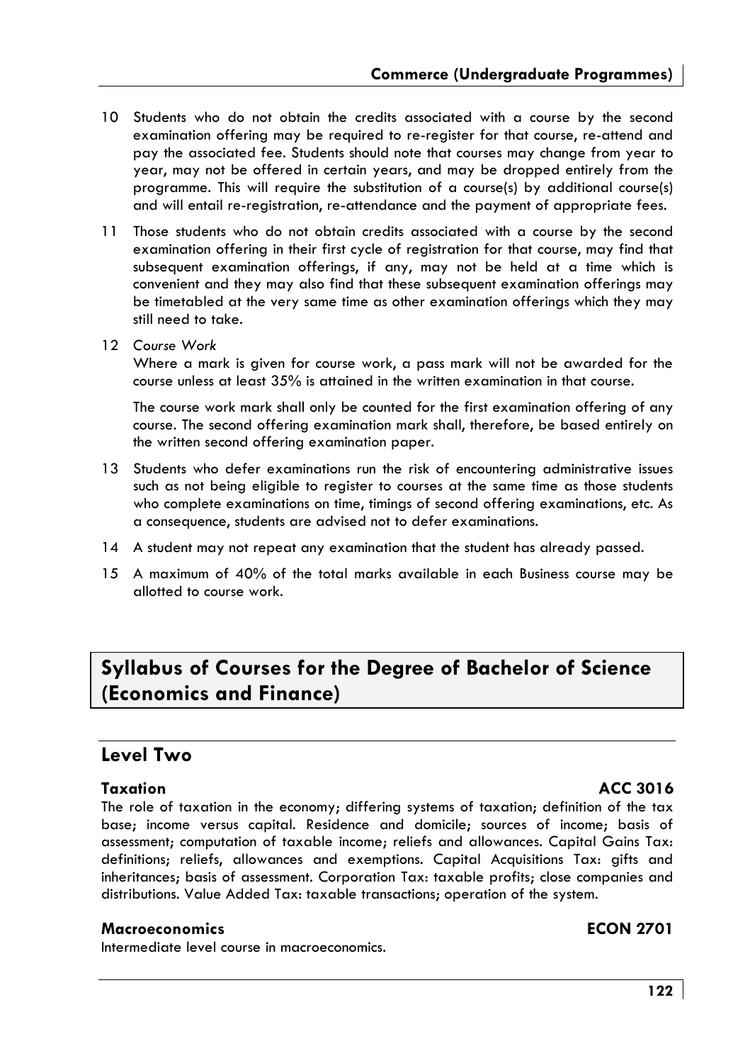10 Students who do not obtain the credits associated with a course by the second examination offering may be required to re-register for that course, re-attend and pay the associated fee. Students should note that courses may change from year to year, may not be offered in certain years, and may be dropped entirely from the programme. This will require the substitution of a course(s) by additional course(s) and will entail re-registration, re-attendance and the payment of appropriate fees.

11 Those students who do not obtain credits associated with a course by the second examination offering in their first cycle of registration for that course, may find that subsequent examination offerings, if any, may not be held at a time which is convenient and they may also find that these subsequent examination offerings may be timetabled at the very same time as other examination offerings which they may still need to take.

12 *Course Work*

Where a mark is given for course work, a pass mark will not be awarded for the course unless at least 35% is attained in the written examination in that course.

The course work mark shall only be counted for the first examination offering of any course. The second offering examination mark shall, therefore, be based entirely on the written second offering examination paper.

13 Students who defer examinations run the risk of encountering administrative issues such as not being eligible to register to courses at the same time as those students who complete examinations on time, timings of second offering examinations, etc. As a consequence, students are advised not to defer examinations.

14 A student may not repeat any examination that the student has already passed.

15 A maximum of 40% of the total marks available in each Business course may be allotted to course work.

# Syllabus of Courses for the Degree of Bachelor of Science (Economics and Finance)

## Level Two

### Taxation — ACC 3016

The role of taxation in the economy; differing systems of taxation; definition of the tax base; income versus capital. Residence and domicile; sources of income; basis of assessment; computation of taxable income; reliefs and allowances. Capital Gains Tax: definitions; reliefs, allowances and exemptions. Capital Acquisitions Tax: gifts and inheritances; basis of assessment. Corporation Tax: taxable profits; close companies and distributions. Value Added Tax: taxable transactions; operation of the system.

### Macroeconomics — ECON 2701

Intermediate level course in macroeconomics.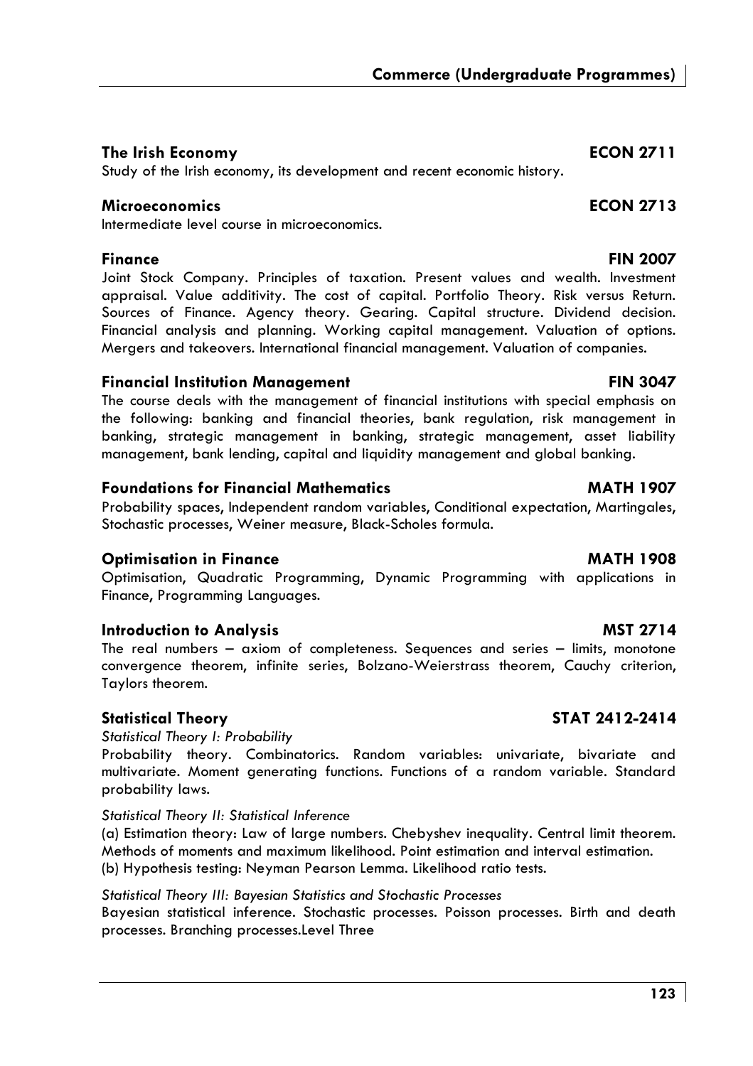### The Irish Economy — ECON 2711

Study of the Irish economy, its development and recent economic history.

### Microeconomics — ECON 2713

Intermediate level course in microeconomics.

### Finance — FIN 2007

Joint Stock Company. Principles of taxation. Present values and wealth. Investment appraisal. Value additivity. The cost of capital. Portfolio Theory. Risk versus Return. Sources of Finance. Agency theory. Gearing. Capital structure. Dividend decision. Financial analysis and planning. Working capital management. Valuation of options. Mergers and takeovers. International financial management. Valuation of companies.

### Financial Institution Management — FIN 3047

The course deals with the management of financial institutions with special emphasis on the following: banking and financial theories, bank regulation, risk management in banking, strategic management in banking, strategic management, asset liability management, bank lending, capital and liquidity management and global banking.

### Foundations for Financial Mathematics — MATH 1907

Probability spaces, Independent random variables, Conditional expectation, Martingales, Stochastic processes, Weiner measure, Black-Scholes formula.

### Optimisation in Finance — MATH 1908

Optimisation, Quadratic Programming, Dynamic Programming with applications in Finance, Programming Languages.

### Introduction to Analysis — MST 2714

The real numbers – axiom of completeness. Sequences and series – limits, monotone convergence theorem, infinite series, Bolzano-Weierstrass theorem, Cauchy criterion, Taylors theorem.

### Statistical Theory — STAT 2412-2414

*Statistical Theory I: Probability*

Probability theory. Combinatorics. Random variables: univariate, bivariate and multivariate. Moment generating functions. Functions of a random variable. Standard probability laws.

*Statistical Theory II: Statistical Inference*

(a) Estimation theory: Law of large numbers. Chebyshev inequality. Central limit theorem. Methods of moments and maximum likelihood. Point estimation and interval estimation.
(b) Hypothesis testing: Neyman Pearson Lemma. Likelihood ratio tests.

*Statistical Theory III: Bayesian Statistics and Stochastic Processes*

Bayesian statistical inference. Stochastic processes. Poisson processes. Birth and death processes. Branching processes.Level Three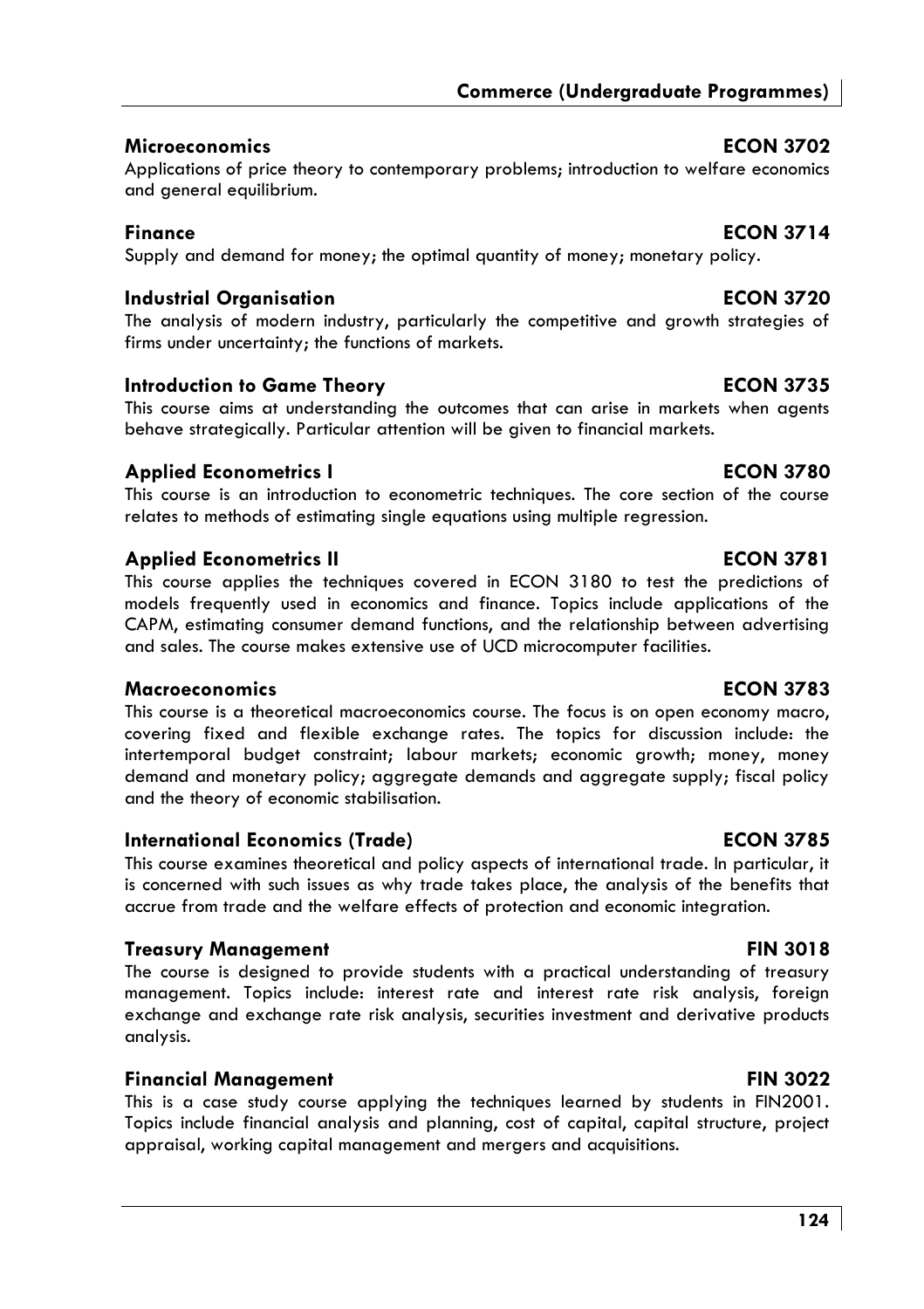### Microeconomics — ECON 3702

Applications of price theory to contemporary problems; introduction to welfare economics and general equilibrium.

### Finance — ECON 3714

Supply and demand for money; the optimal quantity of money; monetary policy.

### Industrial Organisation — ECON 3720

The analysis of modern industry, particularly the competitive and growth strategies of firms under uncertainty; the functions of markets.

### Introduction to Game Theory — ECON 3735

This course aims at understanding the outcomes that can arise in markets when agents behave strategically. Particular attention will be given to financial markets.

### Applied Econometrics I — ECON 3780

This course is an introduction to econometric techniques. The core section of the course relates to methods of estimating single equations using multiple regression.

### Applied Econometrics II — ECON 3781

This course applies the techniques covered in ECON 3180 to test the predictions of models frequently used in economics and finance. Topics include applications of the CAPM, estimating consumer demand functions, and the relationship between advertising and sales. The course makes extensive use of UCD microcomputer facilities.

### Macroeconomics — ECON 3783

This course is a theoretical macroeconomics course. The focus is on open economy macro, covering fixed and flexible exchange rates. The topics for discussion include: the intertemporal budget constraint; labour markets; economic growth; money, money demand and monetary policy; aggregate demands and aggregate supply; fiscal policy and the theory of economic stabilisation.

### International Economics (Trade) — ECON 3785

This course examines theoretical and policy aspects of international trade. In particular, it is concerned with such issues as why trade takes place, the analysis of the benefits that accrue from trade and the welfare effects of protection and economic integration.

### Treasury Management — FIN 3018

The course is designed to provide students with a practical understanding of treasury management. Topics include: interest rate and interest rate risk analysis, foreign exchange and exchange rate risk analysis, securities investment and derivative products analysis.

### Financial Management — FIN 3022

This is a case study course applying the techniques learned by students in FIN2001. Topics include financial analysis and planning, cost of capital, capital structure, project appraisal, working capital management and mergers and acquisitions.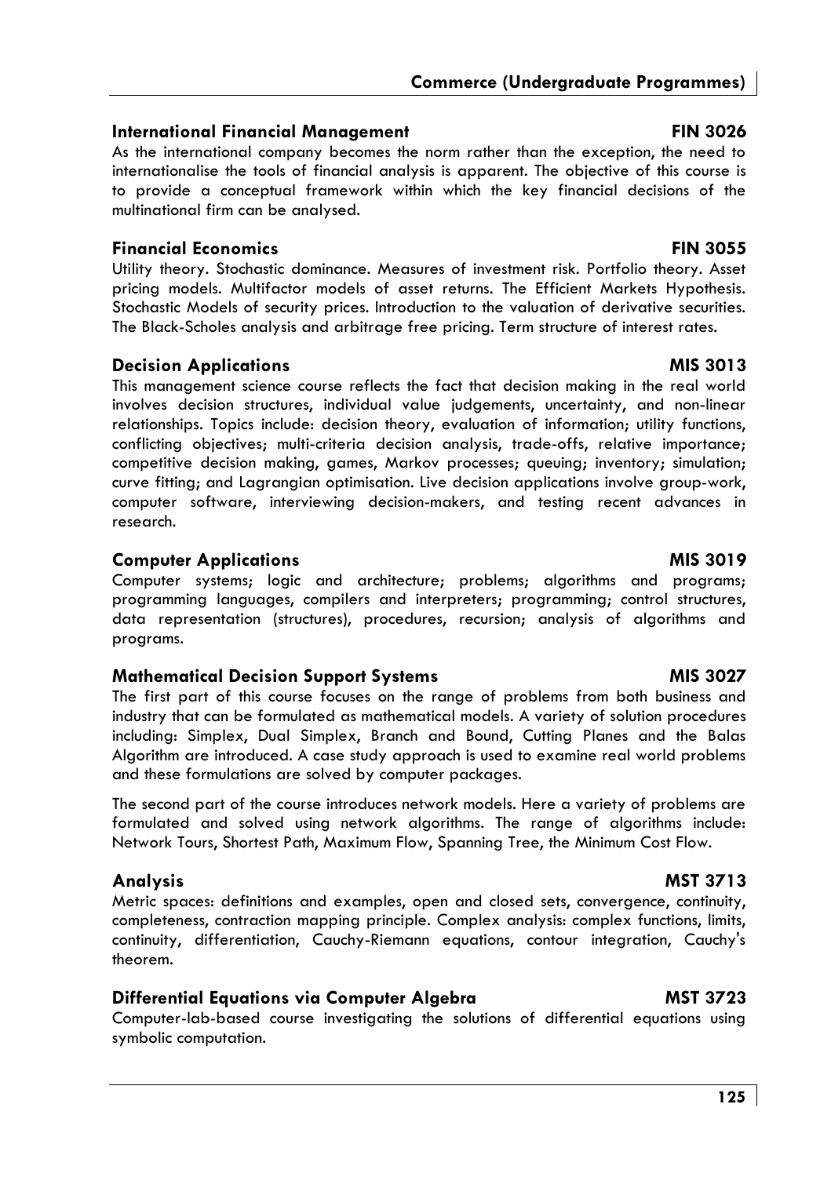### International Financial Management — FIN 3026

As the international company becomes the norm rather than the exception, the need to internationalise the tools of financial analysis is apparent. The objective of this course is to provide a conceptual framework within which the key financial decisions of the multinational firm can be analysed.

### Financial Economics — FIN 3055

Utility theory. Stochastic dominance. Measures of investment risk. Portfolio theory. Asset pricing models. Multifactor models of asset returns. The Efficient Markets Hypothesis. Stochastic Models of security prices. Introduction to the valuation of derivative securities. The Black-Scholes analysis and arbitrage free pricing. Term structure of interest rates.

### Decision Applications — MIS 3013

This management science course reflects the fact that decision making in the real world involves decision structures, individual value judgements, uncertainty, and non-linear relationships. Topics include: decision theory, evaluation of information; utility functions, conflicting objectives; multi-criteria decision analysis, trade-offs, relative importance; competitive decision making, games, Markov processes; queuing; inventory; simulation; curve fitting; and Lagrangian optimisation. Live decision applications involve group-work, computer software, interviewing decision-makers, and testing recent advances in research.

### Computer Applications — MIS 3019

Computer systems; logic and architecture; problems; algorithms and programs; programming languages, compilers and interpreters; programming; control structures, data representation (structures), procedures, recursion; analysis of algorithms and programs.

### Mathematical Decision Support Systems — MIS 3027

The first part of this course focuses on the range of problems from both business and industry that can be formulated as mathematical models. A variety of solution procedures including: Simplex, Dual Simplex, Branch and Bound, Cutting Planes and the Balas Algorithm are introduced. A case study approach is used to examine real world problems and these formulations are solved by computer packages.

The second part of the course introduces network models. Here a variety of problems are formulated and solved using network algorithms. The range of algorithms include: Network Tours, Shortest Path, Maximum Flow, Spanning Tree, the Minimum Cost Flow.

### Analysis — MST 3713

Metric spaces: definitions and examples, open and closed sets, convergence, continuity, completeness, contraction mapping principle. Complex analysis: complex functions, limits, continuity, differentiation, Cauchy-Riemann equations, contour integration, Cauchy's theorem.

### Differential Equations via Computer Algebra — MST 3723

Computer-lab-based course investigating the solutions of differential equations using symbolic computation.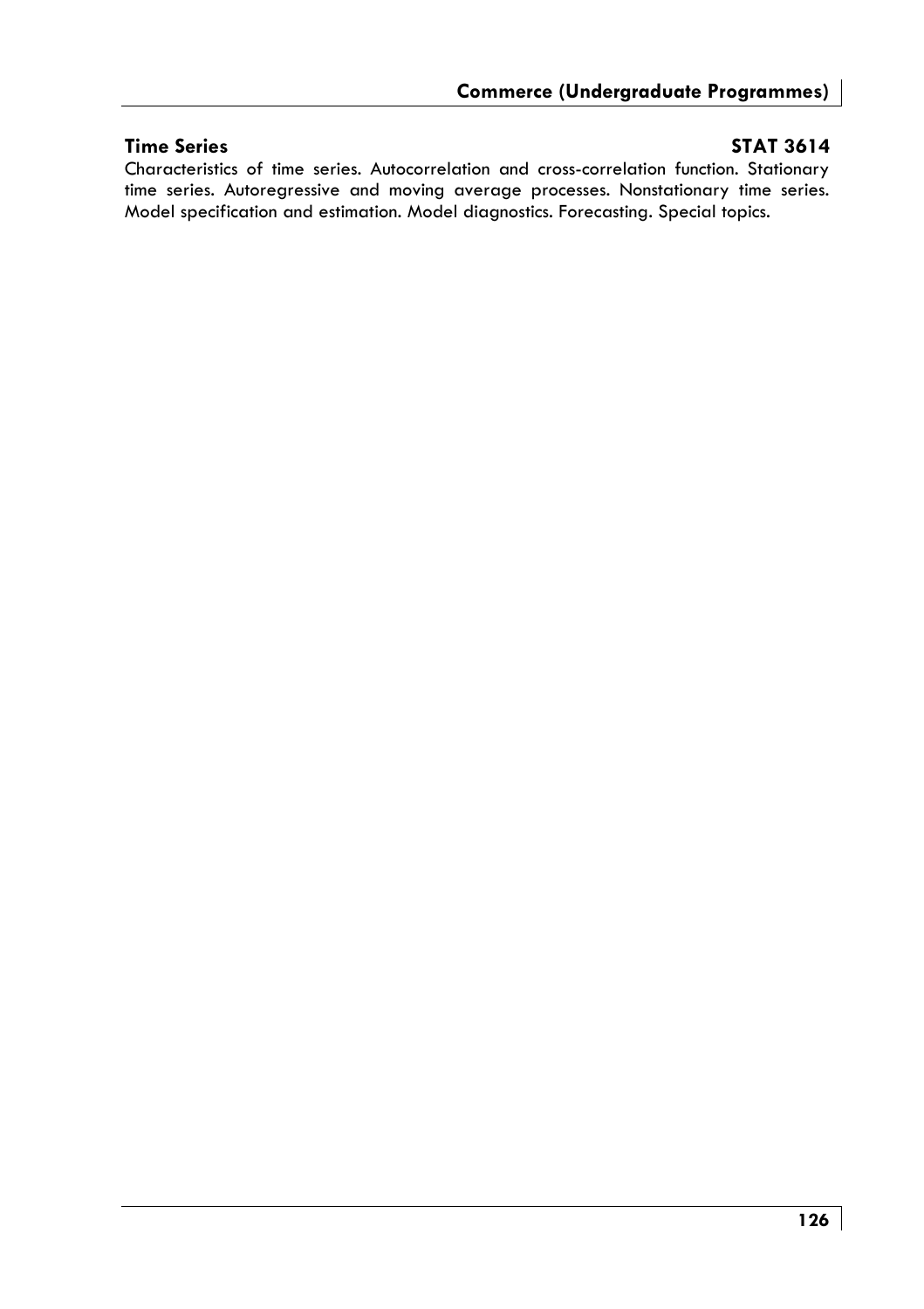**Time Series** **STAT 3614**

Characteristics of time series. Autocorrelation and cross-correlation function. Stationary time series. Autoregressive and moving average processes. Nonstationary time series. Model specification and estimation. Model diagnostics. Forecasting. Special topics.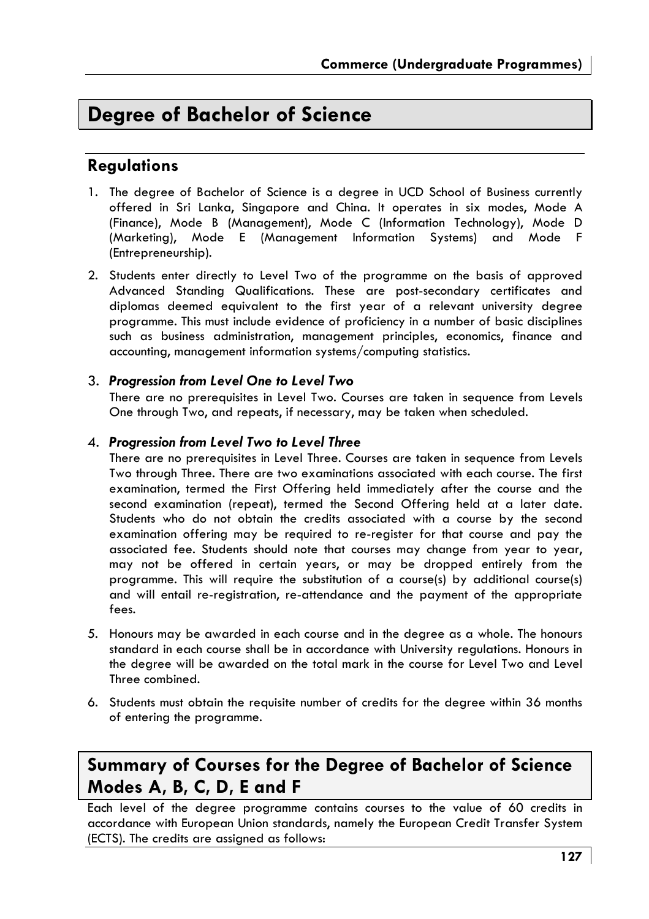# Degree of Bachelor of Science

## Regulations

1. The degree of Bachelor of Science is a degree in UCD School of Business currently offered in Sri Lanka, Singapore and China. It operates in six modes, Mode A (Finance), Mode B (Management), Mode C (Information Technology), Mode D (Marketing), Mode E (Management Information Systems) and Mode F (Entrepreneurship).

2. Students enter directly to Level Two of the programme on the basis of approved Advanced Standing Qualifications. These are post-secondary certificates and diplomas deemed equivalent to the first year of a relevant university degree programme. This must include evidence of proficiency in a number of basic disciplines such as business administration, management principles, economics, finance and accounting, management information systems/computing statistics.

3. ***Progression from Level One to Level Two***
   There are no prerequisites in Level Two. Courses are taken in sequence from Levels One through Two, and repeats, if necessary, may be taken when scheduled.

4. ***Progression from Level Two to Level Three***
   There are no prerequisites in Level Three. Courses are taken in sequence from Levels Two through Three. There are two examinations associated with each course. The first examination, termed the First Offering held immediately after the course and the second examination (repeat), termed the Second Offering held at a later date. Students who do not obtain the credits associated with a course by the second examination offering may be required to re-register for that course and pay the associated fee. Students should note that courses may change from year to year, may not be offered in certain years, or may be dropped entirely from the programme. This will require the substitution of a course(s) by additional course(s) and will entail re-registration, re-attendance and the payment of the appropriate fees.

5. Honours may be awarded in each course and in the degree as a whole. The honours standard in each course shall be in accordance with University regulations. Honours in the degree will be awarded on the total mark in the course for Level Two and Level Three combined.

6. Students must obtain the requisite number of credits for the degree within 36 months of entering the programme.

## Summary of Courses for the Degree of Bachelor of Science Modes A, B, C, D, E and F

Each level of the degree programme contains courses to the value of 60 credits in accordance with European Union standards, namely the European Credit Transfer System (ECTS). The credits are assigned as follows: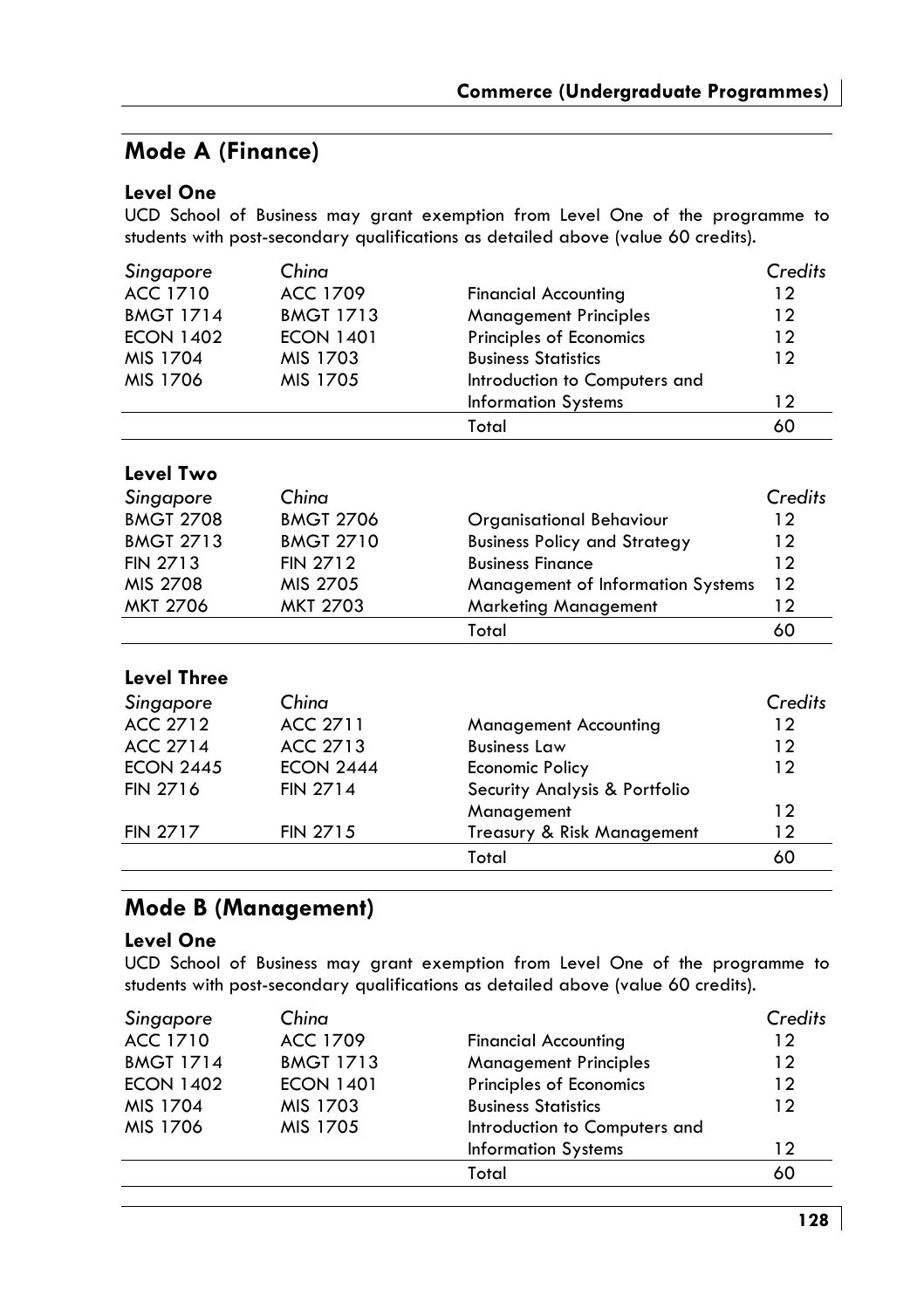## Mode A (Finance)

### Level One

UCD School of Business may grant exemption from Level One of the programme to students with post-secondary qualifications as detailed above (value 60 credits).

| *Singapore* | *China* | | *Credits* |
|---|---|---|---|
| ACC 1710 | ACC 1709 | Financial Accounting | 12 |
| BMGT 1714 | BMGT 1713 | Management Principles | 12 |
| ECON 1402 | ECON 1401 | Principles of Economics | 12 |
| MIS 1704 | MIS 1703 | Business Statistics | 12 |
| MIS 1706 | MIS 1705 | Introduction to Computers and Information Systems | 12 |
| | | Total | 60 |

### Level Two

| *Singapore* | *China* | | *Credits* |
|---|---|---|---|
| BMGT 2708 | BMGT 2706 | Organisational Behaviour | 12 |
| BMGT 2713 | BMGT 2710 | Business Policy and Strategy | 12 |
| FIN 2713 | FIN 2712 | Business Finance | 12 |
| MIS 2708 | MIS 2705 | Management of Information Systems | 12 |
| MKT 2706 | MKT 2703 | Marketing Management | 12 |
| | | Total | 60 |

### Level Three

| *Singapore* | *China* | | *Credits* |
|---|---|---|---|
| ACC 2712 | ACC 2711 | Management Accounting | 12 |
| ACC 2714 | ACC 2713 | Business Law | 12 |
| ECON 2445 | ECON 2444 | Economic Policy | 12 |
| FIN 2716 | FIN 2714 | Security Analysis & Portfolio Management | 12 |
| FIN 2717 | FIN 2715 | Treasury & Risk Management | 12 |
| | | Total | 60 |

## Mode B (Management)

### Level One

UCD School of Business may grant exemption from Level One of the programme to students with post-secondary qualifications as detailed above (value 60 credits).

| *Singapore* | *China* | | *Credits* |
|---|---|---|---|
| ACC 1710 | ACC 1709 | Financial Accounting | 12 |
| BMGT 1714 | BMGT 1713 | Management Principles | 12 |
| ECON 1402 | ECON 1401 | Principles of Economics | 12 |
| MIS 1704 | MIS 1703 | Business Statistics | 12 |
| MIS 1706 | MIS 1705 | Introduction to Computers and Information Systems | 12 |
| | | Total | 60 |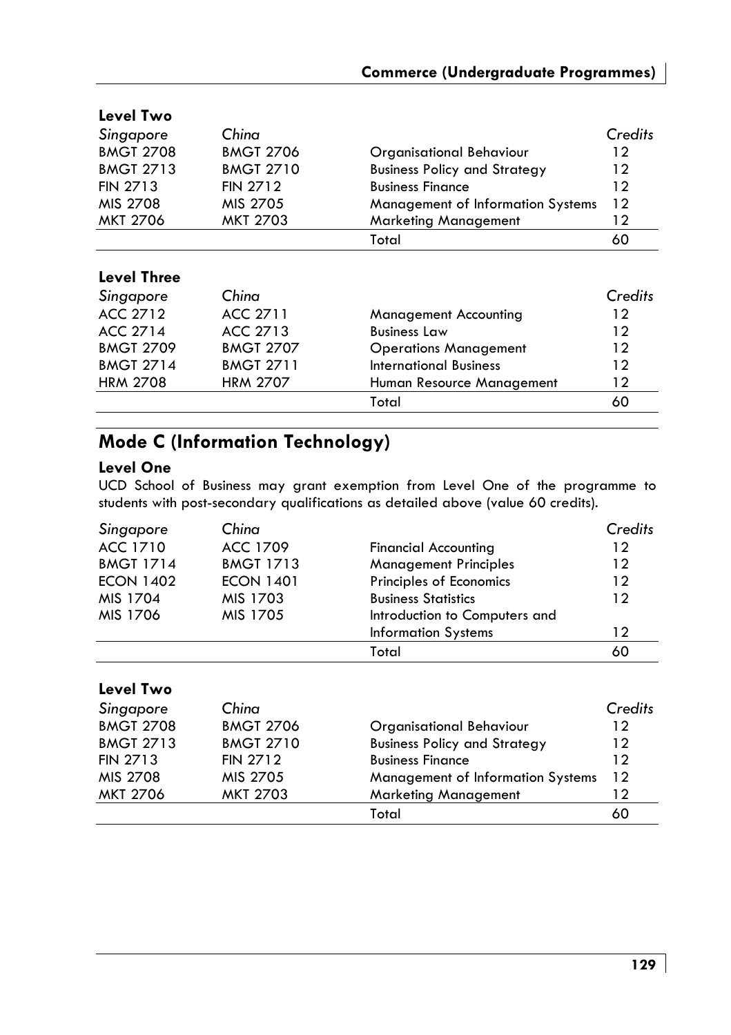### Level Two

| *Singapore* | *China* | | *Credits* |
|---|---|---|---|
| BMGT 2708 | BMGT 2706 | Organisational Behaviour | 12 |
| BMGT 2713 | BMGT 2710 | Business Policy and Strategy | 12 |
| FIN 2713 | FIN 2712 | Business Finance | 12 |
| MIS 2708 | MIS 2705 | Management of Information Systems | 12 |
| MKT 2706 | MKT 2703 | Marketing Management | 12 |
| | | Total | 60 |

### Level Three

| *Singapore* | *China* | | *Credits* |
|---|---|---|---|
| ACC 2712 | ACC 2711 | Management Accounting | 12 |
| ACC 2714 | ACC 2713 | Business Law | 12 |
| BMGT 2709 | BMGT 2707 | Operations Management | 12 |
| BMGT 2714 | BMGT 2711 | International Business | 12 |
| HRM 2708 | HRM 2707 | Human Resource Management | 12 |
| | | Total | 60 |

## Mode C (Information Technology)

### Level One

UCD School of Business may grant exemption from Level One of the programme to students with post-secondary qualifications as detailed above (value 60 credits).

| *Singapore* | *China* | | *Credits* |
|---|---|---|---|
| ACC 1710 | ACC 1709 | Financial Accounting | 12 |
| BMGT 1714 | BMGT 1713 | Management Principles | 12 |
| ECON 1402 | ECON 1401 | Principles of Economics | 12 |
| MIS 1704 | MIS 1703 | Business Statistics | 12 |
| MIS 1706 | MIS 1705 | Introduction to Computers and Information Systems | 12 |
| | | Total | 60 |

### Level Two

| *Singapore* | *China* | | *Credits* |
|---|---|---|---|
| BMGT 2708 | BMGT 2706 | Organisational Behaviour | 12 |
| BMGT 2713 | BMGT 2710 | Business Policy and Strategy | 12 |
| FIN 2713 | FIN 2712 | Business Finance | 12 |
| MIS 2708 | MIS 2705 | Management of Information Systems | 12 |
| MKT 2706 | MKT 2703 | Marketing Management | 12 |
| | | Total | 60 |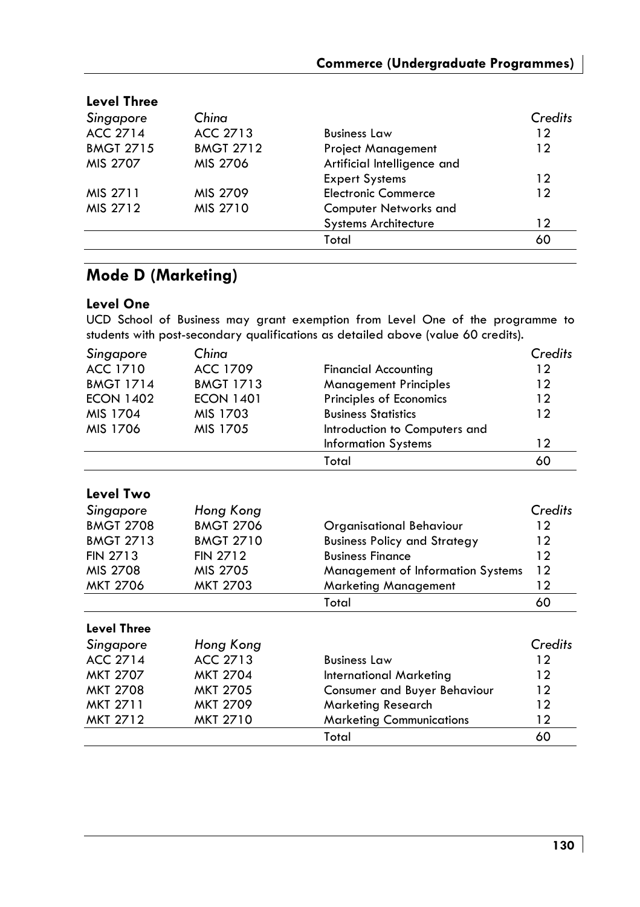### Level Three

| *Singapore* | *China* | | *Credits* |
|---|---|---|---|
| ACC 2714 | ACC 2713 | Business Law | 12 |
| BMGT 2715 | BMGT 2712 | Project Management | 12 |
| MIS 2707 | MIS 2706 | Artificial Intelligence and Expert Systems | 12 |
| MIS 2711 | MIS 2709 | Electronic Commerce | 12 |
| MIS 2712 | MIS 2710 | Computer Networks and Systems Architecture | 12 |
| | | Total | 60 |

## Mode D (Marketing)

### Level One

UCD School of Business may grant exemption from Level One of the programme to students with post-secondary qualifications as detailed above (value 60 credits).

| *Singapore* | *China* | | *Credits* |
|---|---|---|---|
| ACC 1710 | ACC 1709 | Financial Accounting | 12 |
| BMGT 1714 | BMGT 1713 | Management Principles | 12 |
| ECON 1402 | ECON 1401 | Principles of Economics | 12 |
| MIS 1704 | MIS 1703 | Business Statistics | 12 |
| MIS 1706 | MIS 1705 | Introduction to Computers and Information Systems | 12 |
| | | Total | 60 |

### Level Two

| *Singapore* | *Hong Kong* | | *Credits* |
|---|---|---|---|
| BMGT 2708 | BMGT 2706 | Organisational Behaviour | 12 |
| BMGT 2713 | BMGT 2710 | Business Policy and Strategy | 12 |
| FIN 2713 | FIN 2712 | Business Finance | 12 |
| MIS 2708 | MIS 2705 | Management of Information Systems | 12 |
| MKT 2706 | MKT 2703 | Marketing Management | 12 |
| | | Total | 60 |

### Level Three

| *Singapore* | *Hong Kong* | | *Credits* |
|---|---|---|---|
| ACC 2714 | ACC 2713 | Business Law | 12 |
| MKT 2707 | MKT 2704 | International Marketing | 12 |
| MKT 2708 | MKT 2705 | Consumer and Buyer Behaviour | 12 |
| MKT 2711 | MKT 2709 | Marketing Research | 12 |
| MKT 2712 | MKT 2710 | Marketing Communications | 12 |
| | | Total | 60 |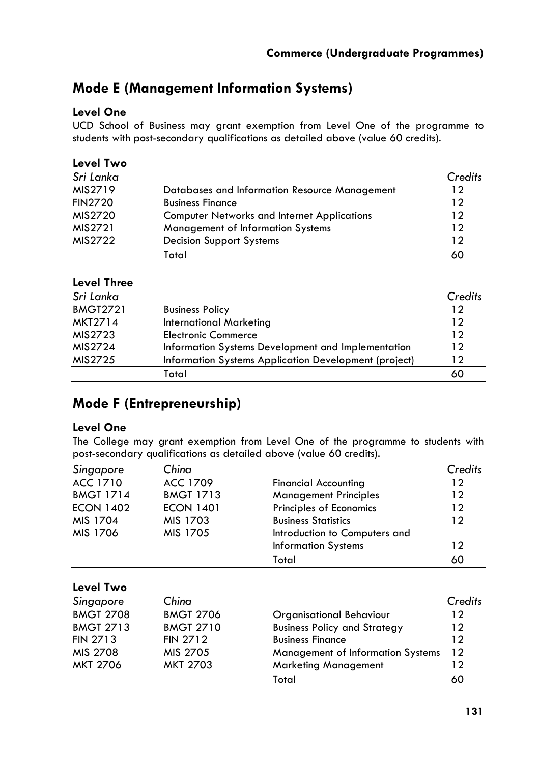## Mode E (Management Information Systems)

### Level One

UCD School of Business may grant exemption from Level One of the programme to students with post-secondary qualifications as detailed above (value 60 credits).

### Level Two

| *Sri Lanka* | | *Credits* |
|---|---|---|
| MIS2719 | Databases and Information Resource Management | 12 |
| FIN2720 | Business Finance | 12 |
| MIS2720 | Computer Networks and Internet Applications | 12 |
| MIS2721 | Management of Information Systems | 12 |
| MIS2722 | Decision Support Systems | 12 |
| | Total | 60 |

### Level Three

| *Sri Lanka* | | *Credits* |
|---|---|---|
| BMGT2721 | Business Policy | 12 |
| MKT2714 | International Marketing | 12 |
| MIS2723 | Electronic Commerce | 12 |
| MIS2724 | Information Systems Development and Implementation | 12 |
| MIS2725 | Information Systems Application Development (project) | 12 |
| | Total | 60 |

## Mode F (Entrepreneurship)

### Level One

The College may grant exemption from Level One of the programme to students with post-secondary qualifications as detailed above (value 60 credits).

| *Singapore* | *China* | | *Credits* |
|---|---|---|---|
| ACC 1710 | ACC 1709 | Financial Accounting | 12 |
| BMGT 1714 | BMGT 1713 | Management Principles | 12 |
| ECON 1402 | ECON 1401 | Principles of Economics | 12 |
| MIS 1704 | MIS 1703 | Business Statistics | 12 |
| MIS 1706 | MIS 1705 | Introduction to Computers and Information Systems | 12 |
| | | Total | 60 |

### Level Two

| *Singapore* | *China* | | *Credits* |
|---|---|---|---|
| BMGT 2708 | BMGT 2706 | Organisational Behaviour | 12 |
| BMGT 2713 | BMGT 2710 | Business Policy and Strategy | 12 |
| FIN 2713 | FIN 2712 | Business Finance | 12 |
| MIS 2708 | MIS 2705 | Management of Information Systems | 12 |
| MKT 2706 | MKT 2703 | Marketing Management | 12 |
| | | Total | 60 |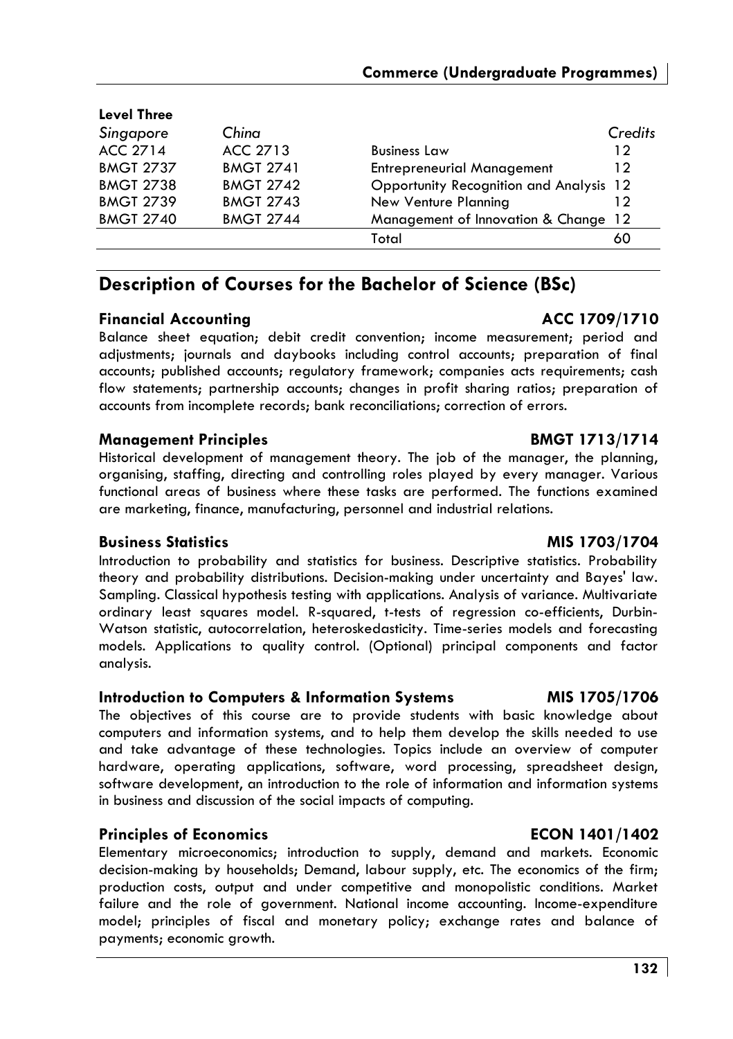**Level Three**

| *Singapore* | *China* | | *Credits* |
|---|---|---|---|
| ACC 2714 | ACC 2713 | Business Law | 12 |
| BMGT 2737 | BMGT 2741 | Entrepreneurial Management | 12 |
| BMGT 2738 | BMGT 2742 | Opportunity Recognition and Analysis | 12 |
| BMGT 2739 | BMGT 2743 | New Venture Planning | 12 |
| BMGT 2740 | BMGT 2744 | Management of Innovation & Change | 12 |
| | | Total | 60 |

## Description of Courses for the Bachelor of Science (BSc)

### Financial Accounting — ACC 1709/1710

Balance sheet equation; debit credit convention; income measurement; period and adjustments; journals and daybooks including control accounts; preparation of final accounts; published accounts; regulatory framework; companies acts requirements; cash flow statements; partnership accounts; changes in profit sharing ratios; preparation of accounts from incomplete records; bank reconciliations; correction of errors.

### Management Principles — BMGT 1713/1714

Historical development of management theory. The job of the manager, the planning, organising, staffing, directing and controlling roles played by every manager. Various functional areas of business where these tasks are performed. The functions examined are marketing, finance, manufacturing, personnel and industrial relations.

### Business Statistics — MIS 1703/1704

Introduction to probability and statistics for business. Descriptive statistics. Probability theory and probability distributions. Decision-making under uncertainty and Bayes' law. Sampling. Classical hypothesis testing with applications. Analysis of variance. Multivariate ordinary least squares model. R-squared, t-tests of regression co-efficients, Durbin-Watson statistic, autocorrelation, heteroskedasticity. Time-series models and forecasting models. Applications to quality control. (Optional) principal components and factor analysis.

### Introduction to Computers & Information Systems — MIS 1705/1706

The objectives of this course are to provide students with basic knowledge about computers and information systems, and to help them develop the skills needed to use and take advantage of these technologies. Topics include an overview of computer hardware, operating applications, software, word processing, spreadsheet design, software development, an introduction to the role of information and information systems in business and discussion of the social impacts of computing.

### Principles of Economics — ECON 1401/1402

Elementary microeconomics; introduction to supply, demand and markets. Economic decision-making by households; Demand, labour supply, etc. The economics of the firm; production costs, output and under competitive and monopolistic conditions. Market failure and the role of government. National income accounting. Income-expenditure model; principles of fiscal and monetary policy; exchange rates and balance of payments; economic growth.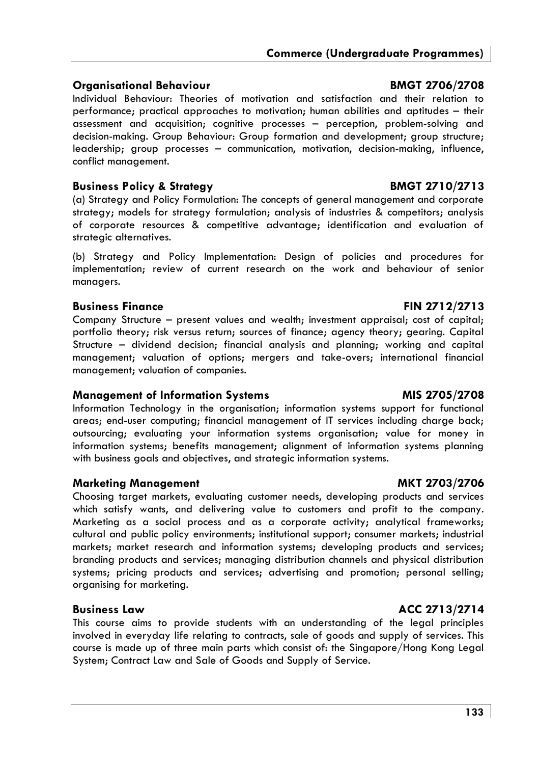### Organisational Behaviour BMGT 2706/2708

Individual Behaviour: Theories of motivation and satisfaction and their relation to performance; practical approaches to motivation; human abilities and aptitudes – their assessment and acquisition; cognitive processes – perception, problem-solving and decision-making. Group Behaviour: Group formation and development; group structure; leadership; group processes – communication, motivation, decision-making, influence, conflict management.

### Business Policy & Strategy BMGT 2710/2713

(a) Strategy and Policy Formulation: The concepts of general management and corporate strategy; models for strategy formulation; analysis of industries & competitors; analysis of corporate resources & competitive advantage; identification and evaluation of strategic alternatives.

(b) Strategy and Policy Implementation: Design of policies and procedures for implementation; review of current research on the work and behaviour of senior managers.

### Business Finance FIN 2712/2713

Company Structure – present values and wealth; investment appraisal; cost of capital; portfolio theory; risk versus return; sources of finance; agency theory; gearing. Capital Structure – dividend decision; financial analysis and planning; working and capital management; valuation of options; mergers and take-overs; international financial management; valuation of companies.

### Management of Information Systems MIS 2705/2708

Information Technology in the organisation; information systems support for functional areas; end-user computing; financial management of IT services including charge back; outsourcing; evaluating your information systems organisation; value for money in information systems; benefits management; alignment of information systems planning with business goals and objectives, and strategic information systems.

### Marketing Management MKT 2703/2706

Choosing target markets, evaluating customer needs, developing products and services which satisfy wants, and delivering value to customers and profit to the company. Marketing as a social process and as a corporate activity; analytical frameworks; cultural and public policy environments; institutional support; consumer markets; industrial markets; market research and information systems; developing products and services; branding products and services; managing distribution channels and physical distribution systems; pricing products and services; advertising and promotion; personal selling; organising for marketing.

### Business Law ACC 2713/2714

This course aims to provide students with an understanding of the legal principles involved in everyday life relating to contracts, sale of goods and supply of services. This course is made up of three main parts which consist of: the Singapore/Hong Kong Legal System; Contract Law and Sale of Goods and Supply of Service.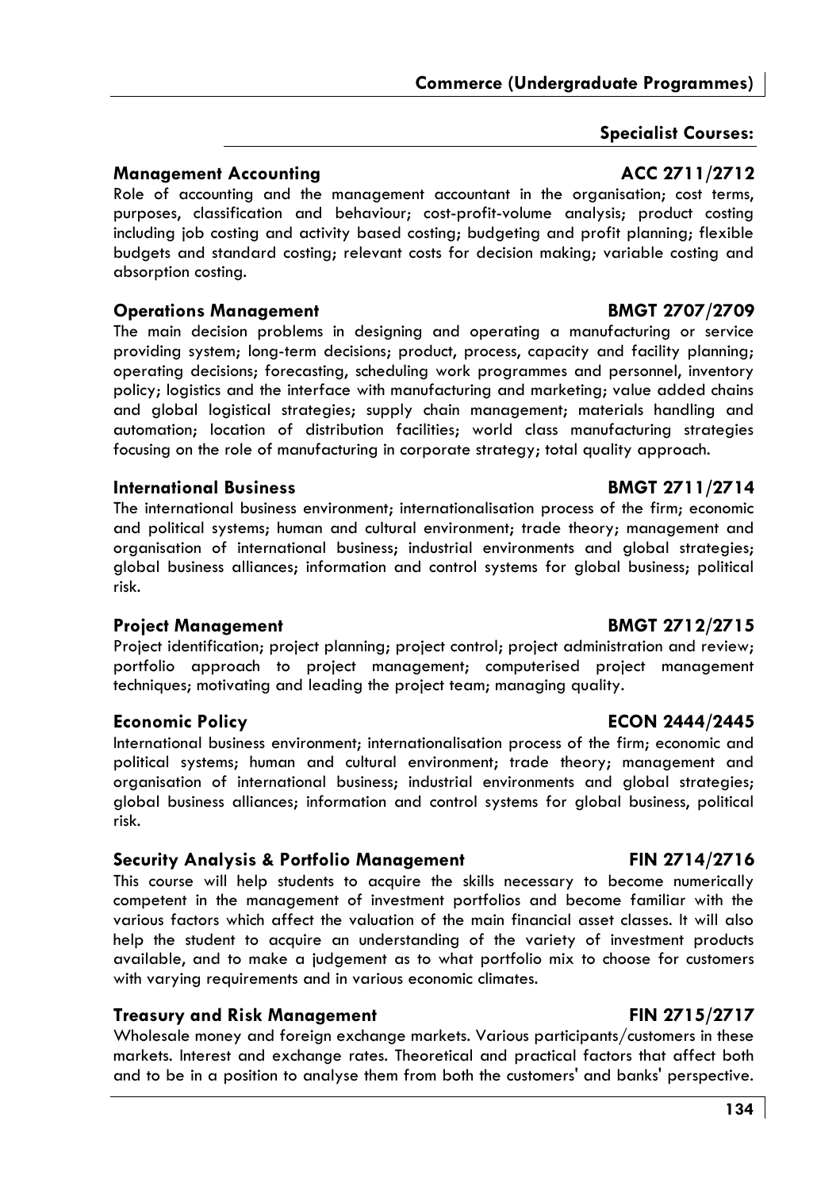## Specialist Courses:

### Management Accounting ACC 2711/2712

Role of accounting and the management accountant in the organisation; cost terms, purposes, classification and behaviour; cost-profit-volume analysis; product costing including job costing and activity based costing; budgeting and profit planning; flexible budgets and standard costing; relevant costs for decision making; variable costing and absorption costing.

### Operations Management BMGT 2707/2709

The main decision problems in designing and operating a manufacturing or service providing system; long-term decisions; product, process, capacity and facility planning; operating decisions; forecasting, scheduling work programmes and personnel, inventory policy; logistics and the interface with manufacturing and marketing; value added chains and global logistical strategies; supply chain management; materials handling and automation; location of distribution facilities; world class manufacturing strategies focusing on the role of manufacturing in corporate strategy; total quality approach.

### International Business BMGT 2711/2714

The international business environment; internationalisation process of the firm; economic and political systems; human and cultural environment; trade theory; management and organisation of international business; industrial environments and global strategies; global business alliances; information and control systems for global business; political risk.

### Project Management BMGT 2712/2715

Project identification; project planning; project control; project administration and review; portfolio approach to project management; computerised project management techniques; motivating and leading the project team; managing quality.

### Economic Policy ECON 2444/2445

International business environment; internationalisation process of the firm; economic and political systems; human and cultural environment; trade theory; management and organisation of international business; industrial environments and global strategies; global business alliances; information and control systems for global business, political risk.

### Security Analysis & Portfolio Management FIN 2714/2716

This course will help students to acquire the skills necessary to become numerically competent in the management of investment portfolios and become familiar with the various factors which affect the valuation of the main financial asset classes. It will also help the student to acquire an understanding of the variety of investment products available, and to make a judgement as to what portfolio mix to choose for customers with varying requirements and in various economic climates.

### Treasury and Risk Management FIN 2715/2717

Wholesale money and foreign exchange markets. Various participants/customers in these markets. Interest and exchange rates. Theoretical and practical factors that affect both and to be in a position to analyse them from both the customers' and banks' perspective.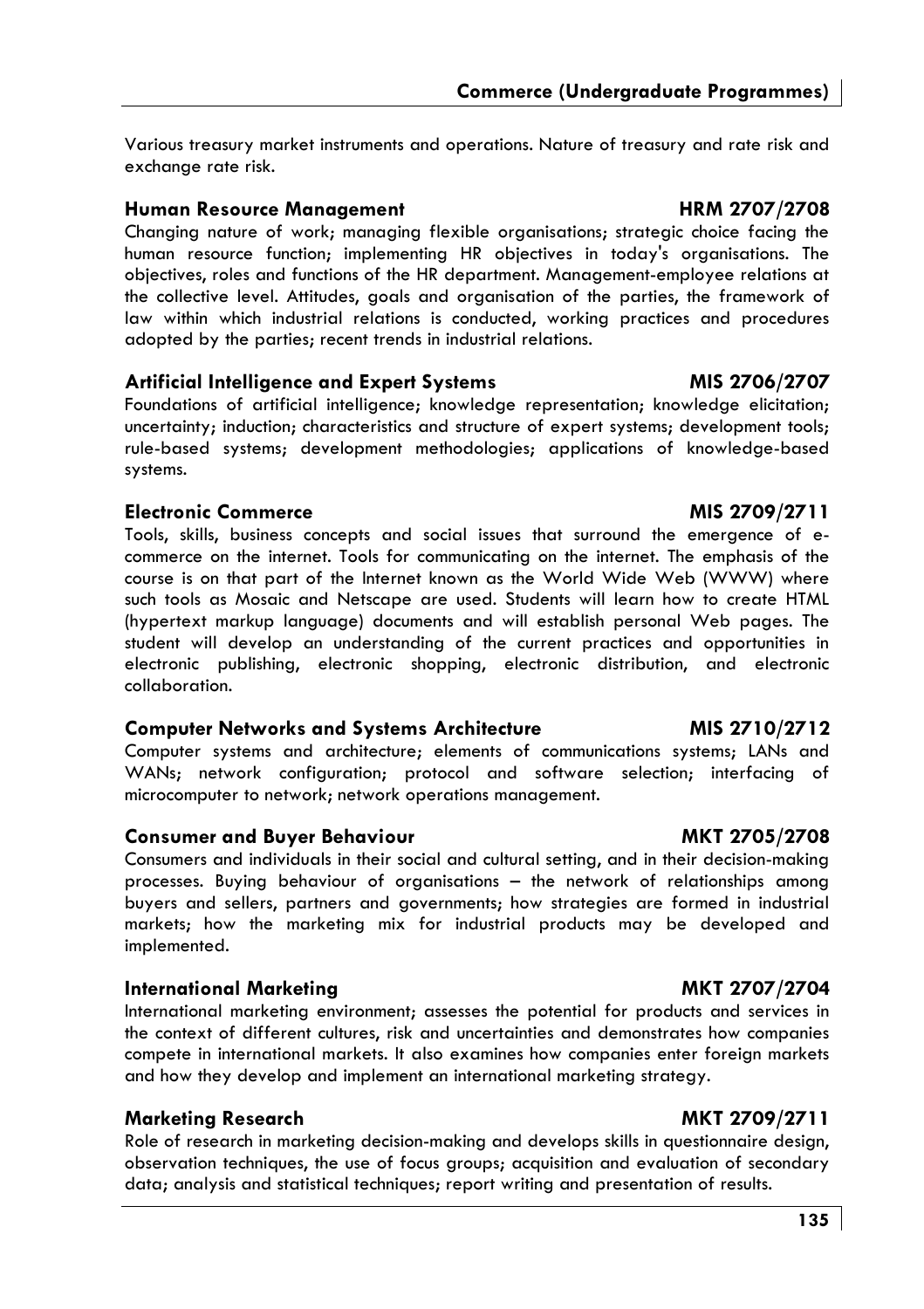Various treasury market instruments and operations. Nature of treasury and rate risk and exchange rate risk.

### Human Resource Management — HRM 2707/2708

Changing nature of work; managing flexible organisations; strategic choice facing the human resource function; implementing HR objectives in today's organisations. The objectives, roles and functions of the HR department. Management-employee relations at the collective level. Attitudes, goals and organisation of the parties, the framework of law within which industrial relations is conducted, working practices and procedures adopted by the parties; recent trends in industrial relations.

### Artificial Intelligence and Expert Systems — MIS 2706/2707

Foundations of artificial intelligence; knowledge representation; knowledge elicitation; uncertainty; induction; characteristics and structure of expert systems; development tools; rule-based systems; development methodologies; applications of knowledge-based systems.

### Electronic Commerce — MIS 2709/2711

Tools, skills, business concepts and social issues that surround the emergence of e-commerce on the internet. Tools for communicating on the internet. The emphasis of the course is on that part of the Internet known as the World Wide Web (WWW) where such tools as Mosaic and Netscape are used. Students will learn how to create HTML (hypertext markup language) documents and will establish personal Web pages. The student will develop an understanding of the current practices and opportunities in electronic publishing, electronic shopping, electronic distribution, and electronic collaboration.

### Computer Networks and Systems Architecture — MIS 2710/2712

Computer systems and architecture; elements of communications systems; LANs and WANs; network configuration; protocol and software selection; interfacing of microcomputer to network; network operations management.

### Consumer and Buyer Behaviour — MKT 2705/2708

Consumers and individuals in their social and cultural setting, and in their decision-making processes. Buying behaviour of organisations – the network of relationships among buyers and sellers, partners and governments; how strategies are formed in industrial markets; how the marketing mix for industrial products may be developed and implemented.

### International Marketing — MKT 2707/2704

International marketing environment; assesses the potential for products and services in the context of different cultures, risk and uncertainties and demonstrates how companies compete in international markets. It also examines how companies enter foreign markets and how they develop and implement an international marketing strategy.

### Marketing Research — MKT 2709/2711

Role of research in marketing decision-making and develops skills in questionnaire design, observation techniques, the use of focus groups; acquisition and evaluation of secondary data; analysis and statistical techniques; report writing and presentation of results.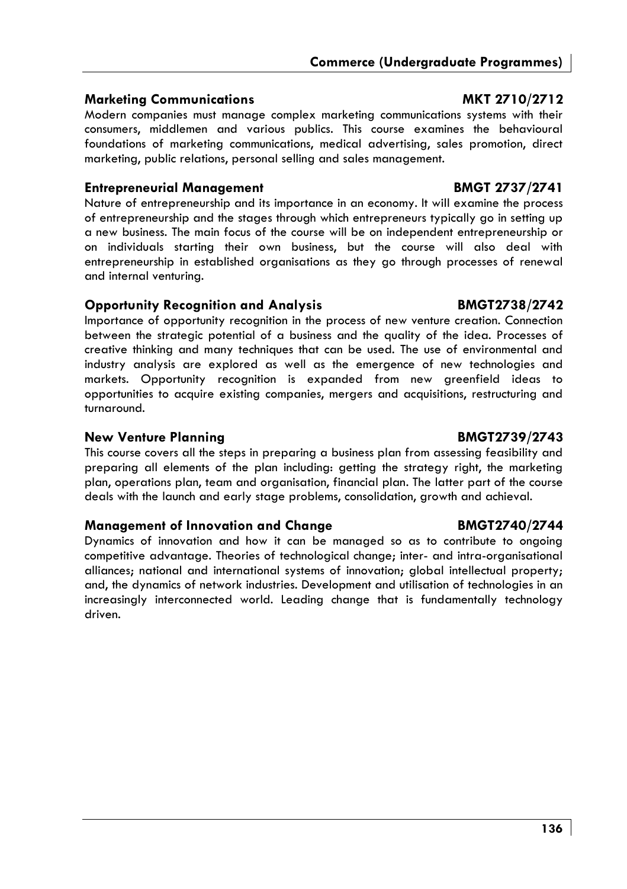### Marketing Communications MKT 2710/2712

Modern companies must manage complex marketing communications systems with their consumers, middlemen and various publics. This course examines the behavioural foundations of marketing communications, medical advertising, sales promotion, direct marketing, public relations, personal selling and sales management.

### Entrepreneurial Management BMGT 2737/2741

Nature of entrepreneurship and its importance in an economy. It will examine the process of entrepreneurship and the stages through which entrepreneurs typically go in setting up a new business. The main focus of the course will be on independent entrepreneurship or on individuals starting their own business, but the course will also deal with entrepreneurship in established organisations as they go through processes of renewal and internal venturing.

### Opportunity Recognition and Analysis BMGT2738/2742

Importance of opportunity recognition in the process of new venture creation. Connection between the strategic potential of a business and the quality of the idea. Processes of creative thinking and many techniques that can be used. The use of environmental and industry analysis are explored as well as the emergence of new technologies and markets. Opportunity recognition is expanded from new greenfield ideas to opportunities to acquire existing companies, mergers and acquisitions, restructuring and turnaround.

### New Venture Planning BMGT2739/2743

This course covers all the steps in preparing a business plan from assessing feasibility and preparing all elements of the plan including: getting the strategy right, the marketing plan, operations plan, team and organisation, financial plan. The latter part of the course deals with the launch and early stage problems, consolidation, growth and achieval.

### Management of Innovation and Change BMGT2740/2744

Dynamics of innovation and how it can be managed so as to contribute to ongoing competitive advantage. Theories of technological change; inter- and intra-organisational alliances; national and international systems of innovation; global intellectual property; and, the dynamics of network industries. Development and utilisation of technologies in an increasingly interconnected world. Leading change that is fundamentally technology driven.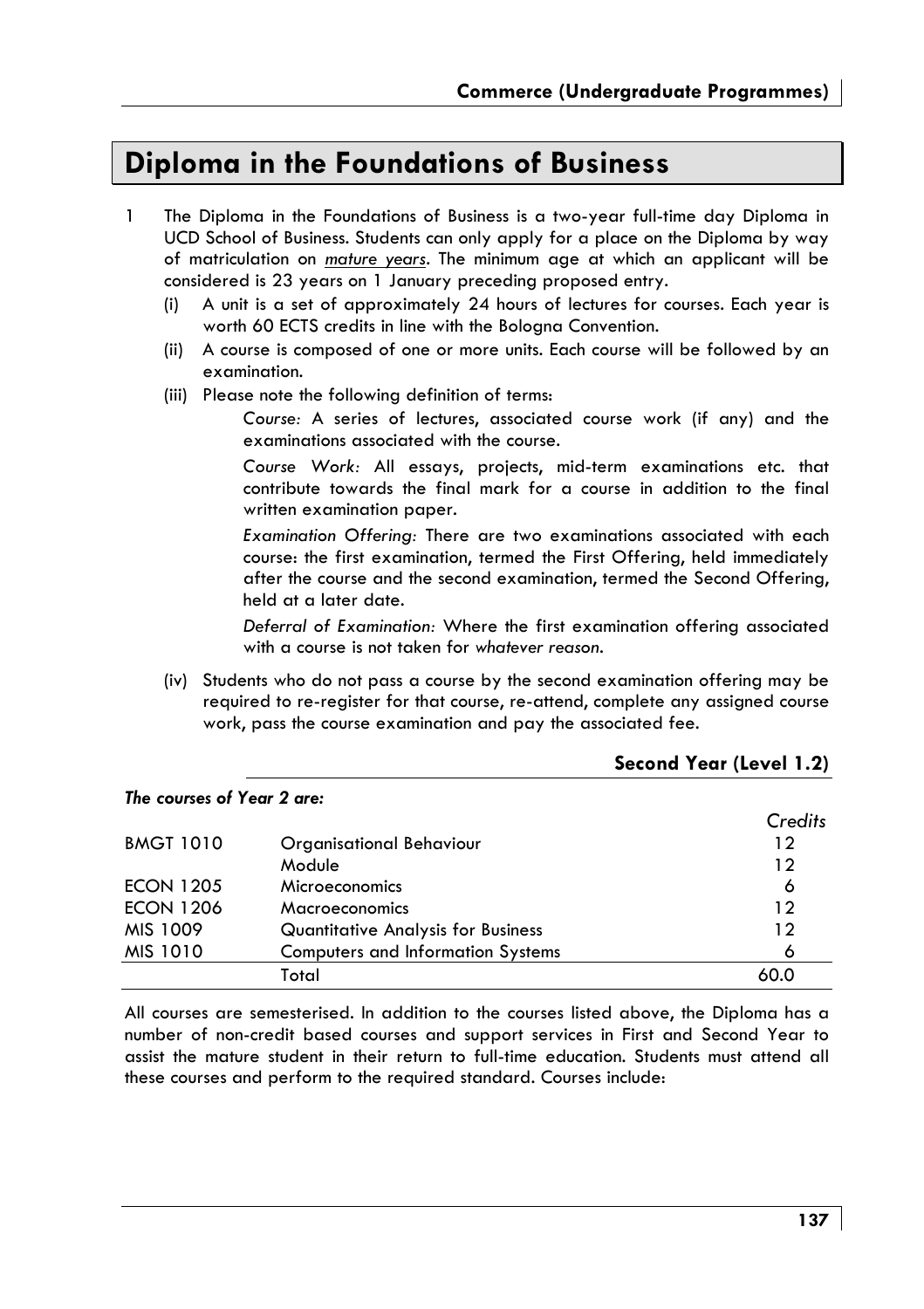# Diploma in the Foundations of Business

1 The Diploma in the Foundations of Business is a two-year full-time day Diploma in UCD School of Business. Students can only apply for a place on the Diploma by way of matriculation on *mature years*. The minimum age at which an applicant will be considered is 23 years on 1 January preceding proposed entry.

   (i) A unit is a set of approximately 24 hours of lectures for courses. Each year is worth 60 ECTS credits in line with the Bologna Convention.

   (ii) A course is composed of one or more units. Each course will be followed by an examination.

   (iii) Please note the following definition of terms:

   *Course:* A series of lectures, associated course work (if any) and the examinations associated with the course.

   *Course Work:* All essays, projects, mid-term examinations etc. that contribute towards the final mark for a course in addition to the final written examination paper.

   *Examination Offering:* There are two examinations associated with each course: the first examination, termed the First Offering, held immediately after the course and the second examination, termed the Second Offering, held at a later date.

   *Deferral of Examination:* Where the first examination offering associated with a course is not taken for *whatever reason*.

   (iv) Students who do not pass a course by the second examination offering may be required to re-register for that course, re-attend, complete any assigned course work, pass the course examination and pay the associated fee.

### Second Year (Level 1.2)

***The courses of Year 2 are:***

| | | *Credits* |
|---|---|---|
| BMGT 1010 | Organisational Behaviour | 12 |
| | Module | 12 |
| ECON 1205 | Microeconomics | 6 |
| ECON 1206 | Macroeconomics | 12 |
| MIS 1009 | Quantitative Analysis for Business | 12 |
| MIS 1010 | Computers and Information Systems | 6 |
| | Total | 60.0 |

All courses are semesterised. In addition to the courses listed above, the Diploma has a number of non-credit based courses and support services in First and Second Year to assist the mature student in their return to full-time education. Students must attend all these courses and perform to the required standard. Courses include: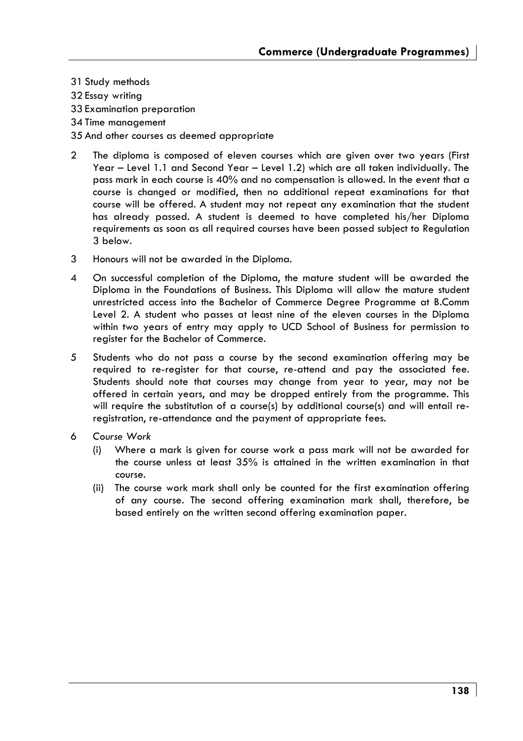31 Study methods
32 Essay writing
33 Examination preparation
34 Time management
35 And other courses as deemed appropriate

2 The diploma is composed of eleven courses which are given over two years (First Year – Level 1.1 and Second Year – Level 1.2) which are all taken individually. The pass mark in each course is 40% and no compensation is allowed. In the event that a course is changed or modified, then no additional repeat examinations for that course will be offered. A student may not repeat any examination that the student has already passed. A student is deemed to have completed his/her Diploma requirements as soon as all required courses have been passed subject to Regulation 3 below.

3 Honours will not be awarded in the Diploma.

4 On successful completion of the Diploma, the mature student will be awarded the Diploma in the Foundations of Business. This Diploma will allow the mature student unrestricted access into the Bachelor of Commerce Degree Programme at B.Comm Level 2. A student who passes at least nine of the eleven courses in the Diploma within two years of entry may apply to UCD School of Business for permission to register for the Bachelor of Commerce.

5 Students who do not pass a course by the second examination offering may be required to re-register for that course, re-attend and pay the associated fee. Students should note that courses may change from year to year, may not be offered in certain years, and may be dropped entirely from the programme. This will require the substitution of a course(s) by additional course(s) and will entail re-registration, re-attendance and the payment of appropriate fees.

6 *Course Work*

   (i) Where a mark is given for course work a pass mark will not be awarded for the course unless at least 35% is attained in the written examination in that course.

   (ii) The course work mark shall only be counted for the first examination offering of any course. The second offering examination mark shall, therefore, be based entirely on the written second offering examination paper.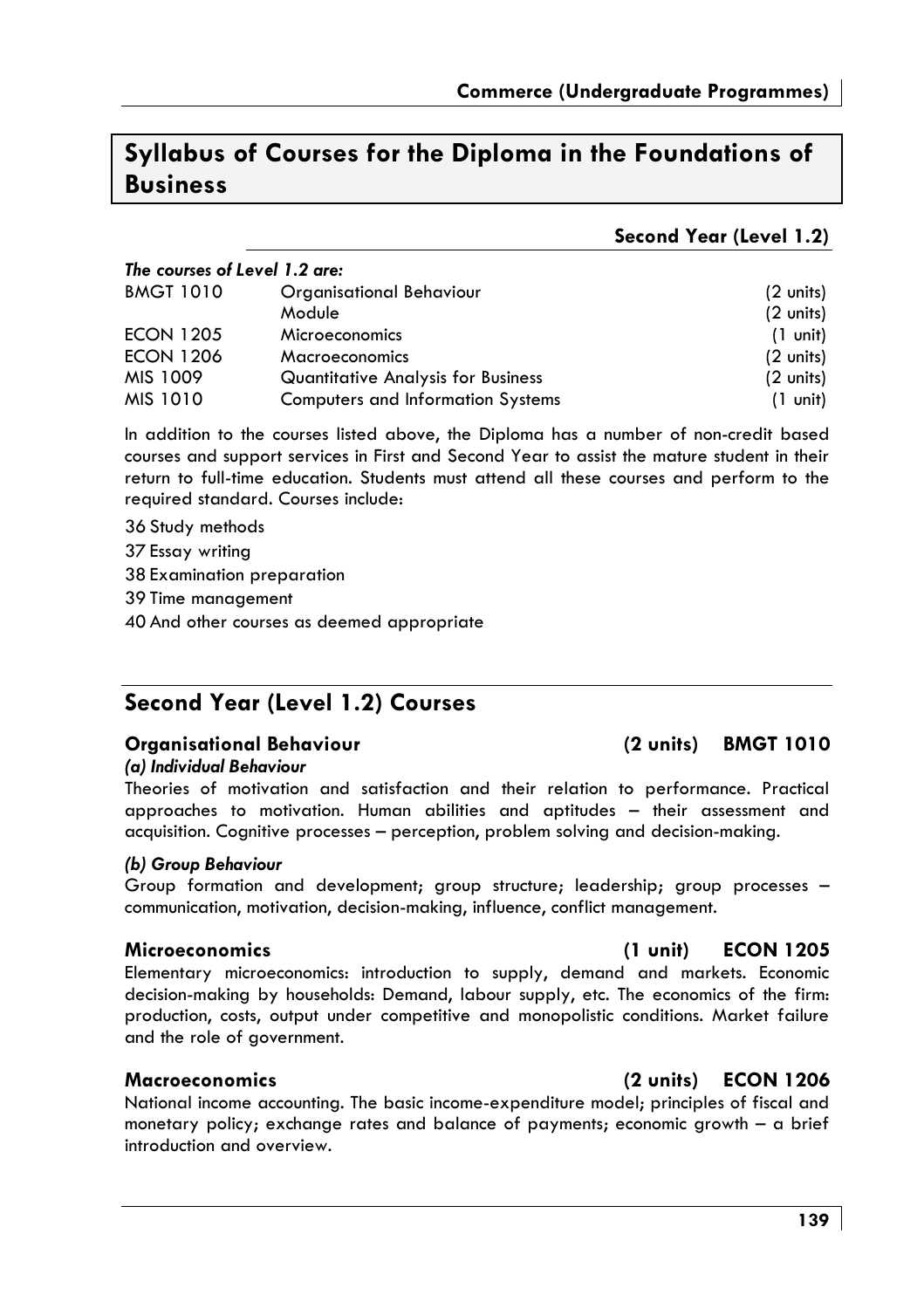## Syllabus of Courses for the Diploma in the Foundations of Business

### Second Year (Level 1.2)

***The courses of Level 1.2 are:***

| | | |
|---|---|---|
| BMGT 1010 | Organisational Behaviour | (2 units) |
| | Module | (2 units) |
| ECON 1205 | Microeconomics | (1 unit) |
| ECON 1206 | Macroeconomics | (2 units) |
| MIS 1009 | Quantitative Analysis for Business | (2 units) |
| MIS 1010 | Computers and Information Systems | (1 unit) |

In addition to the courses listed above, the Diploma has a number of non-credit based courses and support services in First and Second Year to assist the mature student in their return to full-time education. Students must attend all these courses and perform to the required standard. Courses include:

36 Study methods

37 Essay writing

38 Examination preparation

39 Time management

40 And other courses as deemed appropriate

## Second Year (Level 1.2) Courses

### Organisational Behaviour (2 units) BMGT 1010

***(a) Individual Behaviour***

Theories of motivation and satisfaction and their relation to performance. Practical approaches to motivation. Human abilities and aptitudes – their assessment and acquisition. Cognitive processes – perception, problem solving and decision-making.

***(b) Group Behaviour***

Group formation and development; group structure; leadership; group processes – communication, motivation, decision-making, influence, conflict management.

### Microeconomics (1 unit) ECON 1205

Elementary microeconomics: introduction to supply, demand and markets. Economic decision-making by households: Demand, labour supply, etc. The economics of the firm: production, costs, output under competitive and monopolistic conditions. Market failure and the role of government.

### Macroeconomics (2 units) ECON 1206

National income accounting. The basic income-expenditure model; principles of fiscal and monetary policy; exchange rates and balance of payments; economic growth – a brief introduction and overview.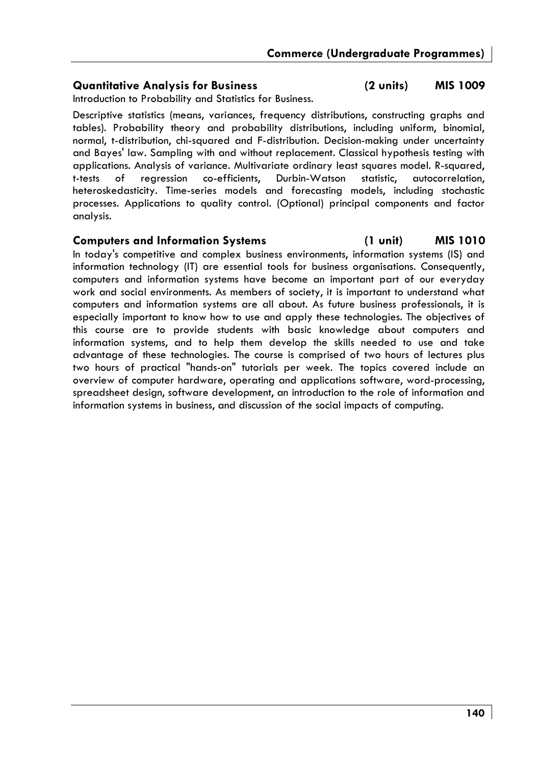### Quantitative Analysis for Business (2 units) MIS 1009

Introduction to Probability and Statistics for Business.

Descriptive statistics (means, variances, frequency distributions, constructing graphs and tables). Probability theory and probability distributions, including uniform, binomial, normal, t-distribution, chi-squared and F-distribution. Decision-making under uncertainty and Bayes' law. Sampling with and without replacement. Classical hypothesis testing with applications. Analysis of variance. Multivariate ordinary least squares model. R-squared, t-tests of regression co-efficients, Durbin-Watson statistic, autocorrelation, heteroskedasticity. Time-series models and forecasting models, including stochastic processes. Applications to quality control. (Optional) principal components and factor analysis.

### Computers and Information Systems (1 unit) MIS 1010

In today's competitive and complex business environments, information systems (IS) and information technology (IT) are essential tools for business organisations. Consequently, computers and information systems have become an important part of our everyday work and social environments. As members of society, it is important to understand what computers and information systems are all about. As future business professionals, it is especially important to know how to use and apply these technologies. The objectives of this course are to provide students with basic knowledge about computers and information systems, and to help them develop the skills needed to use and take advantage of these technologies. The course is comprised of two hours of lectures plus two hours of practical "hands-on" tutorials per week. The topics covered include an overview of computer hardware, operating and applications software, word-processing, spreadsheet design, software development, an introduction to the role of information and information systems in business, and discussion of the social impacts of computing.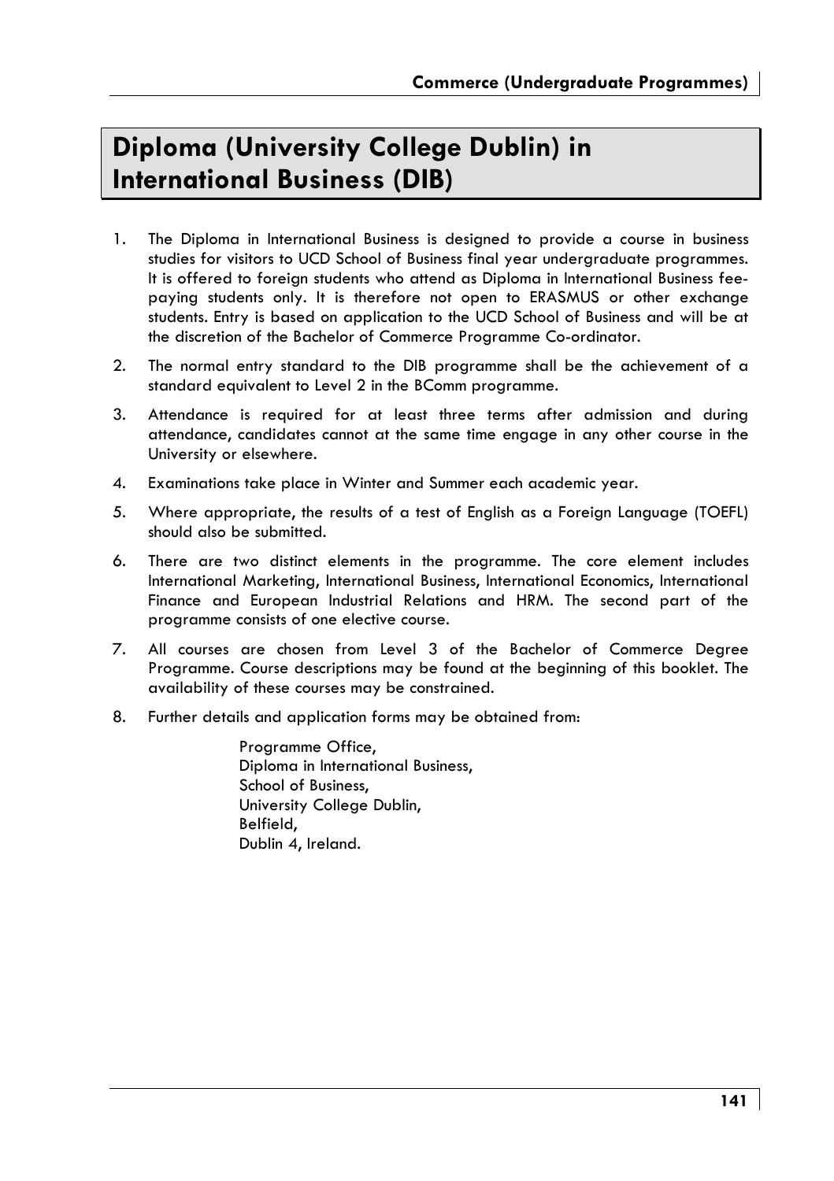# Diploma (University College Dublin) in International Business (DIB)

1. The Diploma in International Business is designed to provide a course in business studies for visitors to UCD School of Business final year undergraduate programmes. It is offered to foreign students who attend as Diploma in International Business fee-paying students only. It is therefore not open to ERASMUS or other exchange students. Entry is based on application to the UCD School of Business and will be at the discretion of the Bachelor of Commerce Programme Co-ordinator.

2. The normal entry standard to the DIB programme shall be the achievement of a standard equivalent to Level 2 in the BComm programme.

3. Attendance is required for at least three terms after admission and during attendance, candidates cannot at the same time engage in any other course in the University or elsewhere.

4. Examinations take place in Winter and Summer each academic year.

5. Where appropriate, the results of a test of English as a Foreign Language (TOEFL) should also be submitted.

6. There are two distinct elements in the programme. The core element includes International Marketing, International Business, International Economics, International Finance and European Industrial Relations and HRM. The second part of the programme consists of one elective course.

7. All courses are chosen from Level 3 of the Bachelor of Commerce Degree Programme. Course descriptions may be found at the beginning of this booklet. The availability of these courses may be constrained.

8. Further details and application forms may be obtained from:

   Programme Office,
   Diploma in International Business,
   School of Business,
   University College Dublin,
   Belfield,
   Dublin 4, Ireland.